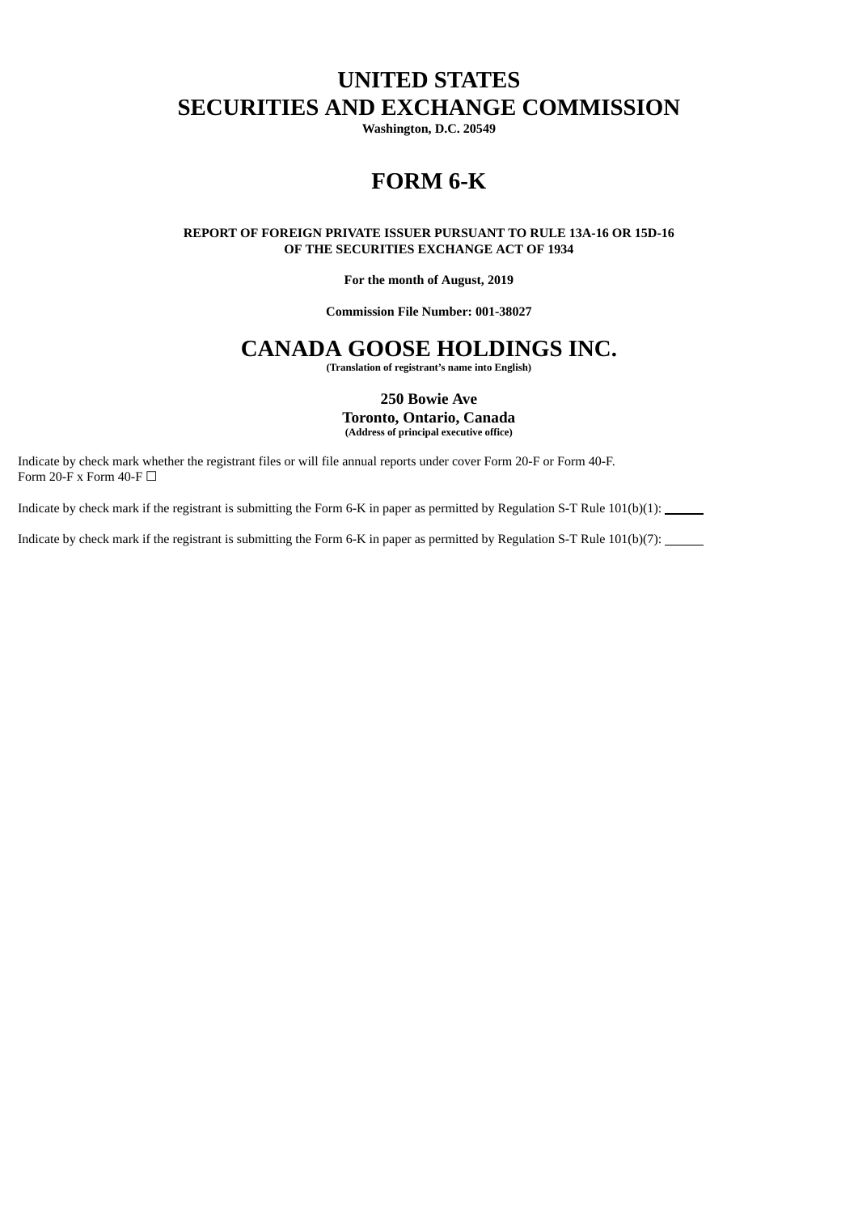# UNITED STATES
# SECURITIES AND EXCHANGE COMMISSION

**Washington, D.C. 20549**

# FORM 6-K

**REPORT OF FOREIGN PRIVATE ISSUER PURSUANT TO RULE 13A-16 OR 15D-16
OF THE SECURITIES EXCHANGE ACT OF 1934**

**For the month of August, 2019**

**Commission File Number: 001-38027**

# CANADA GOOSE HOLDINGS INC.

**(Translation of registrant's name into English)**

**250 Bowie Ave**
**Toronto, Ontario, Canada**
**(Address of principal executive office)**

Indicate by check mark whether the registrant files or will file annual reports under cover Form 20-F or Form 40-F.
Form 20-F x Form 40-F ☐

Indicate by check mark if the registrant is submitting the Form 6-K in paper as permitted by Regulation S-T Rule 101(b)(1): ______

Indicate by check mark if the registrant is submitting the Form 6-K in paper as permitted by Regulation S-T Rule 101(b)(7): ______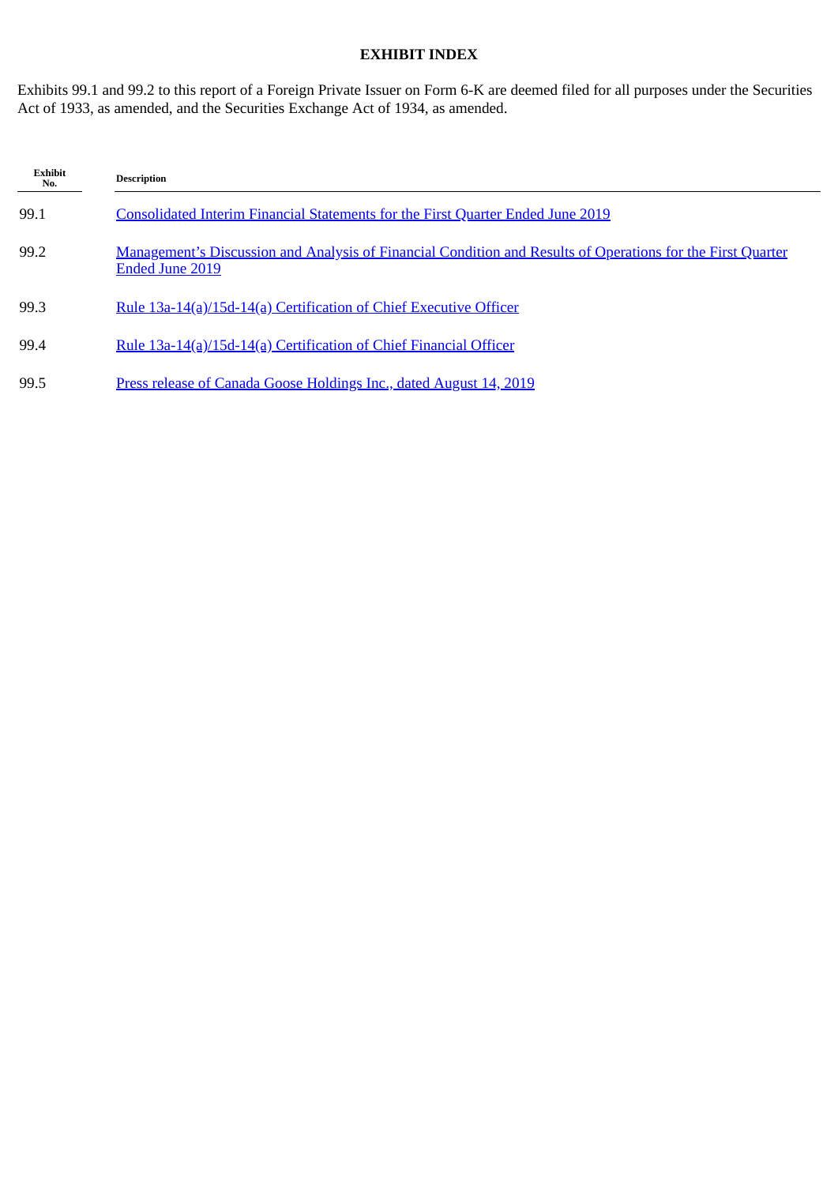# EXHIBIT INDEX

Exhibits 99.1 and 99.2 to this report of a Foreign Private Issuer on Form 6-K are deemed filed for all purposes under the Securities Act of 1933, as amended, and the Securities Exchange Act of 1934, as amended.

| Exhibit No. | Description |
|---|---|
| 99.1 | Consolidated Interim Financial Statements for the First Quarter Ended June 2019 |
| 99.2 | Management's Discussion and Analysis of Financial Condition and Results of Operations for the First Quarter Ended June 2019 |
| 99.3 | Rule 13a-14(a)/15d-14(a) Certification of Chief Executive Officer |
| 99.4 | Rule 13a-14(a)/15d-14(a) Certification of Chief Financial Officer |
| 99.5 | Press release of Canada Goose Holdings Inc., dated August 14, 2019 |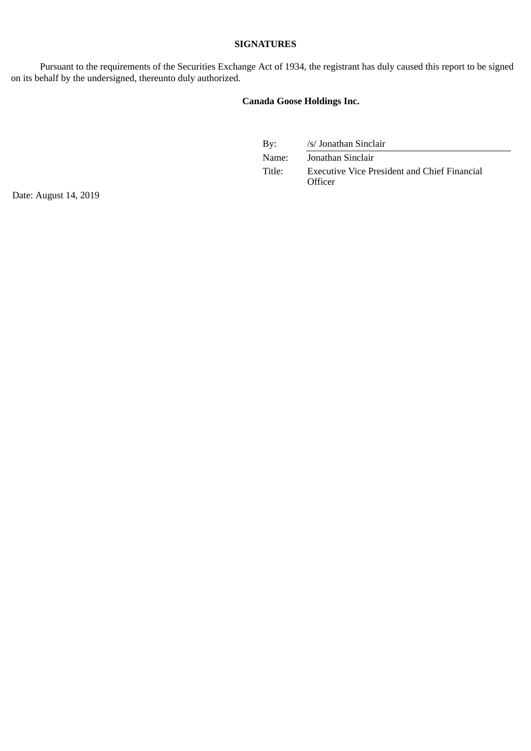**SIGNATURES**

Pursuant to the requirements of the Securities Exchange Act of 1934, the registrant has duly caused this report to be signed on its behalf by the undersigned, thereunto duly authorized.

**Canada Goose Holdings Inc.**

| | |
|---|---|
| By: | /s/ Jonathan Sinclair |
| Name: | Jonathan Sinclair |
| Title: | Executive Vice President and Chief Financial Officer |

Date: August 14, 2019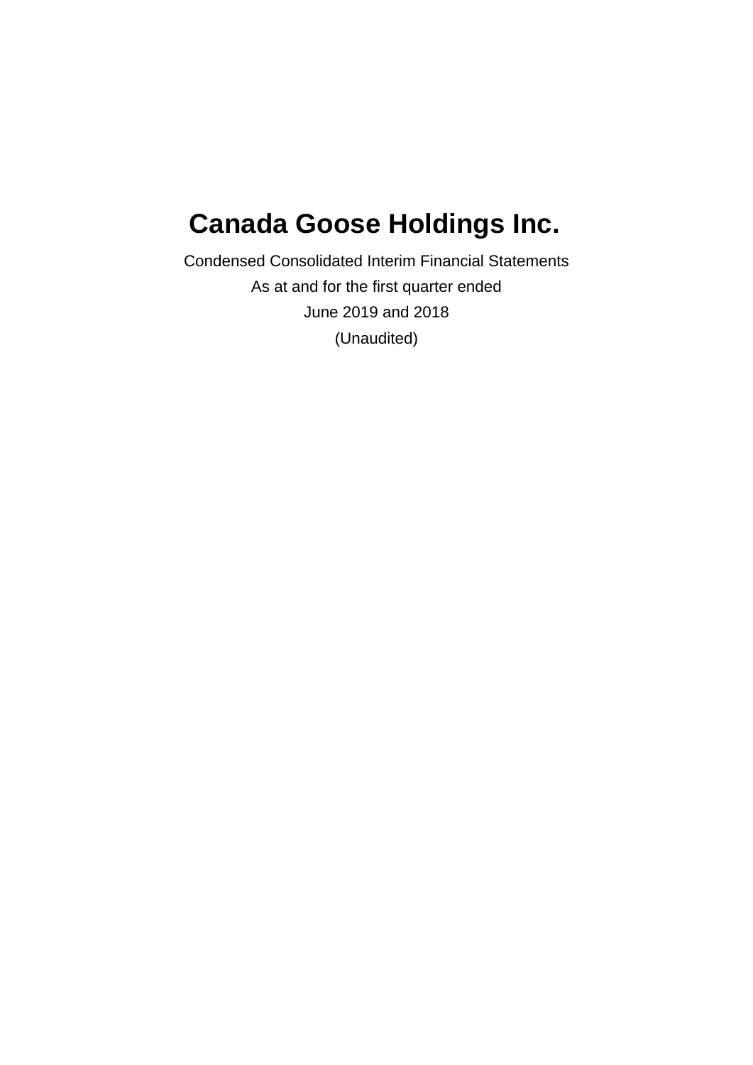# Canada Goose Holdings Inc.

Condensed Consolidated Interim Financial Statements

As at and for the first quarter ended

June 2019 and 2018

(Unaudited)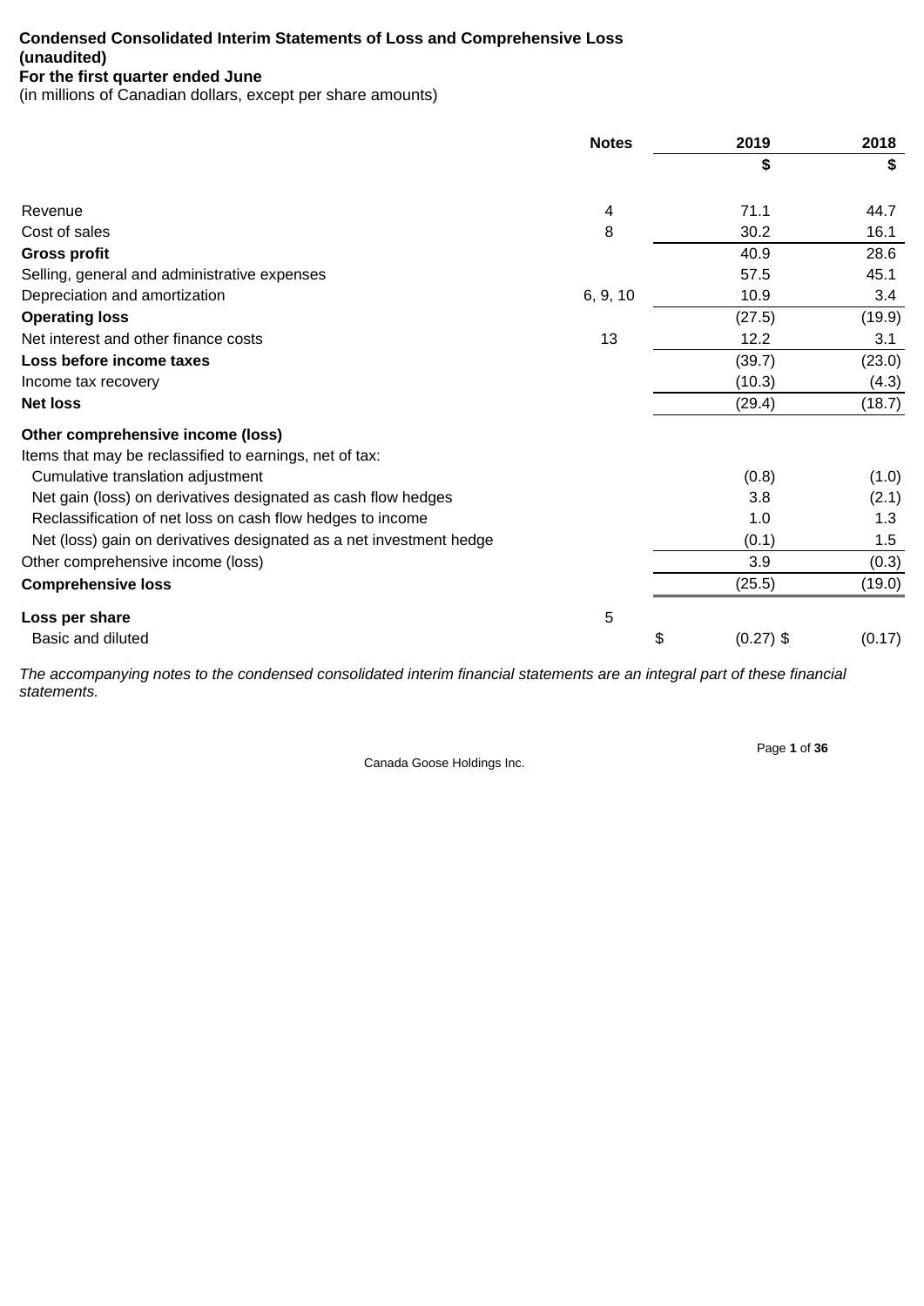**Condensed Consolidated Interim Statements of Loss and Comprehensive Loss (unaudited)**
**For the first quarter ended June**
(in millions of Canadian dollars, except per share amounts)

| | Notes | 2019 | 2018 |
|---|---|---|---|
| | | $ | $ |
| Revenue | 4 | 71.1 | 44.7 |
| Cost of sales | 8 | 30.2 | 16.1 |
| **Gross profit** | | 40.9 | 28.6 |
| Selling, general and administrative expenses | | 57.5 | 45.1 |
| Depreciation and amortization | 6, 9, 10 | 10.9 | 3.4 |
| **Operating loss** | | (27.5) | (19.9) |
| Net interest and other finance costs | 13 | 12.2 | 3.1 |
| **Loss before income taxes** | | (39.7) | (23.0) |
| Income tax recovery | | (10.3) | (4.3) |
| **Net loss** | | (29.4) | (18.7) |
| **Other comprehensive income (loss)** | | | |
| Items that may be reclassified to earnings, net of tax: | | | |
| Cumulative translation adjustment | | (0.8) | (1.0) |
| Net gain (loss) on derivatives designated as cash flow hedges | | 3.8 | (2.1) |
| Reclassification of net loss on cash flow hedges to income | | 1.0 | 1.3 |
| Net (loss) gain on derivatives designated as a net investment hedge | | (0.1) | 1.5 |
| Other comprehensive income (loss) | | 3.9 | (0.3) |
| **Comprehensive loss** | | (25.5) | (19.0) |
| **Loss per share** | 5 | | |
| Basic and diluted | | $ (0.27) | $ (0.17) |

*The accompanying notes to the condensed consolidated interim financial statements are an integral part of these financial statements.*

Canada Goose Holdings Inc.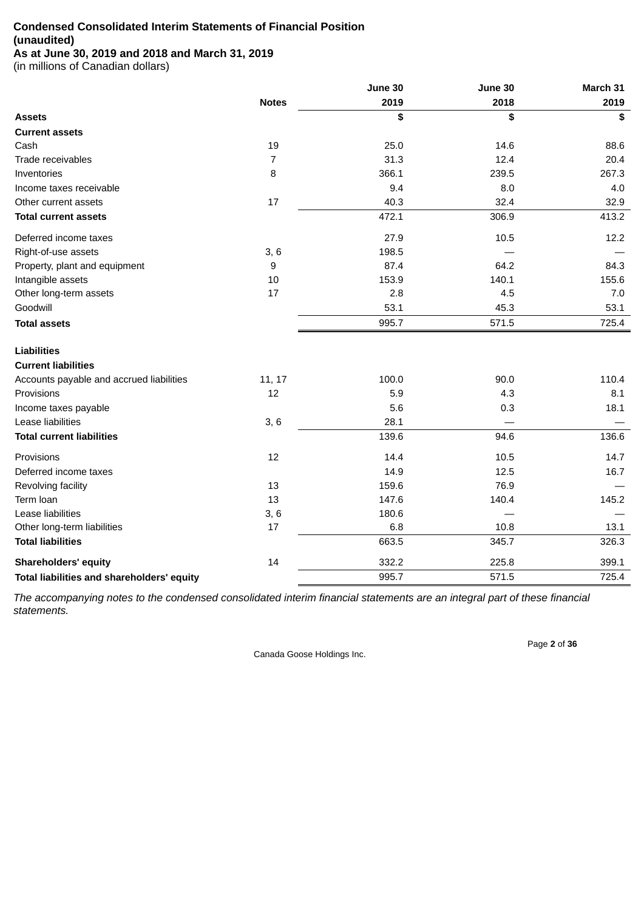**Condensed Consolidated Interim Statements of Financial Position**
**(unaudited)**
**As at June 30, 2019 and 2018 and March 31, 2019**
(in millions of Canadian dollars)

| | Notes | June 30 2019 | June 30 2018 | March 31 2019 |
|---|---|---|---|---|
| **Assets** | | **$** | **$** | **$** |
| **Current assets** | | | | |
| Cash | 19 | 25.0 | 14.6 | 88.6 |
| Trade receivables | 7 | 31.3 | 12.4 | 20.4 |
| Inventories | 8 | 366.1 | 239.5 | 267.3 |
| Income taxes receivable | | 9.4 | 8.0 | 4.0 |
| Other current assets | 17 | 40.3 | 32.4 | 32.9 |
| **Total current assets** | | 472.1 | 306.9 | 413.2 |
| Deferred income taxes | | 27.9 | 10.5 | 12.2 |
| Right-of-use assets | 3, 6 | 198.5 | — | — |
| Property, plant and equipment | 9 | 87.4 | 64.2 | 84.3 |
| Intangible assets | 10 | 153.9 | 140.1 | 155.6 |
| Other long-term assets | 17 | 2.8 | 4.5 | 7.0 |
| Goodwill | | 53.1 | 45.3 | 53.1 |
| **Total assets** | | 995.7 | 571.5 | 725.4 |
| **Liabilities** | | | | |
| **Current liabilities** | | | | |
| Accounts payable and accrued liabilities | 11, 17 | 100.0 | 90.0 | 110.4 |
| Provisions | 12 | 5.9 | 4.3 | 8.1 |
| Income taxes payable | | 5.6 | 0.3 | 18.1 |
| Lease liabilities | 3, 6 | 28.1 | — | — |
| **Total current liabilities** | | 139.6 | 94.6 | 136.6 |
| Provisions | 12 | 14.4 | 10.5 | 14.7 |
| Deferred income taxes | | 14.9 | 12.5 | 16.7 |
| Revolving facility | 13 | 159.6 | 76.9 | — |
| Term loan | 13 | 147.6 | 140.4 | 145.2 |
| Lease liabilities | 3, 6 | 180.6 | — | — |
| Other long-term liabilities | 17 | 6.8 | 10.8 | 13.1 |
| **Total liabilities** | | 663.5 | 345.7 | 326.3 |
| **Shareholders' equity** | 14 | 332.2 | 225.8 | 399.1 |
| **Total liabilities and shareholders' equity** | | 995.7 | 571.5 | 725.4 |

*The accompanying notes to the condensed consolidated interim financial statements are an integral part of these financial statements.*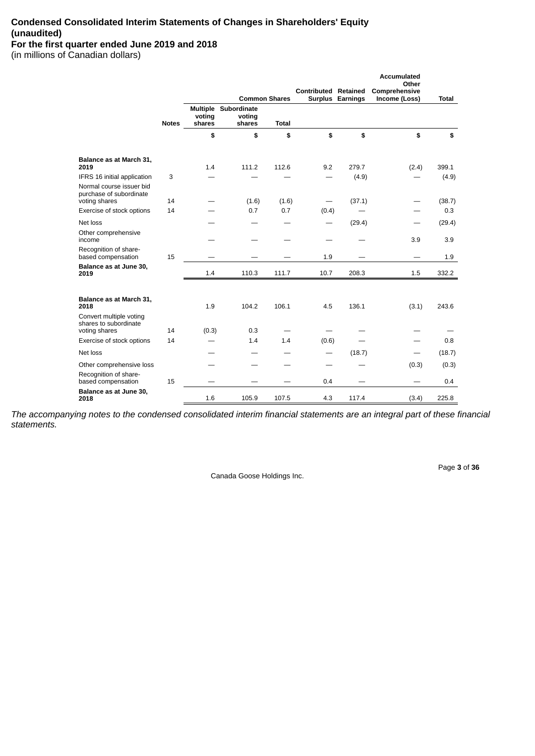# Condensed Consolidated Interim Statements of Changes in Shareholders' Equity (unaudited)

## For the first quarter ended June 2019 and 2018

(in millions of Canadian dollars)

| | | Common Shares | | | Contributed Surplus | Retained Earnings | Accumulated Other Comprehensive Income (Loss) | Total |
|---|---|---|---|---|---|---|---|---|
| | Notes | Multiple voting shares | Subordinate voting shares | Total | | | | |
| | | $ | $ | $ | $ | $ | $ | $ |
| **Balance as at March 31, 2019** | | 1.4 | 111.2 | 112.6 | 9.2 | 279.7 | (2.4) | 399.1 |
| IFRS 16 initial application | 3 | — | — | — | — | (4.9) | — | (4.9) |
| Normal course issuer bid purchase of subordinate voting shares | 14 | — | (1.6) | (1.6) | — | (37.1) | — | (38.7) |
| Exercise of stock options | 14 | — | 0.7 | 0.7 | (0.4) | — | — | 0.3 |
| Net loss | | — | — | — | — | (29.4) | — | (29.4) |
| Other comprehensive income | | — | — | — | — | — | 3.9 | 3.9 |
| Recognition of share-based compensation | 15 | — | — | — | 1.9 | — | — | 1.9 |
| **Balance as at June 30, 2019** | | 1.4 | 110.3 | 111.7 | 10.7 | 208.3 | 1.5 | 332.2 |
| | | | | | | | | |
| **Balance as at March 31, 2018** | | 1.9 | 104.2 | 106.1 | 4.5 | 136.1 | (3.1) | 243.6 |
| Convert multiple voting shares to subordinate voting shares | 14 | (0.3) | 0.3 | — | — | — | — | — |
| Exercise of stock options | 14 | — | 1.4 | 1.4 | (0.6) | — | — | 0.8 |
| Net loss | | — | — | — | — | (18.7) | — | (18.7) |
| Other comprehensive loss | | — | — | — | — | — | (0.3) | (0.3) |
| Recognition of share-based compensation | 15 | — | — | — | 0.4 | — | — | 0.4 |
| **Balance as at June 30, 2018** | | 1.6 | 105.9 | 107.5 | 4.3 | 117.4 | (3.4) | 225.8 |

*The accompanying notes to the condensed consolidated interim financial statements are an integral part of these financial statements.*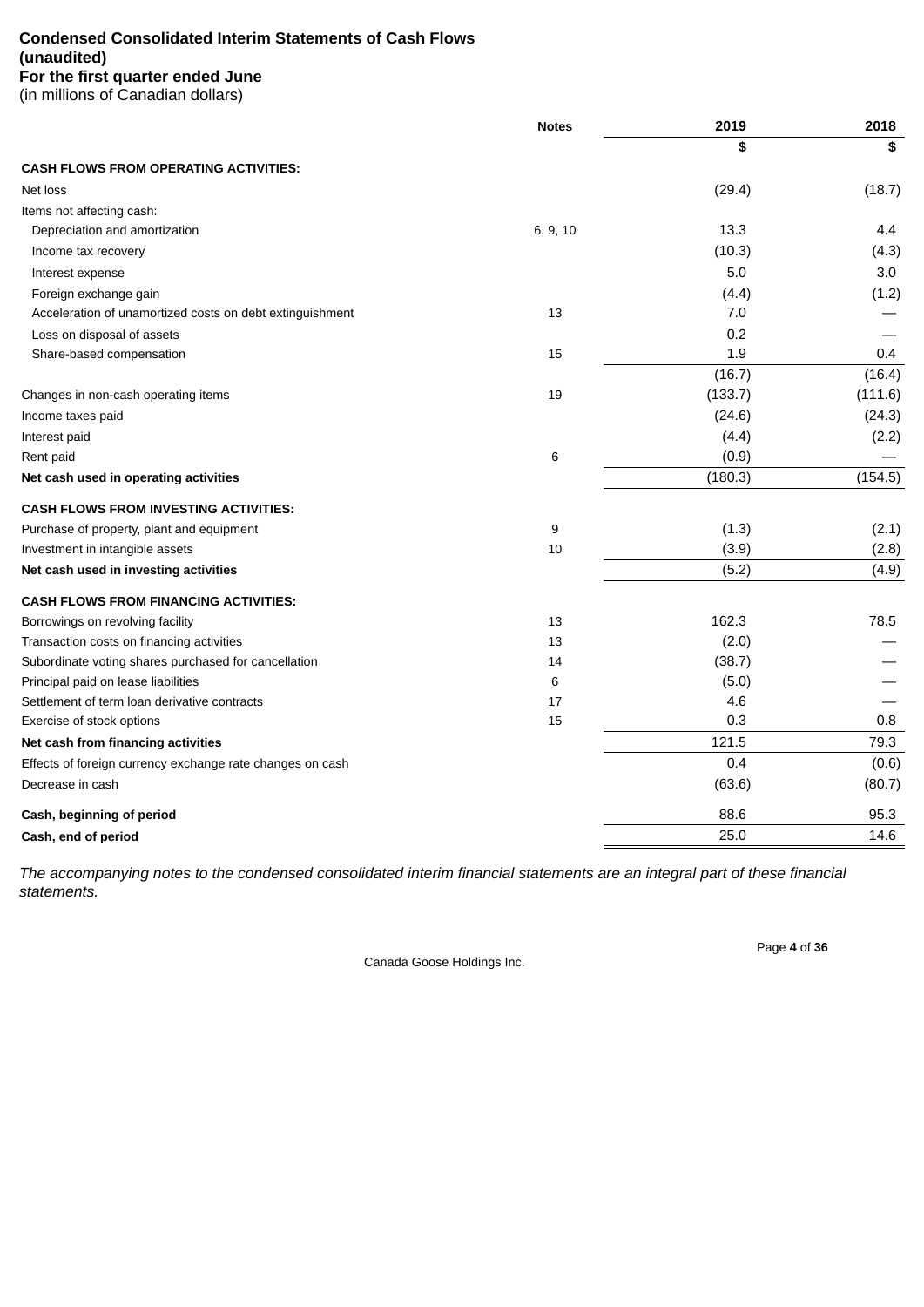# Condensed Consolidated Interim Statements of Cash Flows (unaudited)

**For the first quarter ended June**

(in millions of Canadian dollars)

| | Notes | 2019 | 2018 |
|---|---|---|---|
| | | $ | $ |
| **CASH FLOWS FROM OPERATING ACTIVITIES:** | | | |
| Net loss | | (29.4) | (18.7) |
| Items not affecting cash: | | | |
| Depreciation and amortization | 6, 9, 10 | 13.3 | 4.4 |
| Income tax recovery | | (10.3) | (4.3) |
| Interest expense | | 5.0 | 3.0 |
| Foreign exchange gain | | (4.4) | (1.2) |
| Acceleration of unamortized costs on debt extinguishment | 13 | 7.0 | — |
| Loss on disposal of assets | | 0.2 | — |
| Share-based compensation | 15 | 1.9 | 0.4 |
| | | (16.7) | (16.4) |
| Changes in non-cash operating items | 19 | (133.7) | (111.6) |
| Income taxes paid | | (24.6) | (24.3) |
| Interest paid | | (4.4) | (2.2) |
| Rent paid | 6 | (0.9) | — |
| **Net cash used in operating activities** | | (180.3) | (154.5) |
| **CASH FLOWS FROM INVESTING ACTIVITIES:** | | | |
| Purchase of property, plant and equipment | 9 | (1.3) | (2.1) |
| Investment in intangible assets | 10 | (3.9) | (2.8) |
| **Net cash used in investing activities** | | (5.2) | (4.9) |
| **CASH FLOWS FROM FINANCING ACTIVITIES:** | | | |
| Borrowings on revolving facility | 13 | 162.3 | 78.5 |
| Transaction costs on financing activities | 13 | (2.0) | — |
| Subordinate voting shares purchased for cancellation | 14 | (38.7) | — |
| Principal paid on lease liabilities | 6 | (5.0) | — |
| Settlement of term loan derivative contracts | 17 | 4.6 | — |
| Exercise of stock options | 15 | 0.3 | 0.8 |
| **Net cash from financing activities** | | 121.5 | 79.3 |
| Effects of foreign currency exchange rate changes on cash | | 0.4 | (0.6) |
| Decrease in cash | | (63.6) | (80.7) |
| **Cash, beginning of period** | | 88.6 | 95.3 |
| **Cash, end of period** | | 25.0 | 14.6 |

*The accompanying notes to the condensed consolidated interim financial statements are an integral part of these financial statements.*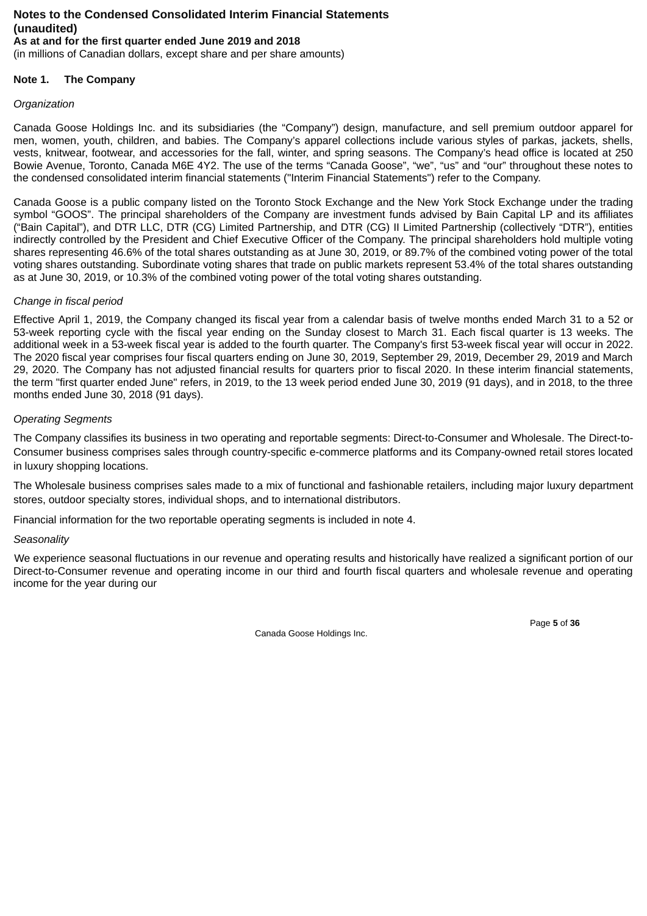**Notes to the Condensed Consolidated Interim Financial Statements (unaudited)**
**As at and for the first quarter ended June 2019 and 2018**
(in millions of Canadian dollars, except share and per share amounts)

## Note 1. The Company

*Organization*

Canada Goose Holdings Inc. and its subsidiaries (the "Company") design, manufacture, and sell premium outdoor apparel for men, women, youth, children, and babies. The Company's apparel collections include various styles of parkas, jackets, shells, vests, knitwear, footwear, and accessories for the fall, winter, and spring seasons. The Company's head office is located at 250 Bowie Avenue, Toronto, Canada M6E 4Y2. The use of the terms "Canada Goose", "we", "us" and "our" throughout these notes to the condensed consolidated interim financial statements ("Interim Financial Statements") refer to the Company.

Canada Goose is a public company listed on the Toronto Stock Exchange and the New York Stock Exchange under the trading symbol "GOOS". The principal shareholders of the Company are investment funds advised by Bain Capital LP and its affiliates ("Bain Capital"), and DTR LLC, DTR (CG) Limited Partnership, and DTR (CG) II Limited Partnership (collectively "DTR"), entities indirectly controlled by the President and Chief Executive Officer of the Company. The principal shareholders hold multiple voting shares representing 46.6% of the total shares outstanding as at June 30, 2019, or 89.7% of the combined voting power of the total voting shares outstanding. Subordinate voting shares that trade on public markets represent 53.4% of the total shares outstanding as at June 30, 2019, or 10.3% of the combined voting power of the total voting shares outstanding.

*Change in fiscal period*

Effective April 1, 2019, the Company changed its fiscal year from a calendar basis of twelve months ended March 31 to a 52 or 53-week reporting cycle with the fiscal year ending on the Sunday closest to March 31. Each fiscal quarter is 13 weeks. The additional week in a 53-week fiscal year is added to the fourth quarter. The Company's first 53-week fiscal year will occur in 2022. The 2020 fiscal year comprises four fiscal quarters ending on June 30, 2019, September 29, 2019, December 29, 2019 and March 29, 2020. The Company has not adjusted financial results for quarters prior to fiscal 2020. In these interim financial statements, the term "first quarter ended June" refers, in 2019, to the 13 week period ended June 30, 2019 (91 days), and in 2018, to the three months ended June 30, 2018 (91 days).

*Operating Segments*

The Company classifies its business in two operating and reportable segments: Direct-to-Consumer and Wholesale. The Direct-to-Consumer business comprises sales through country-specific e-commerce platforms and its Company-owned retail stores located in luxury shopping locations.

The Wholesale business comprises sales made to a mix of functional and fashionable retailers, including major luxury department stores, outdoor specialty stores, individual shops, and to international distributors.

Financial information for the two reportable operating segments is included in note 4.

*Seasonality*

We experience seasonal fluctuations in our revenue and operating results and historically have realized a significant portion of our Direct-to-Consumer revenue and operating income in our third and fourth fiscal quarters and wholesale revenue and operating income for the year during our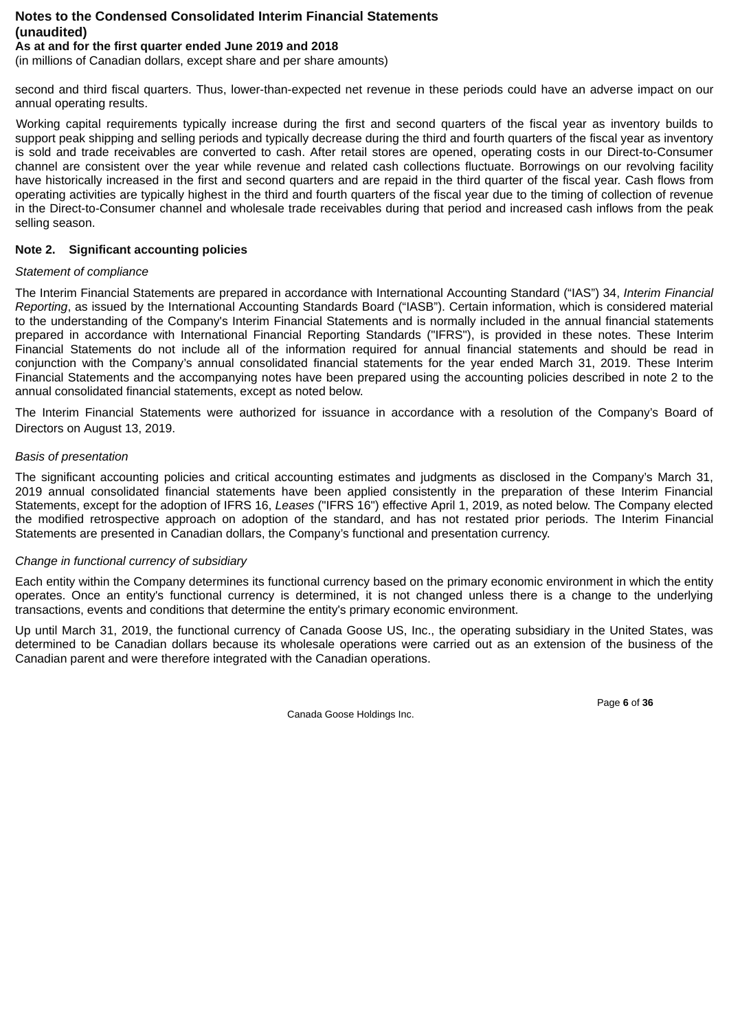second and third fiscal quarters. Thus, lower-than-expected net revenue in these periods could have an adverse impact on our annual operating results.

Working capital requirements typically increase during the first and second quarters of the fiscal year as inventory builds to support peak shipping and selling periods and typically decrease during the third and fourth quarters of the fiscal year as inventory is sold and trade receivables are converted to cash. After retail stores are opened, operating costs in our Direct-to-Consumer channel are consistent over the year while revenue and related cash collections fluctuate. Borrowings on our revolving facility have historically increased in the first and second quarters and are repaid in the third quarter of the fiscal year. Cash flows from operating activities are typically highest in the third and fourth quarters of the fiscal year due to the timing of collection of revenue in the Direct-to-Consumer channel and wholesale trade receivables during that period and increased cash inflows from the peak selling season.

## Note 2. Significant accounting policies

*Statement of compliance*

The Interim Financial Statements are prepared in accordance with International Accounting Standard ("IAS") 34, *Interim Financial Reporting*, as issued by the International Accounting Standards Board ("IASB"). Certain information, which is considered material to the understanding of the Company's Interim Financial Statements and is normally included in the annual financial statements prepared in accordance with International Financial Reporting Standards ("IFRS"), is provided in these notes. These Interim Financial Statements do not include all of the information required for annual financial statements and should be read in conjunction with the Company's annual consolidated financial statements for the year ended March 31, 2019. These Interim Financial Statements and the accompanying notes have been prepared using the accounting policies described in note 2 to the annual consolidated financial statements, except as noted below.

The Interim Financial Statements were authorized for issuance in accordance with a resolution of the Company's Board of Directors on August 13, 2019.

*Basis of presentation*

The significant accounting policies and critical accounting estimates and judgments as disclosed in the Company's March 31, 2019 annual consolidated financial statements have been applied consistently in the preparation of these Interim Financial Statements, except for the adoption of IFRS 16, *Leases* ("IFRS 16") effective April 1, 2019, as noted below. The Company elected the modified retrospective approach on adoption of the standard, and has not restated prior periods. The Interim Financial Statements are presented in Canadian dollars, the Company's functional and presentation currency.

*Change in functional currency of subsidiary*

Each entity within the Company determines its functional currency based on the primary economic environment in which the entity operates. Once an entity's functional currency is determined, it is not changed unless there is a change to the underlying transactions, events and conditions that determine the entity's primary economic environment.

Up until March 31, 2019, the functional currency of Canada Goose US, Inc., the operating subsidiary in the United States, was determined to be Canadian dollars because its wholesale operations were carried out as an extension of the business of the Canadian parent and were therefore integrated with the Canadian operations.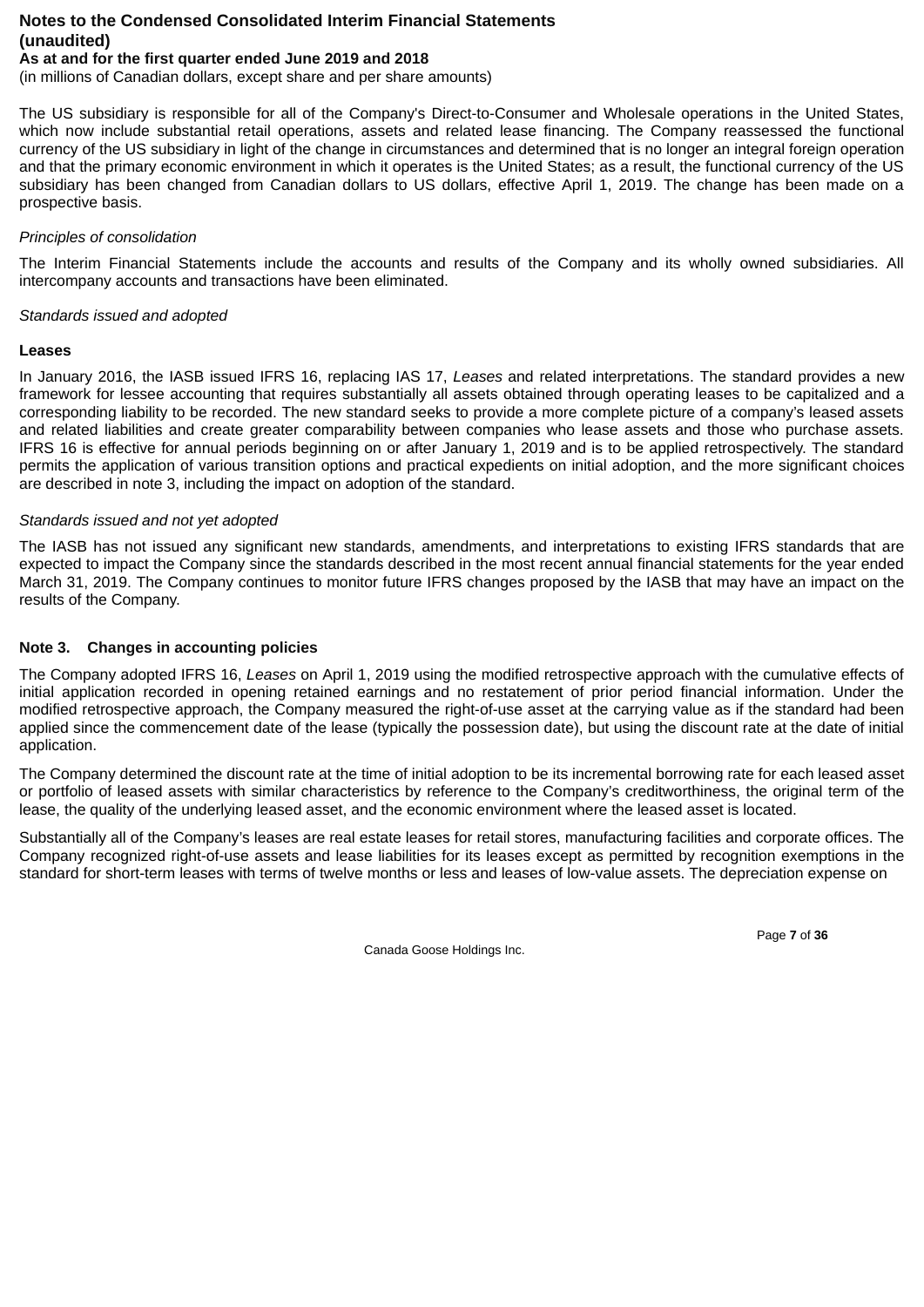The US subsidiary is responsible for all of the Company's Direct-to-Consumer and Wholesale operations in the United States, which now include substantial retail operations, assets and related lease financing. The Company reassessed the functional currency of the US subsidiary in light of the change in circumstances and determined that is no longer an integral foreign operation and that the primary economic environment in which it operates is the United States; as a result, the functional currency of the US subsidiary has been changed from Canadian dollars to US dollars, effective April 1, 2019. The change has been made on a prospective basis.

*Principles of consolidation*

The Interim Financial Statements include the accounts and results of the Company and its wholly owned subsidiaries. All intercompany accounts and transactions have been eliminated.

*Standards issued and adopted*

**Leases**

In January 2016, the IASB issued IFRS 16, replacing IAS 17, *Leases* and related interpretations. The standard provides a new framework for lessee accounting that requires substantially all assets obtained through operating leases to be capitalized and a corresponding liability to be recorded. The new standard seeks to provide a more complete picture of a company's leased assets and related liabilities and create greater comparability between companies who lease assets and those who purchase assets. IFRS 16 is effective for annual periods beginning on or after January 1, 2019 and is to be applied retrospectively. The standard permits the application of various transition options and practical expedients on initial adoption, and the more significant choices are described in note 3, including the impact on adoption of the standard.

*Standards issued and not yet adopted*

The IASB has not issued any significant new standards, amendments, and interpretations to existing IFRS standards that are expected to impact the Company since the standards described in the most recent annual financial statements for the year ended March 31, 2019. The Company continues to monitor future IFRS changes proposed by the IASB that may have an impact on the results of the Company.

## Note 3. Changes in accounting policies

The Company adopted IFRS 16, *Leases* on April 1, 2019 using the modified retrospective approach with the cumulative effects of initial application recorded in opening retained earnings and no restatement of prior period financial information. Under the modified retrospective approach, the Company measured the right-of-use asset at the carrying value as if the standard had been applied since the commencement date of the lease (typically the possession date), but using the discount rate at the date of initial application.

The Company determined the discount rate at the time of initial adoption to be its incremental borrowing rate for each leased asset or portfolio of leased assets with similar characteristics by reference to the Company's creditworthiness, the original term of the lease, the quality of the underlying leased asset, and the economic environment where the leased asset is located.

Substantially all of the Company's leases are real estate leases for retail stores, manufacturing facilities and corporate offices. The Company recognized right-of-use assets and lease liabilities for its leases except as permitted by recognition exemptions in the standard for short-term leases with terms of twelve months or less and leases of low-value assets. The depreciation expense on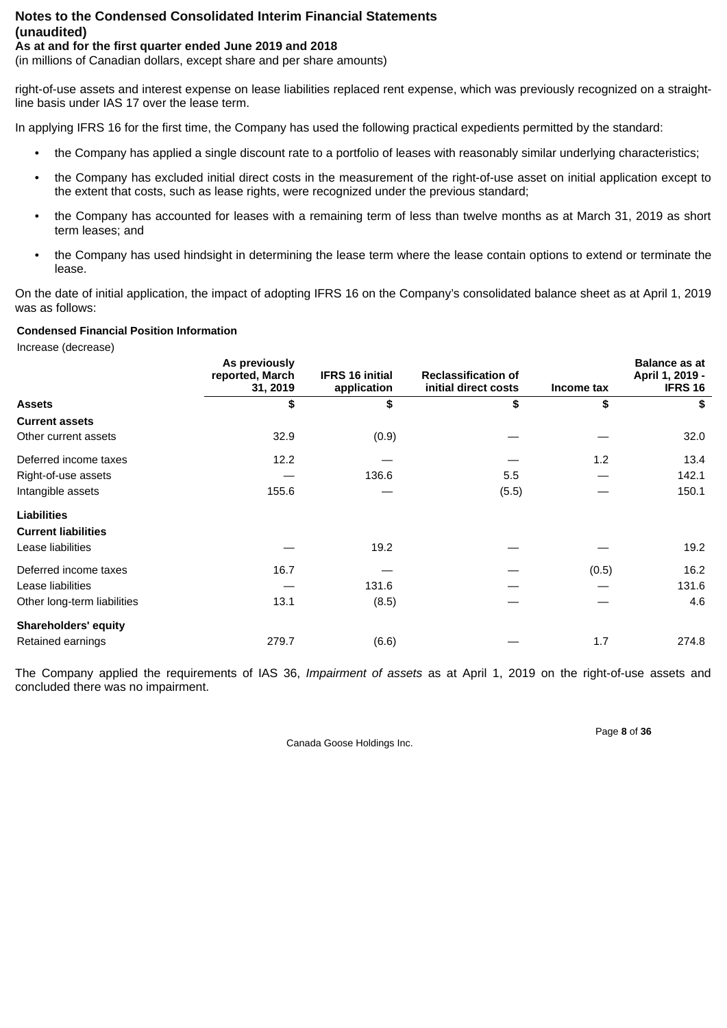right-of-use assets and interest expense on lease liabilities replaced rent expense, which was previously recognized on a straight-line basis under IAS 17 over the lease term.

In applying IFRS 16 for the first time, the Company has used the following practical expedients permitted by the standard:

- the Company has applied a single discount rate to a portfolio of leases with reasonably similar underlying characteristics;
- the Company has excluded initial direct costs in the measurement of the right-of-use asset on initial application except to the extent that costs, such as lease rights, were recognized under the previous standard;
- the Company has accounted for leases with a remaining term of less than twelve months as at March 31, 2019 as short term leases; and
- the Company has used hindsight in determining the lease term where the lease contain options to extend or terminate the lease.

On the date of initial application, the impact of adopting IFRS 16 on the Company's consolidated balance sheet as at April 1, 2019 was as follows:

**Condensed Financial Position Information**

Increase (decrease)

| | As previously reported, March 31, 2019 | IFRS 16 initial application | Reclassification of initial direct costs | Income tax | Balance as at April 1, 2019 - IFRS 16 |
|---|---|---|---|---|---|
| **Assets** | $ | $ | $ | $ | $ |
| **Current assets** | | | | | |
| Other current assets | 32.9 | (0.9) | — | — | 32.0 |
| Deferred income taxes | 12.2 | — | — | 1.2 | 13.4 |
| Right-of-use assets | — | 136.6 | 5.5 | — | 142.1 |
| Intangible assets | 155.6 | — | (5.5) | — | 150.1 |
| **Liabilities** | | | | | |
| **Current liabilities** | | | | | |
| Lease liabilities | — | 19.2 | — | — | 19.2 |
| Deferred income taxes | 16.7 | — | — | (0.5) | 16.2 |
| Lease liabilities | — | 131.6 | — | — | 131.6 |
| Other long-term liabilities | 13.1 | (8.5) | — | — | 4.6 |
| **Shareholders' equity** | | | | | |
| Retained earnings | 279.7 | (6.6) | — | 1.7 | 274.8 |

The Company applied the requirements of IAS 36, *Impairment of assets* as at April 1, 2019 on the right-of-use assets and concluded there was no impairment.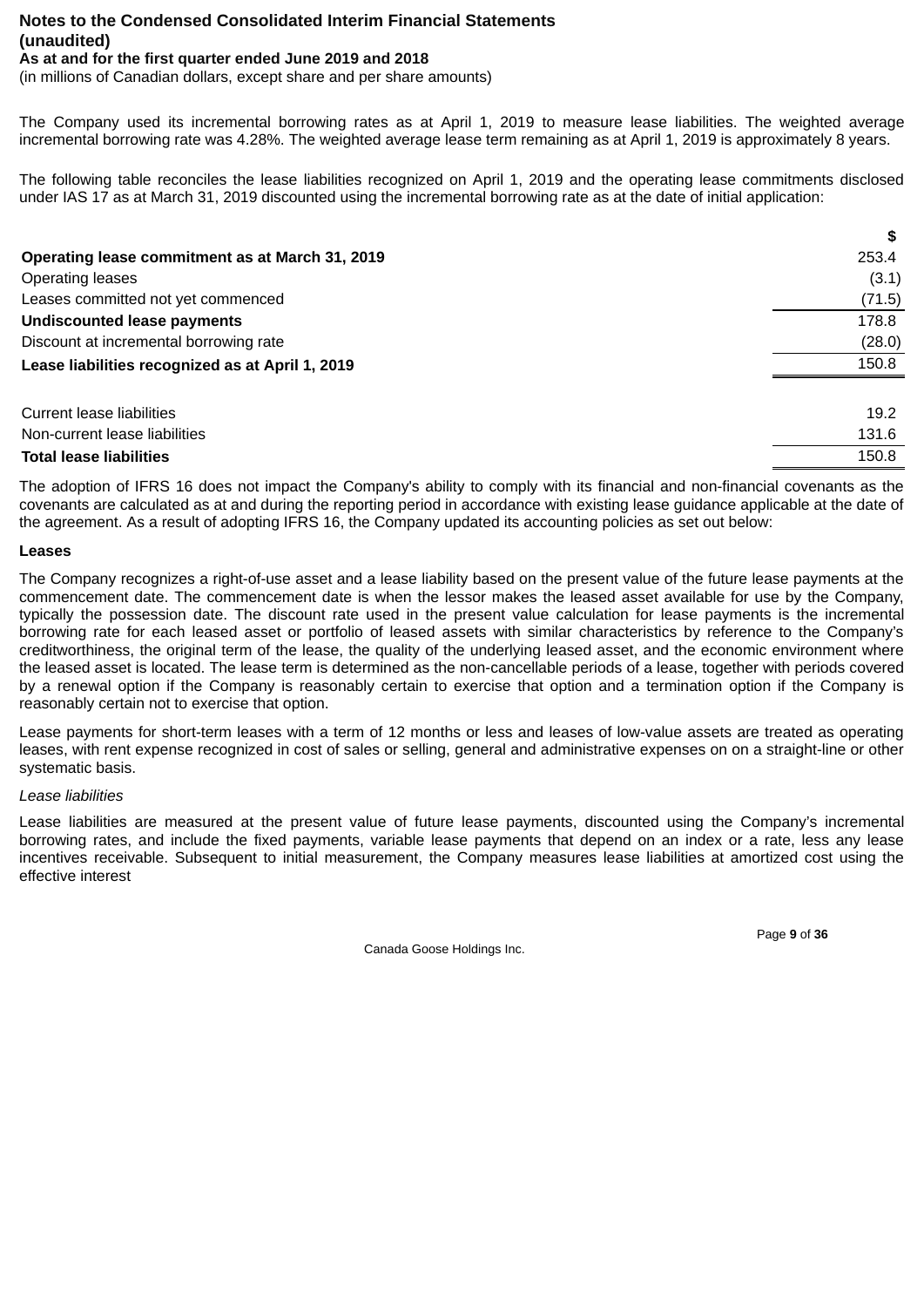**Notes to the Condensed Consolidated Interim Financial Statements (unaudited)**
**As at and for the first quarter ended June 2019 and 2018**
(in millions of Canadian dollars, except share and per share amounts)

The Company used its incremental borrowing rates as at April 1, 2019 to measure lease liabilities. The weighted average incremental borrowing rate was 4.28%. The weighted average lease term remaining as at April 1, 2019 is approximately 8 years.

The following table reconciles the lease liabilities recognized on April 1, 2019 and the operating lease commitments disclosed under IAS 17 as at March 31, 2019 discounted using the incremental borrowing rate as at the date of initial application:

| | $ |
|---|---|
| **Operating lease commitment as at March 31, 2019** | 253.4 |
| Operating leases | (3.1) |
| Leases committed not yet commenced | (71.5) |
| **Undiscounted lease payments** | 178.8 |
| Discount at incremental borrowing rate | (28.0) |
| **Lease liabilities recognized as at April 1, 2019** | 150.8 |
| | |
| Current lease liabilities | 19.2 |
| Non-current lease liabilities | 131.6 |
| **Total lease liabilities** | 150.8 |

The adoption of IFRS 16 does not impact the Company's ability to comply with its financial and non-financial covenants as the covenants are calculated as at and during the reporting period in accordance with existing lease guidance applicable at the date of the agreement. As a result of adopting IFRS 16, the Company updated its accounting policies as set out below:

**Leases**

The Company recognizes a right-of-use asset and a lease liability based on the present value of the future lease payments at the commencement date. The commencement date is when the lessor makes the leased asset available for use by the Company, typically the possession date. The discount rate used in the present value calculation for lease payments is the incremental borrowing rate for each leased asset or portfolio of leased assets with similar characteristics by reference to the Company's creditworthiness, the original term of the lease, the quality of the underlying leased asset, and the economic environment where the leased asset is located. The lease term is determined as the non-cancellable periods of a lease, together with periods covered by a renewal option if the Company is reasonably certain to exercise that option and a termination option if the Company is reasonably certain not to exercise that option.

Lease payments for short-term leases with a term of 12 months or less and leases of low-value assets are treated as operating leases, with rent expense recognized in cost of sales or selling, general and administrative expenses on on a straight-line or other systematic basis.

*Lease liabilities*

Lease liabilities are measured at the present value of future lease payments, discounted using the Company's incremental borrowing rates, and include the fixed payments, variable lease payments that depend on an index or a rate, less any lease incentives receivable. Subsequent to initial measurement, the Company measures lease liabilities at amortized cost using the effective interest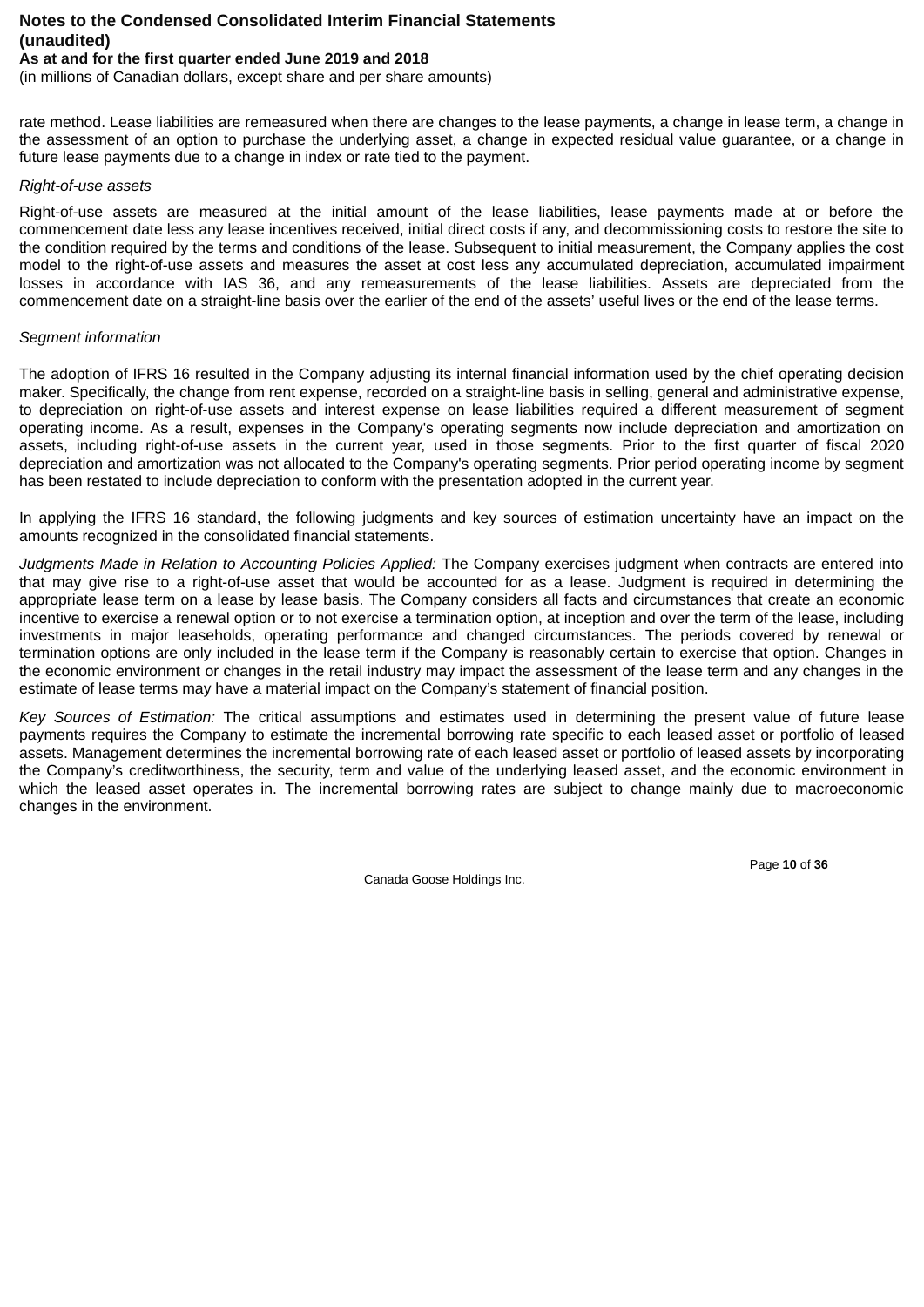rate method. Lease liabilities are remeasured when there are changes to the lease payments, a change in lease term, a change in the assessment of an option to purchase the underlying asset, a change in expected residual value guarantee, or a change in future lease payments due to a change in index or rate tied to the payment.

*Right-of-use assets*

Right-of-use assets are measured at the initial amount of the lease liabilities, lease payments made at or before the commencement date less any lease incentives received, initial direct costs if any, and decommissioning costs to restore the site to the condition required by the terms and conditions of the lease. Subsequent to initial measurement, the Company applies the cost model to the right-of-use assets and measures the asset at cost less any accumulated depreciation, accumulated impairment losses in accordance with IAS 36, and any remeasurements of the lease liabilities. Assets are depreciated from the commencement date on a straight-line basis over the earlier of the end of the assets' useful lives or the end of the lease terms.

*Segment information*

The adoption of IFRS 16 resulted in the Company adjusting its internal financial information used by the chief operating decision maker. Specifically, the change from rent expense, recorded on a straight-line basis in selling, general and administrative expense, to depreciation on right-of-use assets and interest expense on lease liabilities required a different measurement of segment operating income. As a result, expenses in the Company's operating segments now include depreciation and amortization on assets, including right-of-use assets in the current year, used in those segments. Prior to the first quarter of fiscal 2020 depreciation and amortization was not allocated to the Company's operating segments. Prior period operating income by segment has been restated to include depreciation to conform with the presentation adopted in the current year.

In applying the IFRS 16 standard, the following judgments and key sources of estimation uncertainty have an impact on the amounts recognized in the consolidated financial statements.

*Judgments Made in Relation to Accounting Policies Applied:* The Company exercises judgment when contracts are entered into that may give rise to a right-of-use asset that would be accounted for as a lease. Judgment is required in determining the appropriate lease term on a lease by lease basis. The Company considers all facts and circumstances that create an economic incentive to exercise a renewal option or to not exercise a termination option, at inception and over the term of the lease, including investments in major leaseholds, operating performance and changed circumstances. The periods covered by renewal or termination options are only included in the lease term if the Company is reasonably certain to exercise that option. Changes in the economic environment or changes in the retail industry may impact the assessment of the lease term and any changes in the estimate of lease terms may have a material impact on the Company's statement of financial position.

*Key Sources of Estimation:* The critical assumptions and estimates used in determining the present value of future lease payments requires the Company to estimate the incremental borrowing rate specific to each leased asset or portfolio of leased assets. Management determines the incremental borrowing rate of each leased asset or portfolio of leased assets by incorporating the Company's creditworthiness, the security, term and value of the underlying leased asset, and the economic environment in which the leased asset operates in. The incremental borrowing rates are subject to change mainly due to macroeconomic changes in the environment.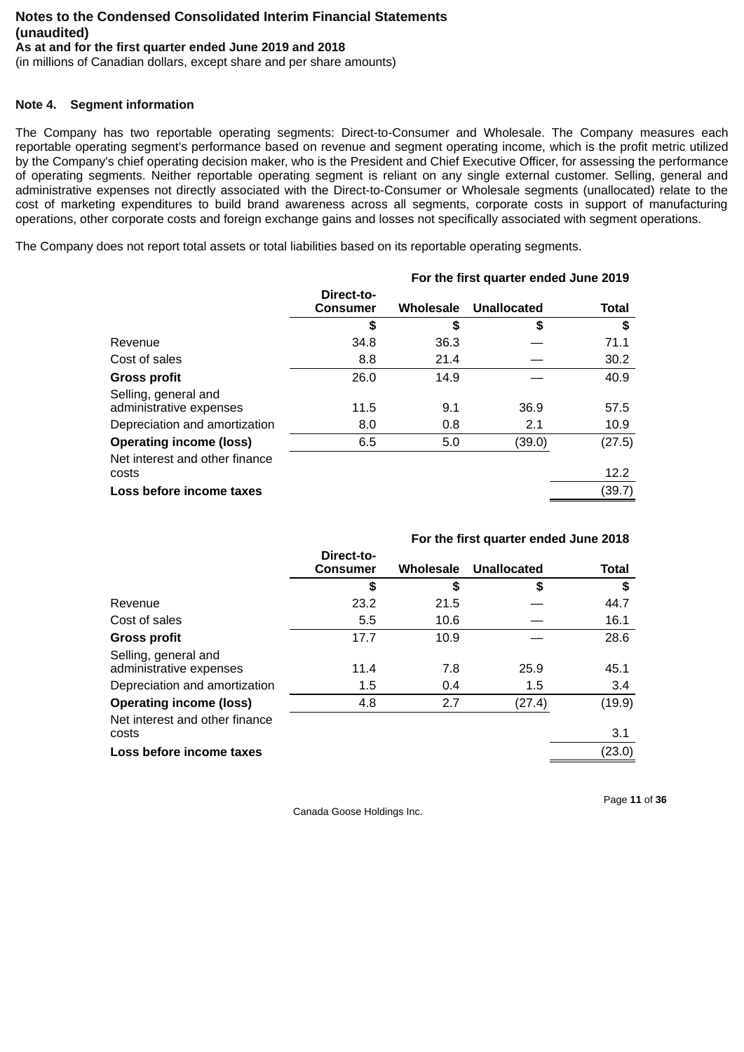**Notes to the Condensed Consolidated Interim Financial Statements (unaudited)**
**As at and for the first quarter ended June 2019 and 2018**
(in millions of Canadian dollars, except share and per share amounts)

### Note 4. Segment information

The Company has two reportable operating segments: Direct-to-Consumer and Wholesale. The Company measures each reportable operating segment's performance based on revenue and segment operating income, which is the profit metric utilized by the Company's chief operating decision maker, who is the President and Chief Executive Officer, for assessing the performance of operating segments. Neither reportable operating segment is reliant on any single external customer. Selling, general and administrative expenses not directly associated with the Direct-to-Consumer or Wholesale segments (unallocated) relate to the cost of marketing expenditures to build brand awareness across all segments, corporate costs in support of manufacturing operations, other corporate costs and foreign exchange gains and losses not specifically associated with segment operations.

The Company does not report total assets or total liabilities based on its reportable operating segments.

| | For the first quarter ended June 2019 | | | |
|---|---|---|---|---|
| | Direct-to-Consumer | Wholesale | Unallocated | Total |
| | $ | $ | $ | $ |
| Revenue | 34.8 | 36.3 | — | 71.1 |
| Cost of sales | 8.8 | 21.4 | — | 30.2 |
| **Gross profit** | 26.0 | 14.9 | — | 40.9 |
| Selling, general and administrative expenses | 11.5 | 9.1 | 36.9 | 57.5 |
| Depreciation and amortization | 8.0 | 0.8 | 2.1 | 10.9 |
| **Operating income (loss)** | 6.5 | 5.0 | (39.0) | (27.5) |
| Net interest and other finance costs | | | | 12.2 |
| **Loss before income taxes** | | | | (39.7) |

| | For the first quarter ended June 2018 | | | |
|---|---|---|---|---|
| | Direct-to-Consumer | Wholesale | Unallocated | Total |
| | $ | $ | $ | $ |
| Revenue | 23.2 | 21.5 | — | 44.7 |
| Cost of sales | 5.5 | 10.6 | — | 16.1 |
| **Gross profit** | 17.7 | 10.9 | — | 28.6 |
| Selling, general and administrative expenses | 11.4 | 7.8 | 25.9 | 45.1 |
| Depreciation and amortization | 1.5 | 0.4 | 1.5 | 3.4 |
| **Operating income (loss)** | 4.8 | 2.7 | (27.4) | (19.9) |
| Net interest and other finance costs | | | | 3.1 |
| **Loss before income taxes** | | | | (23.0) |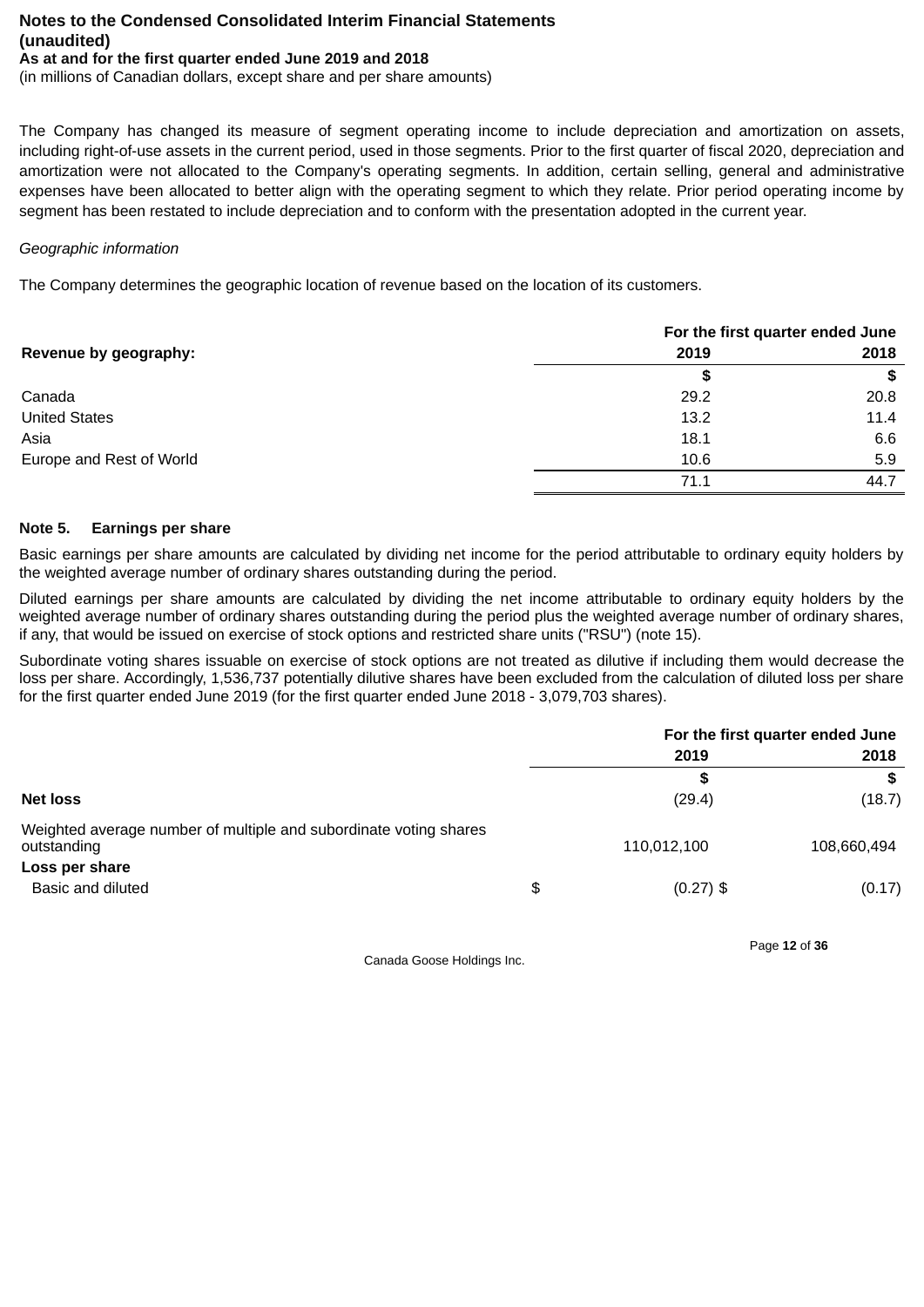**Notes to the Condensed Consolidated Interim Financial Statements (unaudited)**
**As at and for the first quarter ended June 2019 and 2018**
(in millions of Canadian dollars, except share and per share amounts)

The Company has changed its measure of segment operating income to include depreciation and amortization on assets, including right-of-use assets in the current period, used in those segments. Prior to the first quarter of fiscal 2020, depreciation and amortization were not allocated to the Company's operating segments. In addition, certain selling, general and administrative expenses have been allocated to better align with the operating segment to which they relate. Prior period operating income by segment has been restated to include depreciation and to conform with the presentation adopted in the current year.

*Geographic information*

The Company determines the geographic location of revenue based on the location of its customers.

| | For the first quarter ended June | |
|---|---|---|
| **Revenue by geography:** | **2019** | **2018** |
| | **$** | **$** |
| Canada | 29.2 | 20.8 |
| United States | 13.2 | 11.4 |
| Asia | 18.1 | 6.6 |
| Europe and Rest of World | 10.6 | 5.9 |
| | 71.1 | 44.7 |

## Note 5. Earnings per share

Basic earnings per share amounts are calculated by dividing net income for the period attributable to ordinary equity holders by the weighted average number of ordinary shares outstanding during the period.

Diluted earnings per share amounts are calculated by dividing the net income attributable to ordinary equity holders by the weighted average number of ordinary shares outstanding during the period plus the weighted average number of ordinary shares, if any, that would be issued on exercise of stock options and restricted share units ("RSU") (note 15).

Subordinate voting shares issuable on exercise of stock options are not treated as dilutive if including them would decrease the loss per share. Accordingly, 1,536,737 potentially dilutive shares have been excluded from the calculation of diluted loss per share for the first quarter ended June 2019 (for the first quarter ended June 2018 - 3,079,703 shares).

| | For the first quarter ended June | |
|---|---|---|
| | **2019** | **2018** |
| | **$** | **$** |
| **Net loss** | (29.4) | (18.7) |
| Weighted average number of multiple and subordinate voting shares outstanding | 110,012,100 | 108,660,494 |
| **Loss per share** | | |
| Basic and diluted | $ (0.27) | $ (0.17) |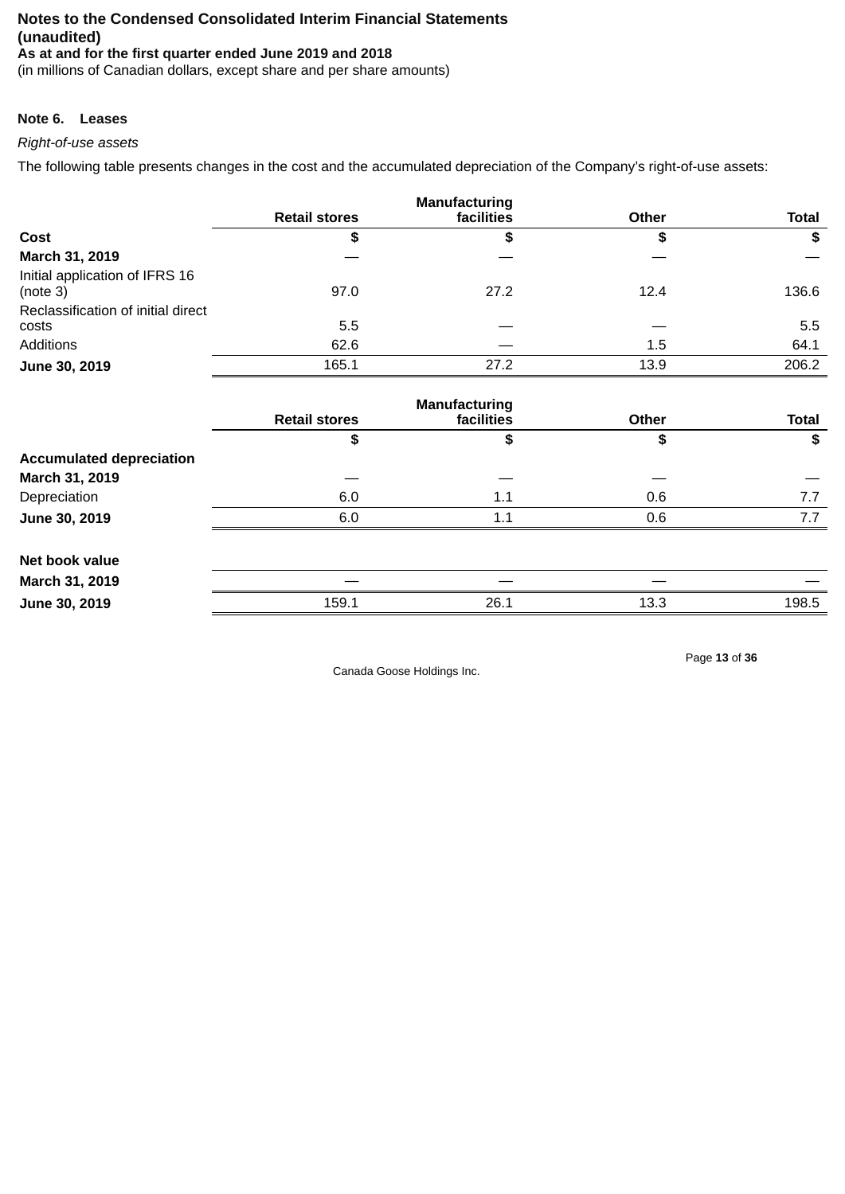**Notes to the Condensed Consolidated Interim Financial Statements (unaudited)**
**As at and for the first quarter ended June 2019 and 2018**
(in millions of Canadian dollars, except share and per share amounts)

**Note 6. Leases**

*Right-of-use assets*

The following table presents changes in the cost and the accumulated depreciation of the Company's right-of-use assets:

| | Retail stores | Manufacturing facilities | Other | Total |
|---|---|---|---|---|
| **Cost** | $ | $ | $ | $ |
| **March 31, 2019** | — | — | — | — |
| Initial application of IFRS 16 (note 3) | 97.0 | 27.2 | 12.4 | 136.6 |
| Reclassification of initial direct costs | 5.5 | — | — | 5.5 |
| Additions | 62.6 | — | 1.5 | 64.1 |
| **June 30, 2019** | 165.1 | 27.2 | 13.9 | 206.2 |

| | Retail stores | Manufacturing facilities | Other | Total |
|---|---|---|---|---|
| | $ | $ | $ | $ |
| **Accumulated depreciation** | | | | |
| **March 31, 2019** | — | — | — | — |
| Depreciation | 6.0 | 1.1 | 0.6 | 7.7 |
| **June 30, 2019** | 6.0 | 1.1 | 0.6 | 7.7 |
| | | | | |
| **Net book value** | | | | |
| **March 31, 2019** | — | — | — | — |
| **June 30, 2019** | 159.1 | 26.1 | 13.3 | 198.5 |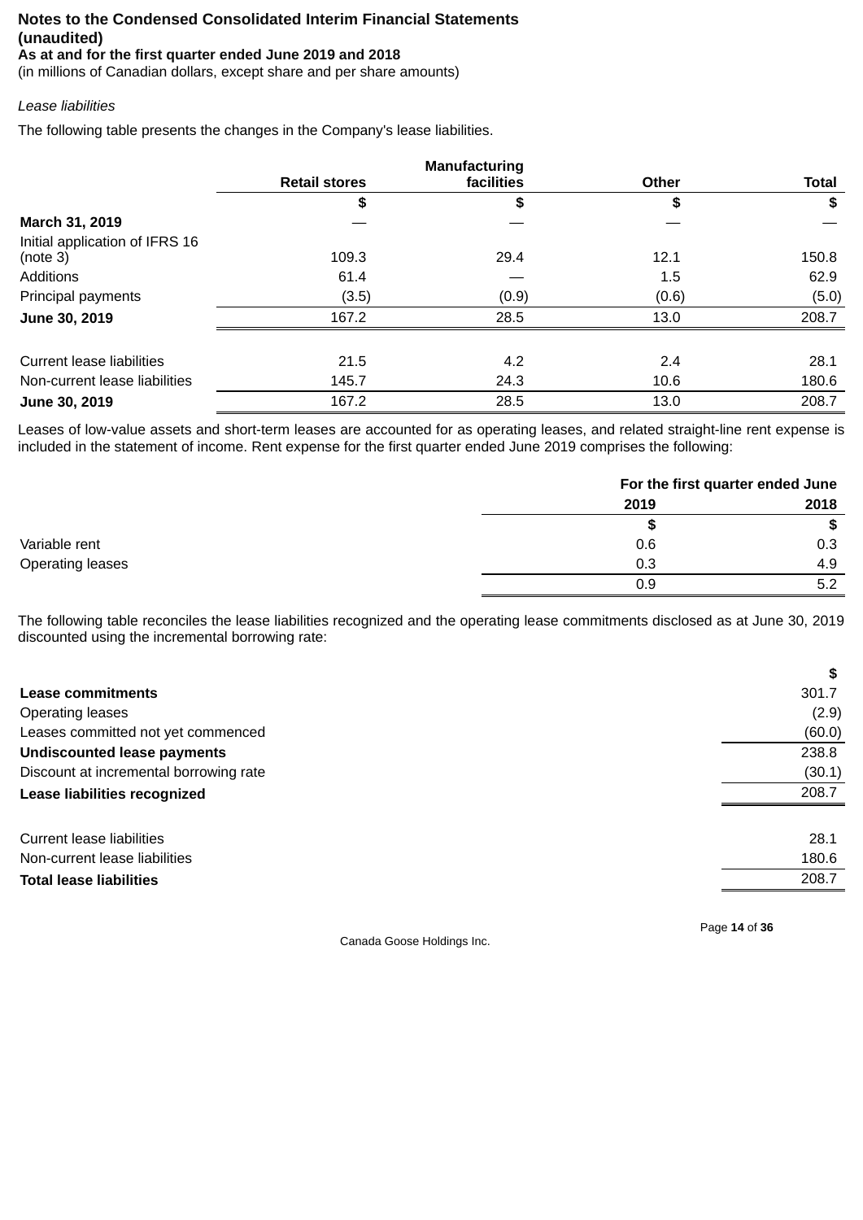**Notes to the Condensed Consolidated Interim Financial Statements (unaudited)**
**As at and for the first quarter ended June 2019 and 2018**
(in millions of Canadian dollars, except share and per share amounts)

*Lease liabilities*

The following table presents the changes in the Company's lease liabilities.

| | Retail stores | Manufacturing facilities | Other | Total |
|---|---|---|---|---|
| | $ | $ | $ | $ |
| **March 31, 2019** | — | — | — | — |
| Initial application of IFRS 16 (note 3) | 109.3 | 29.4 | 12.1 | 150.8 |
| Additions | 61.4 | — | 1.5 | 62.9 |
| Principal payments | (3.5) | (0.9) | (0.6) | (5.0) |
| **June 30, 2019** | 167.2 | 28.5 | 13.0 | 208.7 |
| | | | | |
| Current lease liabilities | 21.5 | 4.2 | 2.4 | 28.1 |
| Non-current lease liabilities | 145.7 | 24.3 | 10.6 | 180.6 |
| **June 30, 2019** | 167.2 | 28.5 | 13.0 | 208.7 |

Leases of low-value assets and short-term leases are accounted for as operating leases, and related straight-line rent expense is included in the statement of income. Rent expense for the first quarter ended June 2019 comprises the following:

| | For the first quarter ended June | |
|---|---|---|
| | 2019 | 2018 |
| | $ | $ |
| Variable rent | 0.6 | 0.3 |
| Operating leases | 0.3 | 4.9 |
| | 0.9 | 5.2 |

The following table reconciles the lease liabilities recognized and the operating lease commitments disclosed as at June 30, 2019 discounted using the incremental borrowing rate:

| | $ |
|---|---|
| **Lease commitments** | 301.7 |
| Operating leases | (2.9) |
| Leases committed not yet commenced | (60.0) |
| **Undiscounted lease payments** | 238.8 |
| Discount at incremental borrowing rate | (30.1) |
| **Lease liabilities recognized** | 208.7 |
| | |
| Current lease liabilities | 28.1 |
| Non-current lease liabilities | 180.6 |
| **Total lease liabilities** | 208.7 |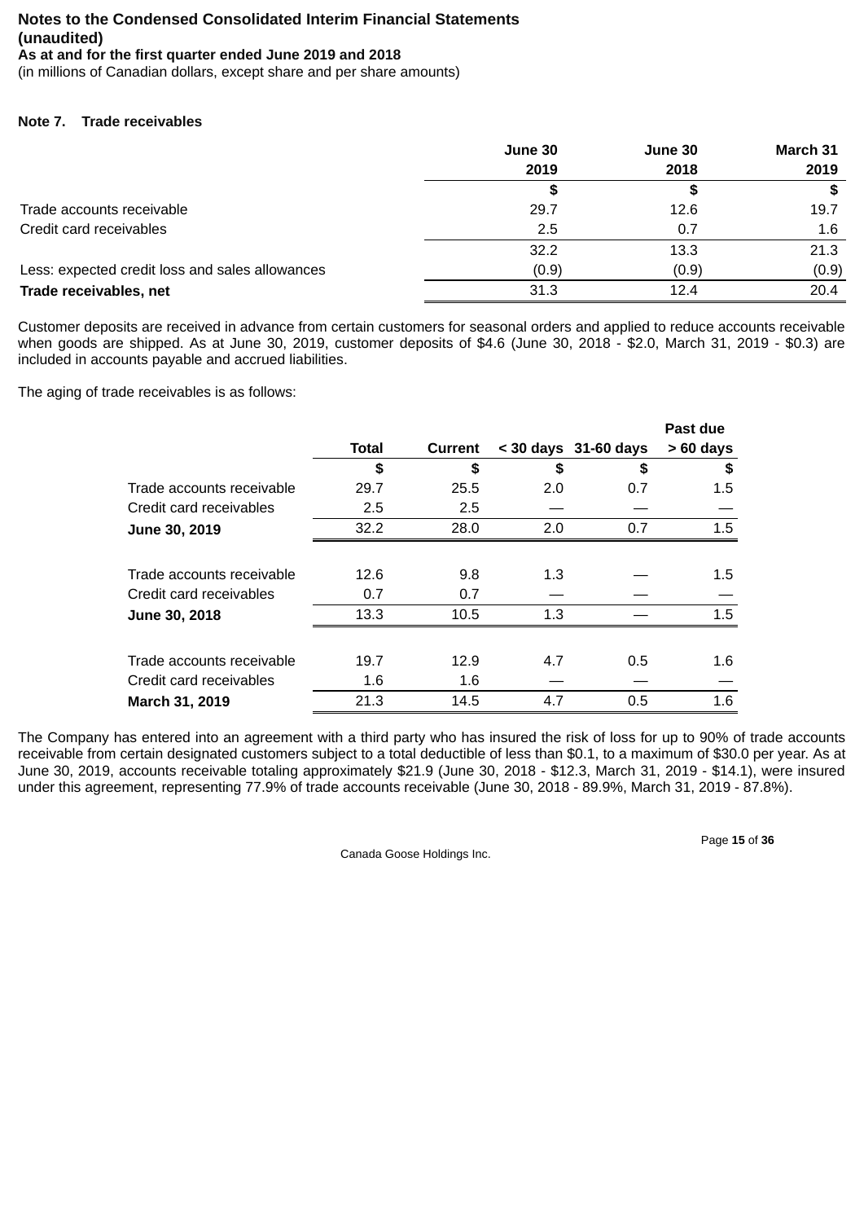**Notes to the Condensed Consolidated Interim Financial Statements (unaudited)**
**As at and for the first quarter ended June 2019 and 2018**
(in millions of Canadian dollars, except share and per share amounts)

## Note 7. Trade receivables

| | June 30 2019 | June 30 2018 | March 31 2019 |
|---|---|---|---|
| | $ | $ | $ |
| Trade accounts receivable | 29.7 | 12.6 | 19.7 |
| Credit card receivables | 2.5 | 0.7 | 1.6 |
| | 32.2 | 13.3 | 21.3 |
| Less: expected credit loss and sales allowances | (0.9) | (0.9) | (0.9) |
| **Trade receivables, net** | 31.3 | 12.4 | 20.4 |

Customer deposits are received in advance from certain customers for seasonal orders and applied to reduce accounts receivable when goods are shipped. As at June 30, 2019, customer deposits of $4.6 (June 30, 2018 - $2.0, March 31, 2019 - $0.3) are included in accounts payable and accrued liabilities.

The aging of trade receivables is as follows:

| | Total | Current | < 30 days | 31-60 days | Past due > 60 days |
|---|---|---|---|---|---|
| | $ | $ | $ | $ | $ |
| Trade accounts receivable | 29.7 | 25.5 | 2.0 | 0.7 | 1.5 |
| Credit card receivables | 2.5 | 2.5 | — | — | — |
| **June 30, 2019** | 32.2 | 28.0 | 2.0 | 0.7 | 1.5 |
| | | | | | |
| Trade accounts receivable | 12.6 | 9.8 | 1.3 | — | 1.5 |
| Credit card receivables | 0.7 | 0.7 | — | — | — |
| **June 30, 2018** | 13.3 | 10.5 | 1.3 | — | 1.5 |
| | | | | | |
| Trade accounts receivable | 19.7 | 12.9 | 4.7 | 0.5 | 1.6 |
| Credit card receivables | 1.6 | 1.6 | — | — | — |
| **March 31, 2019** | 21.3 | 14.5 | 4.7 | 0.5 | 1.6 |

The Company has entered into an agreement with a third party who has insured the risk of loss for up to 90% of trade accounts receivable from certain designated customers subject to a total deductible of less than $0.1, to a maximum of $30.0 per year. As at June 30, 2019, accounts receivable totaling approximately $21.9 (June 30, 2018 - $12.3, March 31, 2019 - $14.1), were insured under this agreement, representing 77.9% of trade accounts receivable (June 30, 2018 - 89.9%, March 31, 2019 - 87.8%).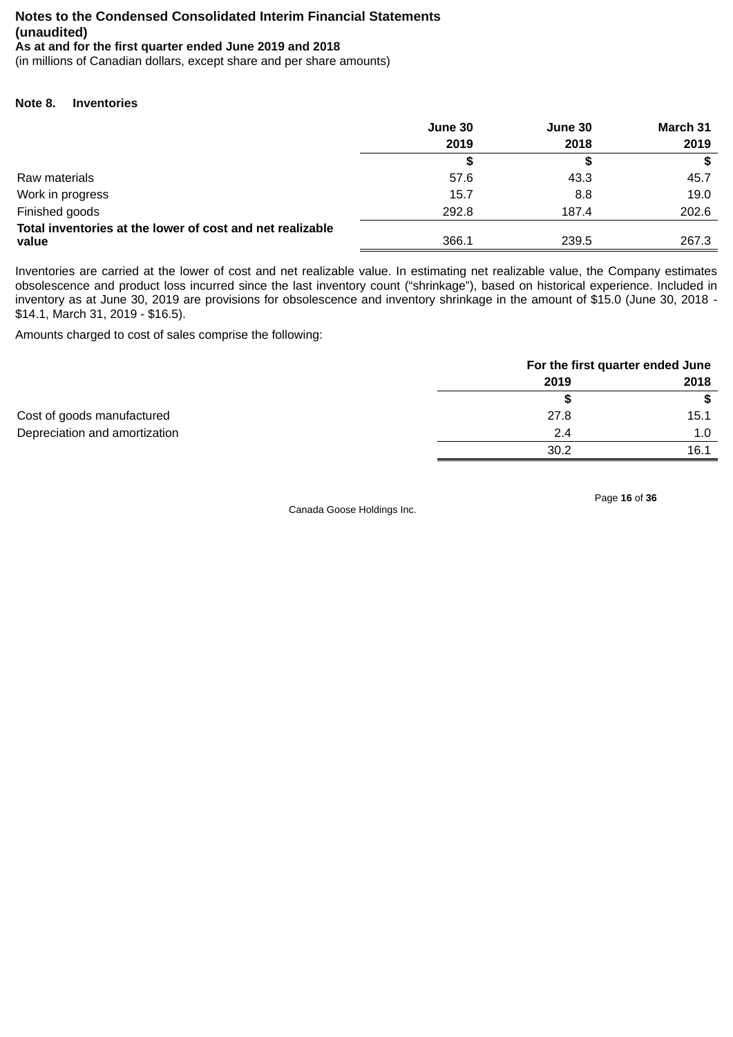**Notes to the Condensed Consolidated Interim Financial Statements (unaudited)**
**As at and for the first quarter ended June 2019 and 2018**
(in millions of Canadian dollars, except share and per share amounts)

### Note 8. Inventories

| | June 30 2019 | June 30 2018 | March 31 2019 |
|---|---|---|---|
| | $ | $ | $ |
| Raw materials | 57.6 | 43.3 | 45.7 |
| Work in progress | 15.7 | 8.8 | 19.0 |
| Finished goods | 292.8 | 187.4 | 202.6 |
| **Total inventories at the lower of cost and net realizable value** | 366.1 | 239.5 | 267.3 |

Inventories are carried at the lower of cost and net realizable value. In estimating net realizable value, the Company estimates obsolescence and product loss incurred since the last inventory count (“shrinkage”), based on historical experience. Included in inventory as at June 30, 2019 are provisions for obsolescence and inventory shrinkage in the amount of $15.0 (June 30, 2018 - $14.1, March 31, 2019 - $16.5).

Amounts charged to cost of sales comprise the following:

| | For the first quarter ended June | |
|---|---|---|
| | 2019 | 2018 |
| | $ | $ |
| Cost of goods manufactured | 27.8 | 15.1 |
| Depreciation and amortization | 2.4 | 1.0 |
| | 30.2 | 16.1 |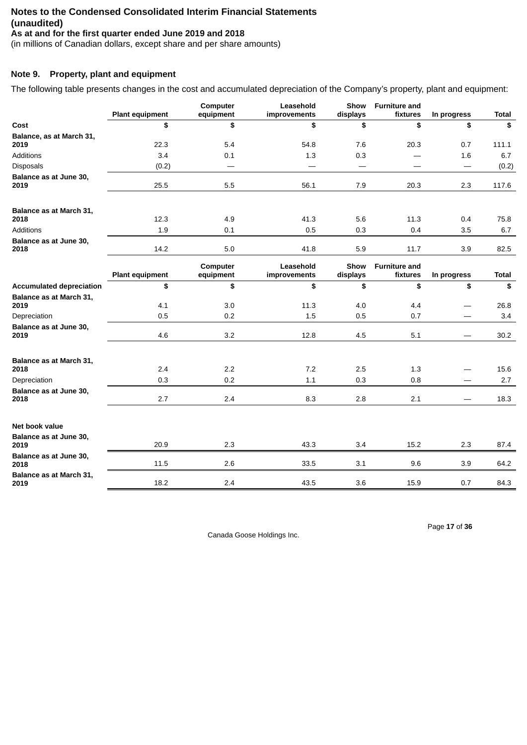**Notes to the Condensed Consolidated Interim Financial Statements (unaudited)**
**As at and for the first quarter ended June 2019 and 2018**
(in millions of Canadian dollars, except share and per share amounts)

### Note 9. Property, plant and equipment

The following table presents changes in the cost and accumulated depreciation of the Company's property, plant and equipment:

| | Plant equipment | Computer equipment | Leasehold improvements | Show displays | Furniture and fixtures | In progress | Total |
|---|---|---|---|---|---|---|---|
| **Cost** | **$** | **$** | **$** | **$** | **$** | **$** | **$** |
| **Balance, as at March 31, 2019** | 22.3 | 5.4 | 54.8 | 7.6 | 20.3 | 0.7 | 111.1 |
| Additions | 3.4 | 0.1 | 1.3 | 0.3 | — | 1.6 | 6.7 |
| Disposals | (0.2) | — | — | — | — | — | (0.2) |
| **Balance as at June 30, 2019** | 25.5 | 5.5 | 56.1 | 7.9 | 20.3 | 2.3 | 117.6 |
| | | | | | | | |
| **Balance as at March 31, 2018** | 12.3 | 4.9 | 41.3 | 5.6 | 11.3 | 0.4 | 75.8 |
| Additions | 1.9 | 0.1 | 0.5 | 0.3 | 0.4 | 3.5 | 6.7 |
| **Balance as at June 30, 2018** | 14.2 | 5.0 | 41.8 | 5.9 | 11.7 | 3.9 | 82.5 |

| | Plant equipment | Computer equipment | Leasehold improvements | Show displays | Furniture and fixtures | In progress | Total |
|---|---|---|---|---|---|---|---|
| **Accumulated depreciation** | **$** | **$** | **$** | **$** | **$** | **$** | **$** |
| **Balance as at March 31, 2019** | 4.1 | 3.0 | 11.3 | 4.0 | 4.4 | — | 26.8 |
| Depreciation | 0.5 | 0.2 | 1.5 | 0.5 | 0.7 | — | 3.4 |
| **Balance as at June 30, 2019** | 4.6 | 3.2 | 12.8 | 4.5 | 5.1 | — | 30.2 |
| | | | | | | | |
| **Balance as at March 31, 2018** | 2.4 | 2.2 | 7.2 | 2.5 | 1.3 | — | 15.6 |
| Depreciation | 0.3 | 0.2 | 1.1 | 0.3 | 0.8 | — | 2.7 |
| **Balance as at June 30, 2018** | 2.7 | 2.4 | 8.3 | 2.8 | 2.1 | — | 18.3 |
| | | | | | | | |
| **Net book value** | | | | | | | |
| **Balance as at June 30, 2019** | 20.9 | 2.3 | 43.3 | 3.4 | 15.2 | 2.3 | 87.4 |
| **Balance as at June 30, 2018** | 11.5 | 2.6 | 33.5 | 3.1 | 9.6 | 3.9 | 64.2 |
| **Balance as at March 31, 2019** | 18.2 | 2.4 | 43.5 | 3.6 | 15.9 | 0.7 | 84.3 |

Canada Goose Holdings Inc.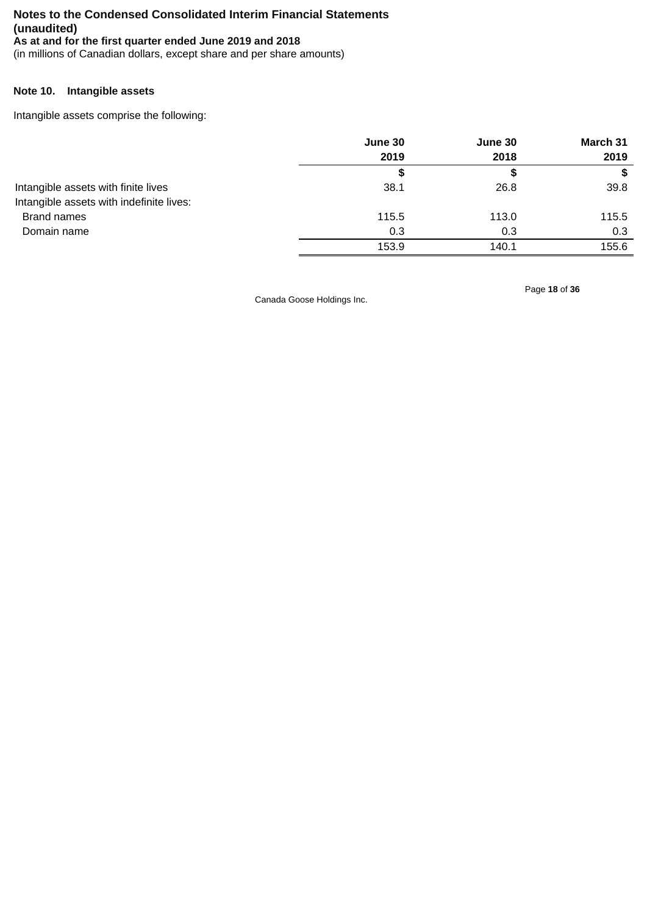**Notes to the Condensed Consolidated Interim Financial Statements (unaudited)**
**As at and for the first quarter ended June 2019 and 2018**
(in millions of Canadian dollars, except share and per share amounts)

**Note 10. Intangible assets**

Intangible assets comprise the following:

| | June 30 2019 | June 30 2018 | March 31 2019 |
|---|---|---|---|
| | $ | $ | $ |
| Intangible assets with finite lives | 38.1 | 26.8 | 39.8 |
| Intangible assets with indefinite lives: | | | |
| Brand names | 115.5 | 113.0 | 115.5 |
| Domain name | 0.3 | 0.3 | 0.3 |
| | 153.9 | 140.1 | 155.6 |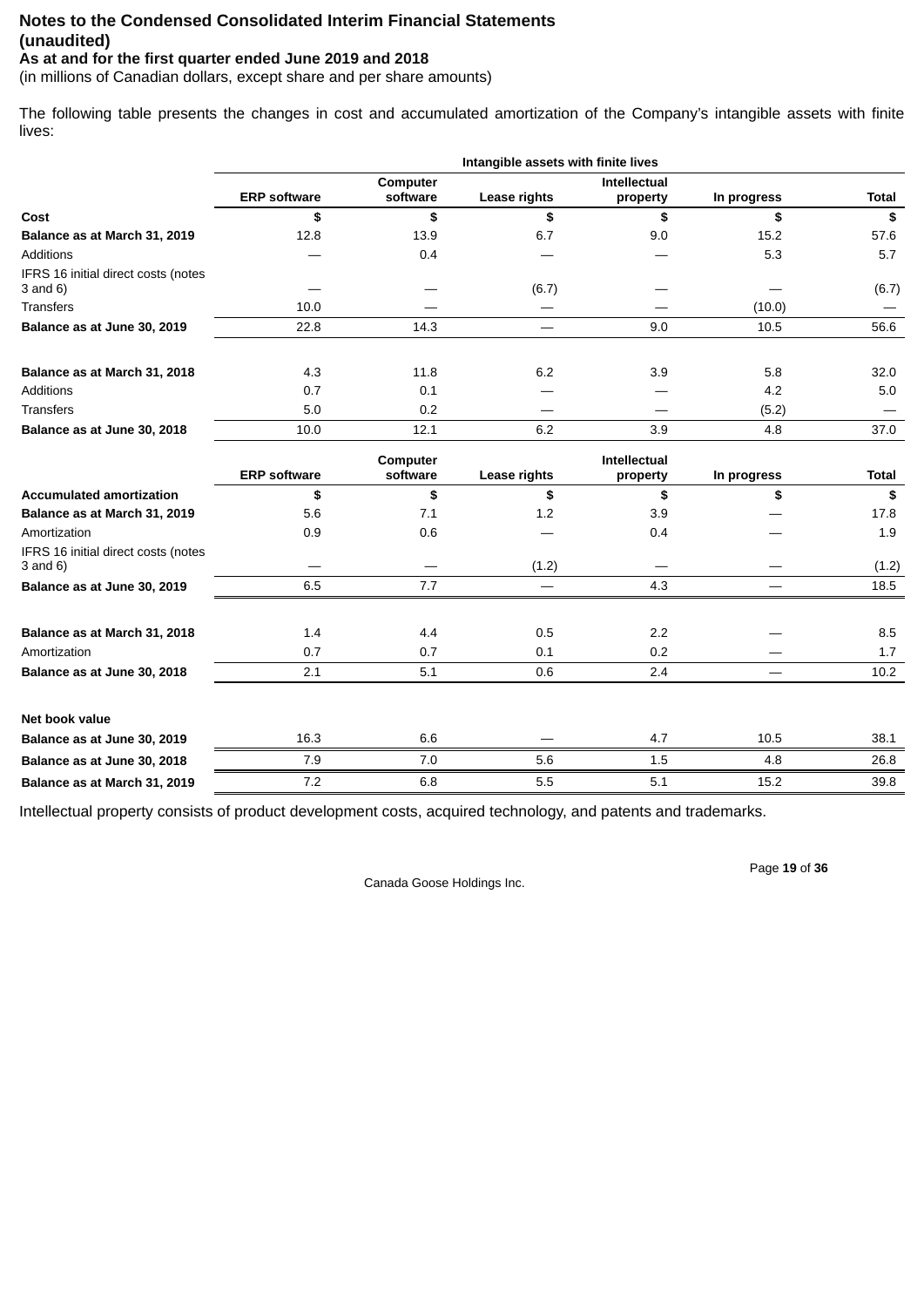**Notes to the Condensed Consolidated Interim Financial Statements (unaudited)**
**As at and for the first quarter ended June 2019 and 2018**
(in millions of Canadian dollars, except share and per share amounts)

The following table presents the changes in cost and accumulated amortization of the Company's intangible assets with finite lives:

| | Intangible assets with finite lives | | | | | |
|---|---|---|---|---|---|---|
| | **ERP software** | **Computer software** | **Lease rights** | **Intellectual property** | **In progress** | **Total** |
| **Cost** | **$** | **$** | **$** | **$** | **$** | **$** |
| **Balance as at March 31, 2019** | 12.8 | 13.9 | 6.7 | 9.0 | 15.2 | 57.6 |
| Additions | — | 0.4 | — | — | 5.3 | 5.7 |
| IFRS 16 initial direct costs (notes 3 and 6) | — | — | (6.7) | — | — | (6.7) |
| Transfers | 10.0 | — | — | — | (10.0) | — |
| **Balance as at June 30, 2019** | 22.8 | 14.3 | — | 9.0 | 10.5 | 56.6 |
| | | | | | | |
| **Balance as at March 31, 2018** | 4.3 | 11.8 | 6.2 | 3.9 | 5.8 | 32.0 |
| Additions | 0.7 | 0.1 | — | — | 4.2 | 5.0 |
| Transfers | 5.0 | 0.2 | — | — | (5.2) | — |
| **Balance as at June 30, 2018** | 10.0 | 12.1 | 6.2 | 3.9 | 4.8 | 37.0 |

| | **ERP software** | **Computer software** | **Lease rights** | **Intellectual property** | **In progress** | **Total** |
|---|---|---|---|---|---|---|
| **Accumulated amortization** | **$** | **$** | **$** | **$** | **$** | **$** |
| **Balance as at March 31, 2019** | 5.6 | 7.1 | 1.2 | 3.9 | — | 17.8 |
| Amortization | 0.9 | 0.6 | — | 0.4 | — | 1.9 |
| IFRS 16 initial direct costs (notes 3 and 6) | — | — | (1.2) | — | — | (1.2) |
| **Balance as at June 30, 2019** | 6.5 | 7.7 | — | 4.3 | — | 18.5 |
| | | | | | | |
| **Balance as at March 31, 2018** | 1.4 | 4.4 | 0.5 | 2.2 | — | 8.5 |
| Amortization | 0.7 | 0.7 | 0.1 | 0.2 | — | 1.7 |
| **Balance as at June 30, 2018** | 2.1 | 5.1 | 0.6 | 2.4 | — | 10.2 |
| | | | | | | |
| **Net book value** | | | | | | |
| **Balance as at June 30, 2019** | 16.3 | 6.6 | — | 4.7 | 10.5 | 38.1 |
| **Balance as at June 30, 2018** | 7.9 | 7.0 | 5.6 | 1.5 | 4.8 | 26.8 |
| **Balance as at March 31, 2019** | 7.2 | 6.8 | 5.5 | 5.1 | 15.2 | 39.8 |

Intellectual property consists of product development costs, acquired technology, and patents and trademarks.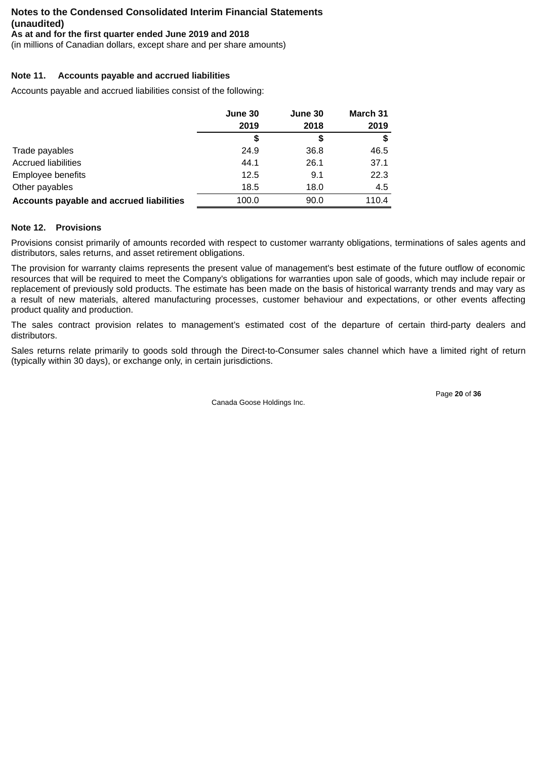**Notes to the Condensed Consolidated Interim Financial Statements (unaudited)**
**As at and for the first quarter ended June 2019 and 2018**
(in millions of Canadian dollars, except share and per share amounts)

### Note 11. Accounts payable and accrued liabilities

Accounts payable and accrued liabilities consist of the following:

| | June 30 2019 | June 30 2018 | March 31 2019 |
|---|---|---|---|
| | $ | $ | $ |
| Trade payables | 24.9 | 36.8 | 46.5 |
| Accrued liabilities | 44.1 | 26.1 | 37.1 |
| Employee benefits | 12.5 | 9.1 | 22.3 |
| Other payables | 18.5 | 18.0 | 4.5 |
| **Accounts payable and accrued liabilities** | 100.0 | 90.0 | 110.4 |

### Note 12. Provisions

Provisions consist primarily of amounts recorded with respect to customer warranty obligations, terminations of sales agents and distributors, sales returns, and asset retirement obligations.

The provision for warranty claims represents the present value of management's best estimate of the future outflow of economic resources that will be required to meet the Company's obligations for warranties upon sale of goods, which may include repair or replacement of previously sold products. The estimate has been made on the basis of historical warranty trends and may vary as a result of new materials, altered manufacturing processes, customer behaviour and expectations, or other events affecting product quality and production.

The sales contract provision relates to management's estimated cost of the departure of certain third-party dealers and distributors.

Sales returns relate primarily to goods sold through the Direct-to-Consumer sales channel which have a limited right of return (typically within 30 days), or exchange only, in certain jurisdictions.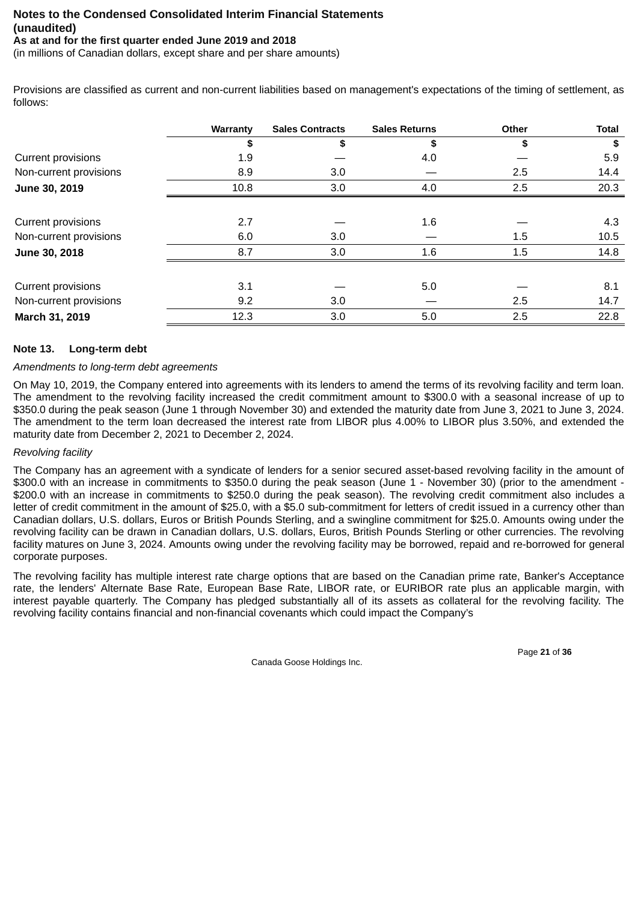Provisions are classified as current and non-current liabilities based on management's expectations of the timing of settlement, as follows:

| | Warranty | Sales Contracts | Sales Returns | Other | Total |
|---|---|---|---|---|---|
| | $ | $ | $ | $ | $ |
| Current provisions | 1.9 | — | 4.0 | — | 5.9 |
| Non-current provisions | 8.9 | 3.0 | — | 2.5 | 14.4 |
| **June 30, 2019** | 10.8 | 3.0 | 4.0 | 2.5 | 20.3 |
| | | | | | |
| Current provisions | 2.7 | — | 1.6 | — | 4.3 |
| Non-current provisions | 6.0 | 3.0 | — | 1.5 | 10.5 |
| **June 30, 2018** | 8.7 | 3.0 | 1.6 | 1.5 | 14.8 |
| | | | | | |
| Current provisions | 3.1 | — | 5.0 | — | 8.1 |
| Non-current provisions | 9.2 | 3.0 | — | 2.5 | 14.7 |
| **March 31, 2019** | 12.3 | 3.0 | 5.0 | 2.5 | 22.8 |

## Note 13. Long-term debt

*Amendments to long-term debt agreements*

On May 10, 2019, the Company entered into agreements with its lenders to amend the terms of its revolving facility and term loan. The amendment to the revolving facility increased the credit commitment amount to $300.0 with a seasonal increase of up to $350.0 during the peak season (June 1 through November 30) and extended the maturity date from June 3, 2021 to June 3, 2024. The amendment to the term loan decreased the interest rate from LIBOR plus 4.00% to LIBOR plus 3.50%, and extended the maturity date from December 2, 2021 to December 2, 2024.

*Revolving facility*

The Company has an agreement with a syndicate of lenders for a senior secured asset-based revolving facility in the amount of $300.0 with an increase in commitments to $350.0 during the peak season (June 1 - November 30) (prior to the amendment - $200.0 with an increase in commitments to $250.0 during the peak season). The revolving credit commitment also includes a letter of credit commitment in the amount of $25.0, with a $5.0 sub-commitment for letters of credit issued in a currency other than Canadian dollars, U.S. dollars, Euros or British Pounds Sterling, and a swingline commitment for $25.0. Amounts owing under the revolving facility can be drawn in Canadian dollars, U.S. dollars, Euros, British Pounds Sterling or other currencies. The revolving facility matures on June 3, 2024. Amounts owing under the revolving facility may be borrowed, repaid and re-borrowed for general corporate purposes.

The revolving facility has multiple interest rate charge options that are based on the Canadian prime rate, Banker's Acceptance rate, the lenders' Alternate Base Rate, European Base Rate, LIBOR rate, or EURIBOR rate plus an applicable margin, with interest payable quarterly. The Company has pledged substantially all of its assets as collateral for the revolving facility. The revolving facility contains financial and non-financial covenants which could impact the Company's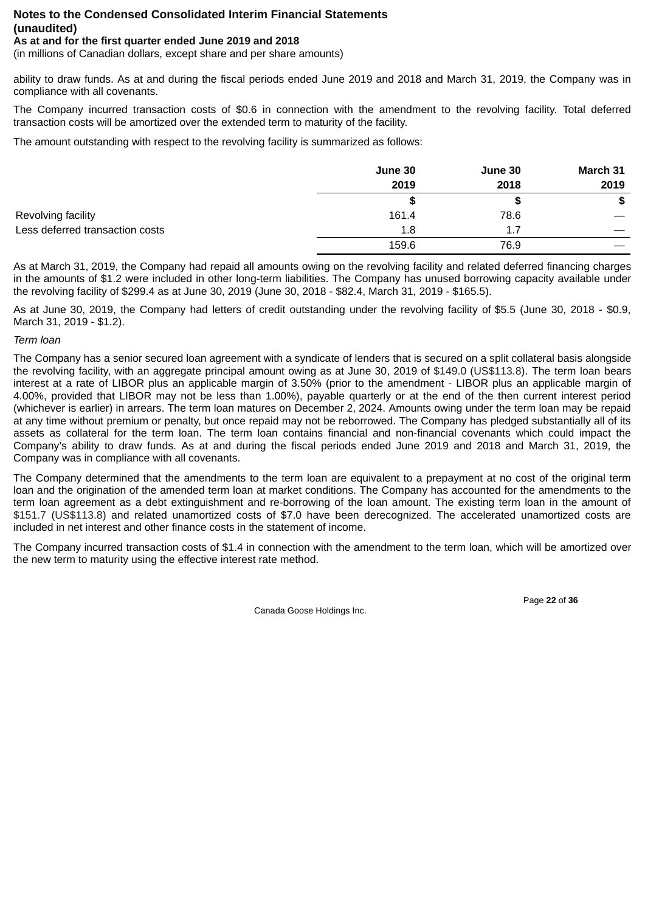ability to draw funds. As at and during the fiscal periods ended June 2019 and 2018 and March 31, 2019, the Company was in compliance with all covenants.

The Company incurred transaction costs of $0.6 in connection with the amendment to the revolving facility. Total deferred transaction costs will be amortized over the extended term to maturity of the facility.

The amount outstanding with respect to the revolving facility is summarized as follows:

| | June 30 2019 | June 30 2018 | March 31 2019 |
|---|---|---|---|
| | $ | $ | $ |
| Revolving facility | 161.4 | 78.6 | — |
| Less deferred transaction costs | 1.8 | 1.7 | — |
| | 159.6 | 76.9 | — |

As at March 31, 2019, the Company had repaid all amounts owing on the revolving facility and related deferred financing charges in the amounts of $1.2 were included in other long-term liabilities. The Company has unused borrowing capacity available under the revolving facility of $299.4 as at June 30, 2019 (June 30, 2018 - $82.4, March 31, 2019 - $165.5).

As at June 30, 2019, the Company had letters of credit outstanding under the revolving facility of $5.5 (June 30, 2018 - $0.9, March 31, 2019 - $1.2).

*Term loan*

The Company has a senior secured loan agreement with a syndicate of lenders that is secured on a split collateral basis alongside the revolving facility, with an aggregate principal amount owing as at June 30, 2019 of $149.0 (US$113.8). The term loan bears interest at a rate of LIBOR plus an applicable margin of 3.50% (prior to the amendment - LIBOR plus an applicable margin of 4.00%, provided that LIBOR may not be less than 1.00%), payable quarterly or at the end of the then current interest period (whichever is earlier) in arrears. The term loan matures on December 2, 2024. Amounts owing under the term loan may be repaid at any time without premium or penalty, but once repaid may not be reborrowed. The Company has pledged substantially all of its assets as collateral for the term loan. The term loan contains financial and non-financial covenants which could impact the Company's ability to draw funds. As at and during the fiscal periods ended June 2019 and 2018 and March 31, 2019, the Company was in compliance with all covenants.

The Company determined that the amendments to the term loan are equivalent to a prepayment at no cost of the original term loan and the origination of the amended term loan at market conditions. The Company has accounted for the amendments to the term loan agreement as a debt extinguishment and re-borrowing of the loan amount. The existing term loan in the amount of $151.7 (US$113.8) and related unamortized costs of $7.0 have been derecognized. The accelerated unamortized costs are included in net interest and other finance costs in the statement of income.

The Company incurred transaction costs of $1.4 in connection with the amendment to the term loan, which will be amortized over the new term to maturity using the effective interest rate method.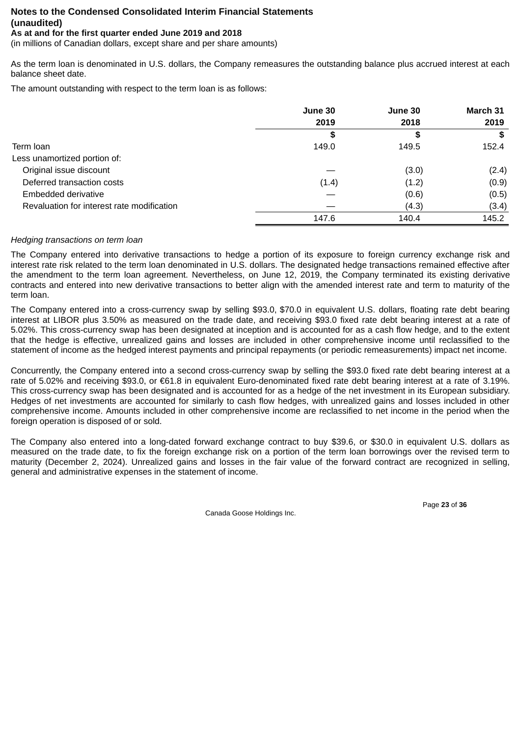**Notes to the Condensed Consolidated Interim Financial Statements (unaudited)**
**As at and for the first quarter ended June 2019 and 2018**
(in millions of Canadian dollars, except share and per share amounts)

As the term loan is denominated in U.S. dollars, the Company remeasures the outstanding balance plus accrued interest at each balance sheet date.

The amount outstanding with respect to the term loan is as follows:

| | June 30 2019 | June 30 2018 | March 31 2019 |
|---|---|---|---|
| | $ | $ | $ |
| Term loan | 149.0 | 149.5 | 152.4 |
| Less unamortized portion of: | | | |
| Original issue discount | — | (3.0) | (2.4) |
| Deferred transaction costs | (1.4) | (1.2) | (0.9) |
| Embedded derivative | — | (0.6) | (0.5) |
| Revaluation for interest rate modification | — | (4.3) | (3.4) |
| | 147.6 | 140.4 | 145.2 |

*Hedging transactions on term loan*

The Company entered into derivative transactions to hedge a portion of its exposure to foreign currency exchange risk and interest rate risk related to the term loan denominated in U.S. dollars. The designated hedge transactions remained effective after the amendment to the term loan agreement. Nevertheless, on June 12, 2019, the Company terminated its existing derivative contracts and entered into new derivative transactions to better align with the amended interest rate and term to maturity of the term loan.

The Company entered into a cross-currency swap by selling $93.0, $70.0 in equivalent U.S. dollars, floating rate debt bearing interest at LIBOR plus 3.50% as measured on the trade date, and receiving $93.0 fixed rate debt bearing interest at a rate of 5.02%. This cross-currency swap has been designated at inception and is accounted for as a cash flow hedge, and to the extent that the hedge is effective, unrealized gains and losses are included in other comprehensive income until reclassified to the statement of income as the hedged interest payments and principal repayments (or periodic remeasurements) impact net income.

Concurrently, the Company entered into a second cross-currency swap by selling the $93.0 fixed rate debt bearing interest at a rate of 5.02% and receiving $93.0, or €61.8 in equivalent Euro-denominated fixed rate debt bearing interest at a rate of 3.19%. This cross-currency swap has been designated and is accounted for as a hedge of the net investment in its European subsidiary. Hedges of net investments are accounted for similarly to cash flow hedges, with unrealized gains and losses included in other comprehensive income. Amounts included in other comprehensive income are reclassified to net income in the period when the foreign operation is disposed of or sold.

The Company also entered into a long-dated forward exchange contract to buy $39.6, or $30.0 in equivalent U.S. dollars as measured on the trade date, to fix the foreign exchange risk on a portion of the term loan borrowings over the revised term to maturity (December 2, 2024). Unrealized gains and losses in the fair value of the forward contract are recognized in selling, general and administrative expenses in the statement of income.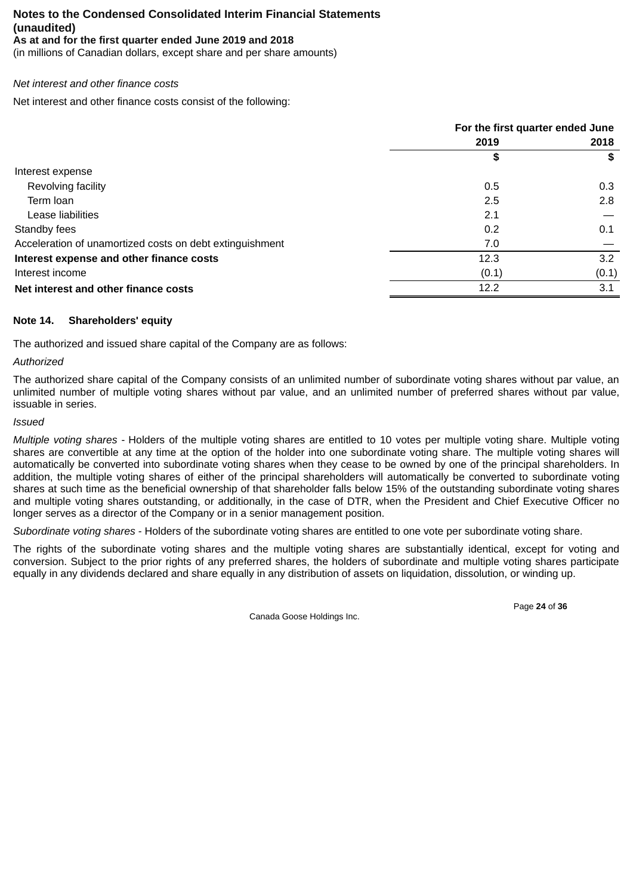**Notes to the Condensed Consolidated Interim Financial Statements (unaudited)**
**As at and for the first quarter ended June 2019 and 2018**
(in millions of Canadian dollars, except share and per share amounts)

*Net interest and other finance costs*

Net interest and other finance costs consist of the following:

| | For the first quarter ended June | |
|---|---|---|
| | 2019 | 2018 |
| | $ | $ |
| Interest expense | | |
| Revolving facility | 0.5 | 0.3 |
| Term loan | 2.5 | 2.8 |
| Lease liabilities | 2.1 | — |
| Standby fees | 0.2 | 0.1 |
| Acceleration of unamortized costs on debt extinguishment | 7.0 | — |
| **Interest expense and other finance costs** | 12.3 | 3.2 |
| Interest income | (0.1) | (0.1) |
| **Net interest and other finance costs** | 12.2 | 3.1 |

## Note 14. Shareholders' equity

The authorized and issued share capital of the Company are as follows:

*Authorized*

The authorized share capital of the Company consists of an unlimited number of subordinate voting shares without par value, an unlimited number of multiple voting shares without par value, and an unlimited number of preferred shares without par value, issuable in series.

*Issued*

*Multiple voting shares* - Holders of the multiple voting shares are entitled to 10 votes per multiple voting share. Multiple voting shares are convertible at any time at the option of the holder into one subordinate voting share. The multiple voting shares will automatically be converted into subordinate voting shares when they cease to be owned by one of the principal shareholders. In addition, the multiple voting shares of either of the principal shareholders will automatically be converted to subordinate voting shares at such time as the beneficial ownership of that shareholder falls below 15% of the outstanding subordinate voting shares and multiple voting shares outstanding, or additionally, in the case of DTR, when the President and Chief Executive Officer no longer serves as a director of the Company or in a senior management position.

*Subordinate voting shares* - Holders of the subordinate voting shares are entitled to one vote per subordinate voting share.

The rights of the subordinate voting shares and the multiple voting shares are substantially identical, except for voting and conversion. Subject to the prior rights of any preferred shares, the holders of subordinate and multiple voting shares participate equally in any dividends declared and share equally in any distribution of assets on liquidation, dissolution, or winding up.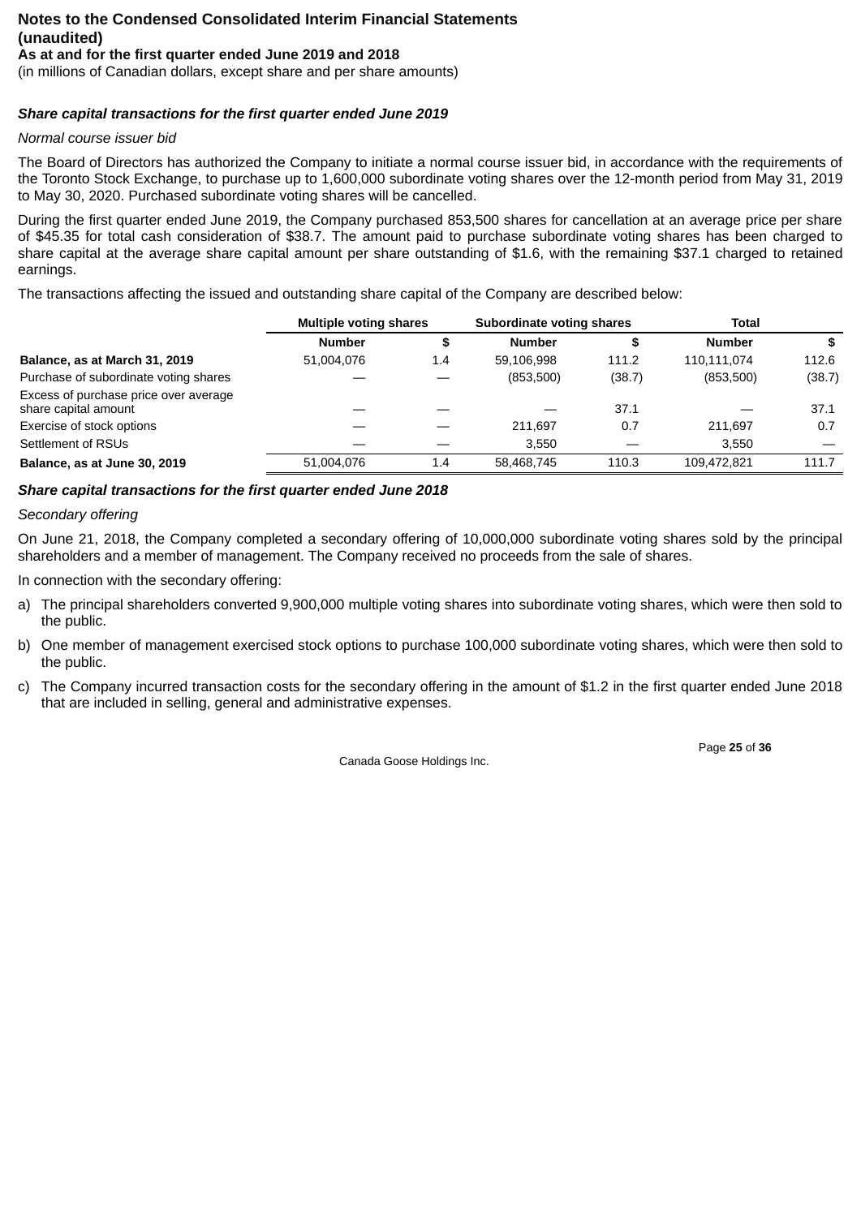**Notes to the Condensed Consolidated Interim Financial Statements (unaudited)**
**As at and for the first quarter ended June 2019 and 2018**
(in millions of Canadian dollars, except share and per share amounts)

***Share capital transactions for the first quarter ended June 2019***

*Normal course issuer bid*

The Board of Directors has authorized the Company to initiate a normal course issuer bid, in accordance with the requirements of the Toronto Stock Exchange, to purchase up to 1,600,000 subordinate voting shares over the 12-month period from May 31, 2019 to May 30, 2020. Purchased subordinate voting shares will be cancelled.

During the first quarter ended June 2019, the Company purchased 853,500 shares for cancellation at an average price per share of $45.35 for total cash consideration of $38.7. The amount paid to purchase subordinate voting shares has been charged to share capital at the average share capital amount per share outstanding of $1.6, with the remaining $37.1 charged to retained earnings.

The transactions affecting the issued and outstanding share capital of the Company are described below:

| | Multiple voting shares | | Subordinate voting shares | | Total | |
|---|---|---|---|---|---|---|
| | Number | $ | Number | $ | Number | $ |
| **Balance, as at March 31, 2019** | 51,004,076 | 1.4 | 59,106,998 | 111.2 | 110,111,074 | 112.6 |
| Purchase of subordinate voting shares | — | — | (853,500) | (38.7) | (853,500) | (38.7) |
| Excess of purchase price over average share capital amount | — | — | — | 37.1 | — | 37.1 |
| Exercise of stock options | — | — | 211,697 | 0.7 | 211,697 | 0.7 |
| Settlement of RSUs | — | — | 3,550 | — | 3,550 | — |
| **Balance, as at June 30, 2019** | 51,004,076 | 1.4 | 58,468,745 | 110.3 | 109,472,821 | 111.7 |

***Share capital transactions for the first quarter ended June 2018***

*Secondary offering*

On June 21, 2018, the Company completed a secondary offering of 10,000,000 subordinate voting shares sold by the principal shareholders and a member of management. The Company received no proceeds from the sale of shares.

In connection with the secondary offering:

a) The principal shareholders converted 9,900,000 multiple voting shares into subordinate voting shares, which were then sold to the public.

b) One member of management exercised stock options to purchase 100,000 subordinate voting shares, which were then sold to the public.

c) The Company incurred transaction costs for the secondary offering in the amount of $1.2 in the first quarter ended June 2018 that are included in selling, general and administrative expenses.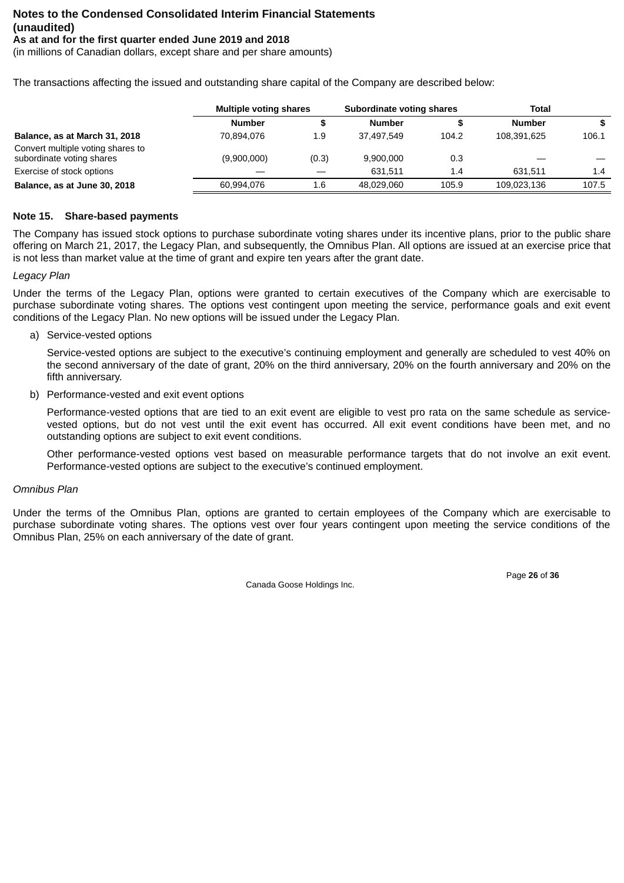# Notes to the Condensed Consolidated Interim Financial Statements (unaudited)

**As at and for the first quarter ended June 2019 and 2018**

(in millions of Canadian dollars, except share and per share amounts)

The transactions affecting the issued and outstanding share capital of the Company are described below:

| | Multiple voting shares | | Subordinate voting shares | | Total | |
|---|---|---|---|---|---|---|
| | **Number** | **$** | **Number** | **$** | **Number** | **$** |
| **Balance, as at March 31, 2018** | 70,894,076 | 1.9 | 37,497,549 | 104.2 | 108,391,625 | 106.1 |
| Convert multiple voting shares to subordinate voting shares | (9,900,000) | (0.3) | 9,900,000 | 0.3 | — | — |
| Exercise of stock options | — | — | 631,511 | 1.4 | 631,511 | 1.4 |
| **Balance, as at June 30, 2018** | 60,994,076 | 1.6 | 48,029,060 | 105.9 | 109,023,136 | 107.5 |

## Note 15. Share-based payments

The Company has issued stock options to purchase subordinate voting shares under its incentive plans, prior to the public share offering on March 21, 2017, the Legacy Plan, and subsequently, the Omnibus Plan. All options are issued at an exercise price that is not less than market value at the time of grant and expire ten years after the grant date.

*Legacy Plan*

Under the terms of the Legacy Plan, options were granted to certain executives of the Company which are exercisable to purchase subordinate voting shares. The options vest contingent upon meeting the service, performance goals and exit event conditions of the Legacy Plan. No new options will be issued under the Legacy Plan.

a) Service-vested options

   Service-vested options are subject to the executive's continuing employment and generally are scheduled to vest 40% on the second anniversary of the date of grant, 20% on the third anniversary, 20% on the fourth anniversary and 20% on the fifth anniversary.

b) Performance-vested and exit event options

   Performance-vested options that are tied to an exit event are eligible to vest pro rata on the same schedule as service-vested options, but do not vest until the exit event has occurred. All exit event conditions have been met, and no outstanding options are subject to exit event conditions.

   Other performance-vested options vest based on measurable performance targets that do not involve an exit event. Performance-vested options are subject to the executive's continued employment.

*Omnibus Plan*

Under the terms of the Omnibus Plan, options are granted to certain employees of the Company which are exercisable to purchase subordinate voting shares. The options vest over four years contingent upon meeting the service conditions of the Omnibus Plan, 25% on each anniversary of the date of grant.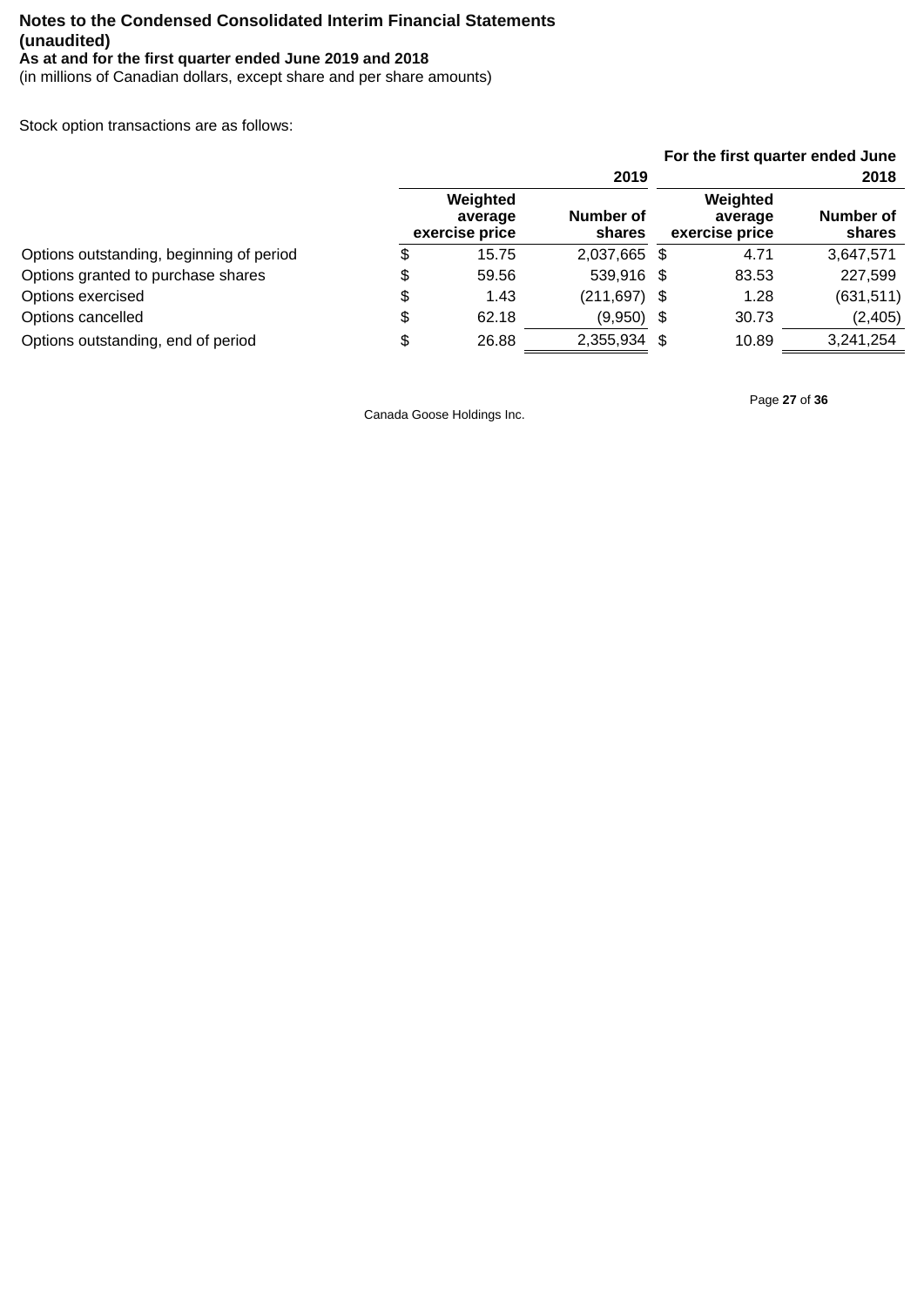**Notes to the Condensed Consolidated Interim Financial Statements (unaudited)**
**As at and for the first quarter ended June 2019 and 2018**
(in millions of Canadian dollars, except share and per share amounts)

Stock option transactions are as follows:

| | For the first quarter ended June | | | |
|---|---|---|---|---|
| | 2019 | | 2018 | |
| | Weighted average exercise price | Number of shares | Weighted average exercise price | Number of shares |
| Options outstanding, beginning of period | $ 15.75 | 2,037,665 | $ 4.71 | 3,647,571 |
| Options granted to purchase shares | $ 59.56 | 539,916 | $ 83.53 | 227,599 |
| Options exercised | $ 1.43 | (211,697) | $ 1.28 | (631,511) |
| Options cancelled | $ 62.18 | (9,950) | $ 30.73 | (2,405) |
| Options outstanding, end of period | $ 26.88 | 2,355,934 | $ 10.89 | 3,241,254 |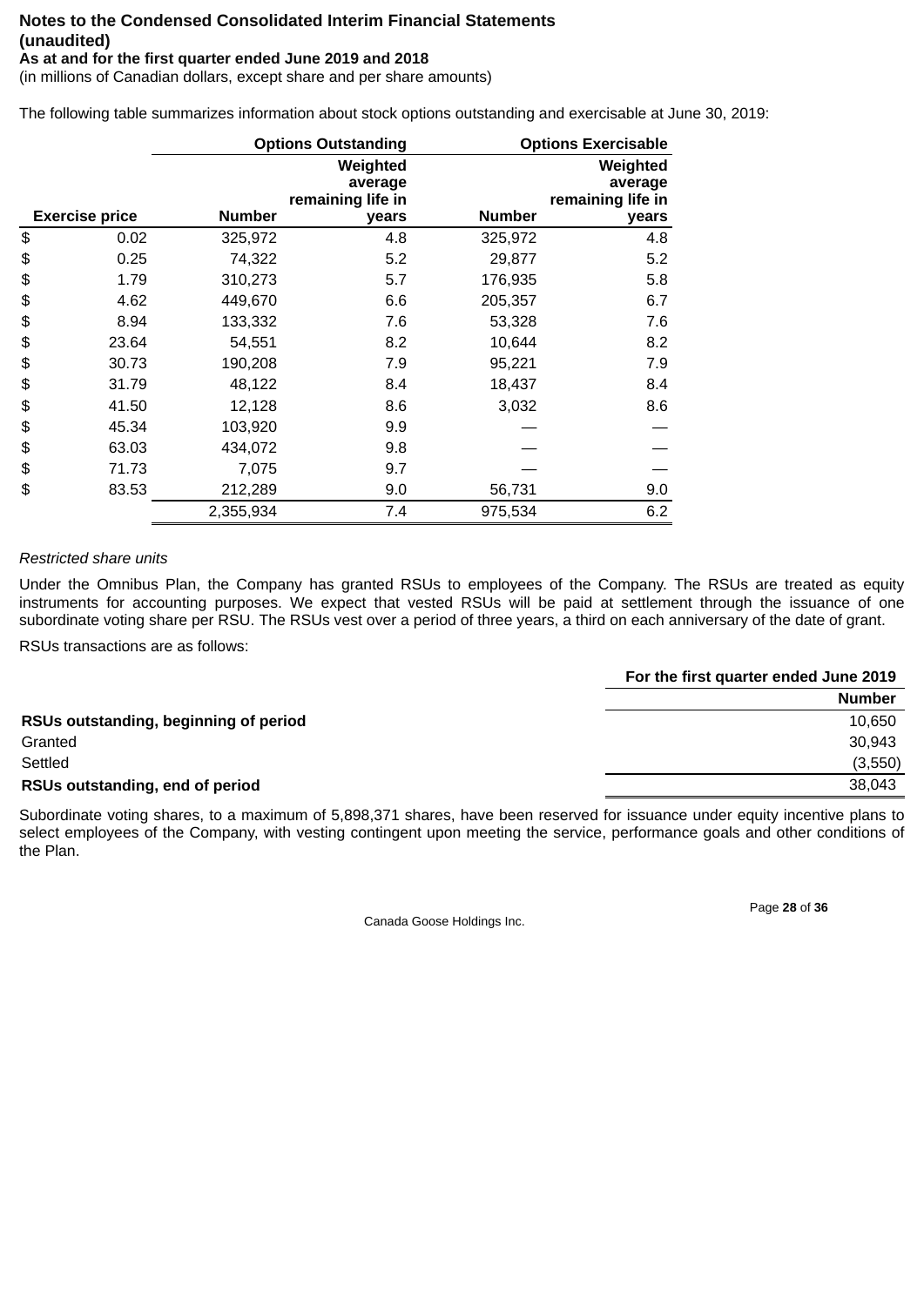**Notes to the Condensed Consolidated Interim Financial Statements (unaudited)**
**As at and for the first quarter ended June 2019 and 2018**
(in millions of Canadian dollars, except share and per share amounts)

The following table summarizes information about stock options outstanding and exercisable at June 30, 2019:

| | Options Outstanding | | Options Exercisable | |
|---|---|---|---|---|
| **Exercise price** | **Number** | **Weighted average remaining life in years** | **Number** | **Weighted average remaining life in years** |
| $ 0.02 | 325,972 | 4.8 | 325,972 | 4.8 |
| $ 0.25 | 74,322 | 5.2 | 29,877 | 5.2 |
| $ 1.79 | 310,273 | 5.7 | 176,935 | 5.8 |
| $ 4.62 | 449,670 | 6.6 | 205,357 | 6.7 |
| $ 8.94 | 133,332 | 7.6 | 53,328 | 7.6 |
| $ 23.64 | 54,551 | 8.2 | 10,644 | 8.2 |
| $ 30.73 | 190,208 | 7.9 | 95,221 | 7.9 |
| $ 31.79 | 48,122 | 8.4 | 18,437 | 8.4 |
| $ 41.50 | 12,128 | 8.6 | 3,032 | 8.6 |
| $ 45.34 | 103,920 | 9.9 | — | — |
| $ 63.03 | 434,072 | 9.8 | — | — |
| $ 71.73 | 7,075 | 9.7 | — | — |
| $ 83.53 | 212,289 | 9.0 | 56,731 | 9.0 |
| | 2,355,934 | 7.4 | 975,534 | 6.2 |

*Restricted share units*

Under the Omnibus Plan, the Company has granted RSUs to employees of the Company. The RSUs are treated as equity instruments for accounting purposes. We expect that vested RSUs will be paid at settlement through the issuance of one subordinate voting share per RSU. The RSUs vest over a period of three years, a third on each anniversary of the date of grant.

RSUs transactions are as follows:

| | For the first quarter ended June 2019 |
|---|---|
| | **Number** |
| **RSUs outstanding, beginning of period** | 10,650 |
| Granted | 30,943 |
| Settled | (3,550) |
| **RSUs outstanding, end of period** | 38,043 |

Subordinate voting shares, to a maximum of 5,898,371 shares, have been reserved for issuance under equity incentive plans to select employees of the Company, with vesting contingent upon meeting the service, performance goals and other conditions of the Plan.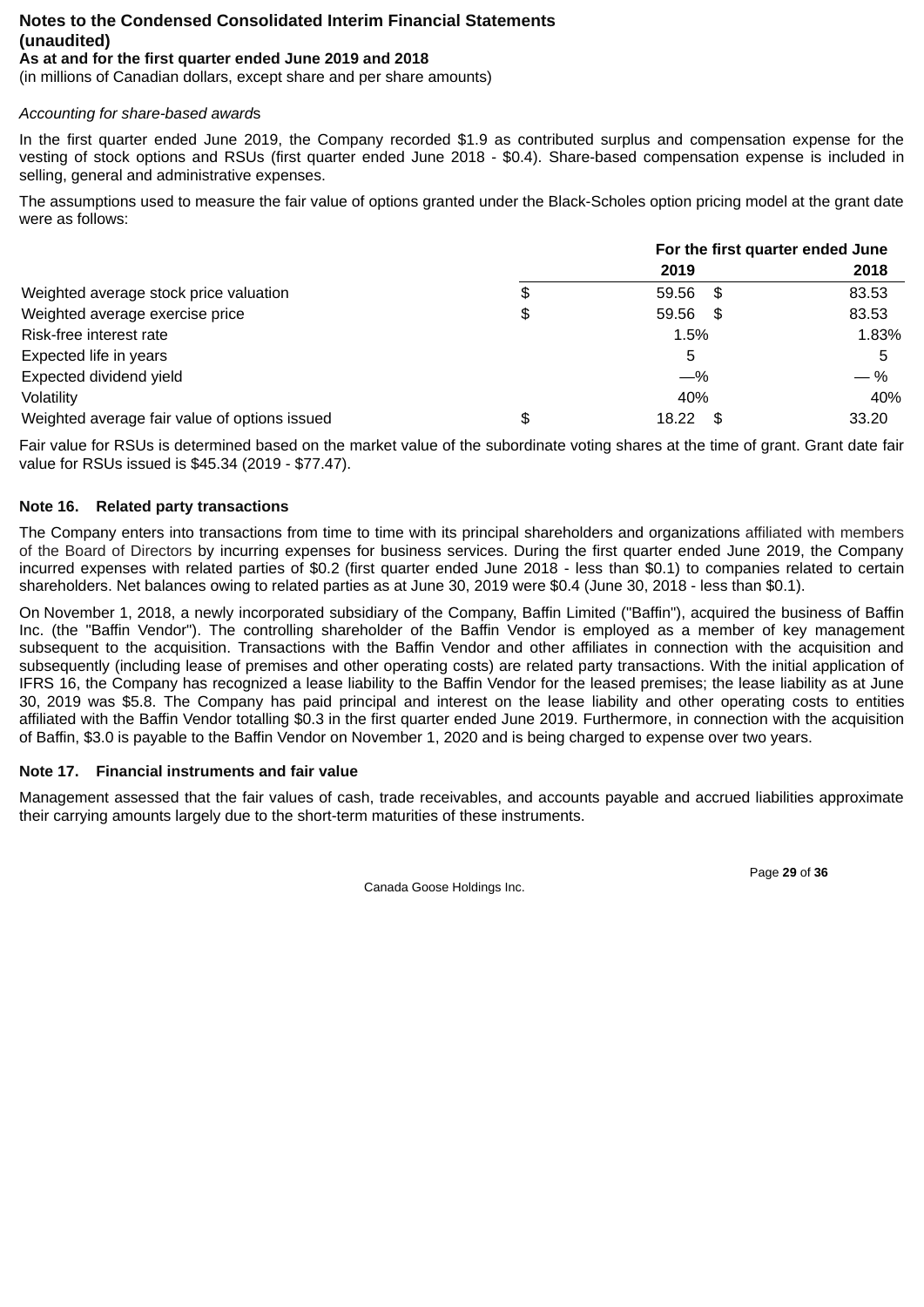**Notes to the Condensed Consolidated Interim Financial Statements (unaudited)**
**As at and for the first quarter ended June 2019 and 2018**
(in millions of Canadian dollars, except share and per share amounts)

*Accounting for share-based awards*

In the first quarter ended June 2019, the Company recorded $1.9 as contributed surplus and compensation expense for the vesting of stock options and RSUs (first quarter ended June 2018 - $0.4). Share-based compensation expense is included in selling, general and administrative expenses.

The assumptions used to measure the fair value of options granted under the Black-Scholes option pricing model at the grant date were as follows:

| | For the first quarter ended June | |
|---|---|---|
| | **2019** | **2018** |
| Weighted average stock price valuation | $ 59.56 | $ 83.53 |
| Weighted average exercise price | $ 59.56 | $ 83.53 |
| Risk-free interest rate | 1.5% | 1.83% |
| Expected life in years | 5 | 5 |
| Expected dividend yield | —% | — % |
| Volatility | 40% | 40% |
| Weighted average fair value of options issued | $ 18.22 | $ 33.20 |

Fair value for RSUs is determined based on the market value of the subordinate voting shares at the time of grant. Grant date fair value for RSUs issued is $45.34 (2019 - $77.47).

**Note 16. Related party transactions**

The Company enters into transactions from time to time with its principal shareholders and organizations affiliated with members of the Board of Directors by incurring expenses for business services. During the first quarter ended June 2019, the Company incurred expenses with related parties of $0.2 (first quarter ended June 2018 - less than $0.1) to companies related to certain shareholders. Net balances owing to related parties as at June 30, 2019 were $0.4 (June 30, 2018 - less than $0.1).

On November 1, 2018, a newly incorporated subsidiary of the Company, Baffin Limited ("Baffin"), acquired the business of Baffin Inc. (the "Baffin Vendor"). The controlling shareholder of the Baffin Vendor is employed as a member of key management subsequent to the acquisition. Transactions with the Baffin Vendor and other affiliates in connection with the acquisition and subsequently (including lease of premises and other operating costs) are related party transactions. With the initial application of IFRS 16, the Company has recognized a lease liability to the Baffin Vendor for the leased premises; the lease liability as at June 30, 2019 was $5.8. The Company has paid principal and interest on the lease liability and other operating costs to entities affiliated with the Baffin Vendor totalling $0.3 in the first quarter ended June 2019. Furthermore, in connection with the acquisition of Baffin, $3.0 is payable to the Baffin Vendor on November 1, 2020 and is being charged to expense over two years.

**Note 17. Financial instruments and fair value**

Management assessed that the fair values of cash, trade receivables, and accounts payable and accrued liabilities approximate their carrying amounts largely due to the short-term maturities of these instruments.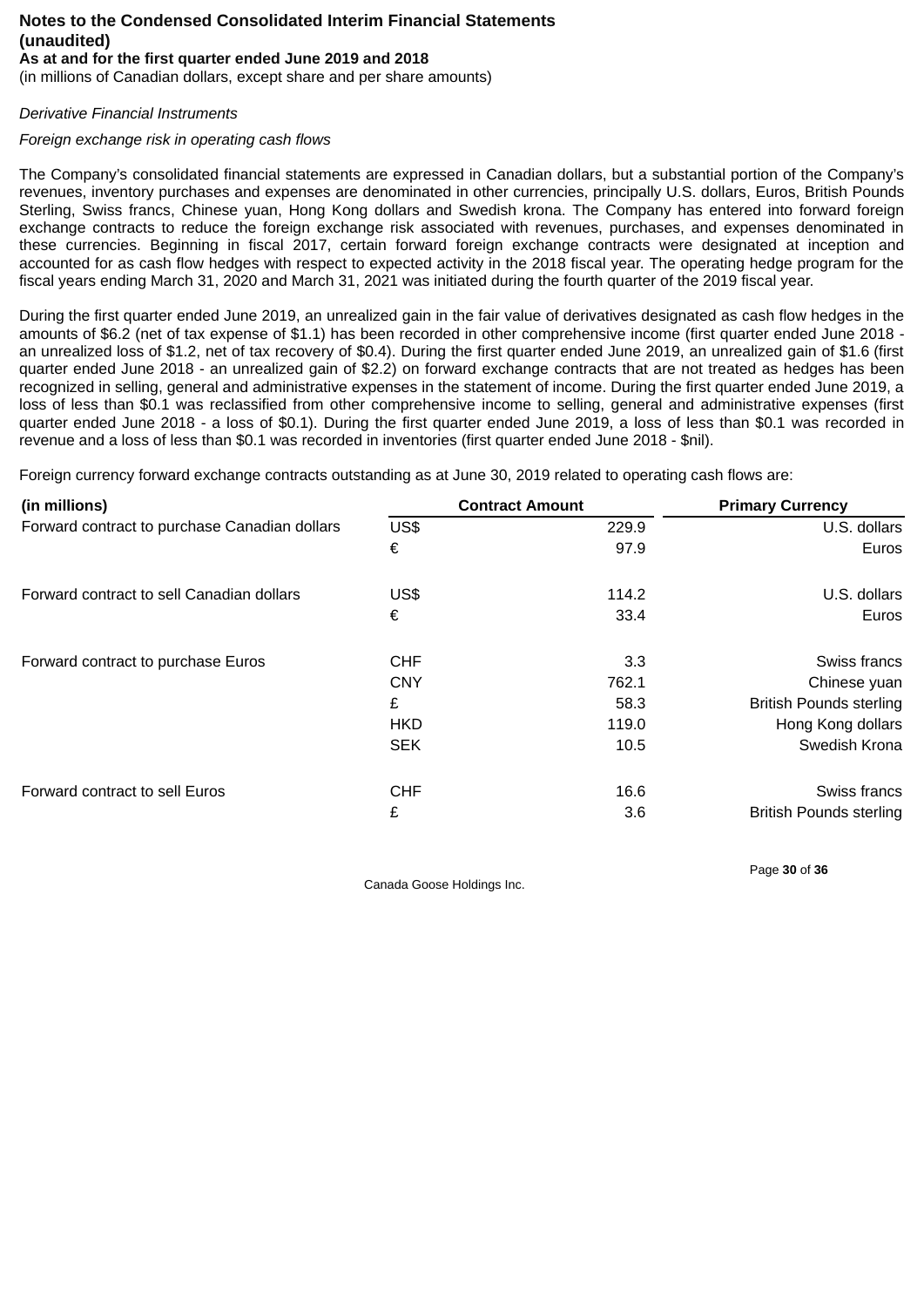**Notes to the Condensed Consolidated Interim Financial Statements (unaudited)**
**As at and for the first quarter ended June 2019 and 2018**
(in millions of Canadian dollars, except share and per share amounts)

*Derivative Financial Instruments*

*Foreign exchange risk in operating cash flows*

The Company's consolidated financial statements are expressed in Canadian dollars, but a substantial portion of the Company's revenues, inventory purchases and expenses are denominated in other currencies, principally U.S. dollars, Euros, British Pounds Sterling, Swiss francs, Chinese yuan, Hong Kong dollars and Swedish krona. The Company has entered into forward foreign exchange contracts to reduce the foreign exchange risk associated with revenues, purchases, and expenses denominated in these currencies. Beginning in fiscal 2017, certain forward foreign exchange contracts were designated at inception and accounted for as cash flow hedges with respect to expected activity in the 2018 fiscal year. The operating hedge program for the fiscal years ending March 31, 2020 and March 31, 2021 was initiated during the fourth quarter of the 2019 fiscal year.

During the first quarter ended June 2019, an unrealized gain in the fair value of derivatives designated as cash flow hedges in the amounts of $6.2 (net of tax expense of $1.1) has been recorded in other comprehensive income (first quarter ended June 2018 - an unrealized loss of $1.2, net of tax recovery of $0.4). During the first quarter ended June 2019, an unrealized gain of $1.6 (first quarter ended June 2018 - an unrealized gain of $2.2) on forward exchange contracts that are not treated as hedges has been recognized in selling, general and administrative expenses in the statement of income. During the first quarter ended June 2019, a loss of less than $0.1 was reclassified from other comprehensive income to selling, general and administrative expenses (first quarter ended June 2018 - a loss of $0.1). During the first quarter ended June 2019, a loss of less than $0.1 was recorded in revenue and a loss of less than $0.1 was recorded in inventories (first quarter ended June 2018 - $nil).

Foreign currency forward exchange contracts outstanding as at June 30, 2019 related to operating cash flows are:

| (in millions) | Contract Amount | | Primary Currency |
|---|---|---|---|
| Forward contract to purchase Canadian dollars | US$ | 229.9 | U.S. dollars |
| | € | 97.9 | Euros |
| Forward contract to sell Canadian dollars | US$ | 114.2 | U.S. dollars |
| | € | 33.4 | Euros |
| Forward contract to purchase Euros | CHF | 3.3 | Swiss francs |
| | CNY | 762.1 | Chinese yuan |
| | £ | 58.3 | British Pounds sterling |
| | HKD | 119.0 | Hong Kong dollars |
| | SEK | 10.5 | Swedish Krona |
| Forward contract to sell Euros | CHF | 16.6 | Swiss francs |
| | £ | 3.6 | British Pounds sterling |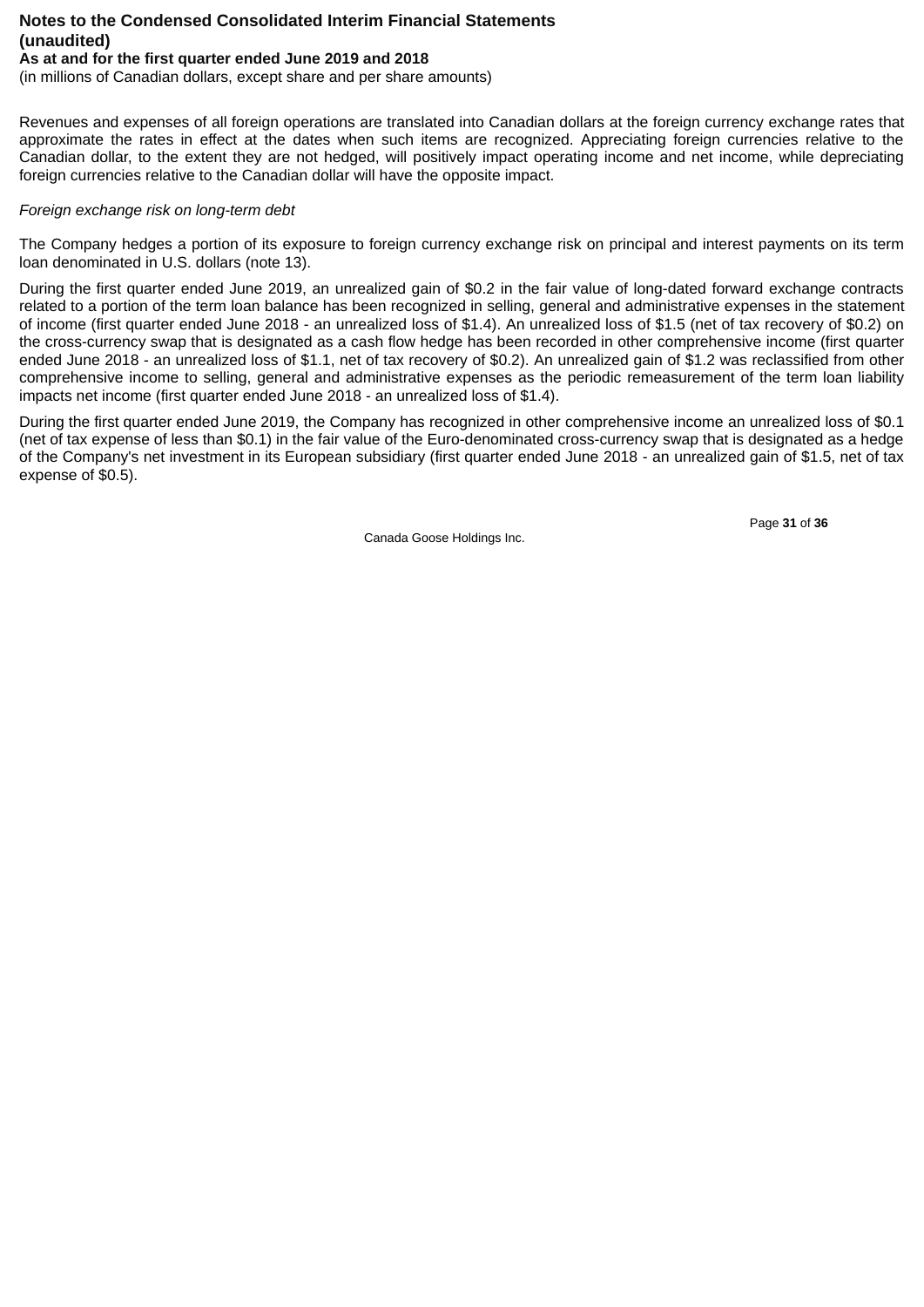Revenues and expenses of all foreign operations are translated into Canadian dollars at the foreign currency exchange rates that approximate the rates in effect at the dates when such items are recognized. Appreciating foreign currencies relative to the Canadian dollar, to the extent they are not hedged, will positively impact operating income and net income, while depreciating foreign currencies relative to the Canadian dollar will have the opposite impact.

*Foreign exchange risk on long-term debt*

The Company hedges a portion of its exposure to foreign currency exchange risk on principal and interest payments on its term loan denominated in U.S. dollars (note 13).

During the first quarter ended June 2019, an unrealized gain of $0.2 in the fair value of long-dated forward exchange contracts related to a portion of the term loan balance has been recognized in selling, general and administrative expenses in the statement of income (first quarter ended June 2018 - an unrealized loss of $1.4). An unrealized loss of $1.5 (net of tax recovery of $0.2) on the cross-currency swap that is designated as a cash flow hedge has been recorded in other comprehensive income (first quarter ended June 2018 - an unrealized loss of $1.1, net of tax recovery of $0.2). An unrealized gain of $1.2 was reclassified from other comprehensive income to selling, general and administrative expenses as the periodic remeasurement of the term loan liability impacts net income (first quarter ended June 2018 - an unrealized loss of $1.4).

During the first quarter ended June 2019, the Company has recognized in other comprehensive income an unrealized loss of $0.1 (net of tax expense of less than $0.1) in the fair value of the Euro-denominated cross-currency swap that is designated as a hedge of the Company's net investment in its European subsidiary (first quarter ended June 2018 - an unrealized gain of $1.5, net of tax expense of $0.5).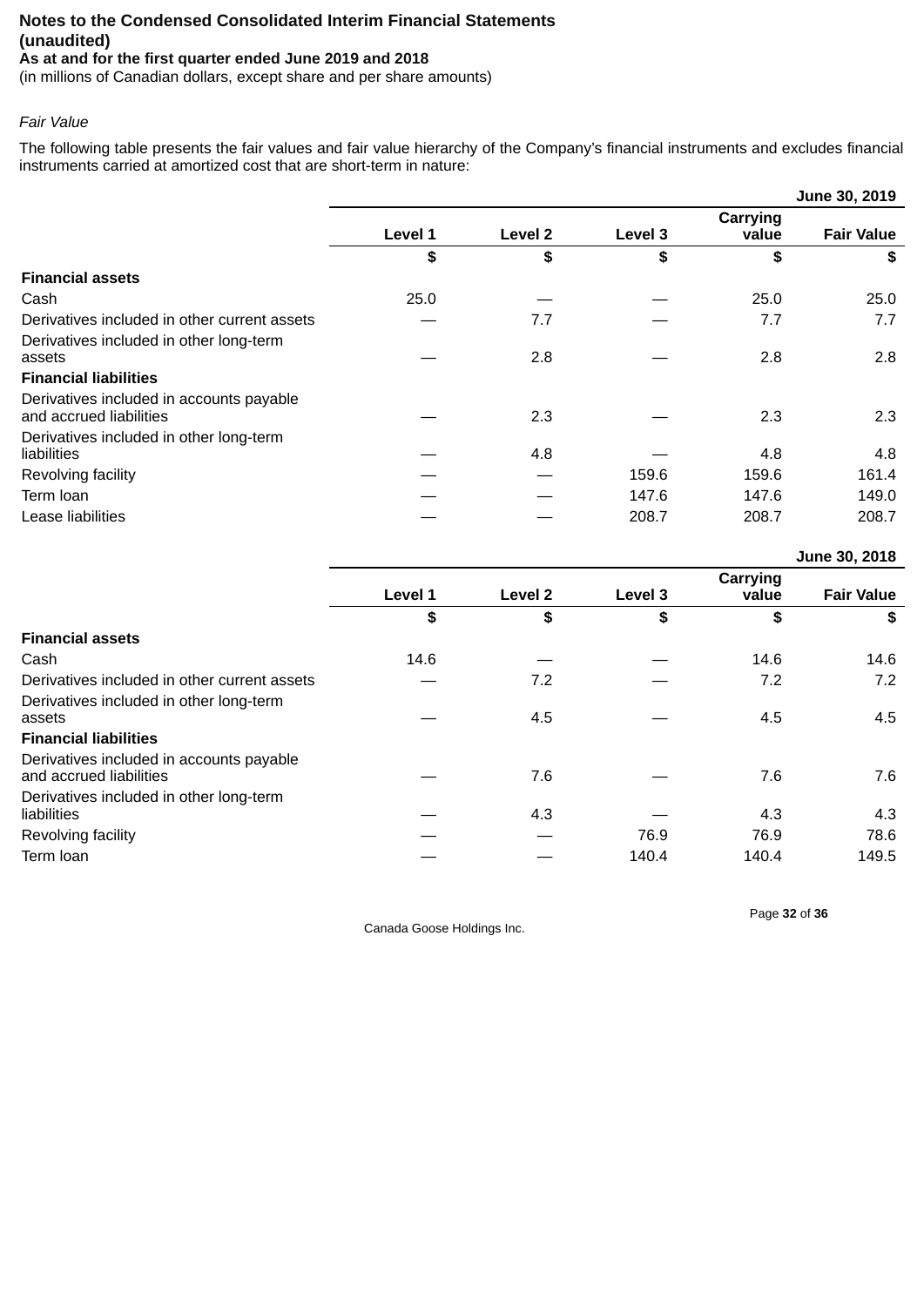**Notes to the Condensed Consolidated Interim Financial Statements (unaudited)**
**As at and for the first quarter ended June 2019 and 2018**
(in millions of Canadian dollars, except share and per share amounts)

*Fair Value*

The following table presents the fair values and fair value hierarchy of the Company's financial instruments and excludes financial instruments carried at amortized cost that are short-term in nature:

| | | | | | June 30, 2019 |
|---|---|---|---|---|---|
| | Level 1 | Level 2 | Level 3 | Carrying value | Fair Value |
| | $ | $ | $ | $ | $ |
| **Financial assets** | | | | | |
| Cash | 25.0 | — | — | 25.0 | 25.0 |
| Derivatives included in other current assets | — | 7.7 | — | 7.7 | 7.7 |
| Derivatives included in other long-term assets | — | 2.8 | — | 2.8 | 2.8 |
| **Financial liabilities** | | | | | |
| Derivatives included in accounts payable and accrued liabilities | — | 2.3 | — | 2.3 | 2.3 |
| Derivatives included in other long-term liabilities | — | 4.8 | — | 4.8 | 4.8 |
| Revolving facility | — | — | 159.6 | 159.6 | 161.4 |
| Term loan | — | — | 147.6 | 147.6 | 149.0 |
| Lease liabilities | — | — | 208.7 | 208.7 | 208.7 |

| | | | | | June 30, 2018 |
|---|---|---|---|---|---|
| | Level 1 | Level 2 | Level 3 | Carrying value | Fair Value |
| | $ | $ | $ | $ | $ |
| **Financial assets** | | | | | |
| Cash | 14.6 | — | — | 14.6 | 14.6 |
| Derivatives included in other current assets | — | 7.2 | — | 7.2 | 7.2 |
| Derivatives included in other long-term assets | — | 4.5 | — | 4.5 | 4.5 |
| **Financial liabilities** | | | | | |
| Derivatives included in accounts payable and accrued liabilities | — | 7.6 | — | 7.6 | 7.6 |
| Derivatives included in other long-term liabilities | — | 4.3 | — | 4.3 | 4.3 |
| Revolving facility | — | — | 76.9 | 76.9 | 78.6 |
| Term loan | — | — | 140.4 | 140.4 | 149.5 |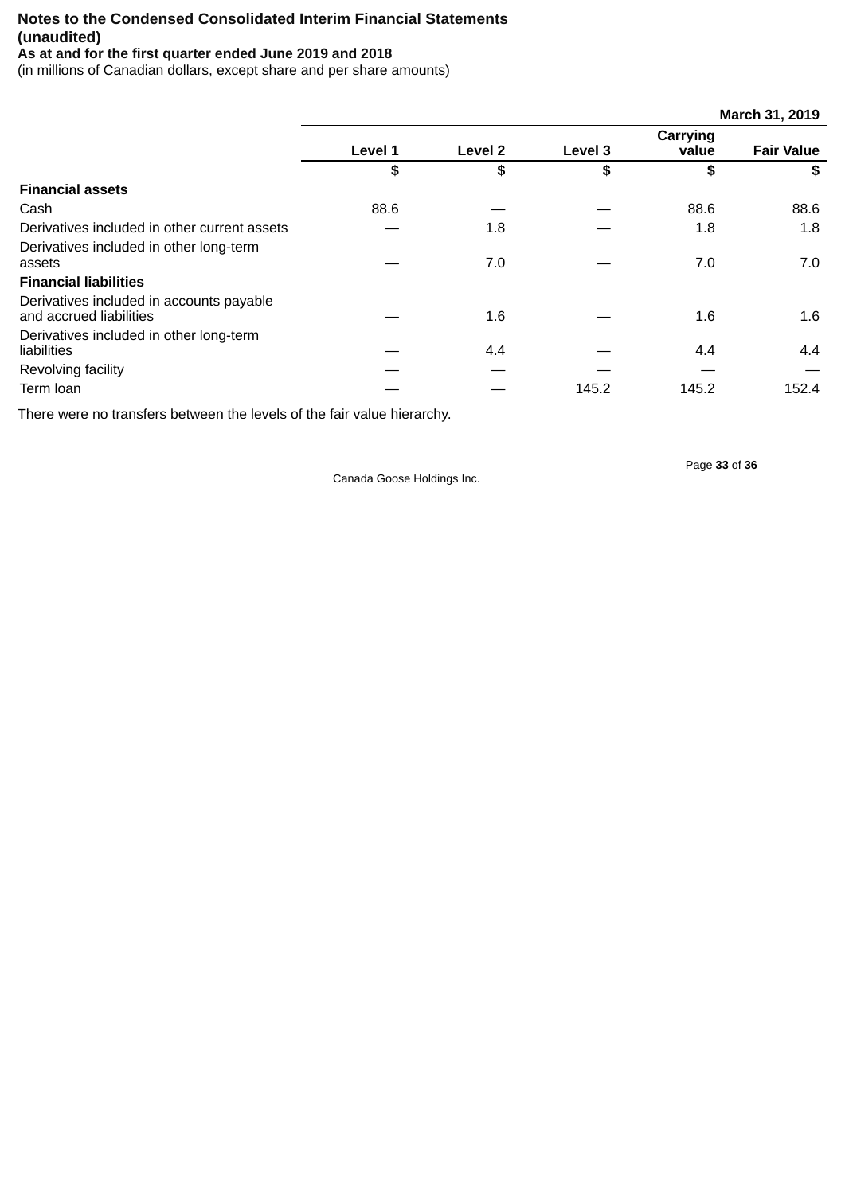**Notes to the Condensed Consolidated Interim Financial Statements (unaudited)**
**As at and for the first quarter ended June 2019 and 2018**
(in millions of Canadian dollars, except share and per share amounts)

| | | | | | March 31, 2019 |
|---|---|---|---|---|---|
| | Level 1 | Level 2 | Level 3 | Carrying value | Fair Value |
| | $ | $ | $ | $ | $ |
| **Financial assets** | | | | | |
| Cash | 88.6 | — | — | 88.6 | 88.6 |
| Derivatives included in other current assets | — | 1.8 | — | 1.8 | 1.8 |
| Derivatives included in other long-term assets | — | 7.0 | — | 7.0 | 7.0 |
| **Financial liabilities** | | | | | |
| Derivatives included in accounts payable and accrued liabilities | — | 1.6 | — | 1.6 | 1.6 |
| Derivatives included in other long-term liabilities | — | 4.4 | — | 4.4 | 4.4 |
| Revolving facility | — | — | — | — | — |
| Term loan | — | — | 145.2 | 145.2 | 152.4 |

There were no transfers between the levels of the fair value hierarchy.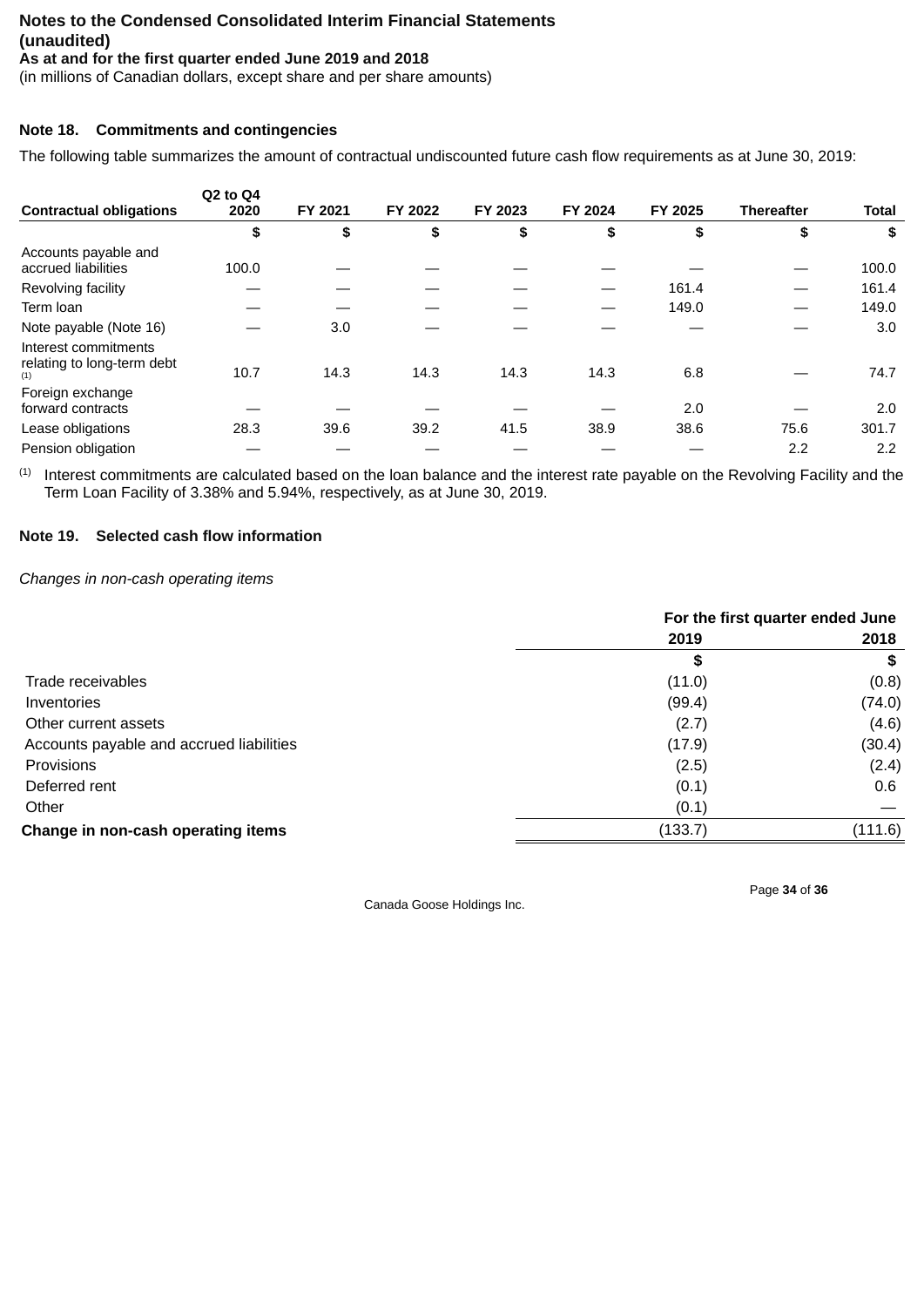**Notes to the Condensed Consolidated Interim Financial Statements (unaudited)**
**As at and for the first quarter ended June 2019 and 2018**
(in millions of Canadian dollars, except share and per share amounts)

## Note 18. Commitments and contingencies

The following table summarizes the amount of contractual undiscounted future cash flow requirements as at June 30, 2019:

| Contractual obligations | Q2 to Q4 2020 | FY 2021 | FY 2022 | FY 2023 | FY 2024 | FY 2025 | Thereafter | Total |
|---|---|---|---|---|---|---|---|---|
| | $ | $ | $ | $ | $ | $ | $ | $ |
| Accounts payable and accrued liabilities | 100.0 | — | — | — | — | — | — | 100.0 |
| Revolving facility | — | — | — | — | — | 161.4 | — | 161.4 |
| Term loan | — | — | — | — | — | 149.0 | — | 149.0 |
| Note payable (Note 16) | — | 3.0 | — | — | — | — | — | 3.0 |
| Interest commitments relating to long-term debt [(1)] | 10.7 | 14.3 | 14.3 | 14.3 | 14.3 | 6.8 | — | 74.7 |
| Foreign exchange forward contracts | — | — | — | — | — | 2.0 | — | 2.0 |
| Lease obligations | 28.3 | 39.6 | 39.2 | 41.5 | 38.9 | 38.6 | 75.6 | 301.7 |
| Pension obligation | — | — | — | — | — | — | 2.2 | 2.2 |

[(1)] Interest commitments are calculated based on the loan balance and the interest rate payable on the Revolving Facility and the Term Loan Facility of 3.38% and 5.94%, respectively, as at June 30, 2019.

## Note 19. Selected cash flow information

*Changes in non-cash operating items*

| | For the first quarter ended June | |
|---|---|---|
| | 2019 | 2018 |
| | $ | $ |
| Trade receivables | (11.0) | (0.8) |
| Inventories | (99.4) | (74.0) |
| Other current assets | (2.7) | (4.6) |
| Accounts payable and accrued liabilities | (17.9) | (30.4) |
| Provisions | (2.5) | (2.4) |
| Deferred rent | (0.1) | 0.6 |
| Other | (0.1) | — |
| **Change in non-cash operating items** | (133.7) | (111.6) |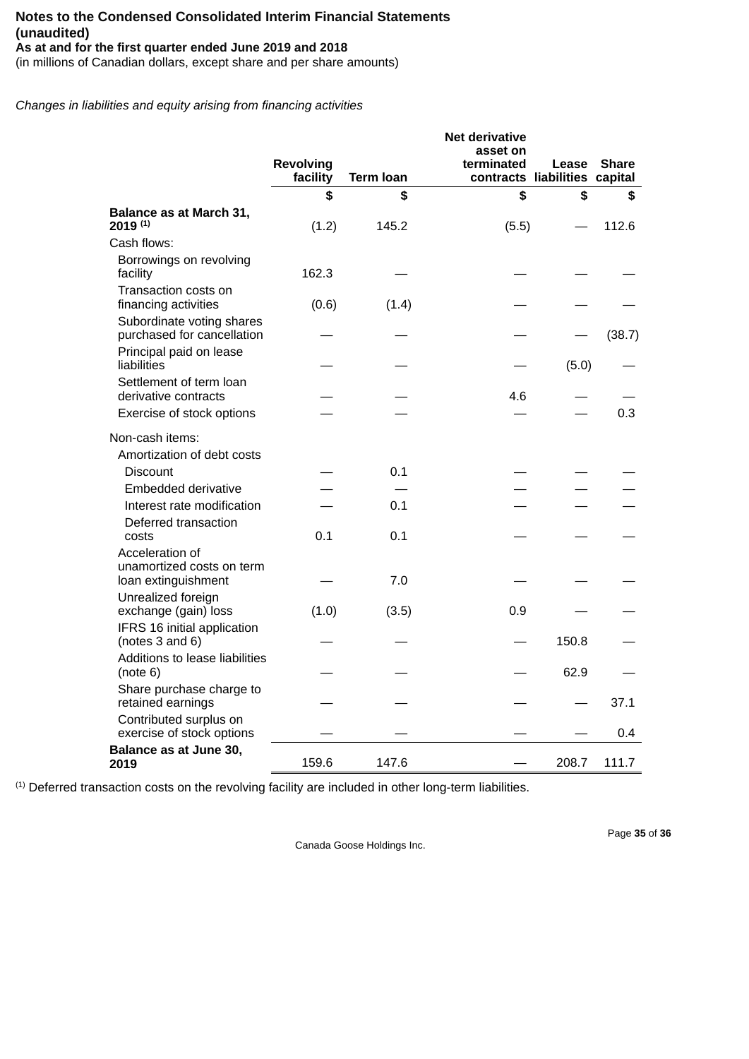**Notes to the Condensed Consolidated Interim Financial Statements (unaudited)**
**As at and for the first quarter ended June 2019 and 2018**
(in millions of Canadian dollars, except share and per share amounts)

*Changes in liabilities and equity arising from financing activities*

| | Revolving facility | Term loan | Net derivative asset on terminated contracts | Lease liabilities | Share capital |
|---|---|---|---|---|---|
| | $ | $ | $ | $ | $ |
| **Balance as at March 31, 2019** [1] | (1.2) | 145.2 | (5.5) | — | 112.6 |
| Cash flows: | | | | | |
| Borrowings on revolving facility | 162.3 | — | — | — | — |
| Transaction costs on financing activities | (0.6) | (1.4) | — | — | — |
| Subordinate voting shares purchased for cancellation | — | — | — | — | (38.7) |
| Principal paid on lease liabilities | — | — | — | (5.0) | — |
| Settlement of term loan derivative contracts | — | — | 4.6 | — | — |
| Exercise of stock options | — | — | — | — | 0.3 |
| Non-cash items: | | | | | |
| Amortization of debt costs | | | | | |
| Discount | — | 0.1 | — | — | — |
| Embedded derivative | — | — | — | — | — |
| Interest rate modification | — | 0.1 | — | — | — |
| Deferred transaction costs | 0.1 | 0.1 | — | — | — |
| Acceleration of unamortized costs on term loan extinguishment | — | 7.0 | — | — | — |
| Unrealized foreign exchange (gain) loss | (1.0) | (3.5) | 0.9 | — | — |
| IFRS 16 initial application (notes 3 and 6) | — | — | — | 150.8 | — |
| Additions to lease liabilities (note 6) | — | — | — | 62.9 | — |
| Share purchase charge to retained earnings | — | — | — | — | 37.1 |
| Contributed surplus on exercise of stock options | — | — | — | — | 0.4 |
| **Balance as at June 30, 2019** | 159.6 | 147.6 | — | 208.7 | 111.7 |

[1] Deferred transaction costs on the revolving facility are included in other long-term liabilities.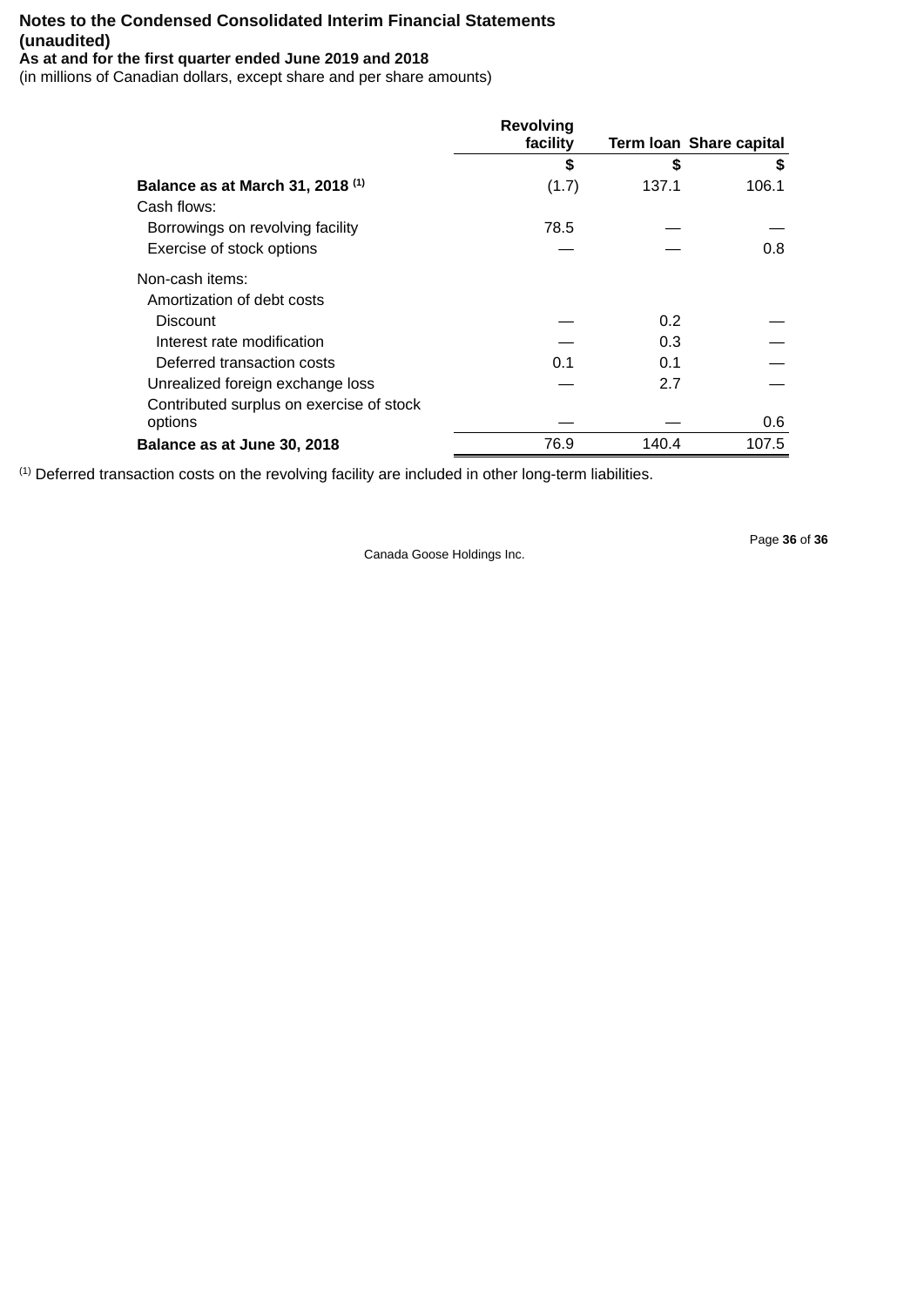**Notes to the Condensed Consolidated Interim Financial Statements (unaudited)**
**As at and for the first quarter ended June 2019 and 2018**
(in millions of Canadian dollars, except share and per share amounts)

| | Revolving facility | Term loan | Share capital |
|---|---|---|---|
| | $ | $ | $ |
| **Balance as at March 31, 2018 [(1)]** | (1.7) | 137.1 | 106.1 |
| Cash flows: | | | |
| Borrowings on revolving facility | 78.5 | — | — |
| Exercise of stock options | — | — | 0.8 |
| Non-cash items: | | | |
| Amortization of debt costs | | | |
| Discount | — | 0.2 | — |
| Interest rate modification | — | 0.3 | — |
| Deferred transaction costs | 0.1 | 0.1 | — |
| Unrealized foreign exchange loss | — | 2.7 | — |
| Contributed surplus on exercise of stock options | — | — | 0.6 |
| **Balance as at June 30, 2018** | 76.9 | 140.4 | 107.5 |

(1) Deferred transaction costs on the revolving facility are included in other long-term liabilities.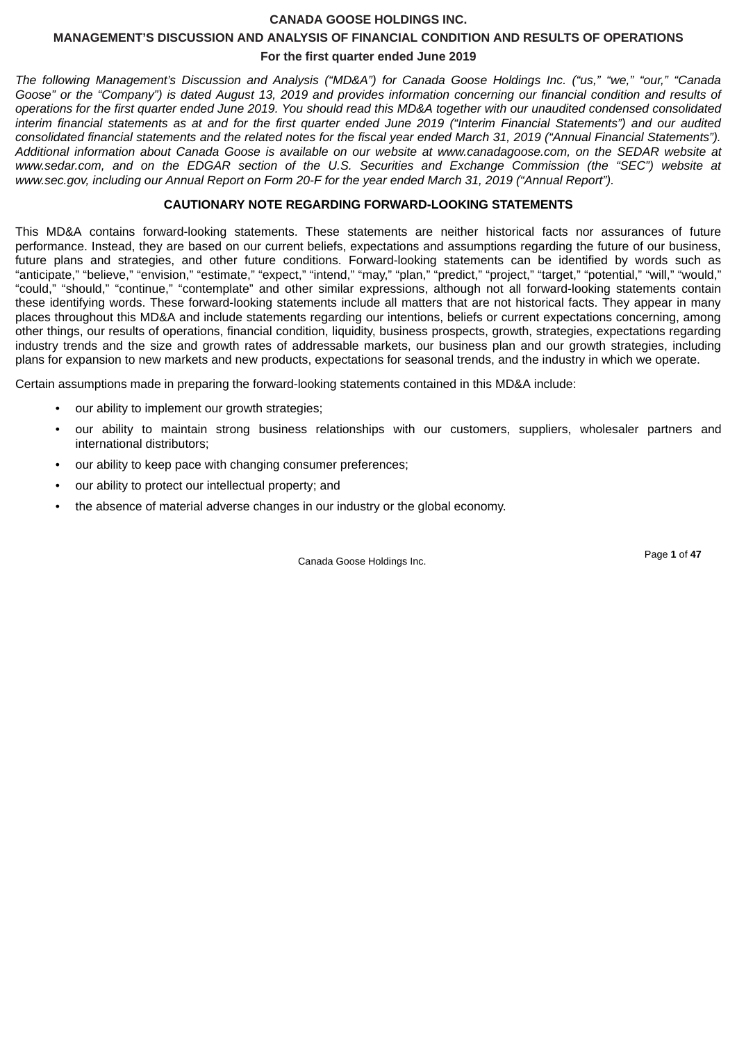**CANADA GOOSE HOLDINGS INC.**

**MANAGEMENT'S DISCUSSION AND ANALYSIS OF FINANCIAL CONDITION AND RESULTS OF OPERATIONS**

**For the first quarter ended June 2019**

*The following Management's Discussion and Analysis ("MD&A") for Canada Goose Holdings Inc. ("us," "we," "our," "Canada Goose" or the "Company") is dated August 13, 2019 and provides information concerning our financial condition and results of operations for the first quarter ended June 2019. You should read this MD&A together with our unaudited condensed consolidated interim financial statements as at and for the first quarter ended June 2019 ("Interim Financial Statements") and our audited consolidated financial statements and the related notes for the fiscal year ended March 31, 2019 ("Annual Financial Statements"). Additional information about Canada Goose is available on our website at www.canadagoose.com, on the SEDAR website at www.sedar.com, and on the EDGAR section of the U.S. Securities and Exchange Commission (the "SEC") website at www.sec.gov, including our Annual Report on Form 20-F for the year ended March 31, 2019 ("Annual Report").*

**CAUTIONARY NOTE REGARDING FORWARD-LOOKING STATEMENTS**

This MD&A contains forward-looking statements. These statements are neither historical facts nor assurances of future performance. Instead, they are based on our current beliefs, expectations and assumptions regarding the future of our business, future plans and strategies, and other future conditions. Forward-looking statements can be identified by words such as "anticipate," "believe," "envision," "estimate," "expect," "intend," "may," "plan," "predict," "project," "target," "potential," "will," "would," "could," "should," "continue," "contemplate" and other similar expressions, although not all forward-looking statements contain these identifying words. These forward-looking statements include all matters that are not historical facts. They appear in many places throughout this MD&A and include statements regarding our intentions, beliefs or current expectations concerning, among other things, our results of operations, financial condition, liquidity, business prospects, growth, strategies, expectations regarding industry trends and the size and growth rates of addressable markets, our business plan and our growth strategies, including plans for expansion to new markets and new products, expectations for seasonal trends, and the industry in which we operate.

Certain assumptions made in preparing the forward-looking statements contained in this MD&A include:

- our ability to implement our growth strategies;
- our ability to maintain strong business relationships with our customers, suppliers, wholesaler partners and international distributors;
- our ability to keep pace with changing consumer preferences;
- our ability to protect our intellectual property; and
- the absence of material adverse changes in our industry or the global economy.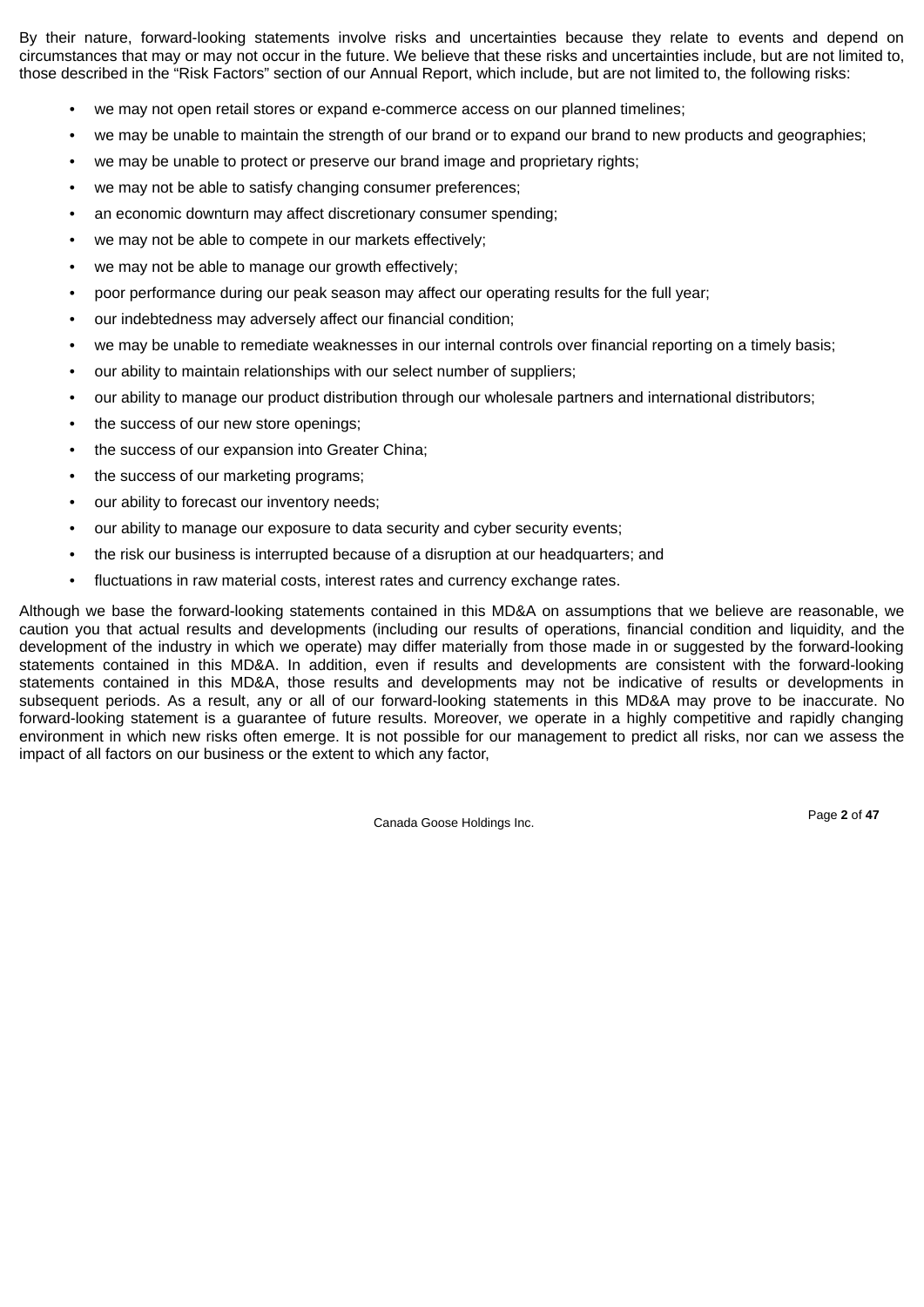By their nature, forward-looking statements involve risks and uncertainties because they relate to events and depend on circumstances that may or may not occur in the future. We believe that these risks and uncertainties include, but are not limited to, those described in the "Risk Factors" section of our Annual Report, which include, but are not limited to, the following risks:

- we may not open retail stores or expand e-commerce access on our planned timelines;
- we may be unable to maintain the strength of our brand or to expand our brand to new products and geographies;
- we may be unable to protect or preserve our brand image and proprietary rights;
- we may not be able to satisfy changing consumer preferences;
- an economic downturn may affect discretionary consumer spending;
- we may not be able to compete in our markets effectively;
- we may not be able to manage our growth effectively;
- poor performance during our peak season may affect our operating results for the full year;
- our indebtedness may adversely affect our financial condition;
- we may be unable to remediate weaknesses in our internal controls over financial reporting on a timely basis;
- our ability to maintain relationships with our select number of suppliers;
- our ability to manage our product distribution through our wholesale partners and international distributors;
- the success of our new store openings;
- the success of our expansion into Greater China;
- the success of our marketing programs;
- our ability to forecast our inventory needs;
- our ability to manage our exposure to data security and cyber security events;
- the risk our business is interrupted because of a disruption at our headquarters; and
- fluctuations in raw material costs, interest rates and currency exchange rates.

Although we base the forward-looking statements contained in this MD&A on assumptions that we believe are reasonable, we caution you that actual results and developments (including our results of operations, financial condition and liquidity, and the development of the industry in which we operate) may differ materially from those made in or suggested by the forward-looking statements contained in this MD&A. In addition, even if results and developments are consistent with the forward-looking statements contained in this MD&A, those results and developments may not be indicative of results or developments in subsequent periods. As a result, any or all of our forward-looking statements in this MD&A may prove to be inaccurate. No forward-looking statement is a guarantee of future results. Moreover, we operate in a highly competitive and rapidly changing environment in which new risks often emerge. It is not possible for our management to predict all risks, nor can we assess the impact of all factors on our business or the extent to which any factor,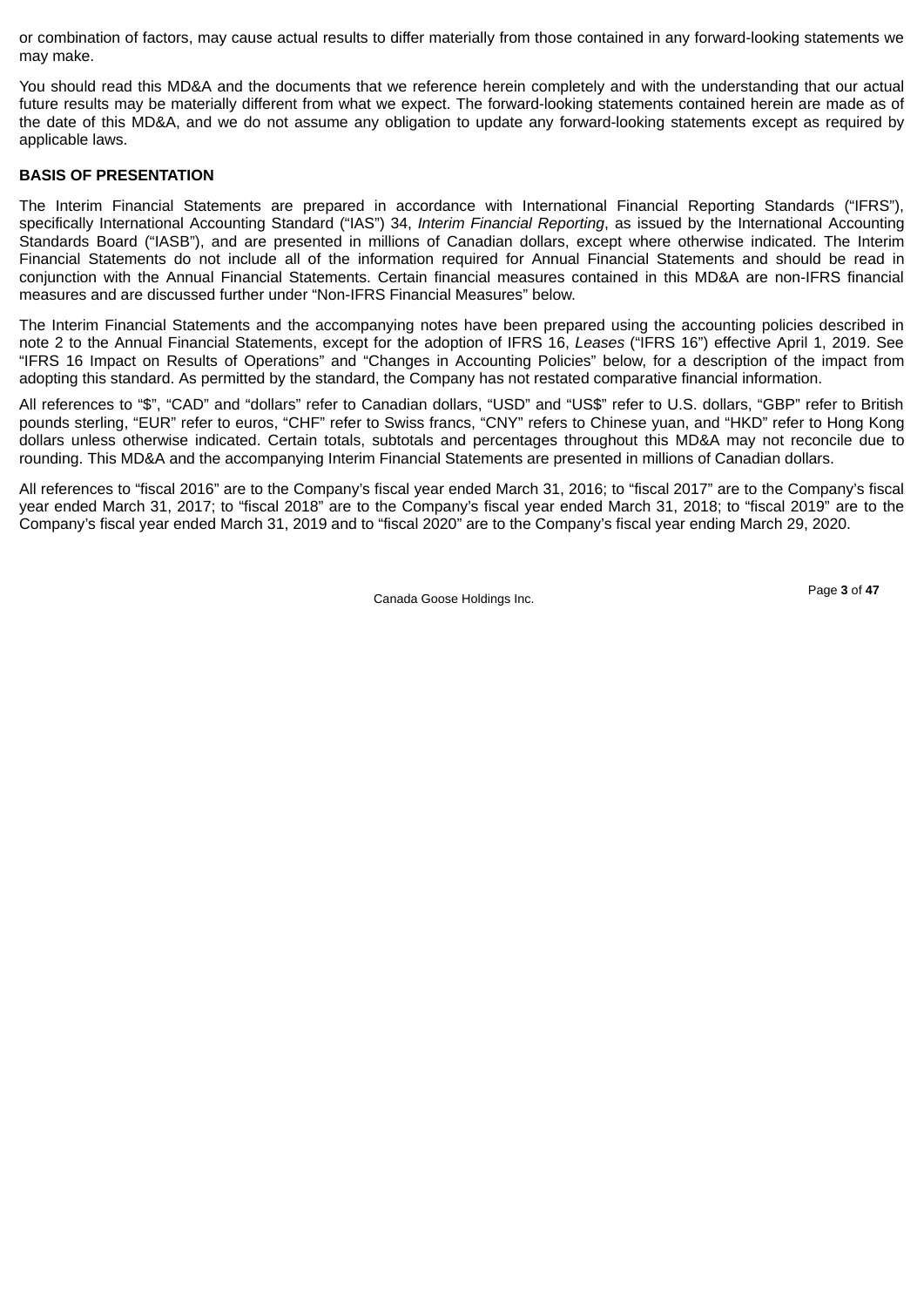or combination of factors, may cause actual results to differ materially from those contained in any forward-looking statements we may make.

You should read this MD&A and the documents that we reference herein completely and with the understanding that our actual future results may be materially different from what we expect. The forward-looking statements contained herein are made as of the date of this MD&A, and we do not assume any obligation to update any forward-looking statements except as required by applicable laws.

**BASIS OF PRESENTATION**

The Interim Financial Statements are prepared in accordance with International Financial Reporting Standards ("IFRS"), specifically International Accounting Standard ("IAS") 34, *Interim Financial Reporting*, as issued by the International Accounting Standards Board ("IASB"), and are presented in millions of Canadian dollars, except where otherwise indicated. The Interim Financial Statements do not include all of the information required for Annual Financial Statements and should be read in conjunction with the Annual Financial Statements. Certain financial measures contained in this MD&A are non-IFRS financial measures and are discussed further under "Non-IFRS Financial Measures" below.

The Interim Financial Statements and the accompanying notes have been prepared using the accounting policies described in note 2 to the Annual Financial Statements, except for the adoption of IFRS 16, *Leases* ("IFRS 16") effective April 1, 2019. See "IFRS 16 Impact on Results of Operations" and "Changes in Accounting Policies" below, for a description of the impact from adopting this standard. As permitted by the standard, the Company has not restated comparative financial information.

All references to "$", "CAD" and "dollars" refer to Canadian dollars, "USD" and "US$" refer to U.S. dollars, "GBP" refer to British pounds sterling, "EUR" refer to euros, "CHF" refer to Swiss francs, "CNY" refers to Chinese yuan, and "HKD" refer to Hong Kong dollars unless otherwise indicated. Certain totals, subtotals and percentages throughout this MD&A may not reconcile due to rounding. This MD&A and the accompanying Interim Financial Statements are presented in millions of Canadian dollars.

All references to "fiscal 2016" are to the Company's fiscal year ended March 31, 2016; to "fiscal 2017" are to the Company's fiscal year ended March 31, 2017; to "fiscal 2018" are to the Company's fiscal year ended March 31, 2018; to "fiscal 2019" are to the Company's fiscal year ended March 31, 2019 and to "fiscal 2020" are to the Company's fiscal year ending March 29, 2020.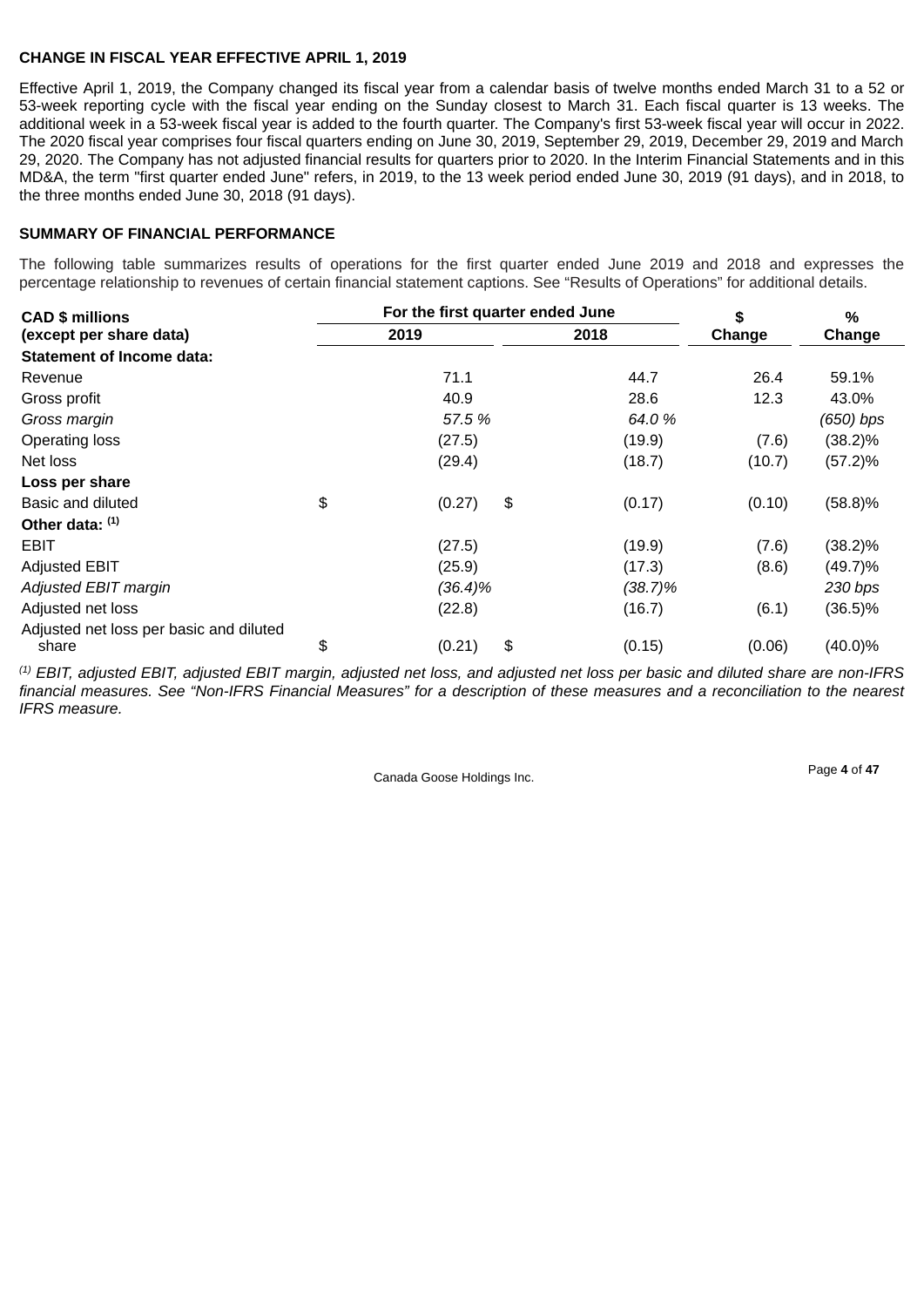## CHANGE IN FISCAL YEAR EFFECTIVE APRIL 1, 2019

Effective April 1, 2019, the Company changed its fiscal year from a calendar basis of twelve months ended March 31 to a 52 or 53-week reporting cycle with the fiscal year ending on the Sunday closest to March 31. Each fiscal quarter is 13 weeks. The additional week in a 53-week fiscal year is added to the fourth quarter. The Company's first 53-week fiscal year will occur in 2022. The 2020 fiscal year comprises four fiscal quarters ending on June 30, 2019, September 29, 2019, December 29, 2019 and March 29, 2020. The Company has not adjusted financial results for quarters prior to 2020. In the Interim Financial Statements and in this MD&A, the term "first quarter ended June" refers, in 2019, to the 13 week period ended June 30, 2019 (91 days), and in 2018, to the three months ended June 30, 2018 (91 days).

## SUMMARY OF FINANCIAL PERFORMANCE

The following table summarizes results of operations for the first quarter ended June 2019 and 2018 and expresses the percentage relationship to revenues of certain financial statement captions. See "Results of Operations" for additional details.

| CAD $ millions (except per share data) | For the first quarter ended June 2019 | 2018 | $ Change | % Change |
|---|---|---|---|---|
| **Statement of Income data:** | | | | |
| Revenue | 71.1 | 44.7 | 26.4 | 59.1% |
| Gross profit | 40.9 | 28.6 | 12.3 | 43.0% |
| *Gross margin* | *57.5 %* | *64.0 %* | | *(650) bps* |
| Operating loss | (27.5) | (19.9) | (7.6) | (38.2)% |
| Net loss | (29.4) | (18.7) | (10.7) | (57.2)% |
| **Loss per share** | | | | |
| Basic and diluted | $ (0.27) | $ (0.17) | (0.10) | (58.8)% |
| **Other data:** [(1)] | | | | |
| EBIT | (27.5) | (19.9) | (7.6) | (38.2)% |
| Adjusted EBIT | (25.9) | (17.3) | (8.6) | (49.7)% |
| *Adjusted EBIT margin* | *(36.4)%* | *(38.7)%* | | *230 bps* |
| Adjusted net loss | (22.8) | (16.7) | (6.1) | (36.5)% |
| Adjusted net loss per basic and diluted share | $ (0.21) | $ (0.15) | (0.06) | (40.0)% |

*[(1)] EBIT, adjusted EBIT, adjusted EBIT margin, adjusted net loss, and adjusted net loss per basic and diluted share are non-IFRS financial measures. See "Non-IFRS Financial Measures" for a description of these measures and a reconciliation to the nearest IFRS measure.*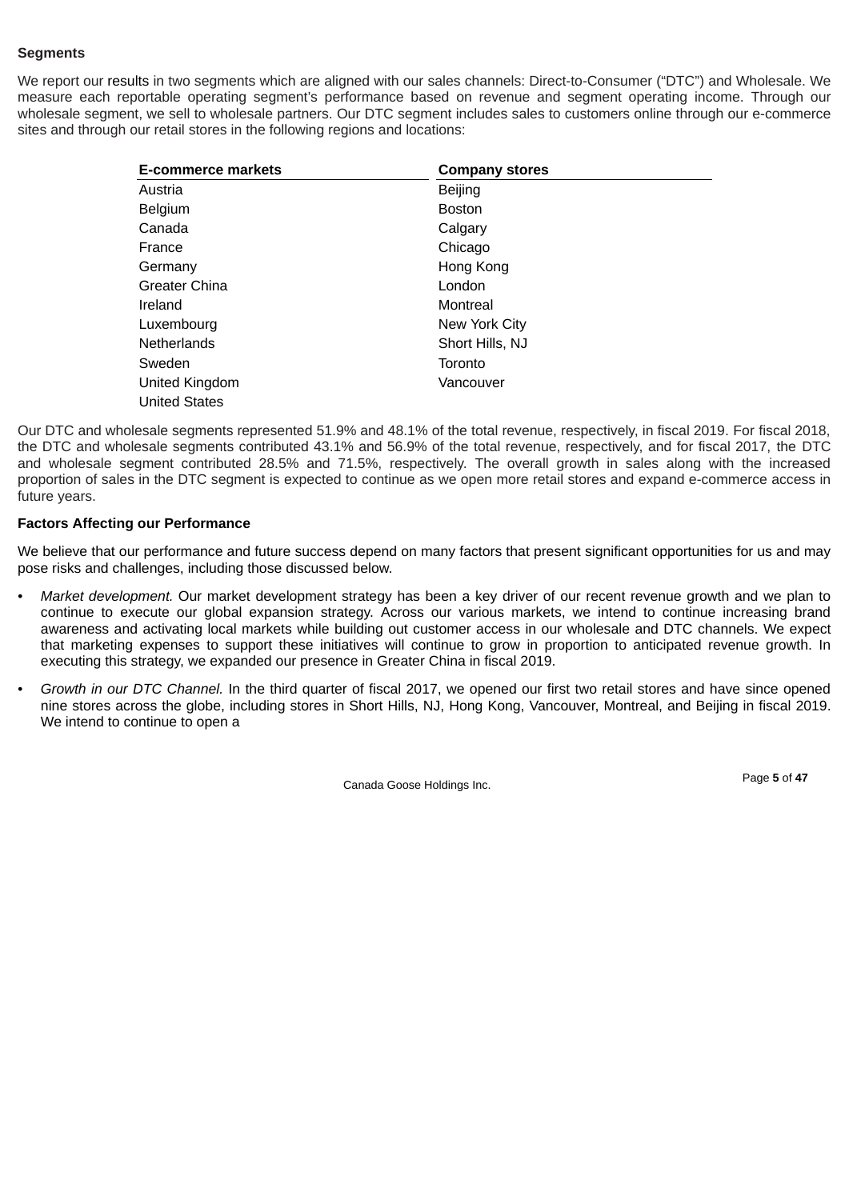**Segments**

We report our results in two segments which are aligned with our sales channels: Direct-to-Consumer ("DTC") and Wholesale. We measure each reportable operating segment's performance based on revenue and segment operating income. Through our wholesale segment, we sell to wholesale partners. Our DTC segment includes sales to customers online through our e-commerce sites and through our retail stores in the following regions and locations:

| E-commerce markets | Company stores |
|---|---|
| Austria | Beijing |
| Belgium | Boston |
| Canada | Calgary |
| France | Chicago |
| Germany | Hong Kong |
| Greater China | London |
| Ireland | Montreal |
| Luxembourg | New York City |
| Netherlands | Short Hills, NJ |
| Sweden | Toronto |
| United Kingdom | Vancouver |
| United States | |

Our DTC and wholesale segments represented 51.9% and 48.1% of the total revenue, respectively, in fiscal 2019. For fiscal 2018, the DTC and wholesale segments contributed 43.1% and 56.9% of the total revenue, respectively, and for fiscal 2017, the DTC and wholesale segment contributed 28.5% and 71.5%, respectively. The overall growth in sales along with the increased proportion of sales in the DTC segment is expected to continue as we open more retail stores and expand e-commerce access in future years.

**Factors Affecting our Performance**

We believe that our performance and future success depend on many factors that present significant opportunities for us and may pose risks and challenges, including those discussed below.

- *Market development.* Our market development strategy has been a key driver of our recent revenue growth and we plan to continue to execute our global expansion strategy. Across our various markets, we intend to continue increasing brand awareness and activating local markets while building out customer access in our wholesale and DTC channels. We expect that marketing expenses to support these initiatives will continue to grow in proportion to anticipated revenue growth. In executing this strategy, we expanded our presence in Greater China in fiscal 2019.
- *Growth in our DTC Channel.* In the third quarter of fiscal 2017, we opened our first two retail stores and have since opened nine stores across the globe, including stores in Short Hills, NJ, Hong Kong, Vancouver, Montreal, and Beijing in fiscal 2019. We intend to continue to open a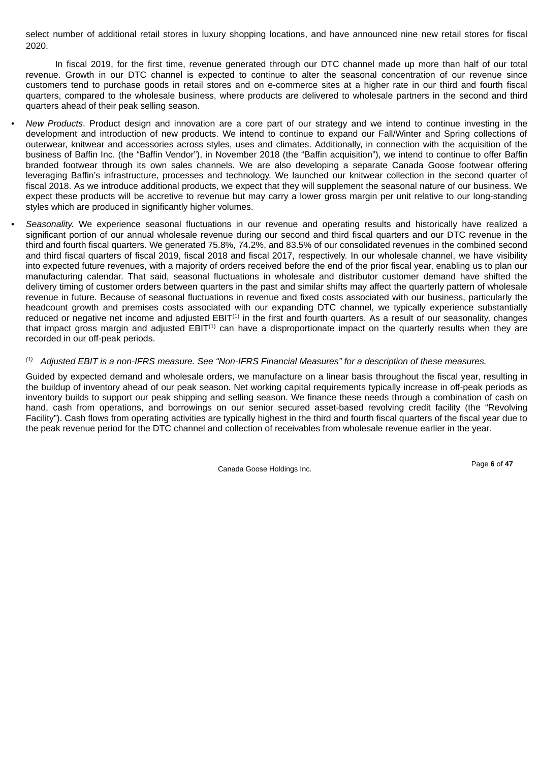select number of additional retail stores in luxury shopping locations, and have announced nine new retail stores for fiscal 2020.

In fiscal 2019, for the first time, revenue generated through our DTC channel made up more than half of our total revenue. Growth in our DTC channel is expected to continue to alter the seasonal concentration of our revenue since customers tend to purchase goods in retail stores and on e-commerce sites at a higher rate in our third and fourth fiscal quarters, compared to the wholesale business, where products are delivered to wholesale partners in the second and third quarters ahead of their peak selling season.

- *New Products*. Product design and innovation are a core part of our strategy and we intend to continue investing in the development and introduction of new products. We intend to continue to expand our Fall/Winter and Spring collections of outerwear, knitwear and accessories across styles, uses and climates. Additionally, in connection with the acquisition of the business of Baffin Inc. (the "Baffin Vendor"), in November 2018 (the "Baffin acquisition"), we intend to continue to offer Baffin branded footwear through its own sales channels. We are also developing a separate Canada Goose footwear offering leveraging Baffin's infrastructure, processes and technology. We launched our knitwear collection in the second quarter of fiscal 2018. As we introduce additional products, we expect that they will supplement the seasonal nature of our business. We expect these products will be accretive to revenue but may carry a lower gross margin per unit relative to our long-standing styles which are produced in significantly higher volumes.
- *Seasonality.* We experience seasonal fluctuations in our revenue and operating results and historically have realized a significant portion of our annual wholesale revenue during our second and third fiscal quarters and our DTC revenue in the third and fourth fiscal quarters. We generated 75.8%, 74.2%, and 83.5% of our consolidated revenues in the combined second and third fiscal quarters of fiscal 2019, fiscal 2018 and fiscal 2017, respectively. In our wholesale channel, we have visibility into expected future revenues, with a majority of orders received before the end of the prior fiscal year, enabling us to plan our manufacturing calendar. That said, seasonal fluctuations in wholesale and distributor customer demand have shifted the delivery timing of customer orders between quarters in the past and similar shifts may affect the quarterly pattern of wholesale revenue in future. Because of seasonal fluctuations in revenue and fixed costs associated with our business, particularly the headcount growth and premises costs associated with our expanding DTC channel, we typically experience substantially reduced or negative net income and adjusted EBIT[(1)] in the first and fourth quarters. As a result of our seasonality, changes that impact gross margin and adjusted EBIT[(1)] can have a disproportionate impact on the quarterly results when they are recorded in our off-peak periods.

[(1)] *Adjusted EBIT is a non-IFRS measure. See "Non-IFRS Financial Measures" for a description of these measures.*

Guided by expected demand and wholesale orders, we manufacture on a linear basis throughout the fiscal year, resulting in the buildup of inventory ahead of our peak season. Net working capital requirements typically increase in off-peak periods as inventory builds to support our peak shipping and selling season. We finance these needs through a combination of cash on hand, cash from operations, and borrowings on our senior secured asset-based revolving credit facility (the "Revolving Facility"). Cash flows from operating activities are typically highest in the third and fourth fiscal quarters of the fiscal year due to the peak revenue period for the DTC channel and collection of receivables from wholesale revenue earlier in the year.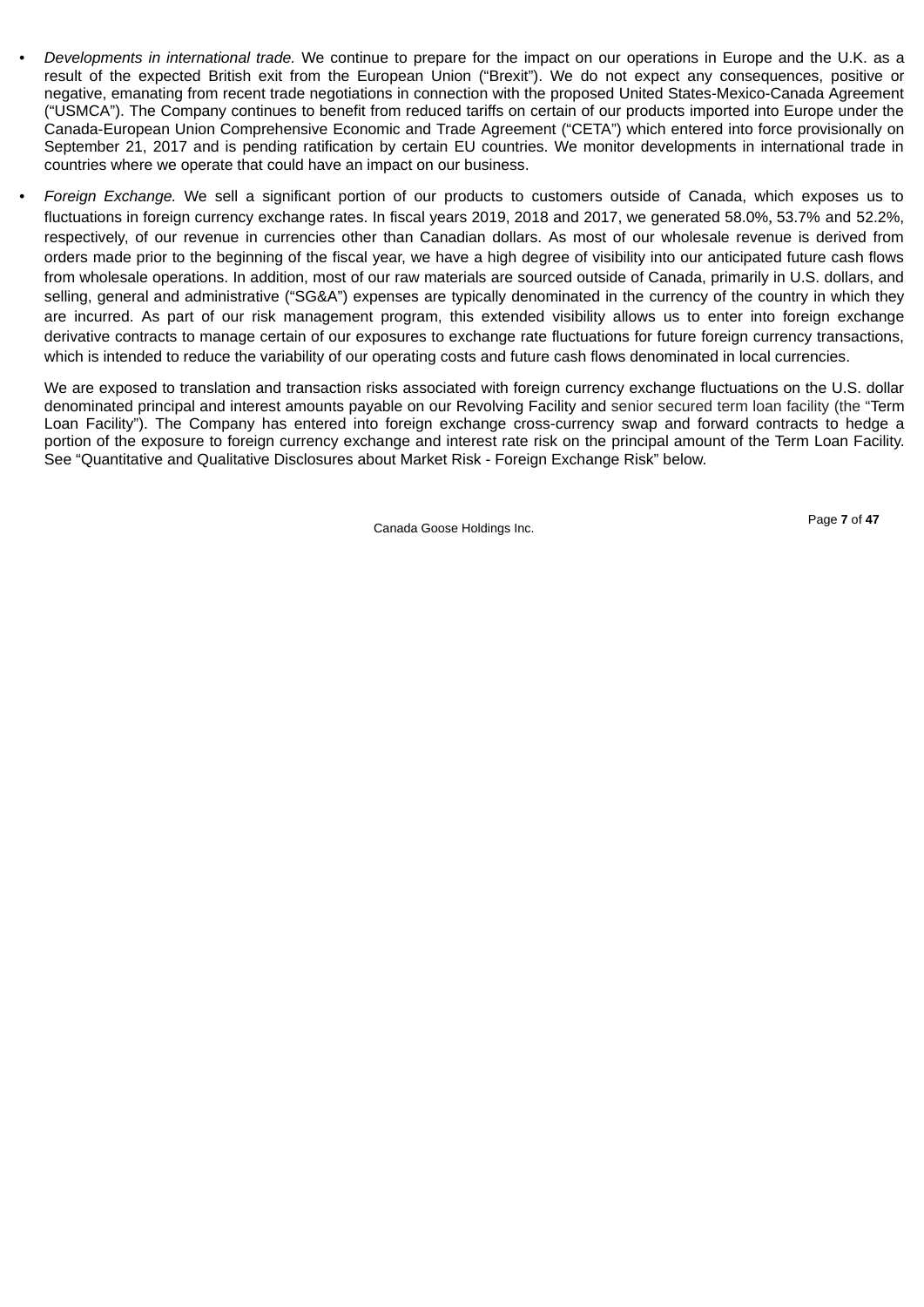- *Developments in international trade.* We continue to prepare for the impact on our operations in Europe and the U.K. as a result of the expected British exit from the European Union ("Brexit"). We do not expect any consequences, positive or negative, emanating from recent trade negotiations in connection with the proposed United States-Mexico-Canada Agreement ("USMCA"). The Company continues to benefit from reduced tariffs on certain of our products imported into Europe under the Canada-European Union Comprehensive Economic and Trade Agreement ("CETA") which entered into force provisionally on September 21, 2017 and is pending ratification by certain EU countries. We monitor developments in international trade in countries where we operate that could have an impact on our business.

- *Foreign Exchange.* We sell a significant portion of our products to customers outside of Canada, which exposes us to fluctuations in foreign currency exchange rates. In fiscal years 2019, 2018 and 2017, we generated 58.0%, 53.7% and 52.2%, respectively, of our revenue in currencies other than Canadian dollars. As most of our wholesale revenue is derived from orders made prior to the beginning of the fiscal year, we have a high degree of visibility into our anticipated future cash flows from wholesale operations. In addition, most of our raw materials are sourced outside of Canada, primarily in U.S. dollars, and selling, general and administrative ("SG&A") expenses are typically denominated in the currency of the country in which they are incurred. As part of our risk management program, this extended visibility allows us to enter into foreign exchange derivative contracts to manage certain of our exposures to exchange rate fluctuations for future foreign currency transactions, which is intended to reduce the variability of our operating costs and future cash flows denominated in local currencies.

  We are exposed to translation and transaction risks associated with foreign currency exchange fluctuations on the U.S. dollar denominated principal and interest amounts payable on our Revolving Facility and senior secured term loan facility (the "Term Loan Facility"). The Company has entered into foreign exchange cross-currency swap and forward contracts to hedge a portion of the exposure to foreign currency exchange and interest rate risk on the principal amount of the Term Loan Facility. See "Quantitative and Qualitative Disclosures about Market Risk - Foreign Exchange Risk" below.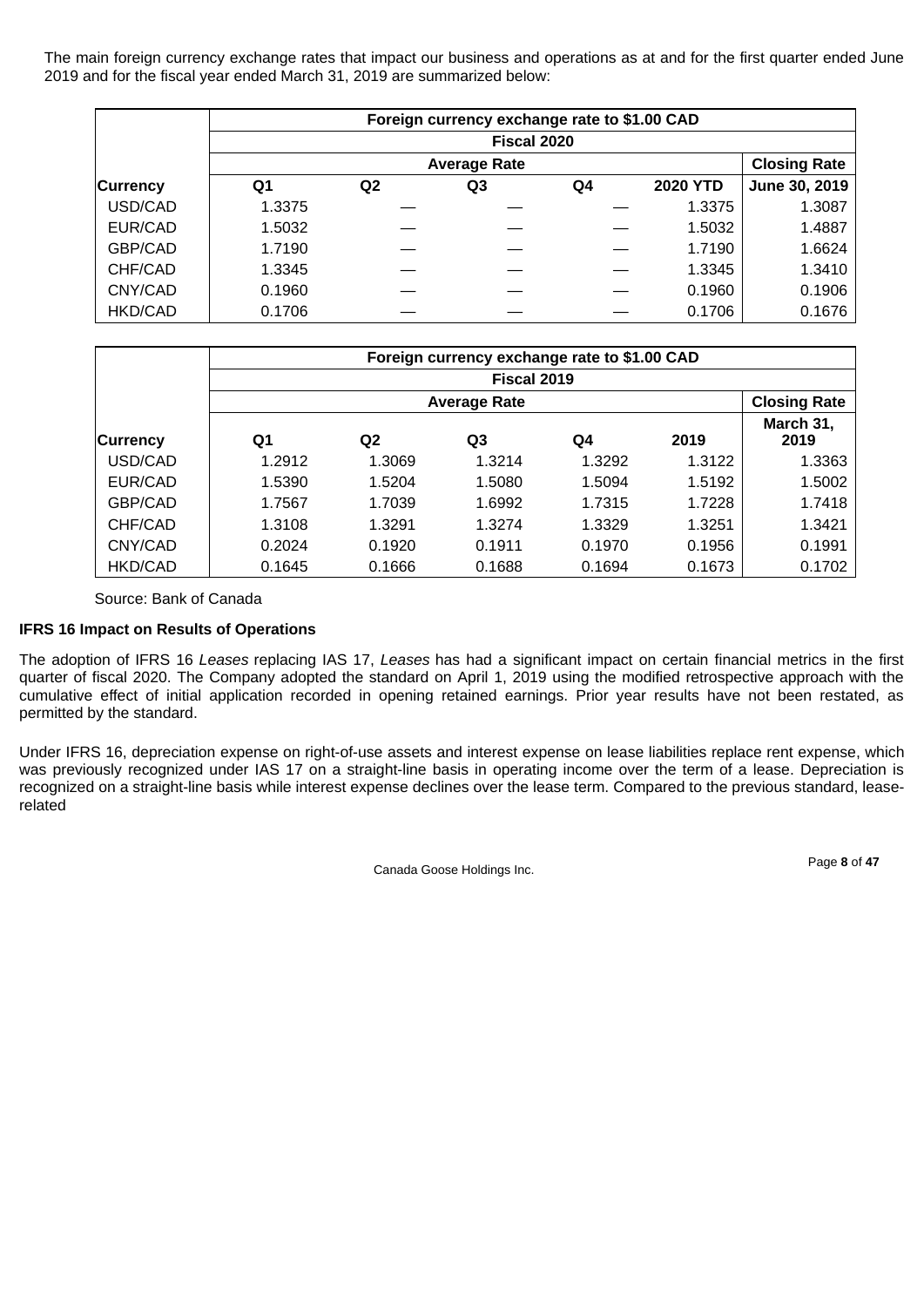The main foreign currency exchange rates that impact our business and operations as at and for the first quarter ended June 2019 and for the fiscal year ended March 31, 2019 are summarized below:

| | Foreign currency exchange rate to $1.00 CAD | | | | | |
|---|---|---|---|---|---|---|
| | Fiscal 2020 | | | | | |
| | Average Rate | | | | | Closing Rate |
| **Currency** | **Q1** | **Q2** | **Q3** | **Q4** | **2020 YTD** | **June 30, 2019** |
| USD/CAD | 1.3375 | — | — | — | 1.3375 | 1.3087 |
| EUR/CAD | 1.5032 | — | — | — | 1.5032 | 1.4887 |
| GBP/CAD | 1.7190 | — | — | — | 1.7190 | 1.6624 |
| CHF/CAD | 1.3345 | — | — | — | 1.3345 | 1.3410 |
| CNY/CAD | 0.1960 | — | — | — | 0.1960 | 0.1906 |
| HKD/CAD | 0.1706 | — | — | — | 0.1706 | 0.1676 |

| | Foreign currency exchange rate to $1.00 CAD | | | | | |
|---|---|---|---|---|---|---|
| | Fiscal 2019 | | | | | |
| | Average Rate | | | | | Closing Rate |
| **Currency** | **Q1** | **Q2** | **Q3** | **Q4** | **2019** | **March 31, 2019** |
| USD/CAD | 1.2912 | 1.3069 | 1.3214 | 1.3292 | 1.3122 | 1.3363 |
| EUR/CAD | 1.5390 | 1.5204 | 1.5080 | 1.5094 | 1.5192 | 1.5002 |
| GBP/CAD | 1.7567 | 1.7039 | 1.6992 | 1.7315 | 1.7228 | 1.7418 |
| CHF/CAD | 1.3108 | 1.3291 | 1.3274 | 1.3329 | 1.3251 | 1.3421 |
| CNY/CAD | 0.2024 | 0.1920 | 0.1911 | 0.1970 | 0.1956 | 0.1991 |
| HKD/CAD | 0.1645 | 0.1666 | 0.1688 | 0.1694 | 0.1673 | 0.1702 |

Source: Bank of Canada

**IFRS 16 Impact on Results of Operations**

The adoption of IFRS 16 *Leases* replacing IAS 17, *Leases* has had a significant impact on certain financial metrics in the first quarter of fiscal 2020. The Company adopted the standard on April 1, 2019 using the modified retrospective approach with the cumulative effect of initial application recorded in opening retained earnings. Prior year results have not been restated, as permitted by the standard.

Under IFRS 16, depreciation expense on right-of-use assets and interest expense on lease liabilities replace rent expense, which was previously recognized under IAS 17 on a straight-line basis in operating income over the term of a lease. Depreciation is recognized on a straight-line basis while interest expense declines over the lease term. Compared to the previous standard, lease-related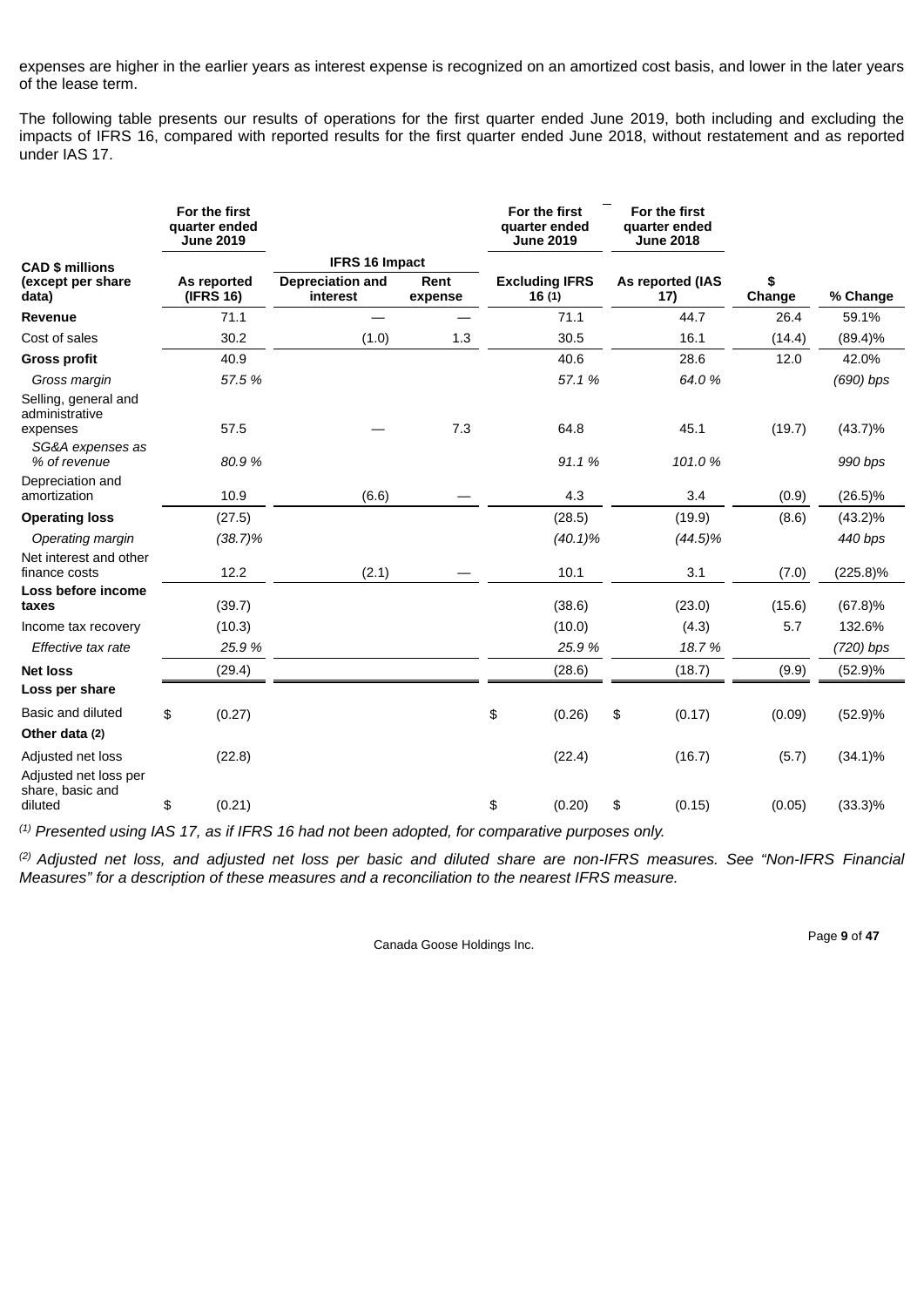expenses are higher in the earlier years as interest expense is recognized on an amortized cost basis, and lower in the later years of the lease term.

The following table presents our results of operations for the first quarter ended June 2019, both including and excluding the impacts of IFRS 16, compared with reported results for the first quarter ended June 2018, without restatement and as reported under IAS 17.

| CAD $ millions (except per share data) | For the first quarter ended June 2019 | IFRS 16 Impact | | For the first quarter ended June 2019 | For the first quarter ended June 2018 | | |
|---|---|---|---|---|---|---|---|
| | As reported (IFRS 16) | Depreciation and interest | Rent expense | Excluding IFRS 16 (1) | As reported (IAS 17) | $ Change | % Change |
| **Revenue** | 71.1 | — | — | 71.1 | 44.7 | 26.4 | 59.1% |
| Cost of sales | 30.2 | (1.0) | 1.3 | 30.5 | 16.1 | (14.4) | (89.4)% |
| **Gross profit** | 40.9 | | | 40.6 | 28.6 | 12.0 | 42.0% |
| *Gross margin* | *57.5 %* | | | *57.1 %* | *64.0 %* | | *(690) bps* |
| Selling, general and administrative expenses | 57.5 | — | 7.3 | 64.8 | 45.1 | (19.7) | (43.7)% |
| *SG&A expenses as % of revenue* | *80.9 %* | | | *91.1 %* | *101.0 %* | | *990 bps* |
| Depreciation and amortization | 10.9 | (6.6) | — | 4.3 | 3.4 | (0.9) | (26.5)% |
| **Operating loss** | (27.5) | | | (28.5) | (19.9) | (8.6) | (43.2)% |
| *Operating margin* | *(38.7)%* | | | *(40.1)%* | *(44.5)%* | | *440 bps* |
| Net interest and other finance costs | 12.2 | (2.1) | — | 10.1 | 3.1 | (7.0) | (225.8)% |
| **Loss before income taxes** | (39.7) | | | (38.6) | (23.0) | (15.6) | (67.8)% |
| Income tax recovery | (10.3) | | | (10.0) | (4.3) | 5.7 | 132.6% |
| *Effective tax rate* | *25.9 %* | | | *25.9 %* | *18.7 %* | | *(720) bps* |
| **Net loss** | (29.4) | | | (28.6) | (18.7) | (9.9) | (52.9)% |
| **Loss per share** | | | | | | | |
| Basic and diluted | $ (0.27) | | | $ (0.26) | $ (0.17) | (0.09) | (52.9)% |
| **Other data (2)** | | | | | | | |
| Adjusted net loss | (22.8) | | | (22.4) | (16.7) | (5.7) | (34.1)% |
| Adjusted net loss per share, basic and diluted | $ (0.21) | | | $ (0.20) | $ (0.15) | (0.05) | (33.3)% |

*(1) Presented using IAS 17, as if IFRS 16 had not been adopted, for comparative purposes only.*

*(2) Adjusted net loss, and adjusted net loss per basic and diluted share are non-IFRS measures. See "Non-IFRS Financial Measures" for a description of these measures and a reconciliation to the nearest IFRS measure.*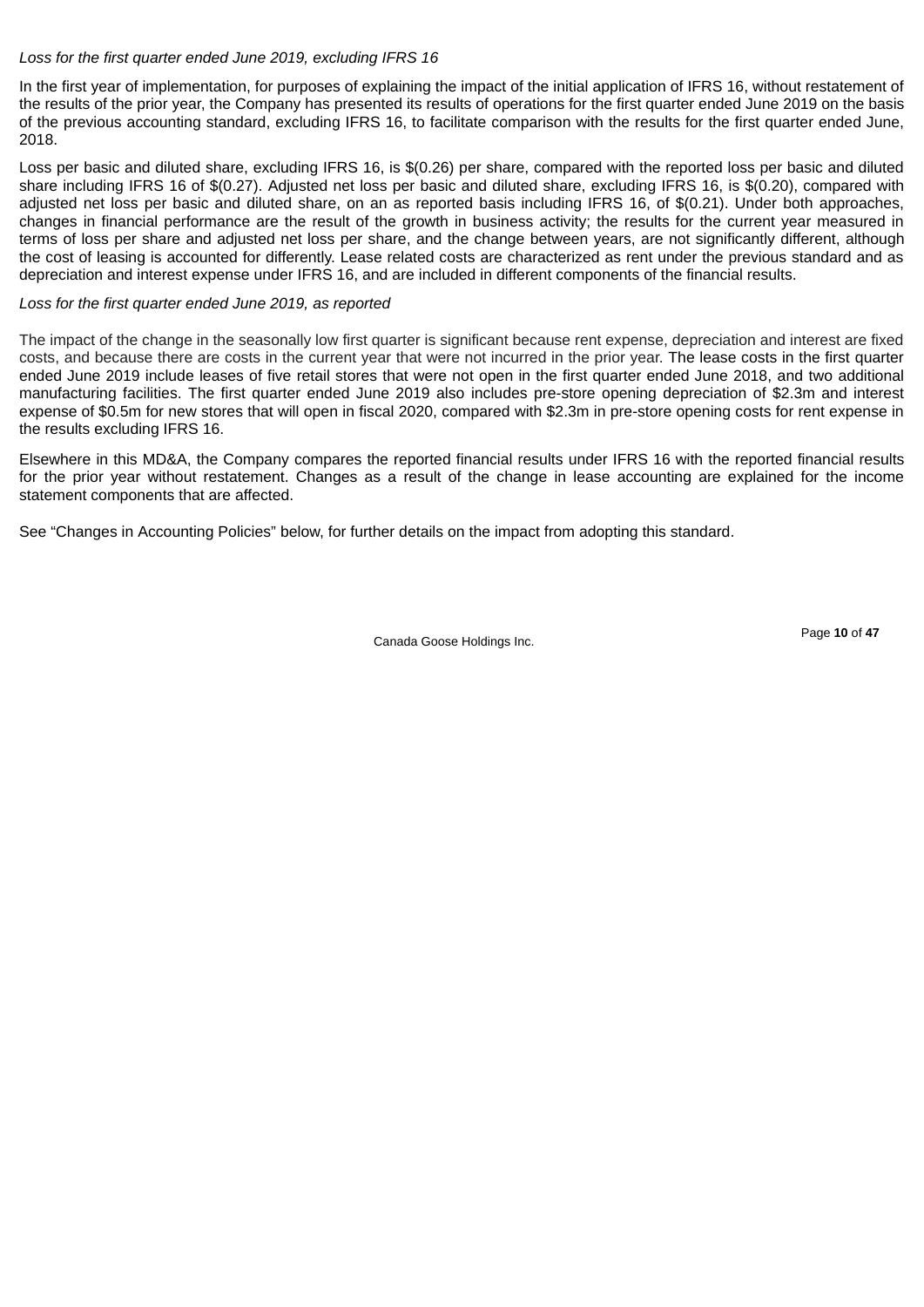*Loss for the first quarter ended June 2019, excluding IFRS 16*

In the first year of implementation, for purposes of explaining the impact of the initial application of IFRS 16, without restatement of the results of the prior year, the Company has presented its results of operations for the first quarter ended June 2019 on the basis of the previous accounting standard, excluding IFRS 16, to facilitate comparison with the results for the first quarter ended June, 2018.

Loss per basic and diluted share, excluding IFRS 16, is $(0.26) per share, compared with the reported loss per basic and diluted share including IFRS 16 of $(0.27). Adjusted net loss per basic and diluted share, excluding IFRS 16, is $(0.20), compared with adjusted net loss per basic and diluted share, on an as reported basis including IFRS 16, of $(0.21). Under both approaches, changes in financial performance are the result of the growth in business activity; the results for the current year measured in terms of loss per share and adjusted net loss per share, and the change between years, are not significantly different, although the cost of leasing is accounted for differently. Lease related costs are characterized as rent under the previous standard and as depreciation and interest expense under IFRS 16, and are included in different components of the financial results.

*Loss for the first quarter ended June 2019, as reported*

The impact of the change in the seasonally low first quarter is significant because rent expense, depreciation and interest are fixed costs, and because there are costs in the current year that were not incurred in the prior year. The lease costs in the first quarter ended June 2019 include leases of five retail stores that were not open in the first quarter ended June 2018, and two additional manufacturing facilities. The first quarter ended June 2019 also includes pre-store opening depreciation of $2.3m and interest expense of $0.5m for new stores that will open in fiscal 2020, compared with $2.3m in pre-store opening costs for rent expense in the results excluding IFRS 16.

Elsewhere in this MD&A, the Company compares the reported financial results under IFRS 16 with the reported financial results for the prior year without restatement. Changes as a result of the change in lease accounting are explained for the income statement components that are affected.

See "Changes in Accounting Policies" below, for further details on the impact from adopting this standard.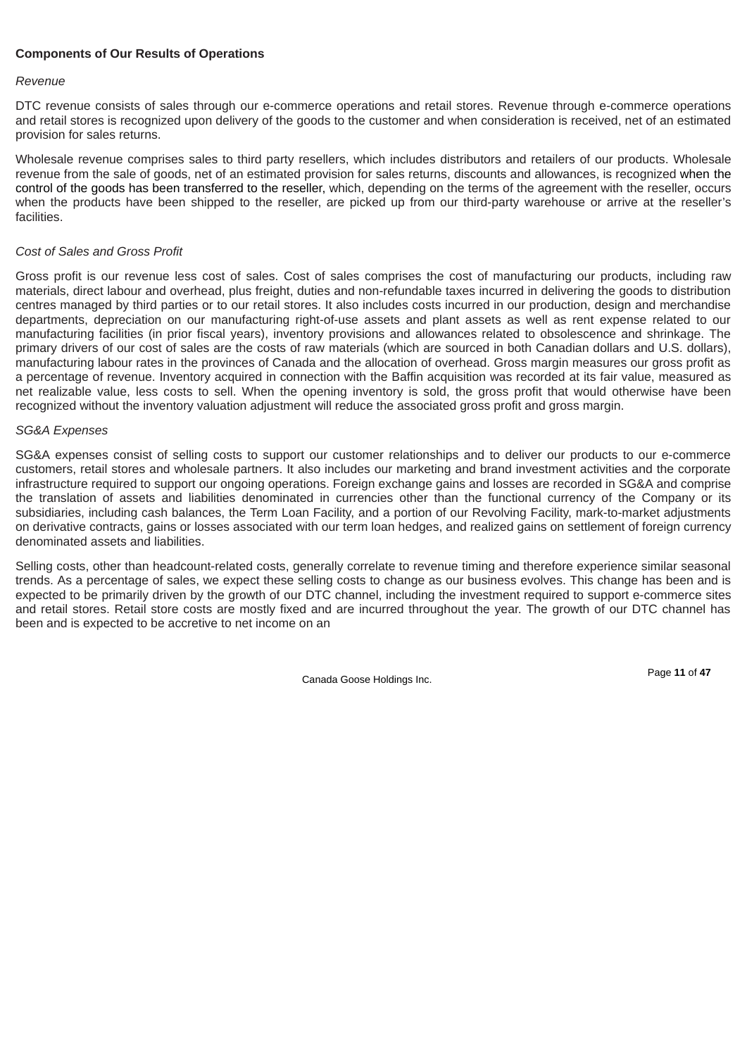**Components of Our Results of Operations**

*Revenue*

DTC revenue consists of sales through our e-commerce operations and retail stores. Revenue through e-commerce operations and retail stores is recognized upon delivery of the goods to the customer and when consideration is received, net of an estimated provision for sales returns.

Wholesale revenue comprises sales to third party resellers, which includes distributors and retailers of our products. Wholesale revenue from the sale of goods, net of an estimated provision for sales returns, discounts and allowances, is recognized when the control of the goods has been transferred to the reseller, which, depending on the terms of the agreement with the reseller, occurs when the products have been shipped to the reseller, are picked up from our third-party warehouse or arrive at the reseller's facilities.

*Cost of Sales and Gross Profit*

Gross profit is our revenue less cost of sales. Cost of sales comprises the cost of manufacturing our products, including raw materials, direct labour and overhead, plus freight, duties and non-refundable taxes incurred in delivering the goods to distribution centres managed by third parties or to our retail stores. It also includes costs incurred in our production, design and merchandise departments, depreciation on our manufacturing right-of-use assets and plant assets as well as rent expense related to our manufacturing facilities (in prior fiscal years), inventory provisions and allowances related to obsolescence and shrinkage. The primary drivers of our cost of sales are the costs of raw materials (which are sourced in both Canadian dollars and U.S. dollars), manufacturing labour rates in the provinces of Canada and the allocation of overhead. Gross margin measures our gross profit as a percentage of revenue. Inventory acquired in connection with the Baffin acquisition was recorded at its fair value, measured as net realizable value, less costs to sell. When the opening inventory is sold, the gross profit that would otherwise have been recognized without the inventory valuation adjustment will reduce the associated gross profit and gross margin.

*SG&A Expenses*

SG&A expenses consist of selling costs to support our customer relationships and to deliver our products to our e-commerce customers, retail stores and wholesale partners. It also includes our marketing and brand investment activities and the corporate infrastructure required to support our ongoing operations. Foreign exchange gains and losses are recorded in SG&A and comprise the translation of assets and liabilities denominated in currencies other than the functional currency of the Company or its subsidiaries, including cash balances, the Term Loan Facility, and a portion of our Revolving Facility, mark-to-market adjustments on derivative contracts, gains or losses associated with our term loan hedges, and realized gains on settlement of foreign currency denominated assets and liabilities.

Selling costs, other than headcount-related costs, generally correlate to revenue timing and therefore experience similar seasonal trends. As a percentage of sales, we expect these selling costs to change as our business evolves. This change has been and is expected to be primarily driven by the growth of our DTC channel, including the investment required to support e-commerce sites and retail stores. Retail store costs are mostly fixed and are incurred throughout the year. The growth of our DTC channel has been and is expected to be accretive to net income on an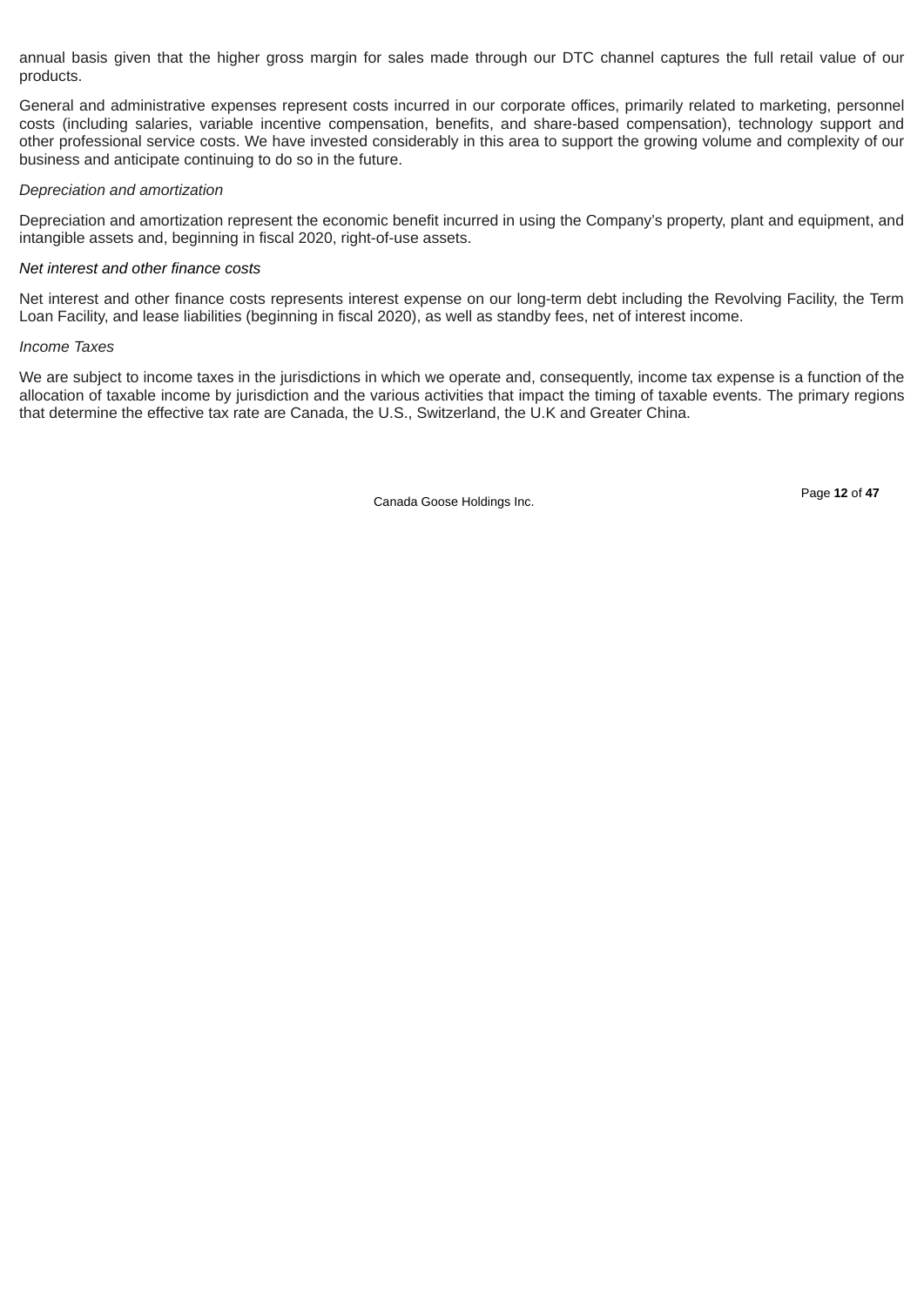annual basis given that the higher gross margin for sales made through our DTC channel captures the full retail value of our products.

General and administrative expenses represent costs incurred in our corporate offices, primarily related to marketing, personnel costs (including salaries, variable incentive compensation, benefits, and share-based compensation), technology support and other professional service costs. We have invested considerably in this area to support the growing volume and complexity of our business and anticipate continuing to do so in the future.

*Depreciation and amortization*

Depreciation and amortization represent the economic benefit incurred in using the Company's property, plant and equipment, and intangible assets and, beginning in fiscal 2020, right-of-use assets.

*Net interest and other finance costs*

Net interest and other finance costs represents interest expense on our long-term debt including the Revolving Facility, the Term Loan Facility, and lease liabilities (beginning in fiscal 2020), as well as standby fees, net of interest income.

*Income Taxes*

We are subject to income taxes in the jurisdictions in which we operate and, consequently, income tax expense is a function of the allocation of taxable income by jurisdiction and the various activities that impact the timing of taxable events. The primary regions that determine the effective tax rate are Canada, the U.S., Switzerland, the U.K and Greater China.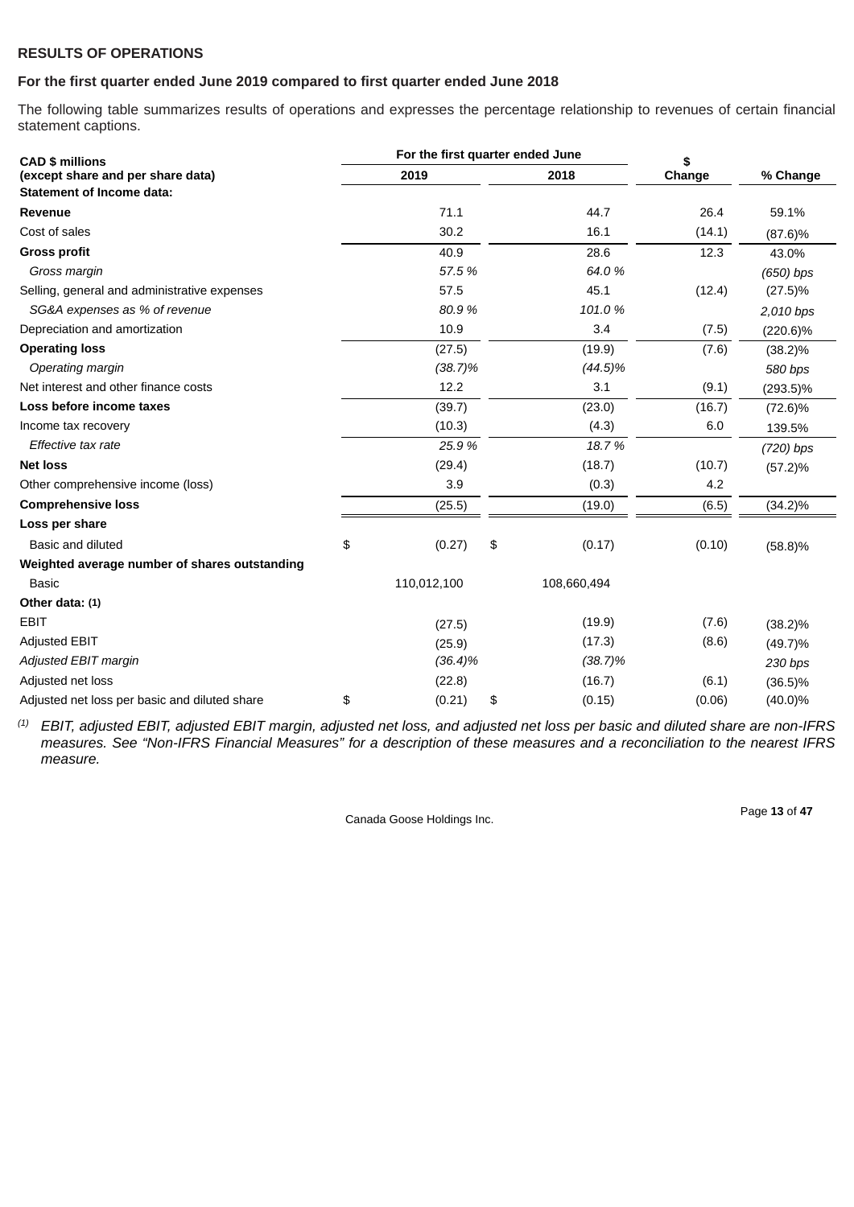## RESULTS OF OPERATIONS

### For the first quarter ended June 2019 compared to first quarter ended June 2018

The following table summarizes results of operations and expresses the percentage relationship to revenues of certain financial statement captions.

| CAD $ millions (except share and per share data) | For the first quarter ended June 2019 | 2018 | $ Change | % Change |
|---|---|---|---|---|
| **Statement of Income data:** | | | | |
| **Revenue** | 71.1 | 44.7 | 26.4 | 59.1% |
| Cost of sales | 30.2 | 16.1 | (14.1) | (87.6)% |
| **Gross profit** | 40.9 | 28.6 | 12.3 | 43.0% |
| *Gross margin* | *57.5 %* | *64.0 %* | | *(650) bps* |
| Selling, general and administrative expenses | 57.5 | 45.1 | (12.4) | (27.5)% |
| *SG&A expenses as % of revenue* | *80.9 %* | *101.0 %* | | *2,010 bps* |
| Depreciation and amortization | 10.9 | 3.4 | (7.5) | (220.6)% |
| **Operating loss** | (27.5) | (19.9) | (7.6) | (38.2)% |
| *Operating margin* | *(38.7)%* | *(44.5)%* | | *580 bps* |
| Net interest and other finance costs | 12.2 | 3.1 | (9.1) | (293.5)% |
| **Loss before income taxes** | (39.7) | (23.0) | (16.7) | (72.6)% |
| Income tax recovery | (10.3) | (4.3) | 6.0 | 139.5% |
| *Effective tax rate* | *25.9 %* | *18.7 %* | | *(720) bps* |
| **Net loss** | (29.4) | (18.7) | (10.7) | (57.2)% |
| Other comprehensive income (loss) | 3.9 | (0.3) | 4.2 | |
| **Comprehensive loss** | (25.5) | (19.0) | (6.5) | (34.2)% |
| **Loss per share** | | | | |
| Basic and diluted | $ (0.27) | $ (0.17) | (0.10) | (58.8)% |
| **Weighted average number of shares outstanding** | | | | |
| Basic | 110,012,100 | 108,660,494 | | |
| **Other data: (1)** | | | | |
| EBIT | (27.5) | (19.9) | (7.6) | (38.2)% |
| Adjusted EBIT | (25.9) | (17.3) | (8.6) | (49.7)% |
| *Adjusted EBIT margin* | *(36.4)%* | *(38.7)%* | | *230 bps* |
| Adjusted net loss | (22.8) | (16.7) | (6.1) | (36.5)% |
| Adjusted net loss per basic and diluted share | $ (0.21) | $ (0.15) | (0.06) | (40.0)% |

(1) *EBIT, adjusted EBIT, adjusted EBIT margin, adjusted net loss, and adjusted net loss per basic and diluted share are non-IFRS measures. See "Non-IFRS Financial Measures" for a description of these measures and a reconciliation to the nearest IFRS measure.*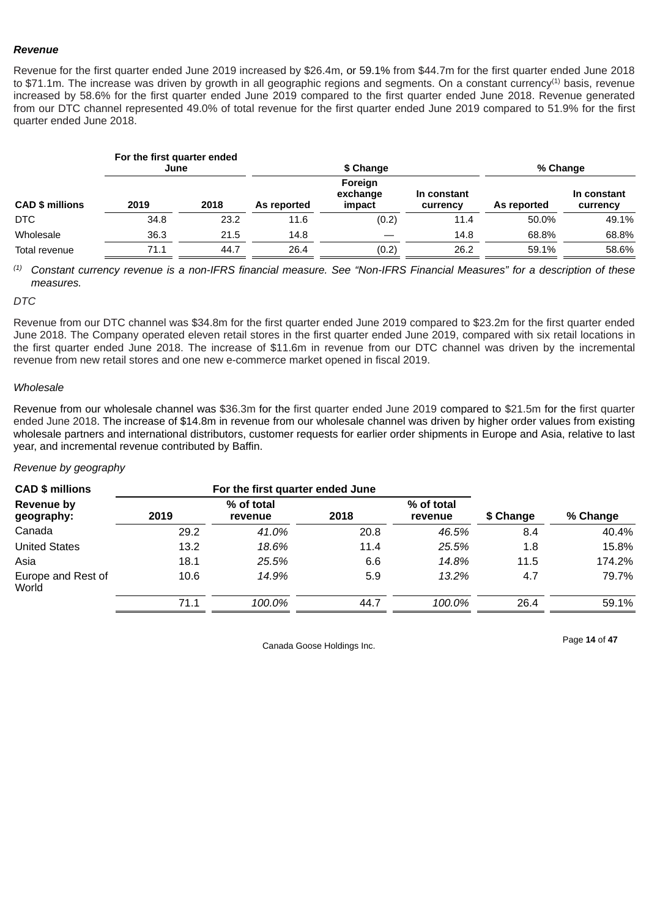***Revenue***

Revenue for the first quarter ended June 2019 increased by $26.4m, or 59.1% from $44.7m for the first quarter ended June 2018 to $71.1m. The increase was driven by growth in all geographic regions and segments. On a constant currency[(1)] basis, revenue increased by 58.6% for the first quarter ended June 2019 compared to the first quarter ended June 2018. Revenue generated from our DTC channel represented 49.0% of total revenue for the first quarter ended June 2019 compared to 51.9% for the first quarter ended June 2018.

| | For the first quarter ended June | | $ Change | | | % Change | |
|---|---|---|---|---|---|---|---|
| **CAD $ millions** | **2019** | **2018** | **As reported** | **Foreign exchange impact** | **In constant currency** | **As reported** | **In constant currency** |
| DTC | 34.8 | 23.2 | 11.6 | (0.2) | 11.4 | 50.0% | 49.1% |
| Wholesale | 36.3 | 21.5 | 14.8 | — | 14.8 | 68.8% | 68.8% |
| Total revenue | 71.1 | 44.7 | 26.4 | (0.2) | 26.2 | 59.1% | 58.6% |

(1) *Constant currency revenue is a non-IFRS financial measure. See "Non-IFRS Financial Measures" for a description of these measures.*

*DTC*

Revenue from our DTC channel was $34.8m for the first quarter ended June 2019 compared to $23.2m for the first quarter ended June 2018. The Company operated eleven retail stores in the first quarter ended June 2019, compared with six retail locations in the first quarter ended June 2018. The increase of $11.6m in revenue from our DTC channel was driven by the incremental revenue from new retail stores and one new e-commerce market opened in fiscal 2019.

*Wholesale*

Revenue from our wholesale channel was $36.3m for the first quarter ended June 2019 compared to $21.5m for the first quarter ended June 2018. The increase of $14.8m in revenue from our wholesale channel was driven by higher order values from existing wholesale partners and international distributors, customer requests for earlier order shipments in Europe and Asia, relative to last year, and incremental revenue contributed by Baffin.

*Revenue by geography*

| **CAD $ millions** | For the first quarter ended June | | | | | |
|---|---|---|---|---|---|---|
| **Revenue by geography:** | **2019** | **% of total revenue** | **2018** | **% of total revenue** | **$ Change** | **% Change** |
| Canada | 29.2 | *41.0%* | 20.8 | *46.5%* | 8.4 | 40.4% |
| United States | 13.2 | *18.6%* | 11.4 | *25.5%* | 1.8 | 15.8% |
| Asia | 18.1 | *25.5%* | 6.6 | *14.8%* | 11.5 | 174.2% |
| Europe and Rest of World | 10.6 | *14.9%* | 5.9 | *13.2%* | 4.7 | 79.7% |
| | 71.1 | *100.0%* | 44.7 | *100.0%* | 26.4 | 59.1% |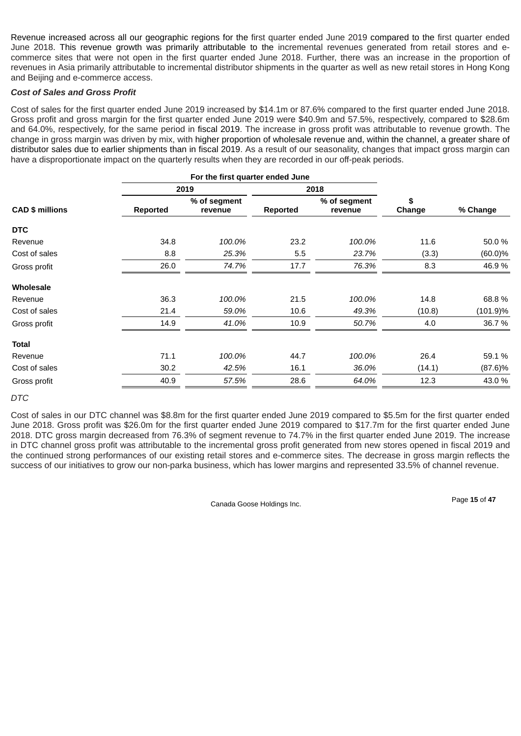Revenue increased across all our geographic regions for the first quarter ended June 2019 compared to the first quarter ended June 2018. This revenue growth was primarily attributable to the incremental revenues generated from retail stores and e-commerce sites that were not open in the first quarter ended June 2018. Further, there was an increase in the proportion of revenues in Asia primarily attributable to incremental distributor shipments in the quarter as well as new retail stores in Hong Kong and Beijing and e-commerce access.

***Cost of Sales and Gross Profit***

Cost of sales for the first quarter ended June 2019 increased by $14.1m or 87.6% compared to the first quarter ended June 2018. Gross profit and gross margin for the first quarter ended June 2019 were $40.9m and 57.5%, respectively, compared to $28.6m and 64.0%, respectively, for the same period in fiscal 2019. The increase in gross profit was attributable to revenue growth. The change in gross margin was driven by mix, with higher proportion of wholesale revenue and, within the channel, a greater share of distributor sales due to earlier shipments than in fiscal 2019. As a result of our seasonality, changes that impact gross margin can have a disproportionate impact on the quarterly results when they are recorded in our off-peak periods.

| | For the first quarter ended June | | | | | |
|---|---|---|---|---|---|---|
| | 2019 | | 2018 | | | |
| **CAD $ millions** | **Reported** | **% of segment revenue** | **Reported** | **% of segment revenue** | **$ Change** | **% Change** |
| **DTC** | | | | | | |
| Revenue | 34.8 | *100.0%* | 23.2 | *100.0%* | 11.6 | 50.0 % |
| Cost of sales | 8.8 | *25.3%* | 5.5 | *23.7%* | (3.3) | (60.0)% |
| Gross profit | 26.0 | *74.7%* | 17.7 | *76.3%* | 8.3 | 46.9 % |
| **Wholesale** | | | | | | |
| Revenue | 36.3 | *100.0%* | 21.5 | *100.0%* | 14.8 | 68.8 % |
| Cost of sales | 21.4 | *59.0%* | 10.6 | *49.3%* | (10.8) | (101.9)% |
| Gross profit | 14.9 | *41.0%* | 10.9 | *50.7%* | 4.0 | 36.7 % |
| **Total** | | | | | | |
| Revenue | 71.1 | *100.0%* | 44.7 | *100.0%* | 26.4 | 59.1 % |
| Cost of sales | 30.2 | *42.5%* | 16.1 | *36.0%* | (14.1) | (87.6)% |
| Gross profit | 40.9 | *57.5%* | 28.6 | *64.0%* | 12.3 | 43.0 % |

*DTC*

Cost of sales in our DTC channel was $8.8m for the first quarter ended June 2019 compared to $5.5m for the first quarter ended June 2018. Gross profit was $26.0m for the first quarter ended June 2019 compared to $17.7m for the first quarter ended June 2018. DTC gross margin decreased from 76.3% of segment revenue to 74.7% in the first quarter ended June 2019. The increase in DTC channel gross profit was attributable to the incremental gross profit generated from new stores opened in fiscal 2019 and the continued strong performances of our existing retail stores and e-commerce sites. The decrease in gross margin reflects the success of our initiatives to grow our non-parka business, which has lower margins and represented 33.5% of channel revenue.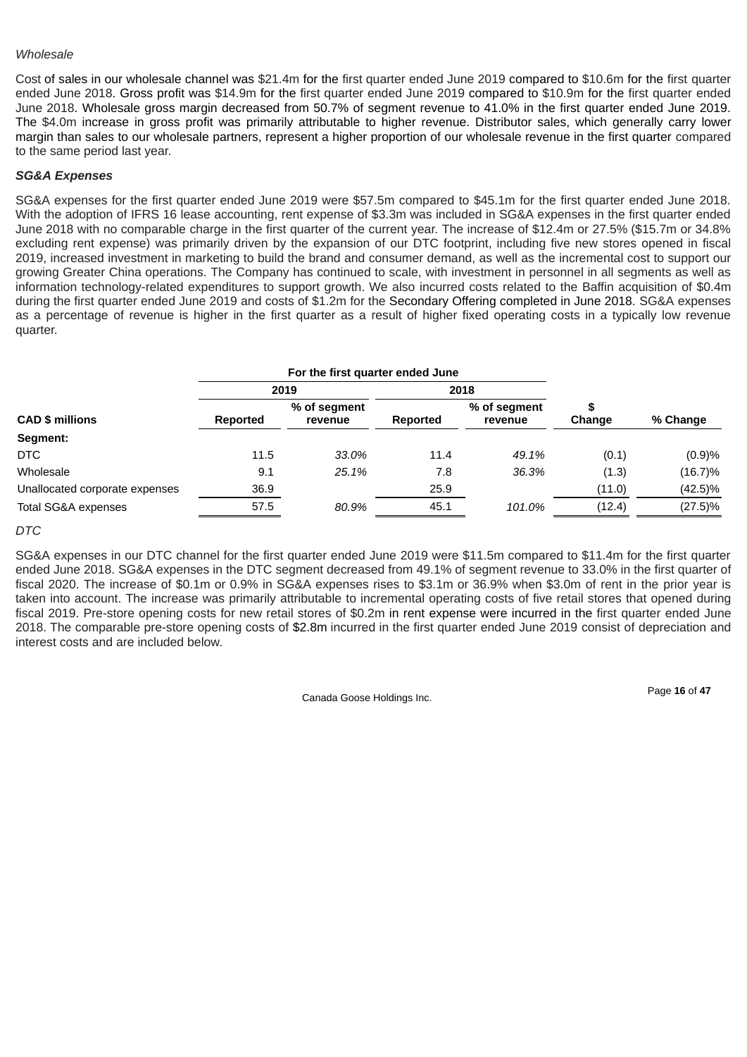*Wholesale*

Cost of sales in our wholesale channel was \$21.4m for the first quarter ended June 2019 compared to \$10.6m for the first quarter ended June 2018. Gross profit was \$14.9m for the first quarter ended June 2019 compared to \$10.9m for the first quarter ended June 2018. Wholesale gross margin decreased from 50.7% of segment revenue to 41.0% in the first quarter ended June 2019. The \$4.0m increase in gross profit was primarily attributable to higher revenue. Distributor sales, which generally carry lower margin than sales to our wholesale partners, represent a higher proportion of our wholesale revenue in the first quarter compared to the same period last year.

***SG&A Expenses***

SG&A expenses for the first quarter ended June 2019 were \$57.5m compared to \$45.1m for the first quarter ended June 2018. With the adoption of IFRS 16 lease accounting, rent expense of \$3.3m was included in SG&A expenses in the first quarter ended June 2018 with no comparable charge in the first quarter of the current year. The increase of \$12.4m or 27.5% (\$15.7m or 34.8% excluding rent expense) was primarily driven by the expansion of our DTC footprint, including five new stores opened in fiscal 2019, increased investment in marketing to build the brand and consumer demand, as well as the incremental cost to support our growing Greater China operations. The Company has continued to scale, with investment in personnel in all segments as well as information technology-related expenditures to support growth. We also incurred costs related to the Baffin acquisition of \$0.4m during the first quarter ended June 2019 and costs of \$1.2m for the Secondary Offering completed in June 2018. SG&A expenses as a percentage of revenue is higher in the first quarter as a result of higher fixed operating costs in a typically low revenue quarter.

| | For the first quarter ended June | | | | | |
|---|---|---|---|---|---|---|
| | 2019 | | 2018 | | | |
| **CAD \$ millions** | **Reported** | **% of segment revenue** | **Reported** | **% of segment revenue** | **\$ Change** | **% Change** |
| **Segment:** | | | | | | |
| DTC | 11.5 | *33.0%* | 11.4 | *49.1%* | (0.1) | (0.9)% |
| Wholesale | 9.1 | *25.1%* | 7.8 | *36.3%* | (1.3) | (16.7)% |
| Unallocated corporate expenses | 36.9 | | 25.9 | | (11.0) | (42.5)% |
| Total SG&A expenses | 57.5 | *80.9%* | 45.1 | *101.0%* | (12.4) | (27.5)% |

*DTC*

SG&A expenses in our DTC channel for the first quarter ended June 2019 were \$11.5m compared to \$11.4m for the first quarter ended June 2018. SG&A expenses in the DTC segment decreased from 49.1% of segment revenue to 33.0% in the first quarter of fiscal 2020. The increase of \$0.1m or 0.9% in SG&A expenses rises to \$3.1m or 36.9% when \$3.0m of rent in the prior year is taken into account. The increase was primarily attributable to incremental operating costs of five retail stores that opened during fiscal 2019. Pre-store opening costs for new retail stores of \$0.2m in rent expense were incurred in the first quarter ended June 2018. The comparable pre-store opening costs of \$2.8m incurred in the first quarter ended June 2019 consist of depreciation and interest costs and are included below.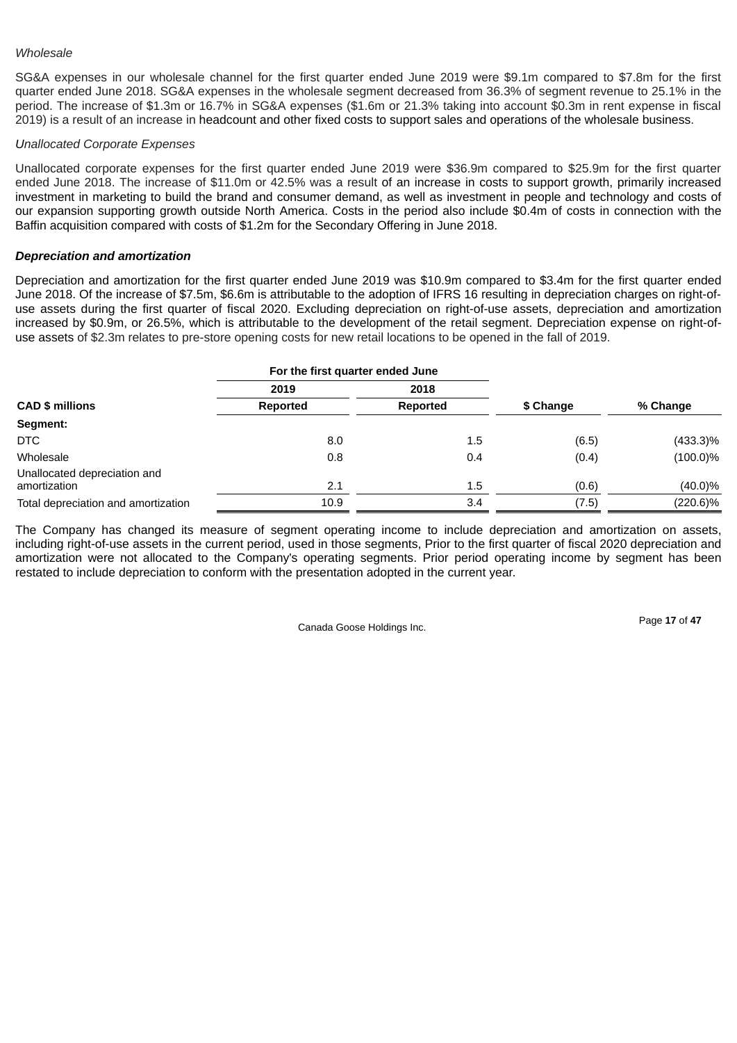*Wholesale*

SG&A expenses in our wholesale channel for the first quarter ended June 2019 were $9.1m compared to $7.8m for the first quarter ended June 2018. SG&A expenses in the wholesale segment decreased from 36.3% of segment revenue to 25.1% in the period. The increase of $1.3m or 16.7% in SG&A expenses ($1.6m or 21.3% taking into account $0.3m in rent expense in fiscal 2019) is a result of an increase in headcount and other fixed costs to support sales and operations of the wholesale business.

*Unallocated Corporate Expenses*

Unallocated corporate expenses for the first quarter ended June 2019 were $36.9m compared to $25.9m for the first quarter ended June 2018. The increase of $11.0m or 42.5% was a result of an increase in costs to support growth, primarily increased investment in marketing to build the brand and consumer demand, as well as investment in people and technology and costs of our expansion supporting growth outside North America. Costs in the period also include $0.4m of costs in connection with the Baffin acquisition compared with costs of $1.2m for the Secondary Offering in June 2018.

***Depreciation and amortization***

Depreciation and amortization for the first quarter ended June 2019 was $10.9m compared to $3.4m for the first quarter ended June 2018. Of the increase of $7.5m, $6.6m is attributable to the adoption of IFRS 16 resulting in depreciation charges on right-of-use assets during the first quarter of fiscal 2020. Excluding depreciation on right-of-use assets, depreciation and amortization increased by $0.9m, or 26.5%, which is attributable to the development of the retail segment. Depreciation expense on right-of-use assets of $2.3m relates to pre-store opening costs for new retail locations to be opened in the fall of 2019.

| | For the first quarter ended June | | | |
|---|---|---|---|---|
| | 2019 | 2018 | | |
| **CAD $ millions** | **Reported** | **Reported** | **$ Change** | **% Change** |
| **Segment:** | | | | |
| DTC | 8.0 | 1.5 | (6.5) | (433.3)% |
| Wholesale | 0.8 | 0.4 | (0.4) | (100.0)% |
| Unallocated depreciation and amortization | 2.1 | 1.5 | (0.6) | (40.0)% |
| Total depreciation and amortization | 10.9 | 3.4 | (7.5) | (220.6)% |

The Company has changed its measure of segment operating income to include depreciation and amortization on assets, including right-of-use assets in the current period, used in those segments, Prior to the first quarter of fiscal 2020 depreciation and amortization were not allocated to the Company's operating segments. Prior period operating income by segment has been restated to include depreciation to conform with the presentation adopted in the current year.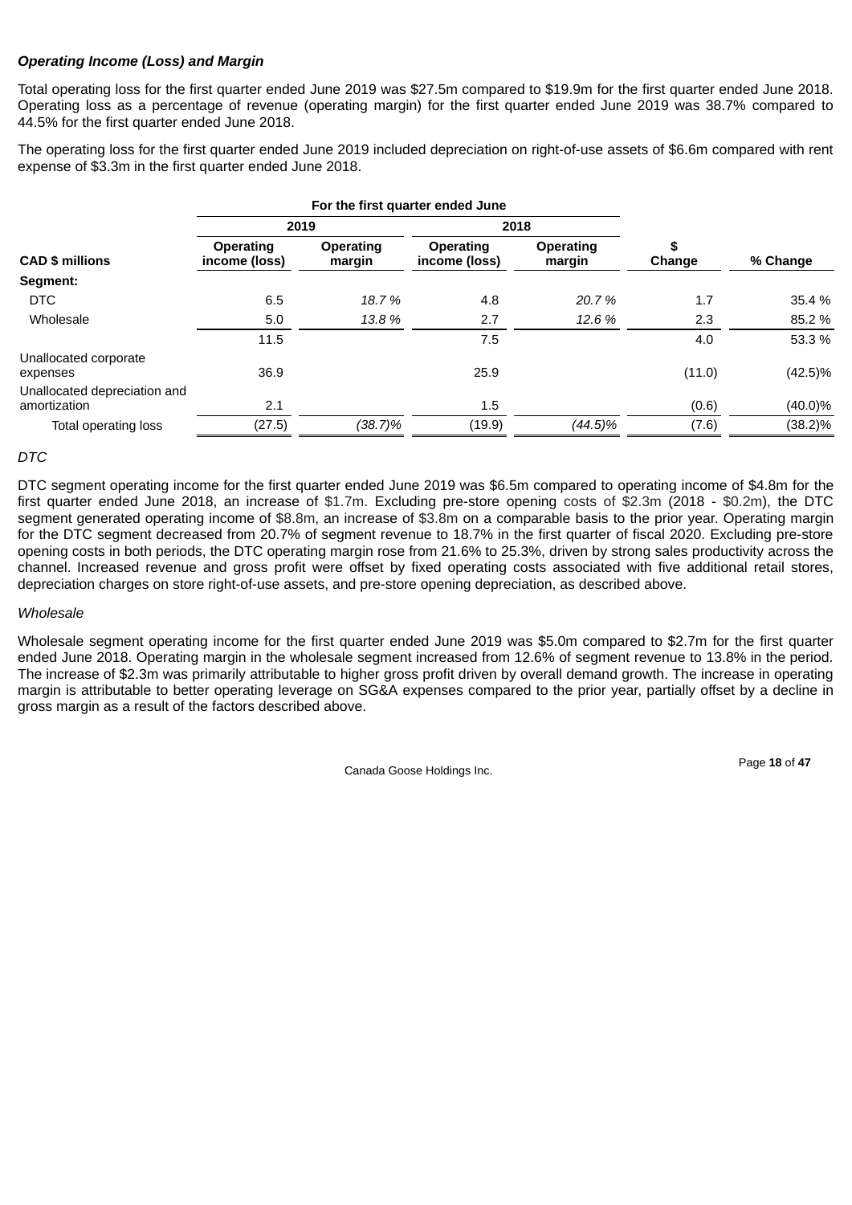***Operating Income (Loss) and Margin***

Total operating loss for the first quarter ended June 2019 was $27.5m compared to $19.9m for the first quarter ended June 2018. Operating loss as a percentage of revenue (operating margin) for the first quarter ended June 2019 was 38.7% compared to 44.5% for the first quarter ended June 2018.

The operating loss for the first quarter ended June 2019 included depreciation on right-of-use assets of $6.6m compared with rent expense of $3.3m in the first quarter ended June 2018.

| | For the first quarter ended June | | | | | |
|---|---|---|---|---|---|---|
| | 2019 | | 2018 | | | |
| **CAD $ millions** | **Operating income (loss)** | **Operating margin** | **Operating income (loss)** | **Operating margin** | **$ Change** | **% Change** |
| **Segment:** | | | | | | |
| DTC | 6.5 | *18.7 %* | 4.8 | *20.7 %* | 1.7 | 35.4 % |
| Wholesale | 5.0 | *13.8 %* | 2.7 | *12.6 %* | 2.3 | 85.2 % |
| | 11.5 | | 7.5 | | 4.0 | 53.3 % |
| Unallocated corporate expenses | 36.9 | | 25.9 | | (11.0) | (42.5)% |
| Unallocated depreciation and amortization | 2.1 | | 1.5 | | (0.6) | (40.0)% |
| Total operating loss | (27.5) | *(38.7)%* | (19.9) | *(44.5)%* | (7.6) | (38.2)% |

*DTC*

DTC segment operating income for the first quarter ended June 2019 was $6.5m compared to operating income of $4.8m for the first quarter ended June 2018, an increase of $1.7m. Excluding pre-store opening costs of $2.3m (2018 - $0.2m), the DTC segment generated operating income of $8.8m, an increase of $3.8m on a comparable basis to the prior year. Operating margin for the DTC segment decreased from 20.7% of segment revenue to 18.7% in the first quarter of fiscal 2020. Excluding pre-store opening costs in both periods, the DTC operating margin rose from 21.6% to 25.3%, driven by strong sales productivity across the channel. Increased revenue and gross profit were offset by fixed operating costs associated with five additional retail stores, depreciation charges on store right-of-use assets, and pre-store opening depreciation, as described above.

*Wholesale*

Wholesale segment operating income for the first quarter ended June 2019 was $5.0m compared to $2.7m for the first quarter ended June 2018. Operating margin in the wholesale segment increased from 12.6% of segment revenue to 13.8% in the period. The increase of $2.3m was primarily attributable to higher gross profit driven by overall demand growth. The increase in operating margin is attributable to better operating leverage on SG&A expenses compared to the prior year, partially offset by a decline in gross margin as a result of the factors described above.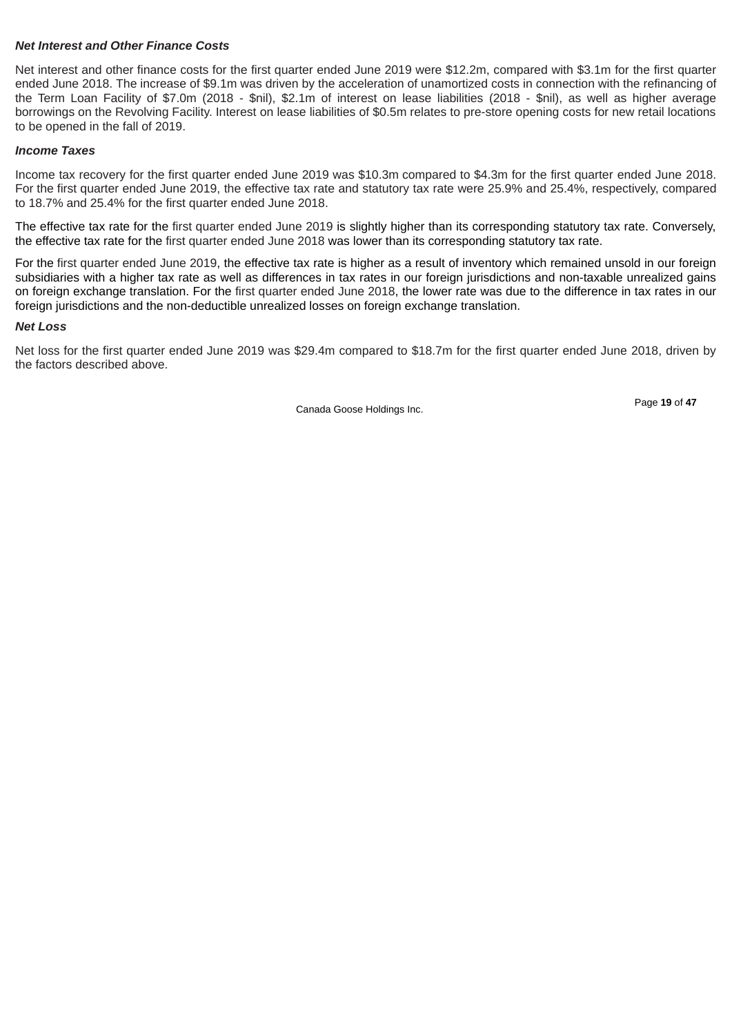***Net Interest and Other Finance Costs***

Net interest and other finance costs for the first quarter ended June 2019 were $12.2m, compared with $3.1m for the first quarter ended June 2018. The increase of $9.1m was driven by the acceleration of unamortized costs in connection with the refinancing of the Term Loan Facility of $7.0m (2018 - $nil), $2.1m of interest on lease liabilities (2018 - $nil), as well as higher average borrowings on the Revolving Facility. Interest on lease liabilities of $0.5m relates to pre-store opening costs for new retail locations to be opened in the fall of 2019.

***Income Taxes***

Income tax recovery for the first quarter ended June 2019 was $10.3m compared to $4.3m for the first quarter ended June 2018. For the first quarter ended June 2019, the effective tax rate and statutory tax rate were 25.9% and 25.4%, respectively, compared to 18.7% and 25.4% for the first quarter ended June 2018.

The effective tax rate for the first quarter ended June 2019 is slightly higher than its corresponding statutory tax rate. Conversely, the effective tax rate for the first quarter ended June 2018 was lower than its corresponding statutory tax rate.

For the first quarter ended June 2019, the effective tax rate is higher as a result of inventory which remained unsold in our foreign subsidiaries with a higher tax rate as well as differences in tax rates in our foreign jurisdictions and non-taxable unrealized gains on foreign exchange translation. For the first quarter ended June 2018, the lower rate was due to the difference in tax rates in our foreign jurisdictions and the non-deductible unrealized losses on foreign exchange translation.

***Net Loss***

Net loss for the first quarter ended June 2019 was $29.4m compared to $18.7m for the first quarter ended June 2018, driven by the factors described above.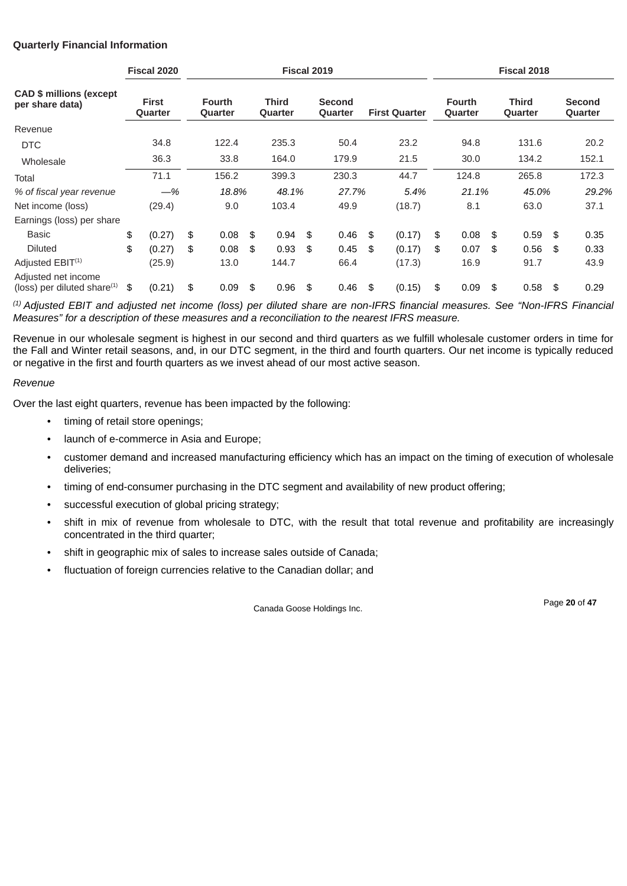**Quarterly Financial Information**

| CAD $ millions (except per share data) | Fiscal 2020 | Fiscal 2019 | | | | Fiscal 2018 | | |
|---|---|---|---|---|---|---|---|---|
| | First Quarter | Fourth Quarter | Third Quarter | Second Quarter | First Quarter | Fourth Quarter | Third Quarter | Second Quarter |
| Revenue | | | | | | | | |
| DTC | 34.8 | 122.4 | 235.3 | 50.4 | 23.2 | 94.8 | 131.6 | 20.2 |
| Wholesale | 36.3 | 33.8 | 164.0 | 179.9 | 21.5 | 30.0 | 134.2 | 152.1 |
| Total | 71.1 | 156.2 | 399.3 | 230.3 | 44.7 | 124.8 | 265.8 | 172.3 |
| *% of fiscal year revenue* | *—%* | *18.8%* | *48.1%* | *27.7%* | *5.4%* | *21.1%* | *45.0%* | *29.2%* |
| Net income (loss) | (29.4) | 9.0 | 103.4 | 49.9 | (18.7) | 8.1 | 63.0 | 37.1 |
| Earnings (loss) per share | | | | | | | | |
| Basic | $ (0.27) | $ 0.08 | $ 0.94 | $ 0.46 | $ (0.17) | $ 0.08 | $ 0.59 | $ 0.35 |
| Diluted | $ (0.27) | $ 0.08 | $ 0.93 | $ 0.45 | $ (0.17) | $ 0.07 | $ 0.56 | $ 0.33 |
| Adjusted EBIT[(1)] | (25.9) | 13.0 | 144.7 | 66.4 | (17.3) | 16.9 | 91.7 | 43.9 |
| Adjusted net income (loss) per diluted share[(1)] | $ (0.21) | $ 0.09 | $ 0.96 | $ 0.46 | $ (0.15) | $ 0.09 | $ 0.58 | $ 0.29 |

*[(1)] Adjusted EBIT and adjusted net income (loss) per diluted share are non-IFRS financial measures. See "Non-IFRS Financial Measures" for a description of these measures and a reconciliation to the nearest IFRS measure.*

Revenue in our wholesale segment is highest in our second and third quarters as we fulfill wholesale customer orders in time for the Fall and Winter retail seasons, and, in our DTC segment, in the third and fourth quarters. Our net income is typically reduced or negative in the first and fourth quarters as we invest ahead of our most active season.

*Revenue*

Over the last eight quarters, revenue has been impacted by the following:

- timing of retail store openings;
- launch of e-commerce in Asia and Europe;
- customer demand and increased manufacturing efficiency which has an impact on the timing of execution of wholesale deliveries;
- timing of end-consumer purchasing in the DTC segment and availability of new product offering;
- successful execution of global pricing strategy;
- shift in mix of revenue from wholesale to DTC, with the result that total revenue and profitability are increasingly concentrated in the third quarter;
- shift in geographic mix of sales to increase sales outside of Canada;
- fluctuation of foreign currencies relative to the Canadian dollar; and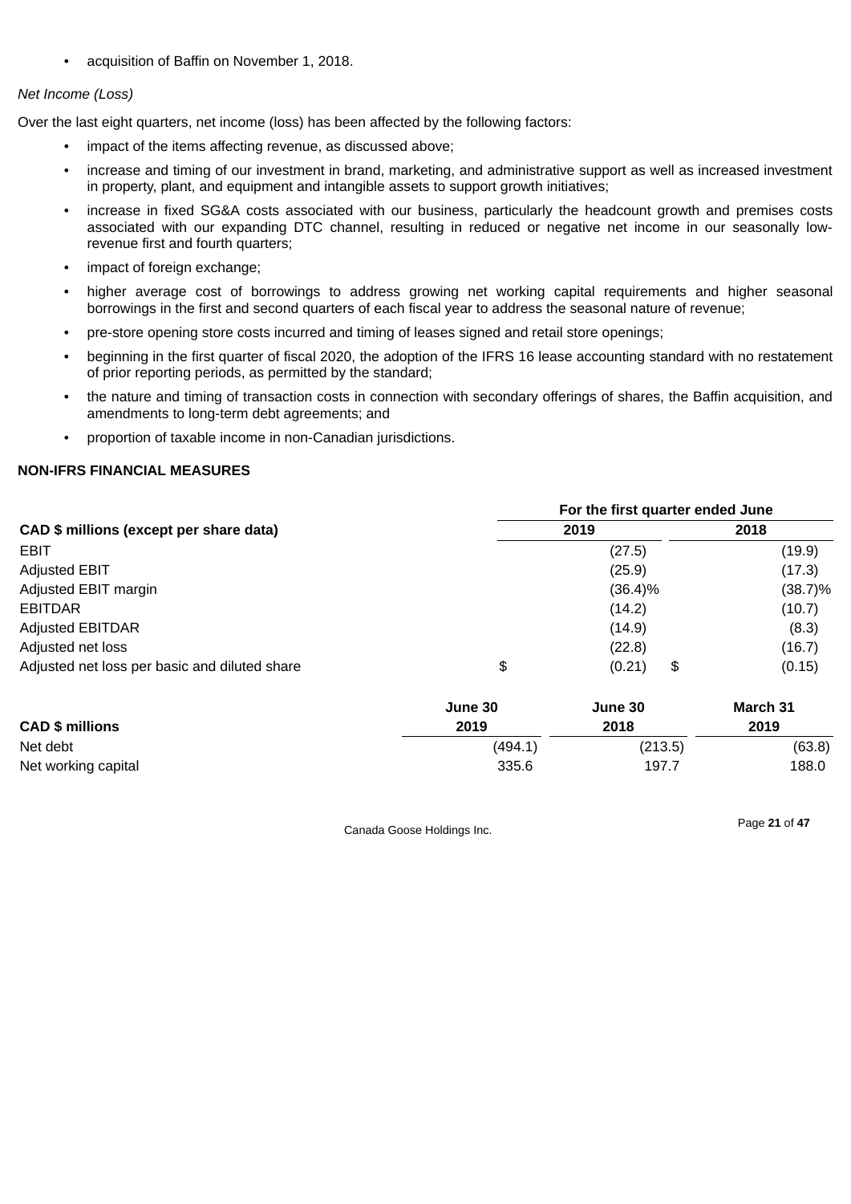- acquisition of Baffin on November 1, 2018.

*Net Income (Loss)*

Over the last eight quarters, net income (loss) has been affected by the following factors:

- impact of the items affecting revenue, as discussed above;
- increase and timing of our investment in brand, marketing, and administrative support as well as increased investment in property, plant, and equipment and intangible assets to support growth initiatives;
- increase in fixed SG&A costs associated with our business, particularly the headcount growth and premises costs associated with our expanding DTC channel, resulting in reduced or negative net income in our seasonally low-revenue first and fourth quarters;
- impact of foreign exchange;
- higher average cost of borrowings to address growing net working capital requirements and higher seasonal borrowings in the first and second quarters of each fiscal year to address the seasonal nature of revenue;
- pre-store opening store costs incurred and timing of leases signed and retail store openings;
- beginning in the first quarter of fiscal 2020, the adoption of the IFRS 16 lease accounting standard with no restatement of prior reporting periods, as permitted by the standard;
- the nature and timing of transaction costs in connection with secondary offerings of shares, the Baffin acquisition, and amendments to long-term debt agreements; and
- proportion of taxable income in non-Canadian jurisdictions.

## NON-IFRS FINANCIAL MEASURES

| | For the first quarter ended June | |
|---|---|---|
| **CAD $ millions (except per share data)** | **2019** | **2018** |
| EBIT | (27.5) | (19.9) |
| Adjusted EBIT | (25.9) | (17.3) |
| Adjusted EBIT margin | (36.4)% | (38.7)% |
| EBITDAR | (14.2) | (10.7) |
| Adjusted EBITDAR | (14.9) | (8.3) |
| Adjusted net loss | (22.8) | (16.7) |
| Adjusted net loss per basic and diluted share | $ (0.21) | $ (0.15) |

| **CAD $ millions** | **June 30 2019** | **June 30 2018** | **March 31 2019** |
|---|---|---|---|
| Net debt | (494.1) | (213.5) | (63.8) |
| Net working capital | 335.6 | 197.7 | 188.0 |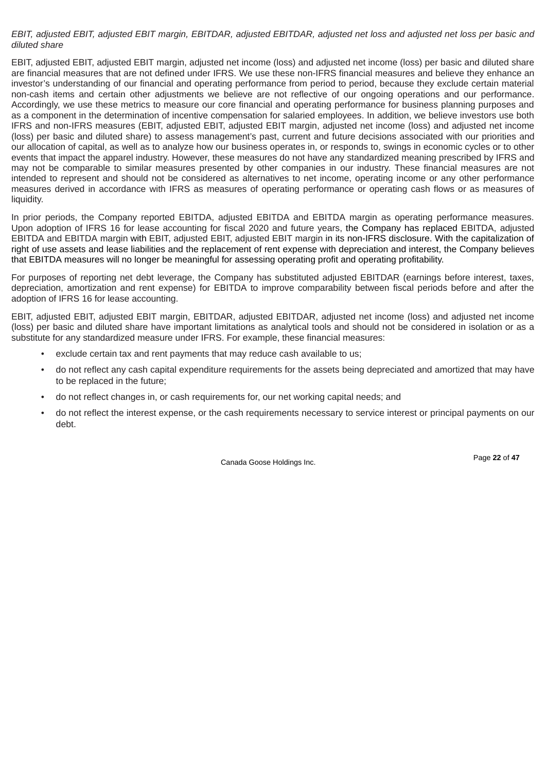*EBIT, adjusted EBIT, adjusted EBIT margin, EBITDAR, adjusted EBITDAR, adjusted net loss and adjusted net loss per basic and diluted share*

EBIT, adjusted EBIT, adjusted EBIT margin, adjusted net income (loss) and adjusted net income (loss) per basic and diluted share are financial measures that are not defined under IFRS. We use these non-IFRS financial measures and believe they enhance an investor's understanding of our financial and operating performance from period to period, because they exclude certain material non-cash items and certain other adjustments we believe are not reflective of our ongoing operations and our performance. Accordingly, we use these metrics to measure our core financial and operating performance for business planning purposes and as a component in the determination of incentive compensation for salaried employees. In addition, we believe investors use both IFRS and non-IFRS measures (EBIT, adjusted EBIT, adjusted EBIT margin, adjusted net income (loss) and adjusted net income (loss) per basic and diluted share) to assess management's past, current and future decisions associated with our priorities and our allocation of capital, as well as to analyze how our business operates in, or responds to, swings in economic cycles or to other events that impact the apparel industry. However, these measures do not have any standardized meaning prescribed by IFRS and may not be comparable to similar measures presented by other companies in our industry. These financial measures are not intended to represent and should not be considered as alternatives to net income, operating income or any other performance measures derived in accordance with IFRS as measures of operating performance or operating cash flows or as measures of liquidity.

In prior periods, the Company reported EBITDA, adjusted EBITDA and EBITDA margin as operating performance measures. Upon adoption of IFRS 16 for lease accounting for fiscal 2020 and future years, the Company has replaced EBITDA, adjusted EBITDA and EBITDA margin with EBIT, adjusted EBIT, adjusted EBIT margin in its non-IFRS disclosure. With the capitalization of right of use assets and lease liabilities and the replacement of rent expense with depreciation and interest, the Company believes that EBITDA measures will no longer be meaningful for assessing operating profit and operating profitability.

For purposes of reporting net debt leverage, the Company has substituted adjusted EBITDAR (earnings before interest, taxes, depreciation, amortization and rent expense) for EBITDA to improve comparability between fiscal periods before and after the adoption of IFRS 16 for lease accounting.

EBIT, adjusted EBIT, adjusted EBIT margin, EBITDAR, adjusted EBITDAR, adjusted net income (loss) and adjusted net income (loss) per basic and diluted share have important limitations as analytical tools and should not be considered in isolation or as a substitute for any standardized measure under IFRS. For example, these financial measures:

- exclude certain tax and rent payments that may reduce cash available to us;
- do not reflect any cash capital expenditure requirements for the assets being depreciated and amortized that may have to be replaced in the future;
- do not reflect changes in, or cash requirements for, our net working capital needs; and
- do not reflect the interest expense, or the cash requirements necessary to service interest or principal payments on our debt.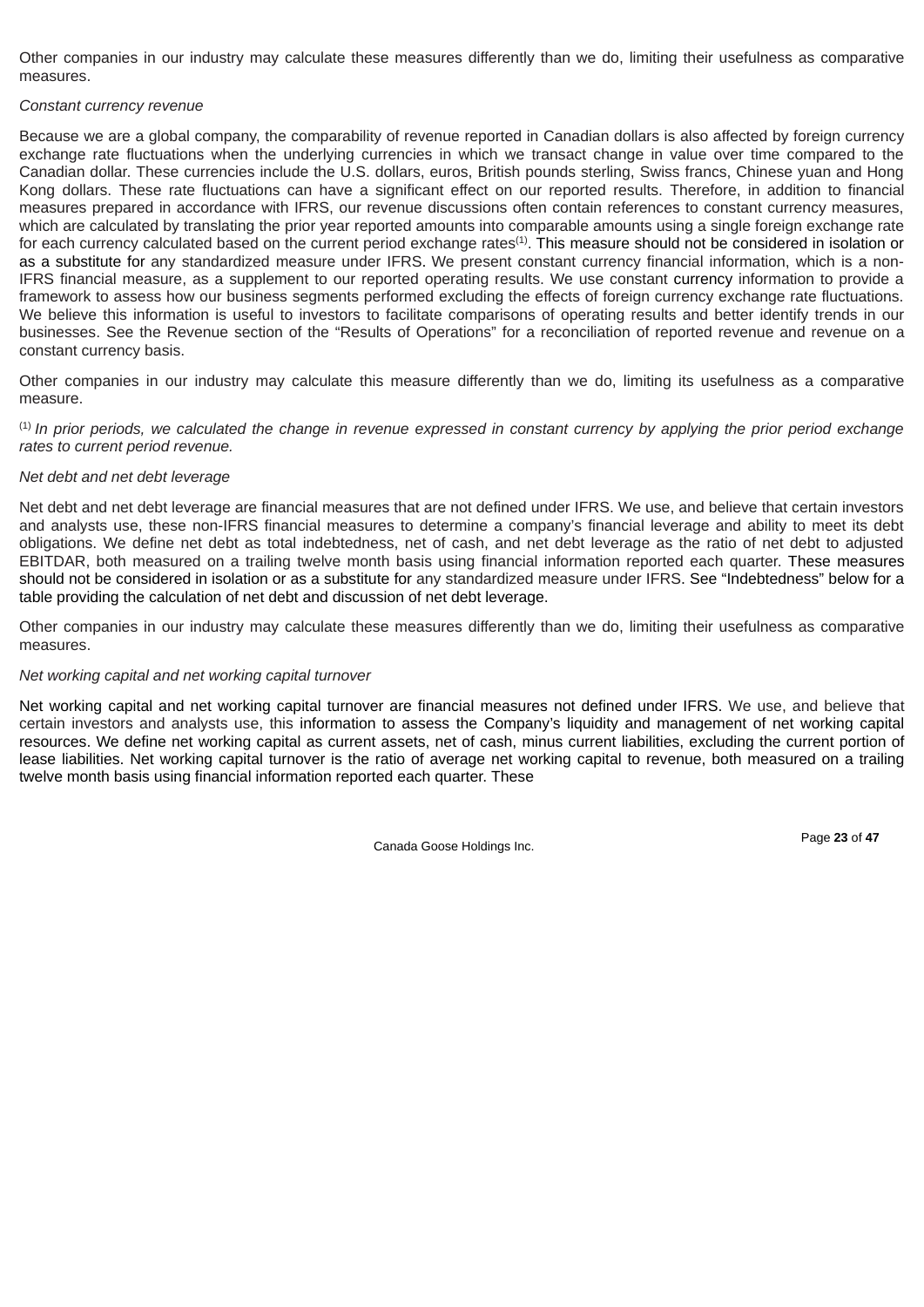Other companies in our industry may calculate these measures differently than we do, limiting their usefulness as comparative measures.

*Constant currency revenue*

Because we are a global company, the comparability of revenue reported in Canadian dollars is also affected by foreign currency exchange rate fluctuations when the underlying currencies in which we transact change in value over time compared to the Canadian dollar. These currencies include the U.S. dollars, euros, British pounds sterling, Swiss francs, Chinese yuan and Hong Kong dollars. These rate fluctuations can have a significant effect on our reported results. Therefore, in addition to financial measures prepared in accordance with IFRS, our revenue discussions often contain references to constant currency measures, which are calculated by translating the prior year reported amounts into comparable amounts using a single foreign exchange rate for each currency calculated based on the current period exchange rates[1]. This measure should not be considered in isolation or as a substitute for any standardized measure under IFRS. We present constant currency financial information, which is a non-IFRS financial measure, as a supplement to our reported operating results. We use constant currency information to provide a framework to assess how our business segments performed excluding the effects of foreign currency exchange rate fluctuations. We believe this information is useful to investors to facilitate comparisons of operating results and better identify trends in our businesses. See the Revenue section of the "Results of Operations" for a reconciliation of reported revenue and revenue on a constant currency basis.

Other companies in our industry may calculate this measure differently than we do, limiting its usefulness as a comparative measure.

[1] *In prior periods, we calculated the change in revenue expressed in constant currency by applying the prior period exchange rates to current period revenue.*

*Net debt and net debt leverage*

Net debt and net debt leverage are financial measures that are not defined under IFRS. We use, and believe that certain investors and analysts use, these non-IFRS financial measures to determine a company's financial leverage and ability to meet its debt obligations. We define net debt as total indebtedness, net of cash, and net debt leverage as the ratio of net debt to adjusted EBITDAR, both measured on a trailing twelve month basis using financial information reported each quarter. These measures should not be considered in isolation or as a substitute for any standardized measure under IFRS. See "Indebtedness" below for a table providing the calculation of net debt and discussion of net debt leverage.

Other companies in our industry may calculate these measures differently than we do, limiting their usefulness as comparative measures.

*Net working capital and net working capital turnover*

Net working capital and net working capital turnover are financial measures not defined under IFRS. We use, and believe that certain investors and analysts use, this information to assess the Company's liquidity and management of net working capital resources. We define net working capital as current assets, net of cash, minus current liabilities, excluding the current portion of lease liabilities. Net working capital turnover is the ratio of average net working capital to revenue, both measured on a trailing twelve month basis using financial information reported each quarter. These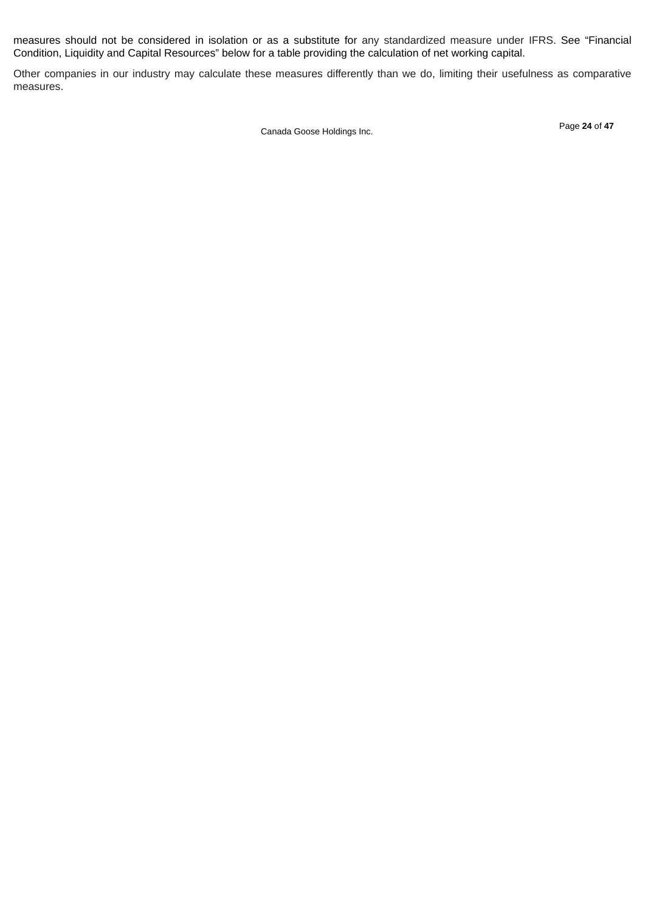measures should not be considered in isolation or as a substitute for any standardized measure under IFRS. See “Financial Condition, Liquidity and Capital Resources” below for a table providing the calculation of net working capital.

Other companies in our industry may calculate these measures differently than we do, limiting their usefulness as comparative measures.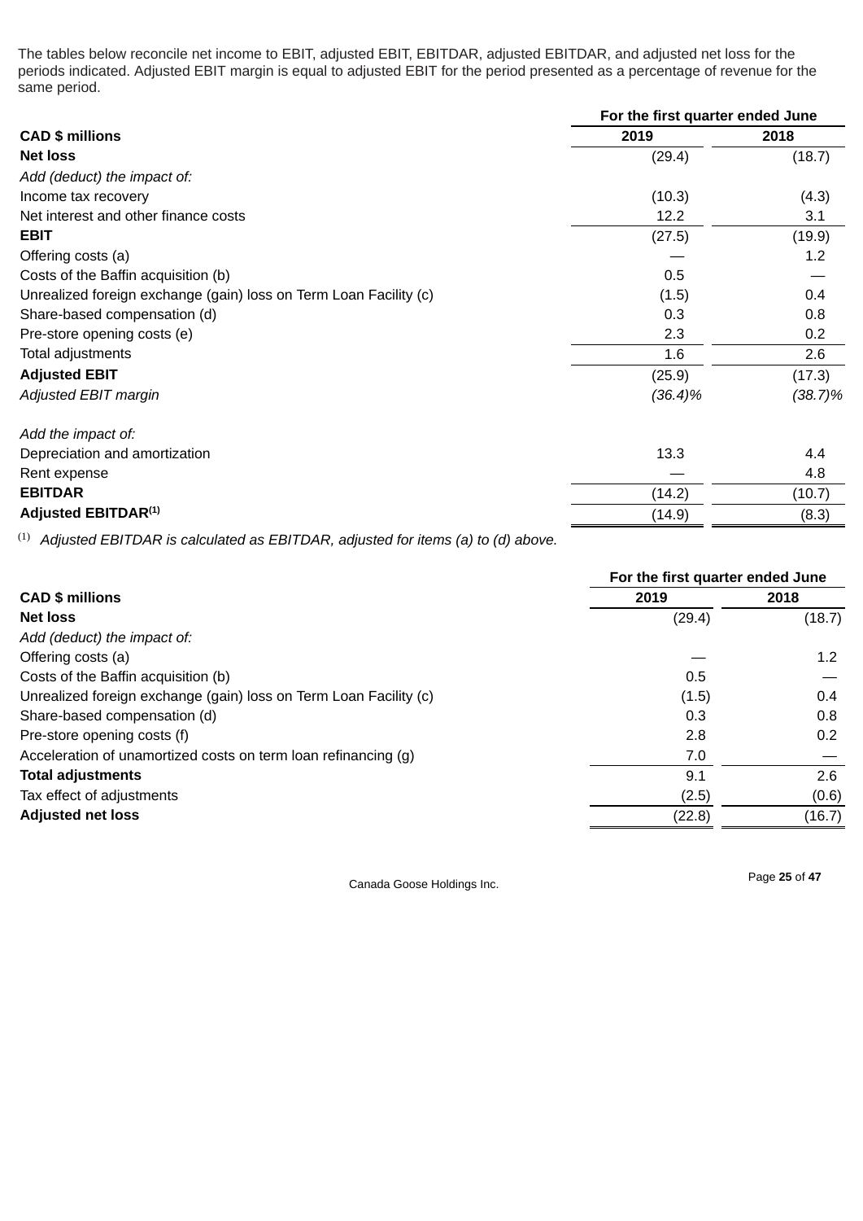The tables below reconcile net income to EBIT, adjusted EBIT, EBITDAR, adjusted EBITDAR, and adjusted net loss for the periods indicated. Adjusted EBIT margin is equal to adjusted EBIT for the period presented as a percentage of revenue for the same period.

| | For the first quarter ended June | |
|---|---|---|
| **CAD $ millions** | **2019** | **2018** |
| **Net loss** | (29.4) | (18.7) |
| *Add (deduct) the impact of:* | | |
| Income tax recovery | (10.3) | (4.3) |
| Net interest and other finance costs | 12.2 | 3.1 |
| **EBIT** | (27.5) | (19.9) |
| Offering costs (a) | — | 1.2 |
| Costs of the Baffin acquisition (b) | 0.5 | — |
| Unrealized foreign exchange (gain) loss on Term Loan Facility (c) | (1.5) | 0.4 |
| Share-based compensation (d) | 0.3 | 0.8 |
| Pre-store opening costs (e) | 2.3 | 0.2 |
| Total adjustments | 1.6 | 2.6 |
| **Adjusted EBIT** | (25.9) | (17.3) |
| *Adjusted EBIT margin* | *(36.4)%* | *(38.7)%* |
| *Add the impact of:* | | |
| Depreciation and amortization | 13.3 | 4.4 |
| Rent expense | — | 4.8 |
| **EBITDAR** | (14.2) | (10.7) |
| **Adjusted EBITDAR[(1)]** | (14.9) | (8.3) |

(1) *Adjusted EBITDAR is calculated as EBITDAR, adjusted for items (a) to (d) above.*

| | For the first quarter ended June | |
|---|---|---|
| **CAD $ millions** | **2019** | **2018** |
| **Net loss** | (29.4) | (18.7) |
| *Add (deduct) the impact of:* | | |
| Offering costs (a) | — | 1.2 |
| Costs of the Baffin acquisition (b) | 0.5 | — |
| Unrealized foreign exchange (gain) loss on Term Loan Facility (c) | (1.5) | 0.4 |
| Share-based compensation (d) | 0.3 | 0.8 |
| Pre-store opening costs (f) | 2.8 | 0.2 |
| Acceleration of unamortized costs on term loan refinancing (g) | 7.0 | — |
| **Total adjustments** | 9.1 | 2.6 |
| Tax effect of adjustments | (2.5) | (0.6) |
| **Adjusted net loss** | (22.8) | (16.7) |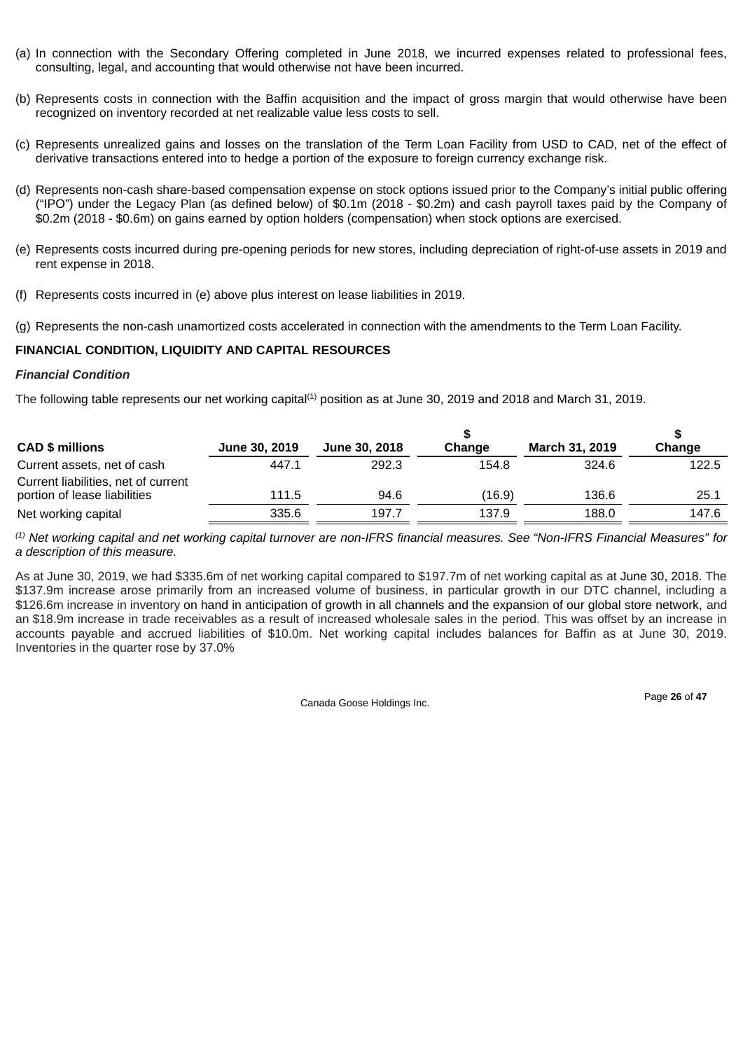(a) In connection with the Secondary Offering completed in June 2018, we incurred expenses related to professional fees, consulting, legal, and accounting that would otherwise not have been incurred.

(b) Represents costs in connection with the Baffin acquisition and the impact of gross margin that would otherwise have been recognized on inventory recorded at net realizable value less costs to sell.

(c) Represents unrealized gains and losses on the translation of the Term Loan Facility from USD to CAD, net of the effect of derivative transactions entered into to hedge a portion of the exposure to foreign currency exchange risk.

(d) Represents non-cash share-based compensation expense on stock options issued prior to the Company's initial public offering ("IPO") under the Legacy Plan (as defined below) of $0.1m (2018 - $0.2m) and cash payroll taxes paid by the Company of $0.2m (2018 - $0.6m) on gains earned by option holders (compensation) when stock options are exercised.

(e) Represents costs incurred during pre-opening periods for new stores, including depreciation of right-of-use assets in 2019 and rent expense in 2018.

(f) Represents costs incurred in (e) above plus interest on lease liabilities in 2019.

(g) Represents the non-cash unamortized costs accelerated in connection with the amendments to the Term Loan Facility.

## FINANCIAL CONDITION, LIQUIDITY AND CAPITAL RESOURCES

### *Financial Condition*

The following table represents our net working capital[(1)] position as at June 30, 2019 and 2018 and March 31, 2019.

| CAD $ millions | June 30, 2019 | June 30, 2018 | $ Change | March 31, 2019 | $ Change |
|---|---|---|---|---|---|
| Current assets, net of cash | 447.1 | 292.3 | 154.8 | 324.6 | 122.5 |
| Current liabilities, net of current portion of lease liabilities | 111.5 | 94.6 | (16.9) | 136.6 | 25.1 |
| Net working capital | 335.6 | 197.7 | 137.9 | 188.0 | 147.6 |

[(1)] *Net working capital and net working capital turnover are non-IFRS financial measures. See "Non-IFRS Financial Measures" for a description of this measure.*

As at June 30, 2019, we had $335.6m of net working capital compared to $197.7m of net working capital as at June 30, 2018. The $137.9m increase arose primarily from an increased volume of business, in particular growth in our DTC channel, including a $126.6m increase in inventory on hand in anticipation of growth in all channels and the expansion of our global store network, and an $18.9m increase in trade receivables as a result of increased wholesale sales in the period. This was offset by an increase in accounts payable and accrued liabilities of $10.0m. Net working capital includes balances for Baffin as at June 30, 2019. Inventories in the quarter rose by 37.0%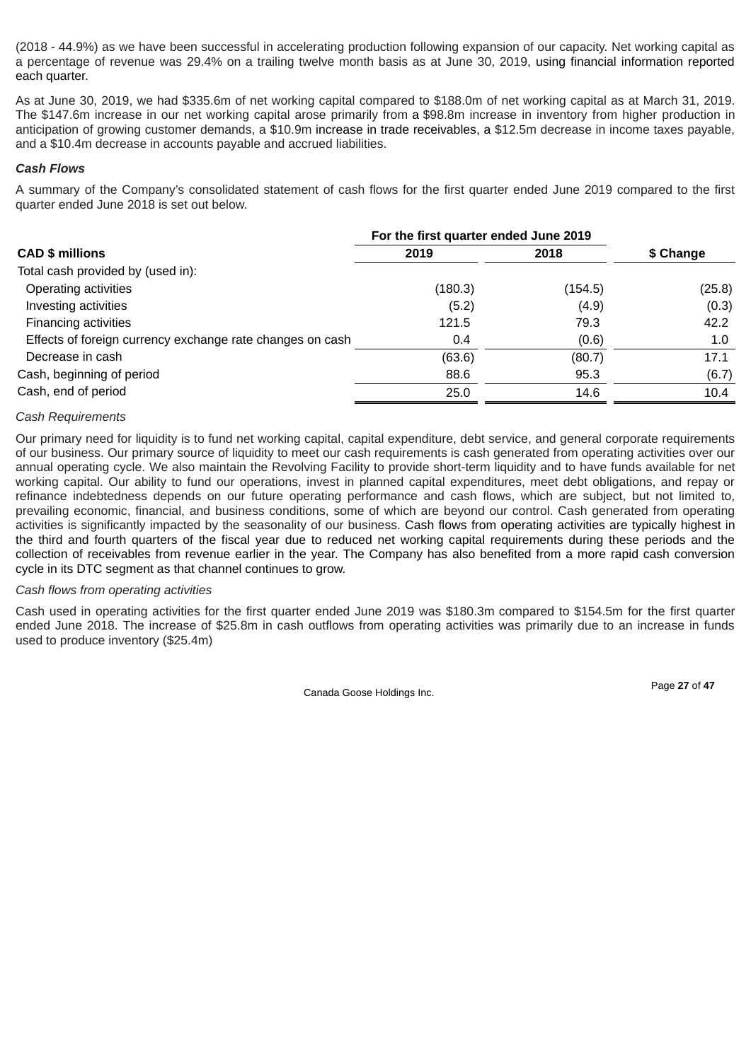(2018 - 44.9%) as we have been successful in accelerating production following expansion of our capacity. Net working capital as a percentage of revenue was 29.4% on a trailing twelve month basis as at June 30, 2019, using financial information reported each quarter.

As at June 30, 2019, we had $335.6m of net working capital compared to $188.0m of net working capital as at March 31, 2019. The $147.6m increase in our net working capital arose primarily from a $98.8m increase in inventory from higher production in anticipation of growing customer demands, a $10.9m increase in trade receivables, a $12.5m decrease in income taxes payable, and a $10.4m decrease in accounts payable and accrued liabilities.

***Cash Flows***

A summary of the Company's consolidated statement of cash flows for the first quarter ended June 2019 compared to the first quarter ended June 2018 is set out below.

| | For the first quarter ended June 2019 | | |
|---|---|---|---|
| **CAD $ millions** | **2019** | **2018** | **$ Change** |
| Total cash provided by (used in): | | | |
| Operating activities | (180.3) | (154.5) | (25.8) |
| Investing activities | (5.2) | (4.9) | (0.3) |
| Financing activities | 121.5 | 79.3 | 42.2 |
| Effects of foreign currency exchange rate changes on cash | 0.4 | (0.6) | 1.0 |
| Decrease in cash | (63.6) | (80.7) | 17.1 |
| Cash, beginning of period | 88.6 | 95.3 | (6.7) |
| Cash, end of period | 25.0 | 14.6 | 10.4 |

*Cash Requirements*

Our primary need for liquidity is to fund net working capital, capital expenditure, debt service, and general corporate requirements of our business. Our primary source of liquidity to meet our cash requirements is cash generated from operating activities over our annual operating cycle. We also maintain the Revolving Facility to provide short-term liquidity and to have funds available for net working capital. Our ability to fund our operations, invest in planned capital expenditures, meet debt obligations, and repay or refinance indebtedness depends on our future operating performance and cash flows, which are subject, but not limited to, prevailing economic, financial, and business conditions, some of which are beyond our control. Cash generated from operating activities is significantly impacted by the seasonality of our business. Cash flows from operating activities are typically highest in the third and fourth quarters of the fiscal year due to reduced net working capital requirements during these periods and the collection of receivables from revenue earlier in the year. The Company has also benefited from a more rapid cash conversion cycle in its DTC segment as that channel continues to grow.

*Cash flows from operating activities*

Cash used in operating activities for the first quarter ended June 2019 was $180.3m compared to $154.5m for the first quarter ended June 2018. The increase of $25.8m in cash outflows from operating activities was primarily due to an increase in funds used to produce inventory ($25.4m)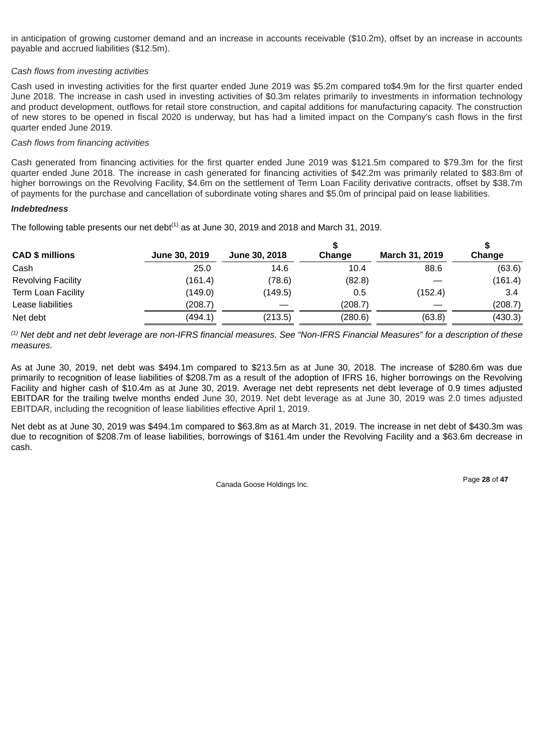in anticipation of growing customer demand and an increase in accounts receivable ($10.2m), offset by an increase in accounts payable and accrued liabilities ($12.5m).

*Cash flows from investing activities*

Cash used in investing activities for the first quarter ended June 2019 was $5.2m compared to$4.9m for the first quarter ended June 2018. The increase in cash used in investing activities of $0.3m relates primarily to investments in information technology and product development, outflows for retail store construction, and capital additions for manufacturing capacity. The construction of new stores to be opened in fiscal 2020 is underway, but has had a limited impact on the Company's cash flows in the first quarter ended June 2019.

*Cash flows from financing activities*

Cash generated from financing activities for the first quarter ended June 2019 was $121.5m compared to $79.3m for the first quarter ended June 2018. The increase in cash generated for financing activities of $42.2m was primarily related to $83.8m of higher borrowings on the Revolving Facility, $4.6m on the settlement of Term Loan Facility derivative contracts, offset by $38.7m of payments for the purchase and cancellation of subordinate voting shares and $5.0m of principal paid on lease liabilities.

***Indebtedness***

The following table presents our net debt[(1)] as at June 30, 2019 and 2018 and March 31, 2019.

| CAD $ millions | June 30, 2019 | June 30, 2018 | $ Change | March 31, 2019 | $ Change |
|---|---|---|---|---|---|
| Cash | 25.0 | 14.6 | 10.4 | 88.6 | (63.6) |
| Revolving Facility | (161.4) | (78.6) | (82.8) | — | (161.4) |
| Term Loan Facility | (149.0) | (149.5) | 0.5 | (152.4) | 3.4 |
| Lease liabilities | (208.7) | — | (208.7) | — | (208.7) |
| Net debt | (494.1) | (213.5) | (280.6) | (63.8) | (430.3) |

*[(1)] Net debt and net debt leverage are non-IFRS financial measures. See "Non-IFRS Financial Measures" for a description of these measures.*

As at June 30, 2019, net debt was $494.1m compared to $213.5m as at June 30, 2018. The increase of $280.6m was due primarily to recognition of lease liabilities of $208.7m as a result of the adoption of IFRS 16, higher borrowings on the Revolving Facility and higher cash of $10.4m as at June 30, 2019. Average net debt represents net debt leverage of 0.9 times adjusted EBITDAR for the trailing twelve months ended June 30, 2019. Net debt leverage as at June 30, 2019 was 2.0 times adjusted EBITDAR, including the recognition of lease liabilities effective April 1, 2019.

Net debt as at June 30, 2019 was $494.1m compared to $63.8m as at March 31, 2019. The increase in net debt of $430.3m was due to recognition of $208.7m of lease liabilities, borrowings of $161.4m under the Revolving Facility and a $63.6m decrease in cash.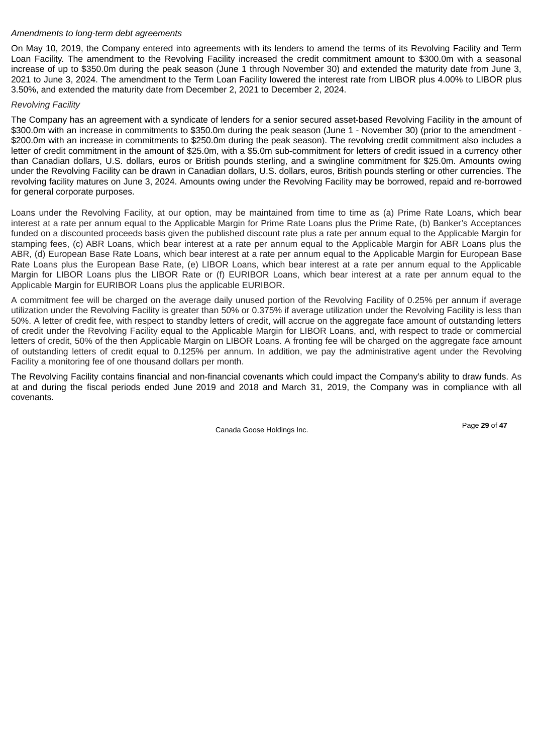*Amendments to long-term debt agreements*

On May 10, 2019, the Company entered into agreements with its lenders to amend the terms of its Revolving Facility and Term Loan Facility. The amendment to the Revolving Facility increased the credit commitment amount to $300.0m with a seasonal increase of up to $350.0m during the peak season (June 1 through November 30) and extended the maturity date from June 3, 2021 to June 3, 2024. The amendment to the Term Loan Facility lowered the interest rate from LIBOR plus 4.00% to LIBOR plus 3.50%, and extended the maturity date from December 2, 2021 to December 2, 2024.

*Revolving Facility*

The Company has an agreement with a syndicate of lenders for a senior secured asset-based Revolving Facility in the amount of $300.0m with an increase in commitments to $350.0m during the peak season (June 1 - November 30) (prior to the amendment - $200.0m with an increase in commitments to $250.0m during the peak season). The revolving credit commitment also includes a letter of credit commitment in the amount of $25.0m, with a $5.0m sub-commitment for letters of credit issued in a currency other than Canadian dollars, U.S. dollars, euros or British pounds sterling, and a swingline commitment for $25.0m. Amounts owing under the Revolving Facility can be drawn in Canadian dollars, U.S. dollars, euros, British pounds sterling or other currencies. The revolving facility matures on June 3, 2024. Amounts owing under the Revolving Facility may be borrowed, repaid and re-borrowed for general corporate purposes.

Loans under the Revolving Facility, at our option, may be maintained from time to time as (a) Prime Rate Loans, which bear interest at a rate per annum equal to the Applicable Margin for Prime Rate Loans plus the Prime Rate, (b) Banker's Acceptances funded on a discounted proceeds basis given the published discount rate plus a rate per annum equal to the Applicable Margin for stamping fees, (c) ABR Loans, which bear interest at a rate per annum equal to the Applicable Margin for ABR Loans plus the ABR, (d) European Base Rate Loans, which bear interest at a rate per annum equal to the Applicable Margin for European Base Rate Loans plus the European Base Rate, (e) LIBOR Loans, which bear interest at a rate per annum equal to the Applicable Margin for LIBOR Loans plus the LIBOR Rate or (f) EURIBOR Loans, which bear interest at a rate per annum equal to the Applicable Margin for EURIBOR Loans plus the applicable EURIBOR.

A commitment fee will be charged on the average daily unused portion of the Revolving Facility of 0.25% per annum if average utilization under the Revolving Facility is greater than 50% or 0.375% if average utilization under the Revolving Facility is less than 50%. A letter of credit fee, with respect to standby letters of credit, will accrue on the aggregate face amount of outstanding letters of credit under the Revolving Facility equal to the Applicable Margin for LIBOR Loans, and, with respect to trade or commercial letters of credit, 50% of the then Applicable Margin on LIBOR Loans. A fronting fee will be charged on the aggregate face amount of outstanding letters of credit equal to 0.125% per annum. In addition, we pay the administrative agent under the Revolving Facility a monitoring fee of one thousand dollars per month.

The Revolving Facility contains financial and non-financial covenants which could impact the Company's ability to draw funds. As at and during the fiscal periods ended June 2019 and 2018 and March 31, 2019, the Company was in compliance with all covenants.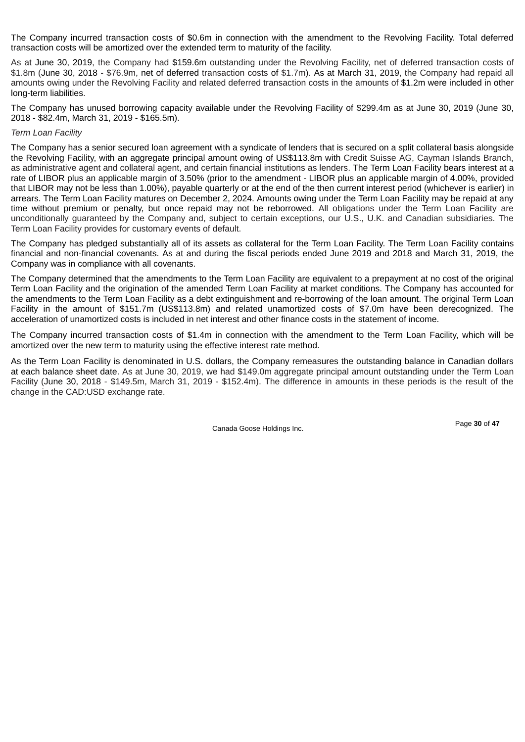The Company incurred transaction costs of $0.6m in connection with the amendment to the Revolving Facility. Total deferred transaction costs will be amortized over the extended term to maturity of the facility.

As at June 30, 2019, the Company had $159.6m outstanding under the Revolving Facility, net of deferred transaction costs of $1.8m (June 30, 2018 - $76.9m, net of deferred transaction costs of $1.7m). As at March 31, 2019, the Company had repaid all amounts owing under the Revolving Facility and related deferred transaction costs in the amounts of $1.2m were included in other long-term liabilities.

The Company has unused borrowing capacity available under the Revolving Facility of $299.4m as at June 30, 2019 (June 30, 2018 - $82.4m, March 31, 2019 - $165.5m).

*Term Loan Facility*

The Company has a senior secured loan agreement with a syndicate of lenders that is secured on a split collateral basis alongside the Revolving Facility, with an aggregate principal amount owing of US$113.8m with Credit Suisse AG, Cayman Islands Branch, as administrative agent and collateral agent, and certain financial institutions as lenders. The Term Loan Facility bears interest at a rate of LIBOR plus an applicable margin of 3.50% (prior to the amendment - LIBOR plus an applicable margin of 4.00%, provided that LIBOR may not be less than 1.00%), payable quarterly or at the end of the then current interest period (whichever is earlier) in arrears. The Term Loan Facility matures on December 2, 2024. Amounts owing under the Term Loan Facility may be repaid at any time without premium or penalty, but once repaid may not be reborrowed. All obligations under the Term Loan Facility are unconditionally guaranteed by the Company and, subject to certain exceptions, our U.S., U.K. and Canadian subsidiaries. The Term Loan Facility provides for customary events of default.

The Company has pledged substantially all of its assets as collateral for the Term Loan Facility. The Term Loan Facility contains financial and non-financial covenants. As at and during the fiscal periods ended June 2019 and 2018 and March 31, 2019, the Company was in compliance with all covenants.

The Company determined that the amendments to the Term Loan Facility are equivalent to a prepayment at no cost of the original Term Loan Facility and the origination of the amended Term Loan Facility at market conditions. The Company has accounted for the amendments to the Term Loan Facility as a debt extinguishment and re-borrowing of the loan amount. The original Term Loan Facility in the amount of $151.7m (US$113.8m) and related unamortized costs of $7.0m have been derecognized. The acceleration of unamortized costs is included in net interest and other finance costs in the statement of income.

The Company incurred transaction costs of $1.4m in connection with the amendment to the Term Loan Facility, which will be amortized over the new term to maturity using the effective interest rate method.

As the Term Loan Facility is denominated in U.S. dollars, the Company remeasures the outstanding balance in Canadian dollars at each balance sheet date. As at June 30, 2019, we had $149.0m aggregate principal amount outstanding under the Term Loan Facility (June 30, 2018 - $149.5m, March 31, 2019 - $152.4m). The difference in amounts in these periods is the result of the change in the CAD:USD exchange rate.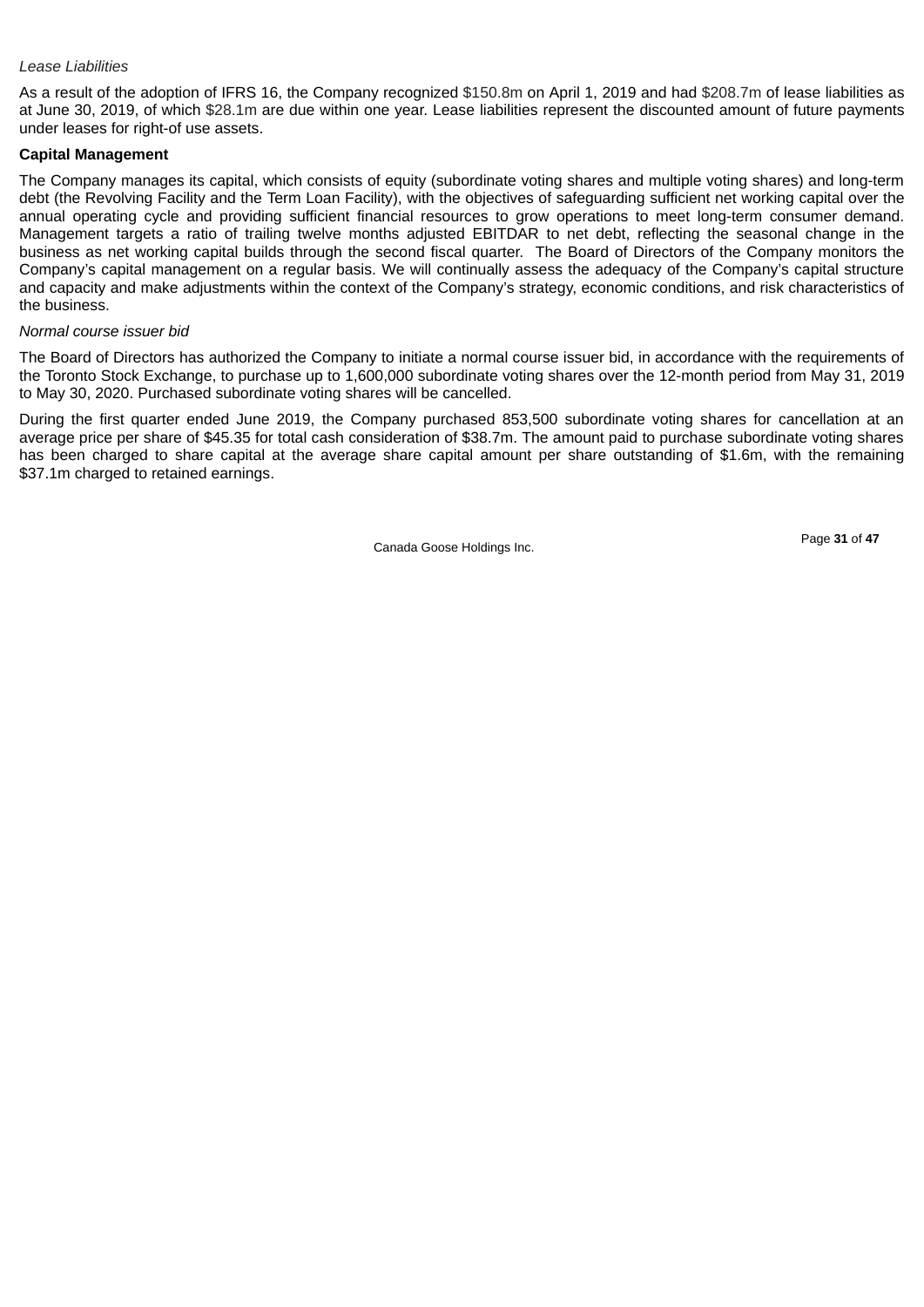*Lease Liabilities*

As a result of the adoption of IFRS 16, the Company recognized $150.8m on April 1, 2019 and had $208.7m of lease liabilities as at June 30, 2019, of which $28.1m are due within one year. Lease liabilities represent the discounted amount of future payments under leases for right-of use assets.

**Capital Management**

The Company manages its capital, which consists of equity (subordinate voting shares and multiple voting shares) and long-term debt (the Revolving Facility and the Term Loan Facility), with the objectives of safeguarding sufficient net working capital over the annual operating cycle and providing sufficient financial resources to grow operations to meet long-term consumer demand. Management targets a ratio of trailing twelve months adjusted EBITDAR to net debt, reflecting the seasonal change in the business as net working capital builds through the second fiscal quarter. The Board of Directors of the Company monitors the Company's capital management on a regular basis. We will continually assess the adequacy of the Company's capital structure and capacity and make adjustments within the context of the Company's strategy, economic conditions, and risk characteristics of the business.

*Normal course issuer bid*

The Board of Directors has authorized the Company to initiate a normal course issuer bid, in accordance with the requirements of the Toronto Stock Exchange, to purchase up to 1,600,000 subordinate voting shares over the 12-month period from May 31, 2019 to May 30, 2020. Purchased subordinate voting shares will be cancelled.

During the first quarter ended June 2019, the Company purchased 853,500 subordinate voting shares for cancellation at an average price per share of $45.35 for total cash consideration of $38.7m. The amount paid to purchase subordinate voting shares has been charged to share capital at the average share capital amount per share outstanding of $1.6m, with the remaining $37.1m charged to retained earnings.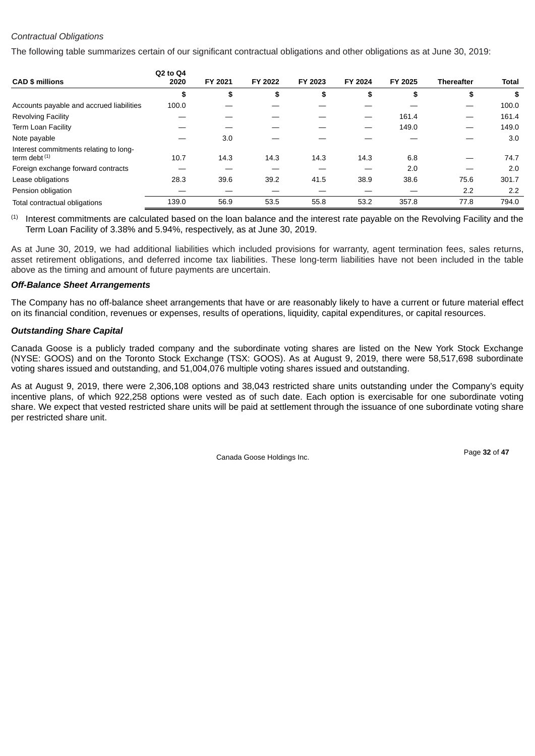*Contractual Obligations*

The following table summarizes certain of our significant contractual obligations and other obligations as at June 30, 2019:

| CAD $ millions | Q2 to Q4 2020 | FY 2021 | FY 2022 | FY 2023 | FY 2024 | FY 2025 | Thereafter | Total |
|---|---|---|---|---|---|---|---|---|
| | $ | $ | $ | $ | $ | $ | $ | $ |
| Accounts payable and accrued liabilities | 100.0 | — | — | — | — | — | — | 100.0 |
| Revolving Facility | — | — | — | — | — | 161.4 | — | 161.4 |
| Term Loan Facility | — | — | — | — | — | 149.0 | — | 149.0 |
| Note payable | — | 3.0 | — | — | — | — | — | 3.0 |
| Interest commitments relating to long-term debt [(1)] | 10.7 | 14.3 | 14.3 | 14.3 | 14.3 | 6.8 | — | 74.7 |
| Foreign exchange forward contracts | — | — | — | — | — | 2.0 | — | 2.0 |
| Lease obligations | 28.3 | 39.6 | 39.2 | 41.5 | 38.9 | 38.6 | 75.6 | 301.7 |
| Pension obligation | — | — | — | — | — | — | 2.2 | 2.2 |
| Total contractual obligations | 139.0 | 56.9 | 53.5 | 55.8 | 53.2 | 357.8 | 77.8 | 794.0 |

(1) Interest commitments are calculated based on the loan balance and the interest rate payable on the Revolving Facility and the Term Loan Facility of 3.38% and 5.94%, respectively, as at June 30, 2019.

As at June 30, 2019, we had additional liabilities which included provisions for warranty, agent termination fees, sales returns, asset retirement obligations, and deferred income tax liabilities. These long-term liabilities have not been included in the table above as the timing and amount of future payments are uncertain.

***Off-Balance Sheet Arrangements***

The Company has no off-balance sheet arrangements that have or are reasonably likely to have a current or future material effect on its financial condition, revenues or expenses, results of operations, liquidity, capital expenditures, or capital resources.

***Outstanding Share Capital***

Canada Goose is a publicly traded company and the subordinate voting shares are listed on the New York Stock Exchange (NYSE: GOOS) and on the Toronto Stock Exchange (TSX: GOOS). As at August 9, 2019, there were 58,517,698 subordinate voting shares issued and outstanding, and 51,004,076 multiple voting shares issued and outstanding.

As at August 9, 2019, there were 2,306,108 options and 38,043 restricted share units outstanding under the Company's equity incentive plans, of which 922,258 options were vested as of such date. Each option is exercisable for one subordinate voting share. We expect that vested restricted share units will be paid at settlement through the issuance of one subordinate voting share per restricted share unit.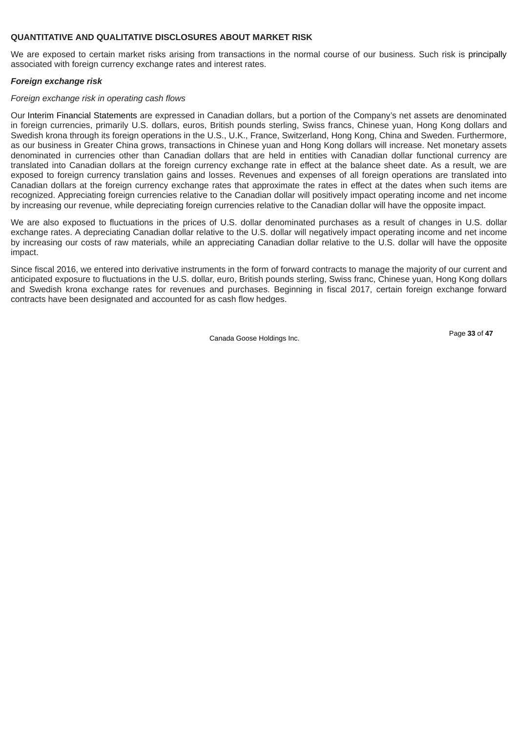## QUANTITATIVE AND QUALITATIVE DISCLOSURES ABOUT MARKET RISK

We are exposed to certain market risks arising from transactions in the normal course of our business. Such risk is principally associated with foreign currency exchange rates and interest rates.

### *Foreign exchange risk*

*Foreign exchange risk in operating cash flows*

Our Interim Financial Statements are expressed in Canadian dollars, but a portion of the Company's net assets are denominated in foreign currencies, primarily U.S. dollars, euros, British pounds sterling, Swiss francs, Chinese yuan, Hong Kong dollars and Swedish krona through its foreign operations in the U.S., U.K., France, Switzerland, Hong Kong, China and Sweden. Furthermore, as our business in Greater China grows, transactions in Chinese yuan and Hong Kong dollars will increase. Net monetary assets denominated in currencies other than Canadian dollars that are held in entities with Canadian dollar functional currency are translated into Canadian dollars at the foreign currency exchange rate in effect at the balance sheet date. As a result, we are exposed to foreign currency translation gains and losses. Revenues and expenses of all foreign operations are translated into Canadian dollars at the foreign currency exchange rates that approximate the rates in effect at the dates when such items are recognized. Appreciating foreign currencies relative to the Canadian dollar will positively impact operating income and net income by increasing our revenue, while depreciating foreign currencies relative to the Canadian dollar will have the opposite impact.

We are also exposed to fluctuations in the prices of U.S. dollar denominated purchases as a result of changes in U.S. dollar exchange rates. A depreciating Canadian dollar relative to the U.S. dollar will negatively impact operating income and net income by increasing our costs of raw materials, while an appreciating Canadian dollar relative to the U.S. dollar will have the opposite impact.

Since fiscal 2016, we entered into derivative instruments in the form of forward contracts to manage the majority of our current and anticipated exposure to fluctuations in the U.S. dollar, euro, British pounds sterling, Swiss franc, Chinese yuan, Hong Kong dollars and Swedish krona exchange rates for revenues and purchases. Beginning in fiscal 2017, certain foreign exchange forward contracts have been designated and accounted for as cash flow hedges.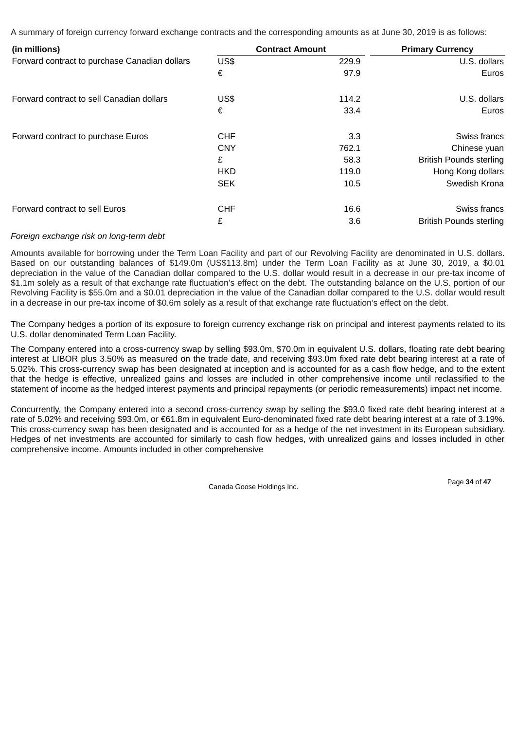A summary of foreign currency forward exchange contracts and the corresponding amounts as at June 30, 2019 is as follows:

| (in millions) | Contract Amount | | Primary Currency |
|---|---|---|---|
| Forward contract to purchase Canadian dollars | US$ | 229.9 | U.S. dollars |
| | € | 97.9 | Euros |
| Forward contract to sell Canadian dollars | US$ | 114.2 | U.S. dollars |
| | € | 33.4 | Euros |
| Forward contract to purchase Euros | CHF | 3.3 | Swiss francs |
| | CNY | 762.1 | Chinese yuan |
| | £ | 58.3 | British Pounds sterling |
| | HKD | 119.0 | Hong Kong dollars |
| | SEK | 10.5 | Swedish Krona |
| Forward contract to sell Euros | CHF | 16.6 | Swiss francs |
| | £ | 3.6 | British Pounds sterling |

*Foreign exchange risk on long-term debt*

Amounts available for borrowing under the Term Loan Facility and part of our Revolving Facility are denominated in U.S. dollars. Based on our outstanding balances of $149.0m (US$113.8m) under the Term Loan Facility as at June 30, 2019, a $0.01 depreciation in the value of the Canadian dollar compared to the U.S. dollar would result in a decrease in our pre-tax income of $1.1m solely as a result of that exchange rate fluctuation's effect on the debt. The outstanding balance on the U.S. portion of our Revolving Facility is $55.0m and a $0.01 depreciation in the value of the Canadian dollar compared to the U.S. dollar would result in a decrease in our pre-tax income of $0.6m solely as a result of that exchange rate fluctuation's effect on the debt.

The Company hedges a portion of its exposure to foreign currency exchange risk on principal and interest payments related to its U.S. dollar denominated Term Loan Facility.

The Company entered into a cross-currency swap by selling $93.0m, $70.0m in equivalent U.S. dollars, floating rate debt bearing interest at LIBOR plus 3.50% as measured on the trade date, and receiving $93.0m fixed rate debt bearing interest at a rate of 5.02%. This cross-currency swap has been designated at inception and is accounted for as a cash flow hedge, and to the extent that the hedge is effective, unrealized gains and losses are included in other comprehensive income until reclassified to the statement of income as the hedged interest payments and principal repayments (or periodic remeasurements) impact net income.

Concurrently, the Company entered into a second cross-currency swap by selling the $93.0 fixed rate debt bearing interest at a rate of 5.02% and receiving $93.0m, or €61.8m in equivalent Euro-denominated fixed rate debt bearing interest at a rate of 3.19%. This cross-currency swap has been designated and is accounted for as a hedge of the net investment in its European subsidiary. Hedges of net investments are accounted for similarly to cash flow hedges, with unrealized gains and losses included in other comprehensive income. Amounts included in other comprehensive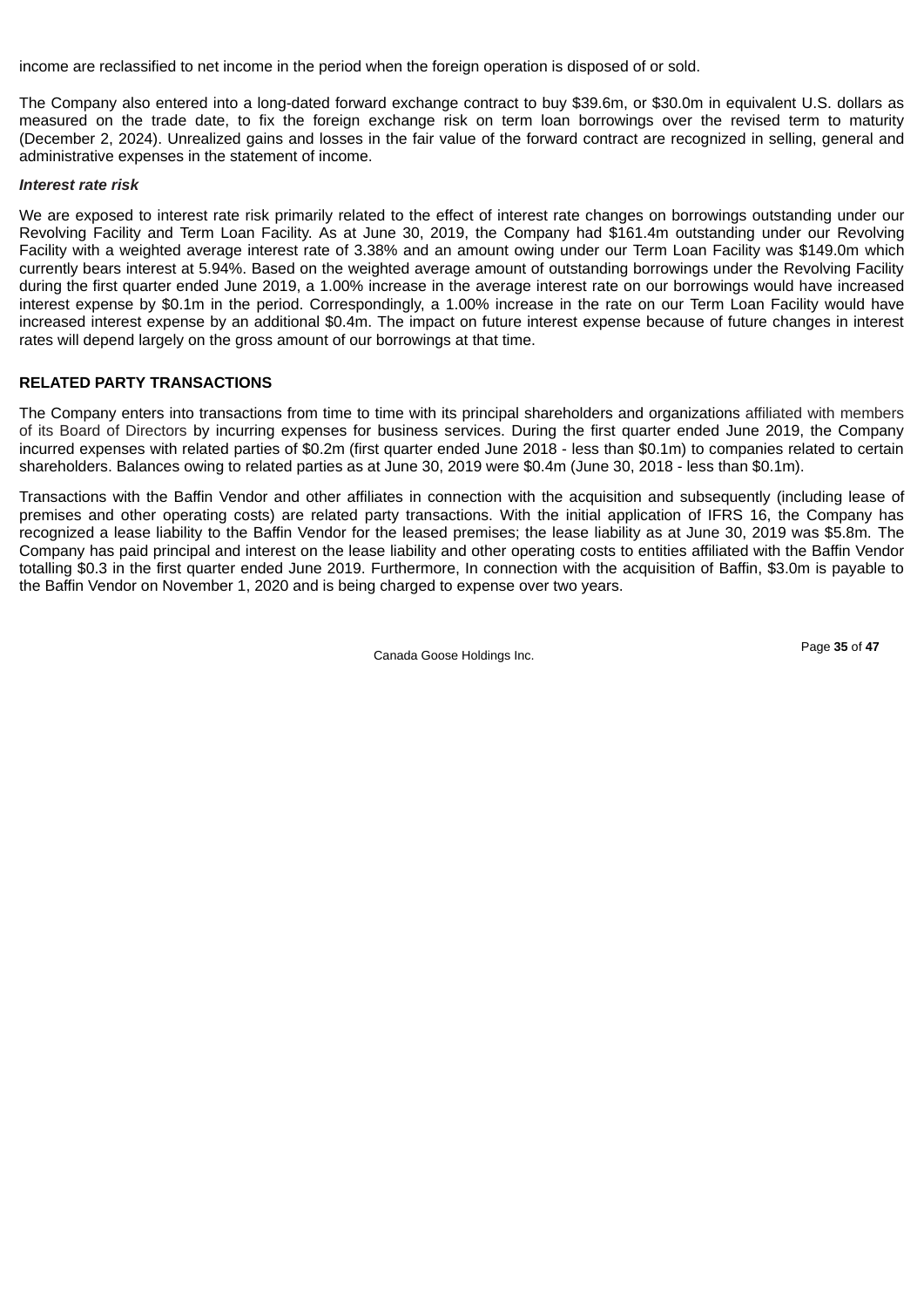income are reclassified to net income in the period when the foreign operation is disposed of or sold.

The Company also entered into a long-dated forward exchange contract to buy $39.6m, or $30.0m in equivalent U.S. dollars as measured on the trade date, to fix the foreign exchange risk on term loan borrowings over the revised term to maturity (December 2, 2024). Unrealized gains and losses in the fair value of the forward contract are recognized in selling, general and administrative expenses in the statement of income.

***Interest rate risk***

We are exposed to interest rate risk primarily related to the effect of interest rate changes on borrowings outstanding under our Revolving Facility and Term Loan Facility. As at June 30, 2019, the Company had $161.4m outstanding under our Revolving Facility with a weighted average interest rate of 3.38% and an amount owing under our Term Loan Facility was $149.0m which currently bears interest at 5.94%. Based on the weighted average amount of outstanding borrowings under the Revolving Facility during the first quarter ended June 2019, a 1.00% increase in the average interest rate on our borrowings would have increased interest expense by $0.1m in the period. Correspondingly, a 1.00% increase in the rate on our Term Loan Facility would have increased interest expense by an additional $0.4m. The impact on future interest expense because of future changes in interest rates will depend largely on the gross amount of our borrowings at that time.

## RELATED PARTY TRANSACTIONS

The Company enters into transactions from time to time with its principal shareholders and organizations affiliated with members of its Board of Directors by incurring expenses for business services. During the first quarter ended June 2019, the Company incurred expenses with related parties of $0.2m (first quarter ended June 2018 - less than $0.1m) to companies related to certain shareholders. Balances owing to related parties as at June 30, 2019 were $0.4m (June 30, 2018 - less than $0.1m).

Transactions with the Baffin Vendor and other affiliates in connection with the acquisition and subsequently (including lease of premises and other operating costs) are related party transactions. With the initial application of IFRS 16, the Company has recognized a lease liability to the Baffin Vendor for the leased premises; the lease liability as at June 30, 2019 was $5.8m. The Company has paid principal and interest on the lease liability and other operating costs to entities affiliated with the Baffin Vendor totalling $0.3 in the first quarter ended June 2019. Furthermore, In connection with the acquisition of Baffin, $3.0m is payable to the Baffin Vendor on November 1, 2020 and is being charged to expense over two years.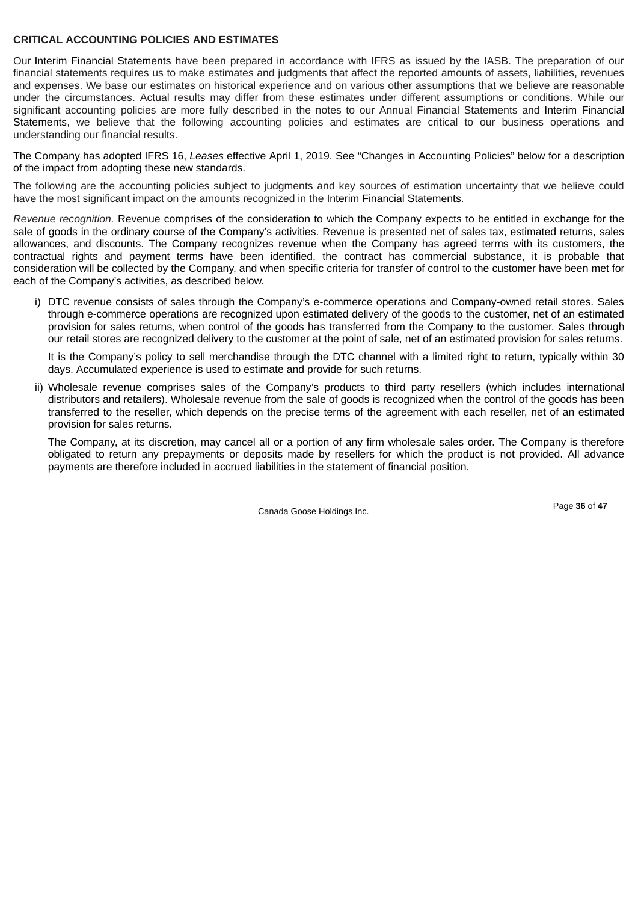**CRITICAL ACCOUNTING POLICIES AND ESTIMATES**

Our Interim Financial Statements have been prepared in accordance with IFRS as issued by the IASB. The preparation of our financial statements requires us to make estimates and judgments that affect the reported amounts of assets, liabilities, revenues and expenses. We base our estimates on historical experience and on various other assumptions that we believe are reasonable under the circumstances. Actual results may differ from these estimates under different assumptions or conditions. While our significant accounting policies are more fully described in the notes to our Annual Financial Statements and Interim Financial Statements, we believe that the following accounting policies and estimates are critical to our business operations and understanding our financial results.

The Company has adopted IFRS 16, *Leases* effective April 1, 2019. See "Changes in Accounting Policies" below for a description of the impact from adopting these new standards.

The following are the accounting policies subject to judgments and key sources of estimation uncertainty that we believe could have the most significant impact on the amounts recognized in the Interim Financial Statements.

*Revenue recognition.* Revenue comprises of the consideration to which the Company expects to be entitled in exchange for the sale of goods in the ordinary course of the Company's activities. Revenue is presented net of sales tax, estimated returns, sales allowances, and discounts. The Company recognizes revenue when the Company has agreed terms with its customers, the contractual rights and payment terms have been identified, the contract has commercial substance, it is probable that consideration will be collected by the Company, and when specific criteria for transfer of control to the customer have been met for each of the Company's activities, as described below.

i) DTC revenue consists of sales through the Company's e-commerce operations and Company-owned retail stores. Sales through e-commerce operations are recognized upon estimated delivery of the goods to the customer, net of an estimated provision for sales returns, when control of the goods has transferred from the Company to the customer. Sales through our retail stores are recognized delivery to the customer at the point of sale, net of an estimated provision for sales returns.

   It is the Company's policy to sell merchandise through the DTC channel with a limited right to return, typically within 30 days. Accumulated experience is used to estimate and provide for such returns.

ii) Wholesale revenue comprises sales of the Company's products to third party resellers (which includes international distributors and retailers). Wholesale revenue from the sale of goods is recognized when the control of the goods has been transferred to the reseller, which depends on the precise terms of the agreement with each reseller, net of an estimated provision for sales returns.

   The Company, at its discretion, may cancel all or a portion of any firm wholesale sales order. The Company is therefore obligated to return any prepayments or deposits made by resellers for which the product is not provided. All advance payments are therefore included in accrued liabilities in the statement of financial position.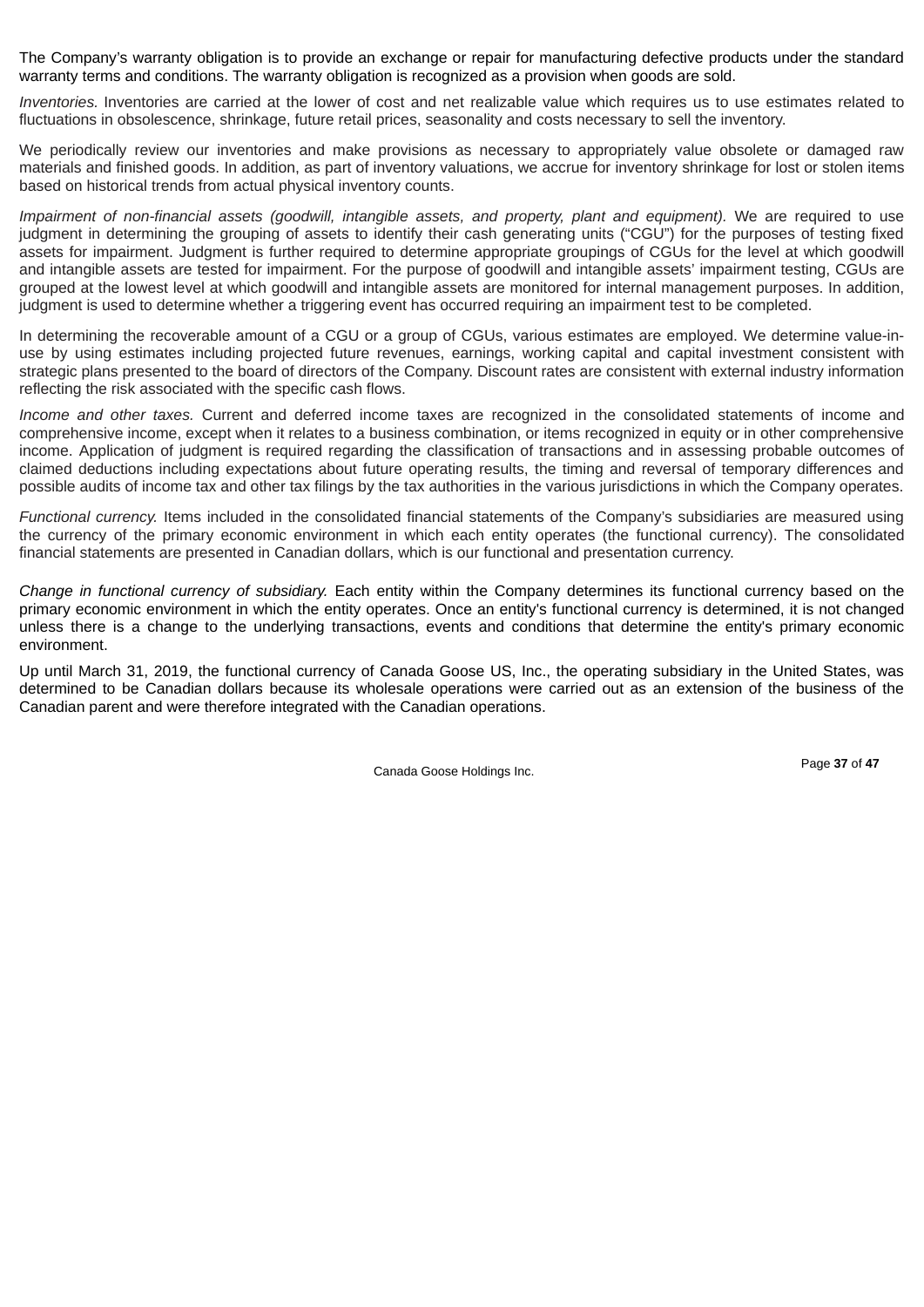The Company's warranty obligation is to provide an exchange or repair for manufacturing defective products under the standard warranty terms and conditions. The warranty obligation is recognized as a provision when goods are sold.

*Inventories.* Inventories are carried at the lower of cost and net realizable value which requires us to use estimates related to fluctuations in obsolescence, shrinkage, future retail prices, seasonality and costs necessary to sell the inventory.

We periodically review our inventories and make provisions as necessary to appropriately value obsolete or damaged raw materials and finished goods. In addition, as part of inventory valuations, we accrue for inventory shrinkage for lost or stolen items based on historical trends from actual physical inventory counts.

*Impairment of non-financial assets (goodwill, intangible assets, and property, plant and equipment).* We are required to use judgment in determining the grouping of assets to identify their cash generating units ("CGU") for the purposes of testing fixed assets for impairment. Judgment is further required to determine appropriate groupings of CGUs for the level at which goodwill and intangible assets are tested for impairment. For the purpose of goodwill and intangible assets' impairment testing, CGUs are grouped at the lowest level at which goodwill and intangible assets are monitored for internal management purposes. In addition, judgment is used to determine whether a triggering event has occurred requiring an impairment test to be completed.

In determining the recoverable amount of a CGU or a group of CGUs, various estimates are employed. We determine value-in-use by using estimates including projected future revenues, earnings, working capital and capital investment consistent with strategic plans presented to the board of directors of the Company. Discount rates are consistent with external industry information reflecting the risk associated with the specific cash flows.

*Income and other taxes.* Current and deferred income taxes are recognized in the consolidated statements of income and comprehensive income, except when it relates to a business combination, or items recognized in equity or in other comprehensive income. Application of judgment is required regarding the classification of transactions and in assessing probable outcomes of claimed deductions including expectations about future operating results, the timing and reversal of temporary differences and possible audits of income tax and other tax filings by the tax authorities in the various jurisdictions in which the Company operates.

*Functional currency.* Items included in the consolidated financial statements of the Company's subsidiaries are measured using the currency of the primary economic environment in which each entity operates (the functional currency). The consolidated financial statements are presented in Canadian dollars, which is our functional and presentation currency.

*Change in functional currency of subsidiary.* Each entity within the Company determines its functional currency based on the primary economic environment in which the entity operates. Once an entity's functional currency is determined, it is not changed unless there is a change to the underlying transactions, events and conditions that determine the entity's primary economic environment.

Up until March 31, 2019, the functional currency of Canada Goose US, Inc., the operating subsidiary in the United States, was determined to be Canadian dollars because its wholesale operations were carried out as an extension of the business of the Canadian parent and were therefore integrated with the Canadian operations.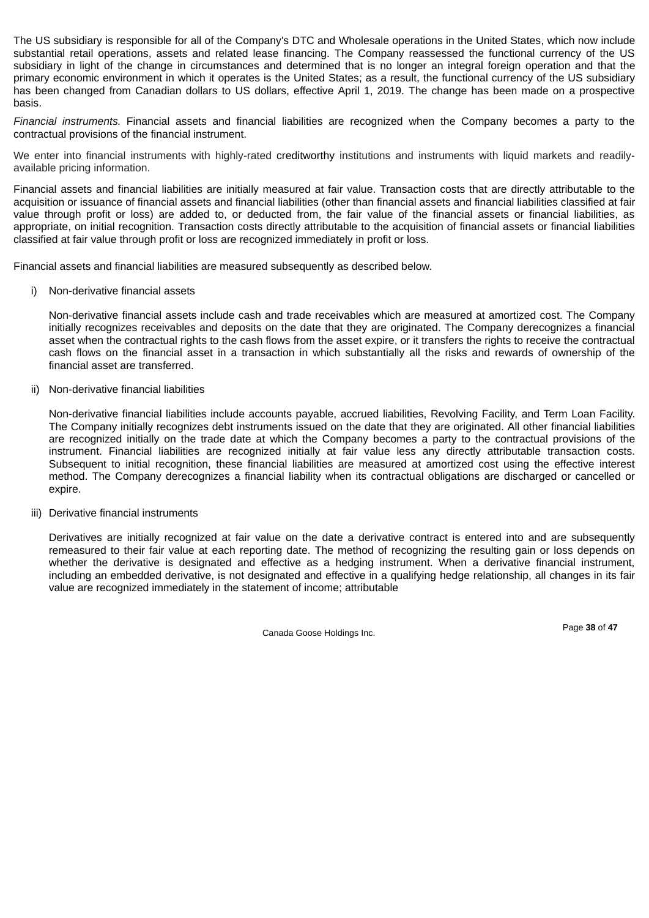The US subsidiary is responsible for all of the Company's DTC and Wholesale operations in the United States, which now include substantial retail operations, assets and related lease financing. The Company reassessed the functional currency of the US subsidiary in light of the change in circumstances and determined that is no longer an integral foreign operation and that the primary economic environment in which it operates is the United States; as a result, the functional currency of the US subsidiary has been changed from Canadian dollars to US dollars, effective April 1, 2019. The change has been made on a prospective basis.

*Financial instruments.* Financial assets and financial liabilities are recognized when the Company becomes a party to the contractual provisions of the financial instrument.

We enter into financial instruments with highly-rated creditworthy institutions and instruments with liquid markets and readily-available pricing information.

Financial assets and financial liabilities are initially measured at fair value. Transaction costs that are directly attributable to the acquisition or issuance of financial assets and financial liabilities (other than financial assets and financial liabilities classified at fair value through profit or loss) are added to, or deducted from, the fair value of the financial assets or financial liabilities, as appropriate, on initial recognition. Transaction costs directly attributable to the acquisition of financial assets or financial liabilities classified at fair value through profit or loss are recognized immediately in profit or loss.

Financial assets and financial liabilities are measured subsequently as described below.

i) Non-derivative financial assets

   Non-derivative financial assets include cash and trade receivables which are measured at amortized cost. The Company initially recognizes receivables and deposits on the date that they are originated. The Company derecognizes a financial asset when the contractual rights to the cash flows from the asset expire, or it transfers the rights to receive the contractual cash flows on the financial asset in a transaction in which substantially all the risks and rewards of ownership of the financial asset are transferred.

ii) Non-derivative financial liabilities

   Non-derivative financial liabilities include accounts payable, accrued liabilities, Revolving Facility, and Term Loan Facility. The Company initially recognizes debt instruments issued on the date that they are originated. All other financial liabilities are recognized initially on the trade date at which the Company becomes a party to the contractual provisions of the instrument. Financial liabilities are recognized initially at fair value less any directly attributable transaction costs. Subsequent to initial recognition, these financial liabilities are measured at amortized cost using the effective interest method. The Company derecognizes a financial liability when its contractual obligations are discharged or cancelled or expire.

iii) Derivative financial instruments

   Derivatives are initially recognized at fair value on the date a derivative contract is entered into and are subsequently remeasured to their fair value at each reporting date. The method of recognizing the resulting gain or loss depends on whether the derivative is designated and effective as a hedging instrument. When a derivative financial instrument, including an embedded derivative, is not designated and effective in a qualifying hedge relationship, all changes in its fair value are recognized immediately in the statement of income; attributable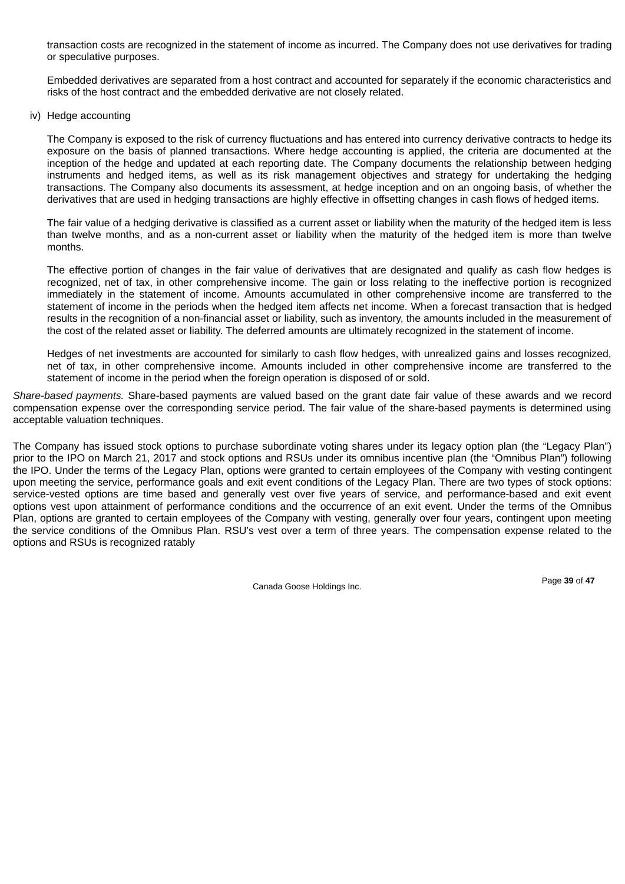transaction costs are recognized in the statement of income as incurred. The Company does not use derivatives for trading or speculative purposes.

Embedded derivatives are separated from a host contract and accounted for separately if the economic characteristics and risks of the host contract and the embedded derivative are not closely related.

iv) Hedge accounting

The Company is exposed to the risk of currency fluctuations and has entered into currency derivative contracts to hedge its exposure on the basis of planned transactions. Where hedge accounting is applied, the criteria are documented at the inception of the hedge and updated at each reporting date. The Company documents the relationship between hedging instruments and hedged items, as well as its risk management objectives and strategy for undertaking the hedging transactions. The Company also documents its assessment, at hedge inception and on an ongoing basis, of whether the derivatives that are used in hedging transactions are highly effective in offsetting changes in cash flows of hedged items.

The fair value of a hedging derivative is classified as a current asset or liability when the maturity of the hedged item is less than twelve months, and as a non-current asset or liability when the maturity of the hedged item is more than twelve months.

The effective portion of changes in the fair value of derivatives that are designated and qualify as cash flow hedges is recognized, net of tax, in other comprehensive income. The gain or loss relating to the ineffective portion is recognized immediately in the statement of income. Amounts accumulated in other comprehensive income are transferred to the statement of income in the periods when the hedged item affects net income. When a forecast transaction that is hedged results in the recognition of a non-financial asset or liability, such as inventory, the amounts included in the measurement of the cost of the related asset or liability. The deferred amounts are ultimately recognized in the statement of income.

Hedges of net investments are accounted for similarly to cash flow hedges, with unrealized gains and losses recognized, net of tax, in other comprehensive income. Amounts included in other comprehensive income are transferred to the statement of income in the period when the foreign operation is disposed of or sold.

*Share-based payments.* Share-based payments are valued based on the grant date fair value of these awards and we record compensation expense over the corresponding service period. The fair value of the share-based payments is determined using acceptable valuation techniques.

The Company has issued stock options to purchase subordinate voting shares under its legacy option plan (the “Legacy Plan”) prior to the IPO on March 21, 2017 and stock options and RSUs under its omnibus incentive plan (the “Omnibus Plan”) following the IPO. Under the terms of the Legacy Plan, options were granted to certain employees of the Company with vesting contingent upon meeting the service, performance goals and exit event conditions of the Legacy Plan. There are two types of stock options: service-vested options are time based and generally vest over five years of service, and performance-based and exit event options vest upon attainment of performance conditions and the occurrence of an exit event. Under the terms of the Omnibus Plan, options are granted to certain employees of the Company with vesting, generally over four years, contingent upon meeting the service conditions of the Omnibus Plan. RSU’s vest over a term of three years. The compensation expense related to the options and RSUs is recognized ratably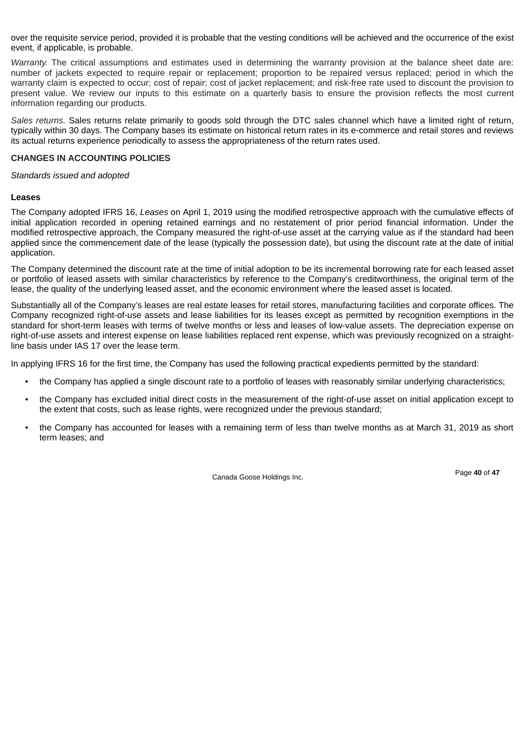over the requisite service period, provided it is probable that the vesting conditions will be achieved and the occurrence of the exist event, if applicable, is probable.

*Warranty.* The critical assumptions and estimates used in determining the warranty provision at the balance sheet date are: number of jackets expected to require repair or replacement; proportion to be repaired versus replaced; period in which the warranty claim is expected to occur; cost of repair; cost of jacket replacement; and risk-free rate used to discount the provision to present value. We review our inputs to this estimate on a quarterly basis to ensure the provision reflects the most current information regarding our products.

*Sales returns.* Sales returns relate primarily to goods sold through the DTC sales channel which have a limited right of return, typically within 30 days. The Company bases its estimate on historical return rates in its e-commerce and retail stores and reviews its actual returns experience periodically to assess the appropriateness of the return rates used.

**CHANGES IN ACCOUNTING POLICIES**

*Standards issued and adopted*

**Leases**

The Company adopted IFRS 16, *Leases* on April 1, 2019 using the modified retrospective approach with the cumulative effects of initial application recorded in opening retained earnings and no restatement of prior period financial information. Under the modified retrospective approach, the Company measured the right-of-use asset at the carrying value as if the standard had been applied since the commencement date of the lease (typically the possession date), but using the discount rate at the date of initial application.

The Company determined the discount rate at the time of initial adoption to be its incremental borrowing rate for each leased asset or portfolio of leased assets with similar characteristics by reference to the Company's creditworthiness, the original term of the lease, the quality of the underlying leased asset, and the economic environment where the leased asset is located.

Substantially all of the Company's leases are real estate leases for retail stores, manufacturing facilities and corporate offices. The Company recognized right-of-use assets and lease liabilities for its leases except as permitted by recognition exemptions in the standard for short-term leases with terms of twelve months or less and leases of low-value assets. The depreciation expense on right-of-use assets and interest expense on lease liabilities replaced rent expense, which was previously recognized on a straight-line basis under IAS 17 over the lease term.

In applying IFRS 16 for the first time, the Company has used the following practical expedients permitted by the standard:

- the Company has applied a single discount rate to a portfolio of leases with reasonably similar underlying characteristics;
- the Company has excluded initial direct costs in the measurement of the right-of-use asset on initial application except to the extent that costs, such as lease rights, were recognized under the previous standard;
- the Company has accounted for leases with a remaining term of less than twelve months as at March 31, 2019 as short term leases; and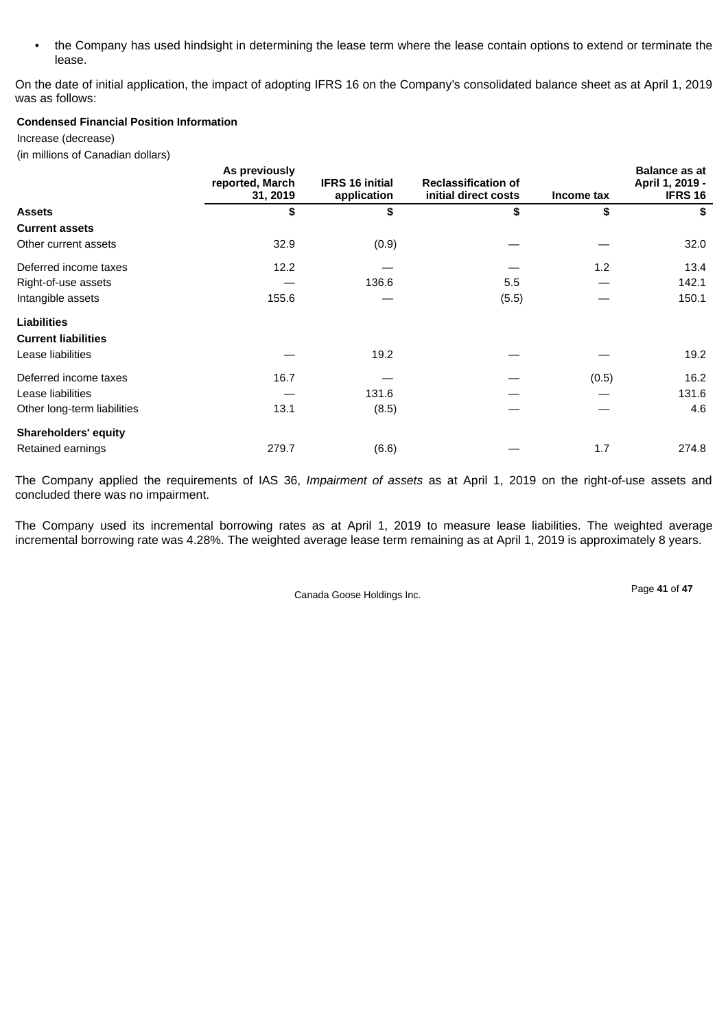- the Company has used hindsight in determining the lease term where the lease contain options to extend or terminate the lease.

On the date of initial application, the impact of adopting IFRS 16 on the Company's consolidated balance sheet as at April 1, 2019 was as follows:

**Condensed Financial Position Information**

Increase (decrease)

(in millions of Canadian dollars)

| | As previously reported, March 31, 2019 | IFRS 16 initial application | Reclassification of initial direct costs | Income tax | Balance as at April 1, 2019 - IFRS 16 |
|---|---|---|---|---|---|
| **Assets** | **$** | **$** | **$** | **$** | **$** |
| **Current assets** | | | | | |
| Other current assets | 32.9 | (0.9) | — | — | 32.0 |
| Deferred income taxes | 12.2 | — | — | 1.2 | 13.4 |
| Right-of-use assets | — | 136.6 | 5.5 | — | 142.1 |
| Intangible assets | 155.6 | — | (5.5) | — | 150.1 |
| **Liabilities** | | | | | |
| **Current liabilities** | | | | | |
| Lease liabilities | — | 19.2 | — | — | 19.2 |
| Deferred income taxes | 16.7 | — | — | (0.5) | 16.2 |
| Lease liabilities | — | 131.6 | — | — | 131.6 |
| Other long-term liabilities | 13.1 | (8.5) | — | — | 4.6 |
| **Shareholders' equity** | | | | | |
| Retained earnings | 279.7 | (6.6) | — | 1.7 | 274.8 |

The Company applied the requirements of IAS 36, *Impairment of assets* as at April 1, 2019 on the right-of-use assets and concluded there was no impairment.

The Company used its incremental borrowing rates as at April 1, 2019 to measure lease liabilities. The weighted average incremental borrowing rate was 4.28%. The weighted average lease term remaining as at April 1, 2019 is approximately 8 years.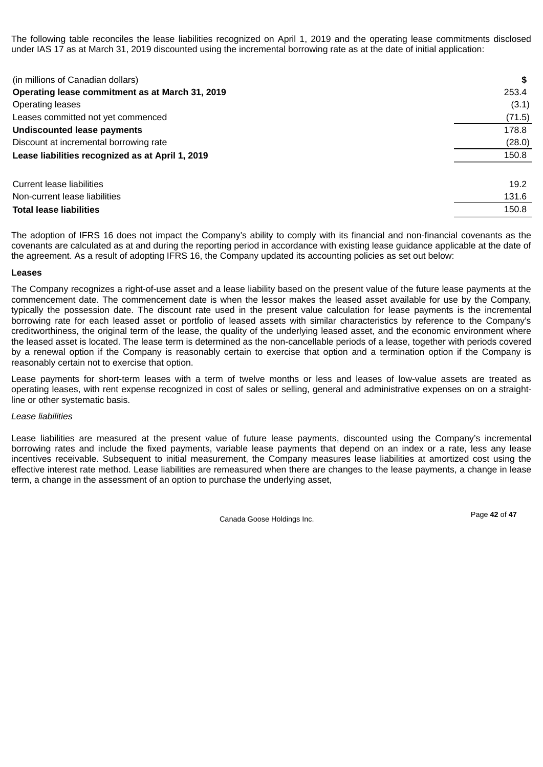The following table reconciles the lease liabilities recognized on April 1, 2019 and the operating lease commitments disclosed under IAS 17 as at March 31, 2019 discounted using the incremental borrowing rate as at the date of initial application:

| (in millions of Canadian dollars) | $ |
|---|---|
| **Operating lease commitment as at March 31, 2019** | 253.4 |
| Operating leases | (3.1) |
| Leases committed not yet commenced | (71.5) |
| **Undiscounted lease payments** | 178.8 |
| Discount at incremental borrowing rate | (28.0) |
| **Lease liabilities recognized as at April 1, 2019** | 150.8 |
| | |
| Current lease liabilities | 19.2 |
| Non-current lease liabilities | 131.6 |
| **Total lease liabilities** | 150.8 |

The adoption of IFRS 16 does not impact the Company's ability to comply with its financial and non-financial covenants as the covenants are calculated as at and during the reporting period in accordance with existing lease guidance applicable at the date of the agreement. As a result of adopting IFRS 16, the Company updated its accounting policies as set out below:

**Leases**

The Company recognizes a right-of-use asset and a lease liability based on the present value of the future lease payments at the commencement date. The commencement date is when the lessor makes the leased asset available for use by the Company, typically the possession date. The discount rate used in the present value calculation for lease payments is the incremental borrowing rate for each leased asset or portfolio of leased assets with similar characteristics by reference to the Company's creditworthiness, the original term of the lease, the quality of the underlying leased asset, and the economic environment where the leased asset is located. The lease term is determined as the non-cancellable periods of a lease, together with periods covered by a renewal option if the Company is reasonably certain to exercise that option and a termination option if the Company is reasonably certain not to exercise that option.

Lease payments for short-term leases with a term of twelve months or less and leases of low-value assets are treated as operating leases, with rent expense recognized in cost of sales or selling, general and administrative expenses on on a straight-line or other systematic basis.

*Lease liabilities*

Lease liabilities are measured at the present value of future lease payments, discounted using the Company's incremental borrowing rates and include the fixed payments, variable lease payments that depend on an index or a rate, less any lease incentives receivable. Subsequent to initial measurement, the Company measures lease liabilities at amortized cost using the effective interest rate method. Lease liabilities are remeasured when there are changes to the lease payments, a change in lease term, a change in the assessment of an option to purchase the underlying asset,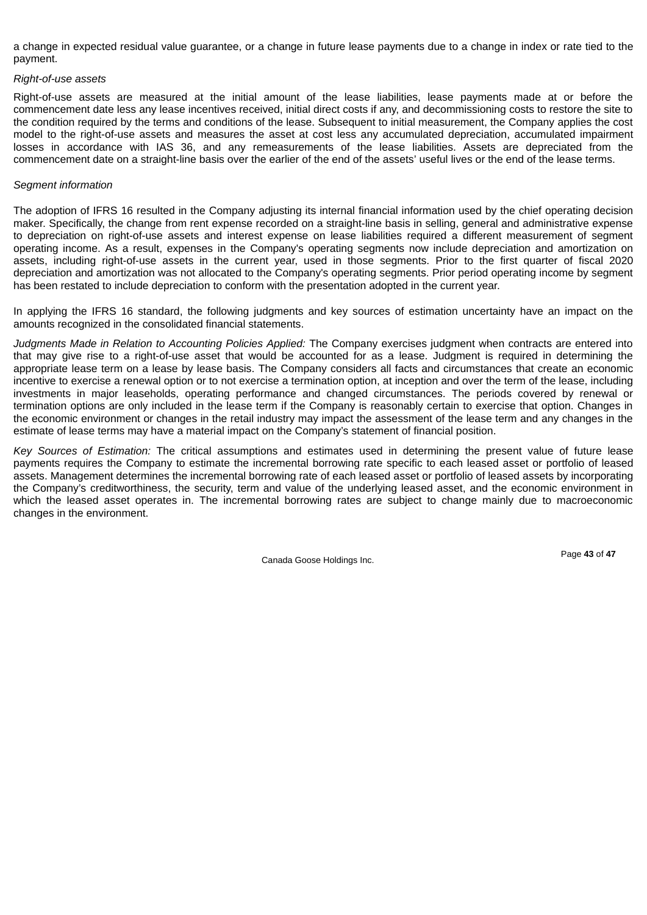a change in expected residual value guarantee, or a change in future lease payments due to a change in index or rate tied to the payment.

*Right-of-use assets*

Right-of-use assets are measured at the initial amount of the lease liabilities, lease payments made at or before the commencement date less any lease incentives received, initial direct costs if any, and decommissioning costs to restore the site to the condition required by the terms and conditions of the lease. Subsequent to initial measurement, the Company applies the cost model to the right-of-use assets and measures the asset at cost less any accumulated depreciation, accumulated impairment losses in accordance with IAS 36, and any remeasurements of the lease liabilities. Assets are depreciated from the commencement date on a straight-line basis over the earlier of the end of the assets' useful lives or the end of the lease terms.

*Segment information*

The adoption of IFRS 16 resulted in the Company adjusting its internal financial information used by the chief operating decision maker. Specifically, the change from rent expense recorded on a straight-line basis in selling, general and administrative expense to depreciation on right-of-use assets and interest expense on lease liabilities required a different measurement of segment operating income. As a result, expenses in the Company's operating segments now include depreciation and amortization on assets, including right-of-use assets in the current year, used in those segments. Prior to the first quarter of fiscal 2020 depreciation and amortization was not allocated to the Company's operating segments. Prior period operating income by segment has been restated to include depreciation to conform with the presentation adopted in the current year.

In applying the IFRS 16 standard, the following judgments and key sources of estimation uncertainty have an impact on the amounts recognized in the consolidated financial statements.

*Judgments Made in Relation to Accounting Policies Applied:* The Company exercises judgment when contracts are entered into that may give rise to a right-of-use asset that would be accounted for as a lease. Judgment is required in determining the appropriate lease term on a lease by lease basis. The Company considers all facts and circumstances that create an economic incentive to exercise a renewal option or to not exercise a termination option, at inception and over the term of the lease, including investments in major leaseholds, operating performance and changed circumstances. The periods covered by renewal or termination options are only included in the lease term if the Company is reasonably certain to exercise that option. Changes in the economic environment or changes in the retail industry may impact the assessment of the lease term and any changes in the estimate of lease terms may have a material impact on the Company's statement of financial position.

*Key Sources of Estimation:* The critical assumptions and estimates used in determining the present value of future lease payments requires the Company to estimate the incremental borrowing rate specific to each leased asset or portfolio of leased assets. Management determines the incremental borrowing rate of each leased asset or portfolio of leased assets by incorporating the Company's creditworthiness, the security, term and value of the underlying leased asset, and the economic environment in which the leased asset operates in. The incremental borrowing rates are subject to change mainly due to macroeconomic changes in the environment.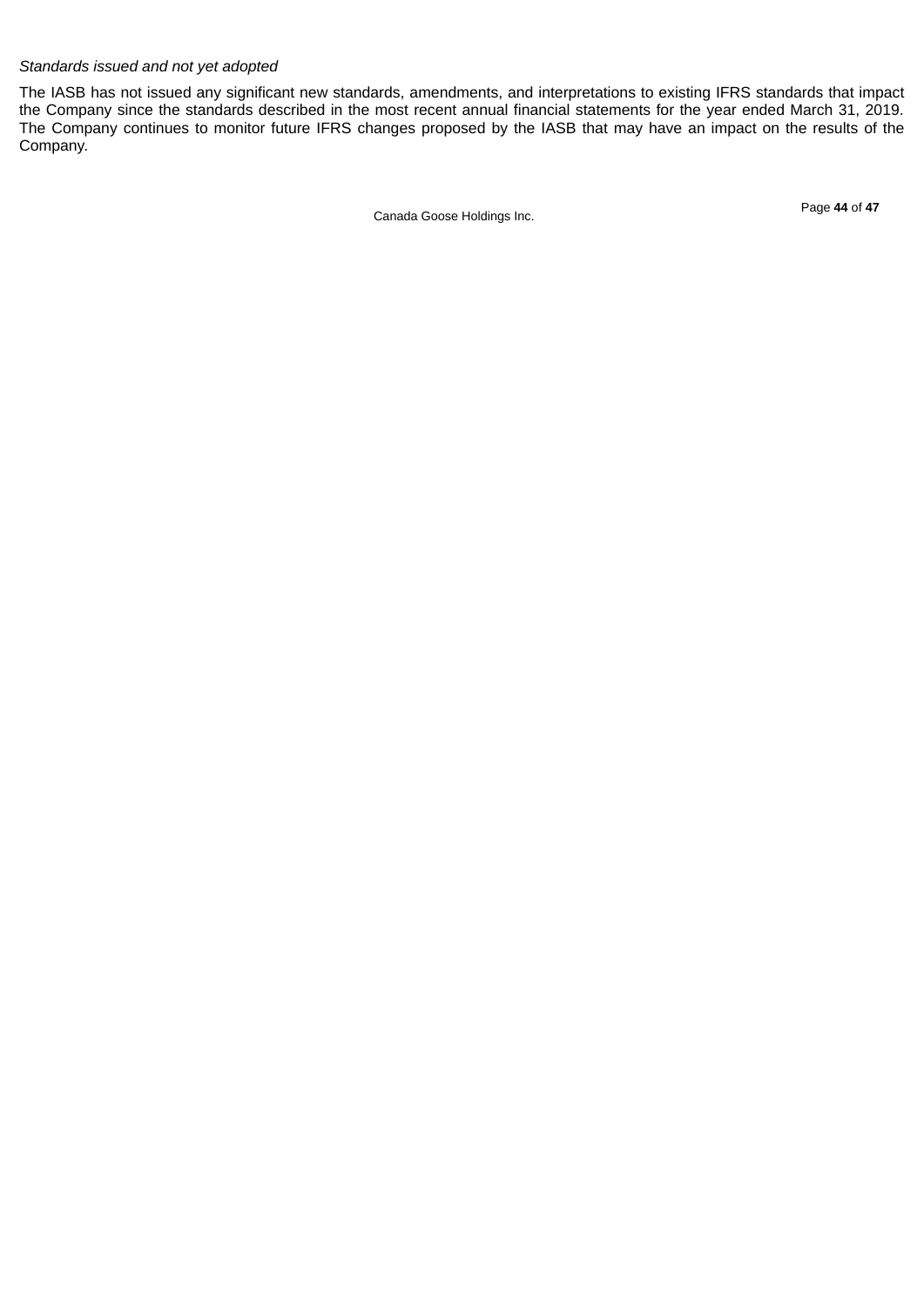*Standards issued and not yet adopted*

The IASB has not issued any significant new standards, amendments, and interpretations to existing IFRS standards that impact the Company since the standards described in the most recent annual financial statements for the year ended March 31, 2019. The Company continues to monitor future IFRS changes proposed by the IASB that may have an impact on the results of the Company.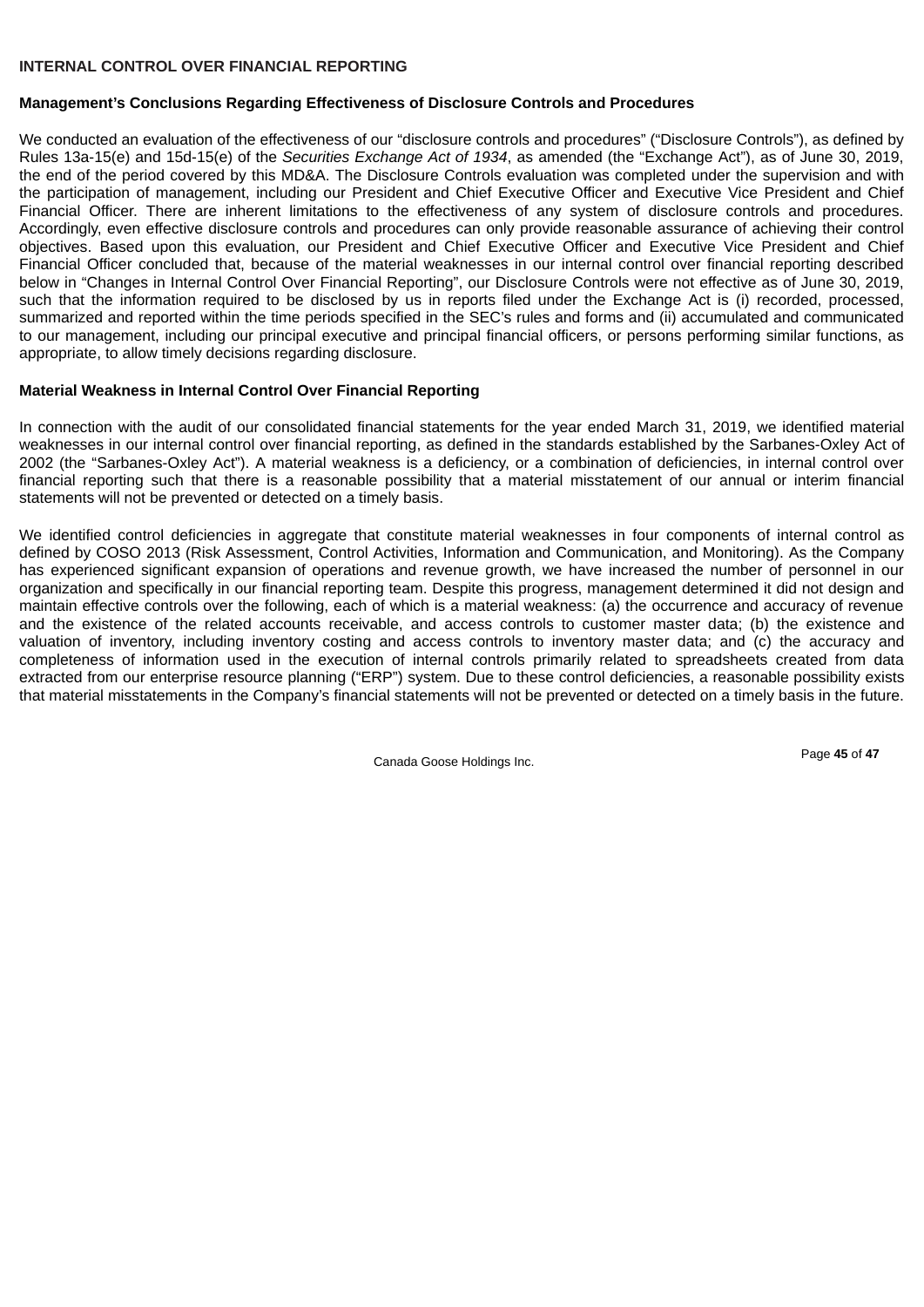## INTERNAL CONTROL OVER FINANCIAL REPORTING

### Management's Conclusions Regarding Effectiveness of Disclosure Controls and Procedures

We conducted an evaluation of the effectiveness of our "disclosure controls and procedures" ("Disclosure Controls"), as defined by Rules 13a-15(e) and 15d-15(e) of the *Securities Exchange Act of 1934*, as amended (the "Exchange Act"), as of June 30, 2019, the end of the period covered by this MD&A. The Disclosure Controls evaluation was completed under the supervision and with the participation of management, including our President and Chief Executive Officer and Executive Vice President and Chief Financial Officer. There are inherent limitations to the effectiveness of any system of disclosure controls and procedures. Accordingly, even effective disclosure controls and procedures can only provide reasonable assurance of achieving their control objectives. Based upon this evaluation, our President and Chief Executive Officer and Executive Vice President and Chief Financial Officer concluded that, because of the material weaknesses in our internal control over financial reporting described below in "Changes in Internal Control Over Financial Reporting", our Disclosure Controls were not effective as of June 30, 2019, such that the information required to be disclosed by us in reports filed under the Exchange Act is (i) recorded, processed, summarized and reported within the time periods specified in the SEC's rules and forms and (ii) accumulated and communicated to our management, including our principal executive and principal financial officers, or persons performing similar functions, as appropriate, to allow timely decisions regarding disclosure.

### Material Weakness in Internal Control Over Financial Reporting

In connection with the audit of our consolidated financial statements for the year ended March 31, 2019, we identified material weaknesses in our internal control over financial reporting, as defined in the standards established by the Sarbanes-Oxley Act of 2002 (the "Sarbanes-Oxley Act"). A material weakness is a deficiency, or a combination of deficiencies, in internal control over financial reporting such that there is a reasonable possibility that a material misstatement of our annual or interim financial statements will not be prevented or detected on a timely basis.

We identified control deficiencies in aggregate that constitute material weaknesses in four components of internal control as defined by COSO 2013 (Risk Assessment, Control Activities, Information and Communication, and Monitoring). As the Company has experienced significant expansion of operations and revenue growth, we have increased the number of personnel in our organization and specifically in our financial reporting team. Despite this progress, management determined it did not design and maintain effective controls over the following, each of which is a material weakness: (a) the occurrence and accuracy of revenue and the existence of the related accounts receivable, and access controls to customer master data; (b) the existence and valuation of inventory, including inventory costing and access controls to inventory master data; and (c) the accuracy and completeness of information used in the execution of internal controls primarily related to spreadsheets created from data extracted from our enterprise resource planning ("ERP") system. Due to these control deficiencies, a reasonable possibility exists that material misstatements in the Company's financial statements will not be prevented or detected on a timely basis in the future.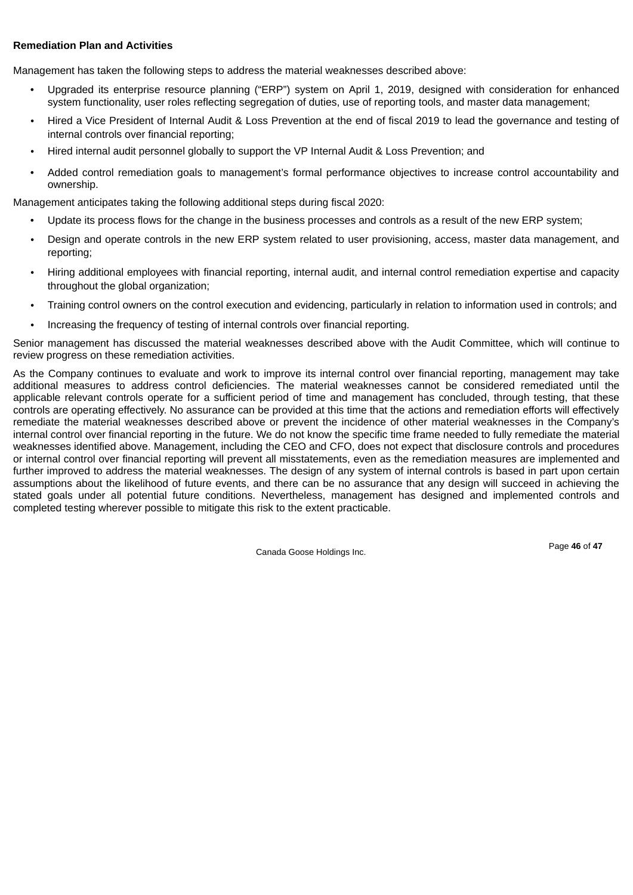**Remediation Plan and Activities**

Management has taken the following steps to address the material weaknesses described above:

- Upgraded its enterprise resource planning ("ERP") system on April 1, 2019, designed with consideration for enhanced system functionality, user roles reflecting segregation of duties, use of reporting tools, and master data management;
- Hired a Vice President of Internal Audit & Loss Prevention at the end of fiscal 2019 to lead the governance and testing of internal controls over financial reporting;
- Hired internal audit personnel globally to support the VP Internal Audit & Loss Prevention; and
- Added control remediation goals to management's formal performance objectives to increase control accountability and ownership.

Management anticipates taking the following additional steps during fiscal 2020:

- Update its process flows for the change in the business processes and controls as a result of the new ERP system;
- Design and operate controls in the new ERP system related to user provisioning, access, master data management, and reporting;
- Hiring additional employees with financial reporting, internal audit, and internal control remediation expertise and capacity throughout the global organization;
- Training control owners on the control execution and evidencing, particularly in relation to information used in controls; and
- Increasing the frequency of testing of internal controls over financial reporting.

Senior management has discussed the material weaknesses described above with the Audit Committee, which will continue to review progress on these remediation activities.

As the Company continues to evaluate and work to improve its internal control over financial reporting, management may take additional measures to address control deficiencies. The material weaknesses cannot be considered remediated until the applicable relevant controls operate for a sufficient period of time and management has concluded, through testing, that these controls are operating effectively. No assurance can be provided at this time that the actions and remediation efforts will effectively remediate the material weaknesses described above or prevent the incidence of other material weaknesses in the Company's internal control over financial reporting in the future. We do not know the specific time frame needed to fully remediate the material weaknesses identified above. Management, including the CEO and CFO, does not expect that disclosure controls and procedures or internal control over financial reporting will prevent all misstatements, even as the remediation measures are implemented and further improved to address the material weaknesses. The design of any system of internal controls is based in part upon certain assumptions about the likelihood of future events, and there can be no assurance that any design will succeed in achieving the stated goals under all potential future conditions. Nevertheless, management has designed and implemented controls and completed testing wherever possible to mitigate this risk to the extent practicable.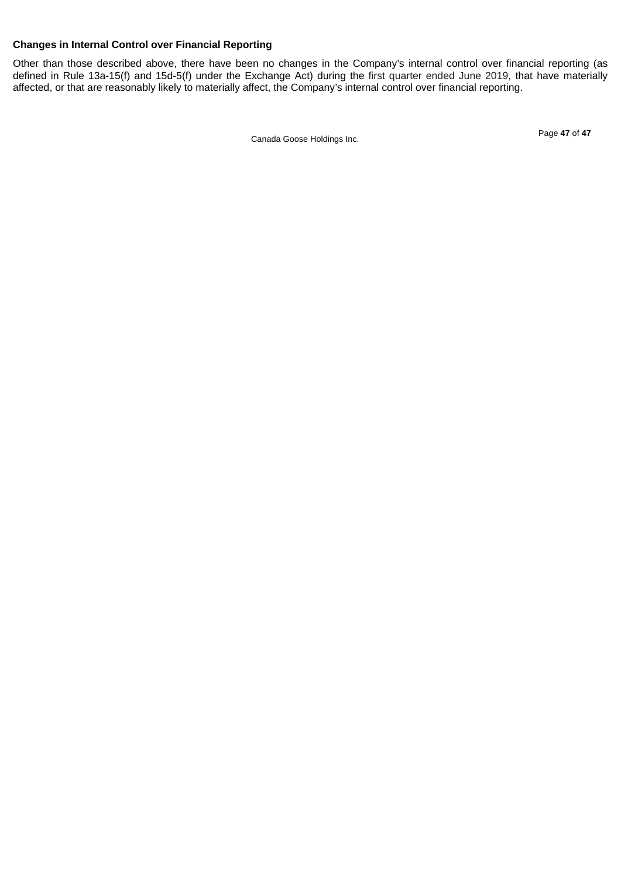**Changes in Internal Control over Financial Reporting**

Other than those described above, there have been no changes in the Company's internal control over financial reporting (as defined in Rule 13a-15(f) and 15d-5(f) under the Exchange Act) during the first quarter ended June 2019, that have materially affected, or that are reasonably likely to materially affect, the Company's internal control over financial reporting.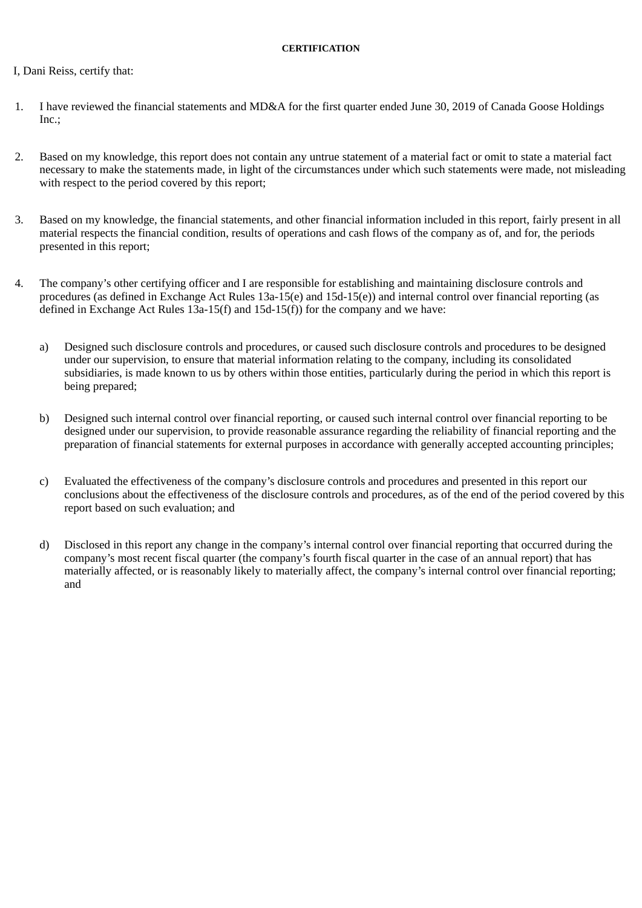**CERTIFICATION**

I, Dani Reiss, certify that:

1. I have reviewed the financial statements and MD&A for the first quarter ended June 30, 2019 of Canada Goose Holdings Inc.;

2. Based on my knowledge, this report does not contain any untrue statement of a material fact or omit to state a material fact necessary to make the statements made, in light of the circumstances under which such statements were made, not misleading with respect to the period covered by this report;

3. Based on my knowledge, the financial statements, and other financial information included in this report, fairly present in all material respects the financial condition, results of operations and cash flows of the company as of, and for, the periods presented in this report;

4. The company’s other certifying officer and I are responsible for establishing and maintaining disclosure controls and procedures (as defined in Exchange Act Rules 13a-15(e) and 15d-15(e)) and internal control over financial reporting (as defined in Exchange Act Rules 13a-15(f) and 15d-15(f)) for the company and we have:

   a) Designed such disclosure controls and procedures, or caused such disclosure controls and procedures to be designed under our supervision, to ensure that material information relating to the company, including its consolidated subsidiaries, is made known to us by others within those entities, particularly during the period in which this report is being prepared;

   b) Designed such internal control over financial reporting, or caused such internal control over financial reporting to be designed under our supervision, to provide reasonable assurance regarding the reliability of financial reporting and the preparation of financial statements for external purposes in accordance with generally accepted accounting principles;

   c) Evaluated the effectiveness of the company’s disclosure controls and procedures and presented in this report our conclusions about the effectiveness of the disclosure controls and procedures, as of the end of the period covered by this report based on such evaluation; and

   d) Disclosed in this report any change in the company’s internal control over financial reporting that occurred during the company’s most recent fiscal quarter (the company’s fourth fiscal quarter in the case of an annual report) that has materially affected, or is reasonably likely to materially affect, the company’s internal control over financial reporting; and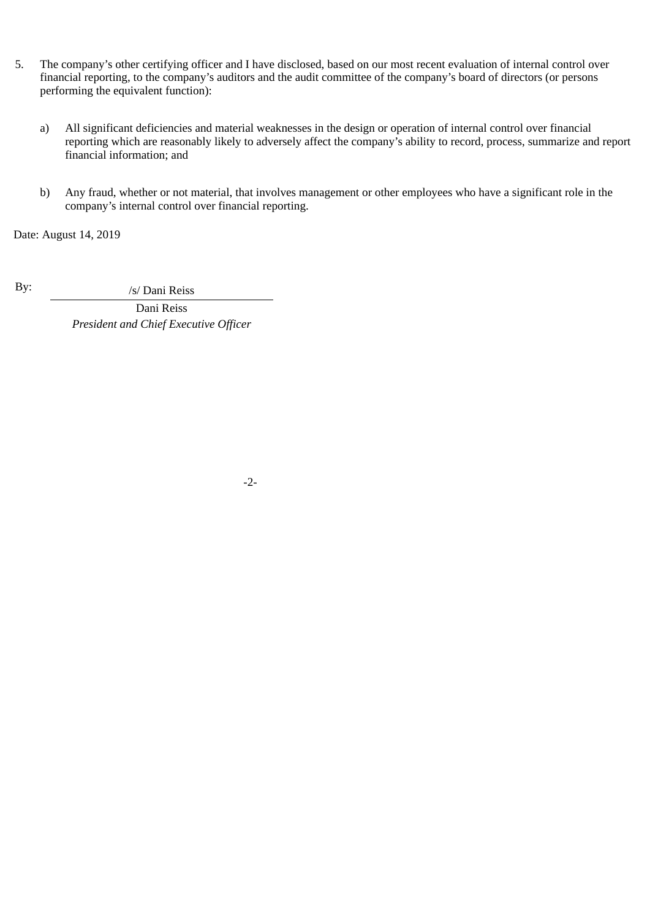5. The company's other certifying officer and I have disclosed, based on our most recent evaluation of internal control over financial reporting, to the company's auditors and the audit committee of the company's board of directors (or persons performing the equivalent function):

   a) All significant deficiencies and material weaknesses in the design or operation of internal control over financial reporting which are reasonably likely to adversely affect the company's ability to record, process, summarize and report financial information; and

   b) Any fraud, whether or not material, that involves management or other employees who have a significant role in the company's internal control over financial reporting.

Date: August 14, 2019

By: /s/ Dani Reiss

Dani Reiss

*President and Chief Executive Officer*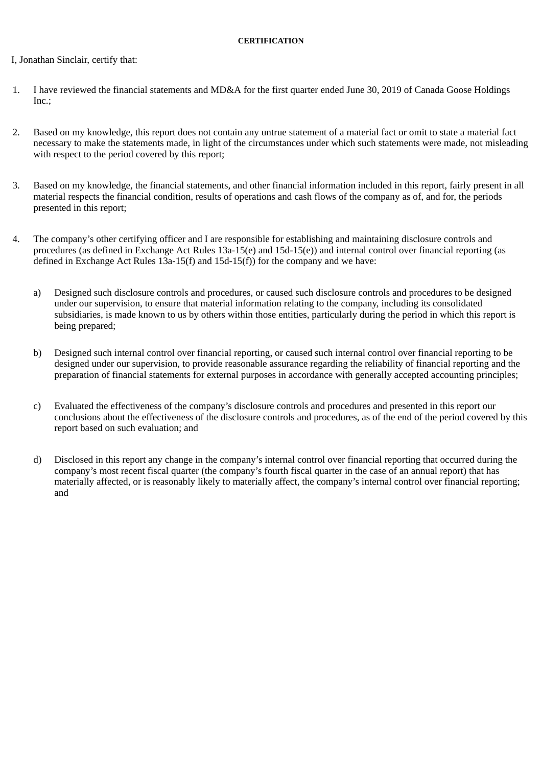**CERTIFICATION**

I, Jonathan Sinclair, certify that:

1. I have reviewed the financial statements and MD&A for the first quarter ended June 30, 2019 of Canada Goose Holdings Inc.;

2. Based on my knowledge, this report does not contain any untrue statement of a material fact or omit to state a material fact necessary to make the statements made, in light of the circumstances under which such statements were made, not misleading with respect to the period covered by this report;

3. Based on my knowledge, the financial statements, and other financial information included in this report, fairly present in all material respects the financial condition, results of operations and cash flows of the company as of, and for, the periods presented in this report;

4. The company's other certifying officer and I are responsible for establishing and maintaining disclosure controls and procedures (as defined in Exchange Act Rules 13a-15(e) and 15d-15(e)) and internal control over financial reporting (as defined in Exchange Act Rules 13a-15(f) and 15d-15(f)) for the company and we have:

   a) Designed such disclosure controls and procedures, or caused such disclosure controls and procedures to be designed under our supervision, to ensure that material information relating to the company, including its consolidated subsidiaries, is made known to us by others within those entities, particularly during the period in which this report is being prepared;

   b) Designed such internal control over financial reporting, or caused such internal control over financial reporting to be designed under our supervision, to provide reasonable assurance regarding the reliability of financial reporting and the preparation of financial statements for external purposes in accordance with generally accepted accounting principles;

   c) Evaluated the effectiveness of the company's disclosure controls and procedures and presented in this report our conclusions about the effectiveness of the disclosure controls and procedures, as of the end of the period covered by this report based on such evaluation; and

   d) Disclosed in this report any change in the company's internal control over financial reporting that occurred during the company's most recent fiscal quarter (the company's fourth fiscal quarter in the case of an annual report) that has materially affected, or is reasonably likely to materially affect, the company's internal control over financial reporting; and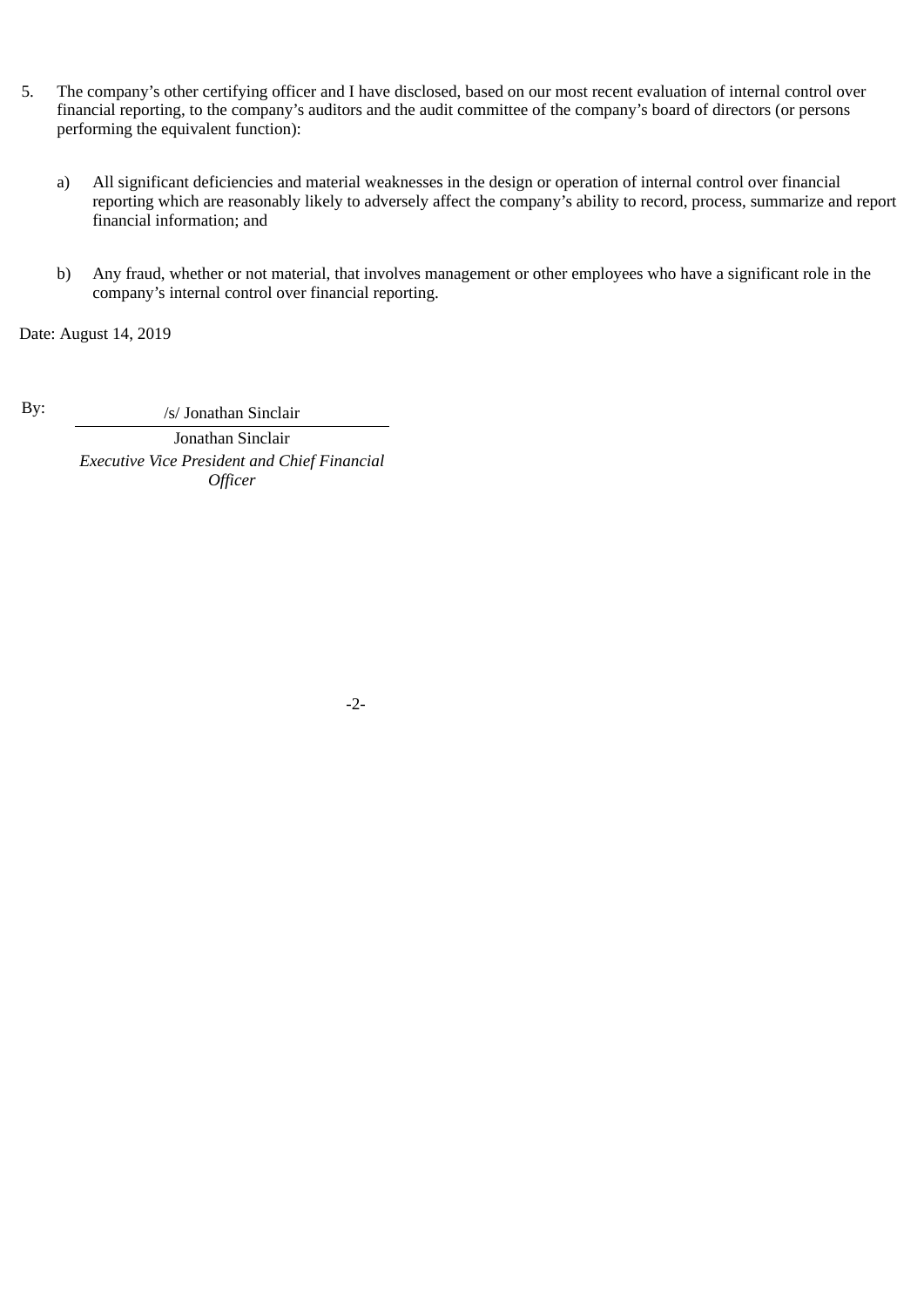5. The company's other certifying officer and I have disclosed, based on our most recent evaluation of internal control over financial reporting, to the company's auditors and the audit committee of the company's board of directors (or persons performing the equivalent function):

   a) All significant deficiencies and material weaknesses in the design or operation of internal control over financial reporting which are reasonably likely to adversely affect the company's ability to record, process, summarize and report financial information; and

   b) Any fraud, whether or not material, that involves management or other employees who have a significant role in the company's internal control over financial reporting.

Date: August 14, 2019

By: /s/ Jonathan Sinclair

Jonathan Sinclair
*Executive Vice President and Chief Financial Officer*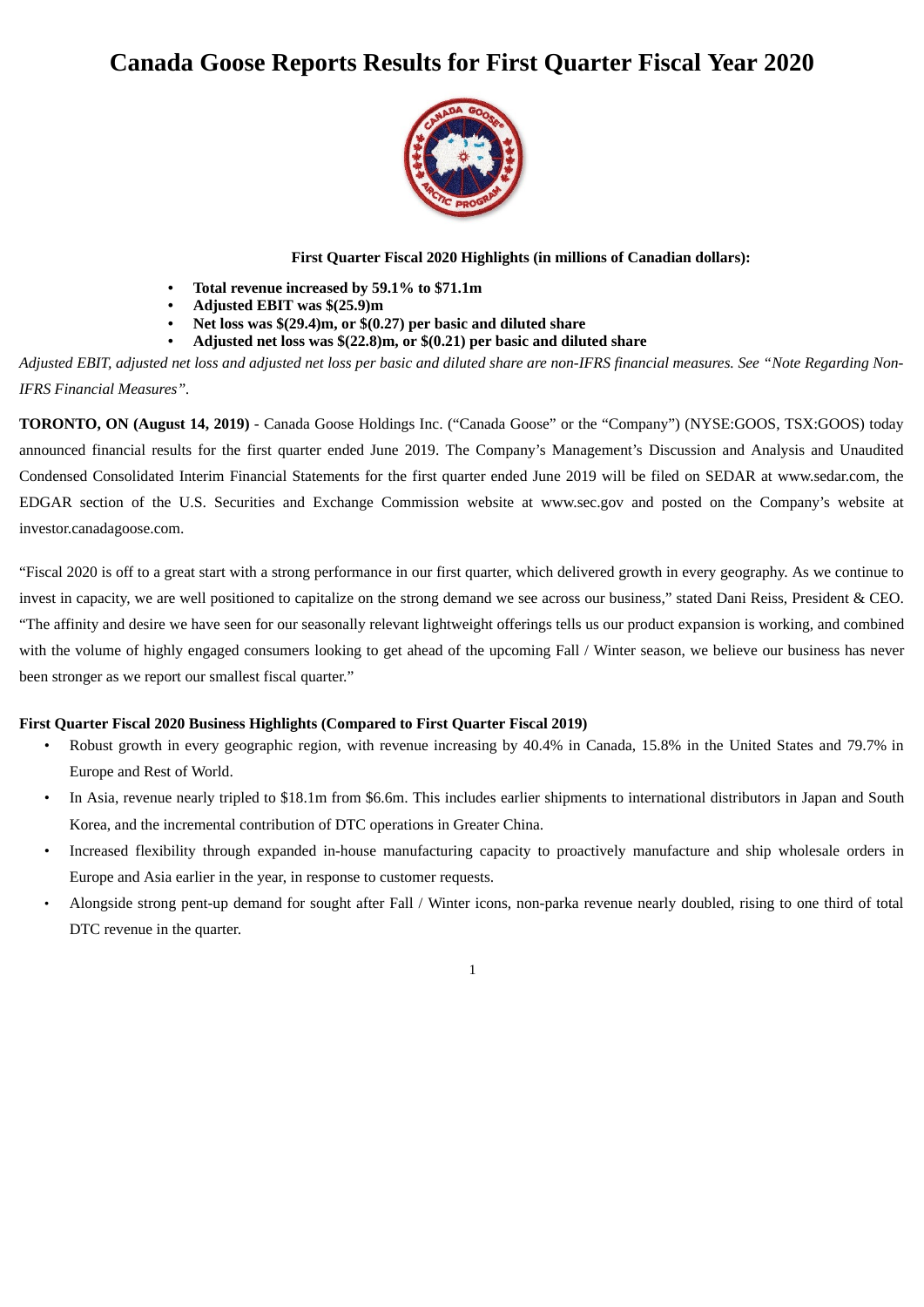# Canada Goose Reports Results for First Quarter Fiscal Year 2020

**First Quarter Fiscal 2020 Highlights (in millions of Canadian dollars):**

- **Total revenue increased by 59.1% to $71.1m**
- **Adjusted EBIT was $(25.9)m**
- **Net loss was $(29.4)m, or $(0.27) per basic and diluted share**
- **Adjusted net loss was $(22.8)m, or $(0.21) per basic and diluted share**

*Adjusted EBIT, adjusted net loss and adjusted net loss per basic and diluted share are non-IFRS financial measures. See "Note Regarding Non-IFRS Financial Measures".*

**TORONTO, ON (August 14, 2019)** - Canada Goose Holdings Inc. ("Canada Goose" or the "Company") (NYSE:GOOS, TSX:GOOS) today announced financial results for the first quarter ended June 2019. The Company's Management's Discussion and Analysis and Unaudited Condensed Consolidated Interim Financial Statements for the first quarter ended June 2019 will be filed on SEDAR at www.sedar.com, the EDGAR section of the U.S. Securities and Exchange Commission website at www.sec.gov and posted on the Company's website at investor.canadagoose.com.

"Fiscal 2020 is off to a great start with a strong performance in our first quarter, which delivered growth in every geography. As we continue to invest in capacity, we are well positioned to capitalize on the strong demand we see across our business," stated Dani Reiss, President & CEO. "The affinity and desire we have seen for our seasonally relevant lightweight offerings tells us our product expansion is working, and combined with the volume of highly engaged consumers looking to get ahead of the upcoming Fall / Winter season, we believe our business has never been stronger as we report our smallest fiscal quarter."

**First Quarter Fiscal 2020 Business Highlights (Compared to First Quarter Fiscal 2019)**

- Robust growth in every geographic region, with revenue increasing by 40.4% in Canada, 15.8% in the United States and 79.7% in Europe and Rest of World.
- In Asia, revenue nearly tripled to $18.1m from $6.6m. This includes earlier shipments to international distributors in Japan and South Korea, and the incremental contribution of DTC operations in Greater China.
- Increased flexibility through expanded in-house manufacturing capacity to proactively manufacture and ship wholesale orders in Europe and Asia earlier in the year, in response to customer requests.
- Alongside strong pent-up demand for sought after Fall / Winter icons, non-parka revenue nearly doubled, rising to one third of total DTC revenue in the quarter.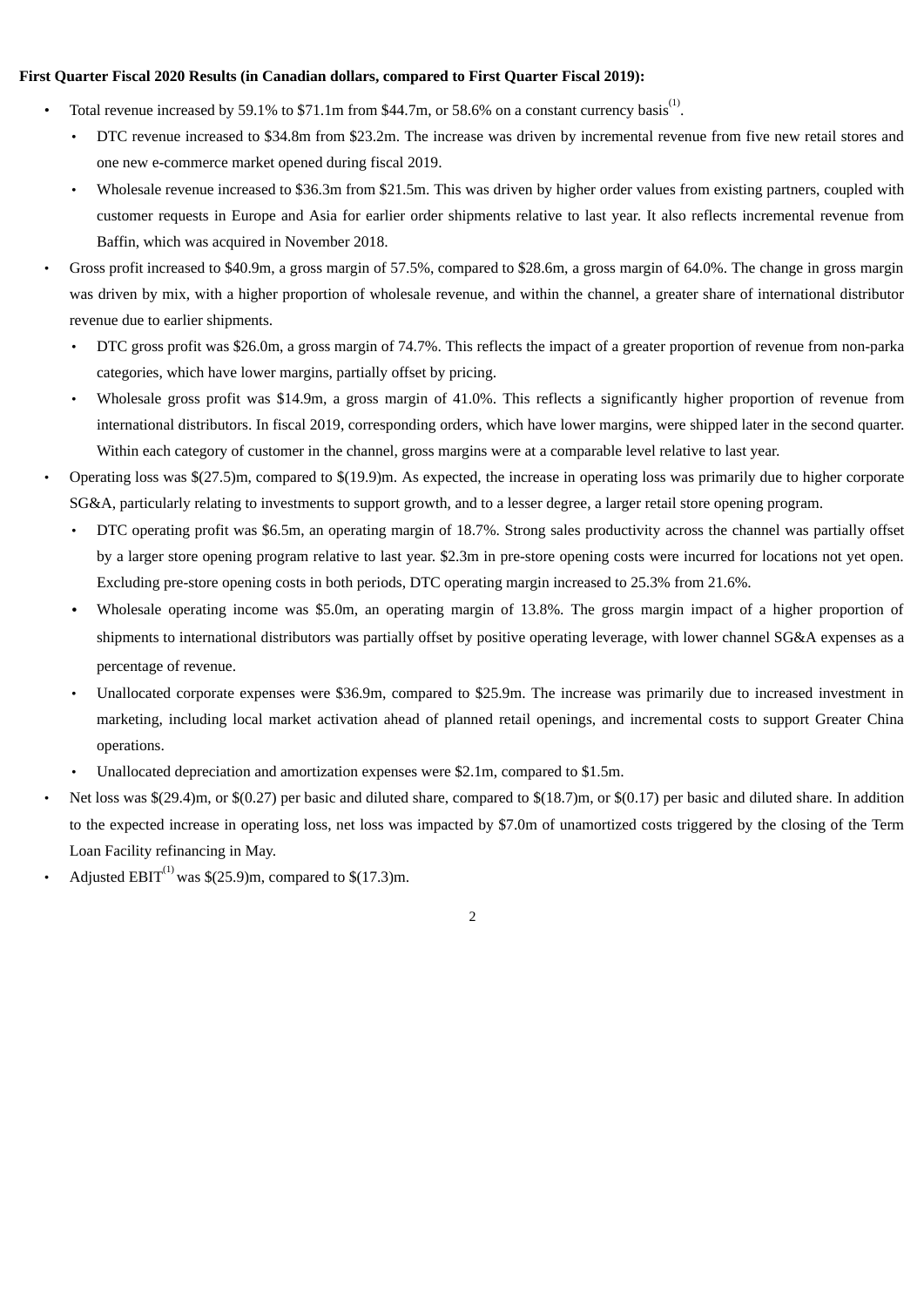**First Quarter Fiscal 2020 Results (in Canadian dollars, compared to First Quarter Fiscal 2019):**

- Total revenue increased by 59.1% to $71.1m from $44.7m, or 58.6% on a constant currency basis[(1)].
  - DTC revenue increased to $34.8m from $23.2m. The increase was driven by incremental revenue from five new retail stores and one new e-commerce market opened during fiscal 2019.
  - Wholesale revenue increased to $36.3m from $21.5m. This was driven by higher order values from existing partners, coupled with customer requests in Europe and Asia for earlier order shipments relative to last year. It also reflects incremental revenue from Baffin, which was acquired in November 2018.
- Gross profit increased to $40.9m, a gross margin of 57.5%, compared to $28.6m, a gross margin of 64.0%. The change in gross margin was driven by mix, with a higher proportion of wholesale revenue, and within the channel, a greater share of international distributor revenue due to earlier shipments.
  - DTC gross profit was $26.0m, a gross margin of 74.7%. This reflects the impact of a greater proportion of revenue from non-parka categories, which have lower margins, partially offset by pricing.
  - Wholesale gross profit was $14.9m, a gross margin of 41.0%. This reflects a significantly higher proportion of revenue from international distributors. In fiscal 2019, corresponding orders, which have lower margins, were shipped later in the second quarter. Within each category of customer in the channel, gross margins were at a comparable level relative to last year.
- Operating loss was $(27.5)m, compared to $(19.9)m. As expected, the increase in operating loss was primarily due to higher corporate SG&A, particularly relating to investments to support growth, and to a lesser degree, a larger retail store opening program.
  - DTC operating profit was $6.5m, an operating margin of 18.7%. Strong sales productivity across the channel was partially offset by a larger store opening program relative to last year. $2.3m in pre-store opening costs were incurred for locations not yet open. Excluding pre-store opening costs in both periods, DTC operating margin increased to 25.3% from 21.6%.
  - Wholesale operating income was $5.0m, an operating margin of 13.8%. The gross margin impact of a higher proportion of shipments to international distributors was partially offset by positive operating leverage, with lower channel SG&A expenses as a percentage of revenue.
  - Unallocated corporate expenses were $36.9m, compared to $25.9m. The increase was primarily due to increased investment in marketing, including local market activation ahead of planned retail openings, and incremental costs to support Greater China operations.
  - Unallocated depreciation and amortization expenses were $2.1m, compared to $1.5m.
- Net loss was $(29.4)m, or $(0.27) per basic and diluted share, compared to $(18.7)m, or $(0.17) per basic and diluted share. In addition to the expected increase in operating loss, net loss was impacted by $7.0m of unamortized costs triggered by the closing of the Term Loan Facility refinancing in May.
- Adjusted EBIT[(1)] was $(25.9)m, compared to $(17.3)m.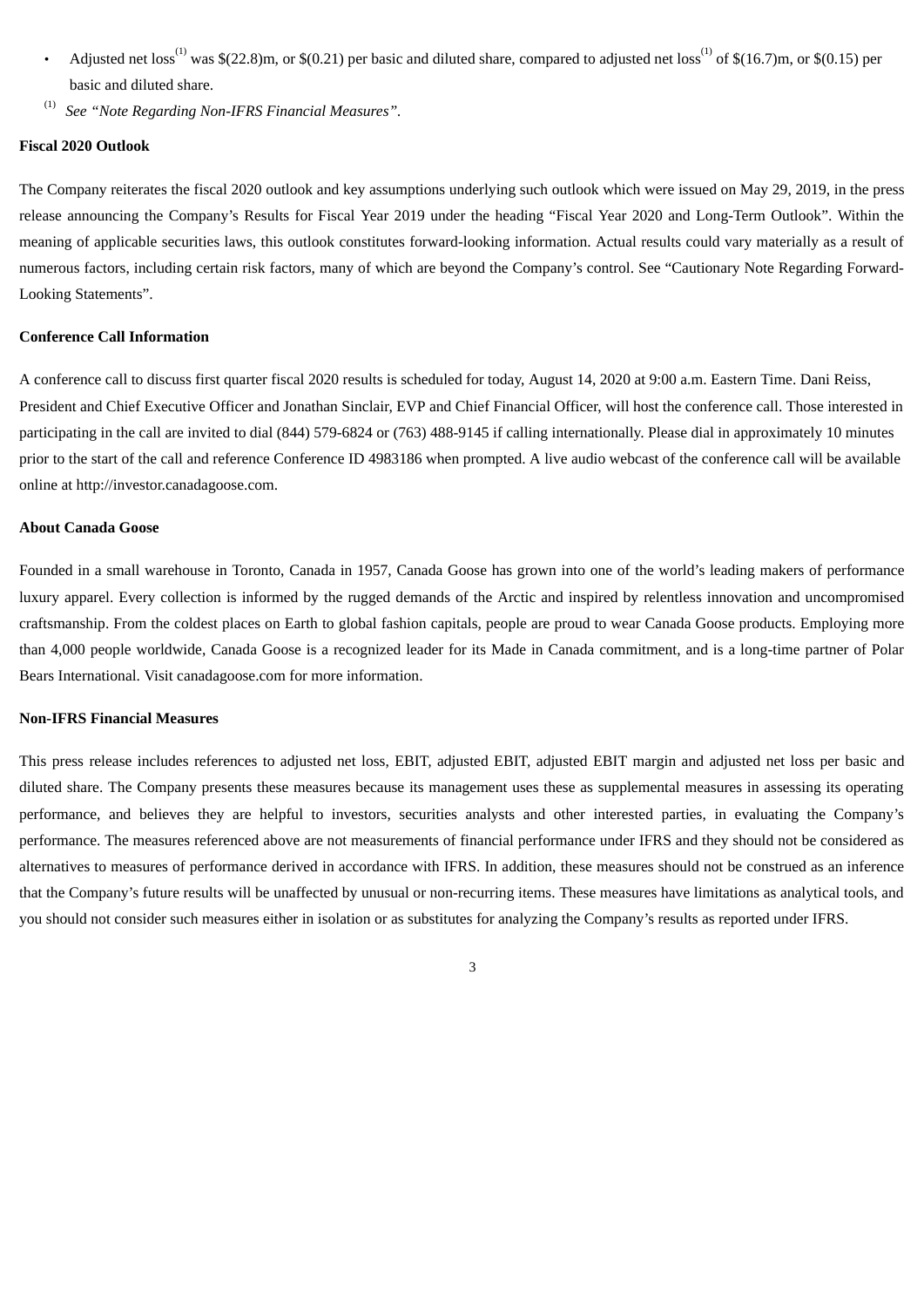- Adjusted net loss[1] was $(22.8)m, or $(0.21) per basic and diluted share, compared to adjusted net loss[1] of $(16.7)m, or $(0.15) per basic and diluted share.

[1] *See "Note Regarding Non-IFRS Financial Measures".*

**Fiscal 2020 Outlook**

The Company reiterates the fiscal 2020 outlook and key assumptions underlying such outlook which were issued on May 29, 2019, in the press release announcing the Company's Results for Fiscal Year 2019 under the heading "Fiscal Year 2020 and Long-Term Outlook". Within the meaning of applicable securities laws, this outlook constitutes forward-looking information. Actual results could vary materially as a result of numerous factors, including certain risk factors, many of which are beyond the Company's control. See "Cautionary Note Regarding Forward-Looking Statements".

**Conference Call Information**

A conference call to discuss first quarter fiscal 2020 results is scheduled for today, August 14, 2020 at 9:00 a.m. Eastern Time. Dani Reiss, President and Chief Executive Officer and Jonathan Sinclair, EVP and Chief Financial Officer, will host the conference call. Those interested in participating in the call are invited to dial (844) 579-6824 or (763) 488-9145 if calling internationally. Please dial in approximately 10 minutes prior to the start of the call and reference Conference ID 4983186 when prompted. A live audio webcast of the conference call will be available online at http://investor.canadagoose.com.

**About Canada Goose**

Founded in a small warehouse in Toronto, Canada in 1957, Canada Goose has grown into one of the world's leading makers of performance luxury apparel. Every collection is informed by the rugged demands of the Arctic and inspired by relentless innovation and uncompromised craftsmanship. From the coldest places on Earth to global fashion capitals, people are proud to wear Canada Goose products. Employing more than 4,000 people worldwide, Canada Goose is a recognized leader for its Made in Canada commitment, and is a long-time partner of Polar Bears International. Visit canadagoose.com for more information.

**Non-IFRS Financial Measures**

This press release includes references to adjusted net loss, EBIT, adjusted EBIT, adjusted EBIT margin and adjusted net loss per basic and diluted share. The Company presents these measures because its management uses these as supplemental measures in assessing its operating performance, and believes they are helpful to investors, securities analysts and other interested parties, in evaluating the Company's performance. The measures referenced above are not measurements of financial performance under IFRS and they should not be considered as alternatives to measures of performance derived in accordance with IFRS. In addition, these measures should not be construed as an inference that the Company's future results will be unaffected by unusual or non-recurring items. These measures have limitations as analytical tools, and you should not consider such measures either in isolation or as substitutes for analyzing the Company's results as reported under IFRS.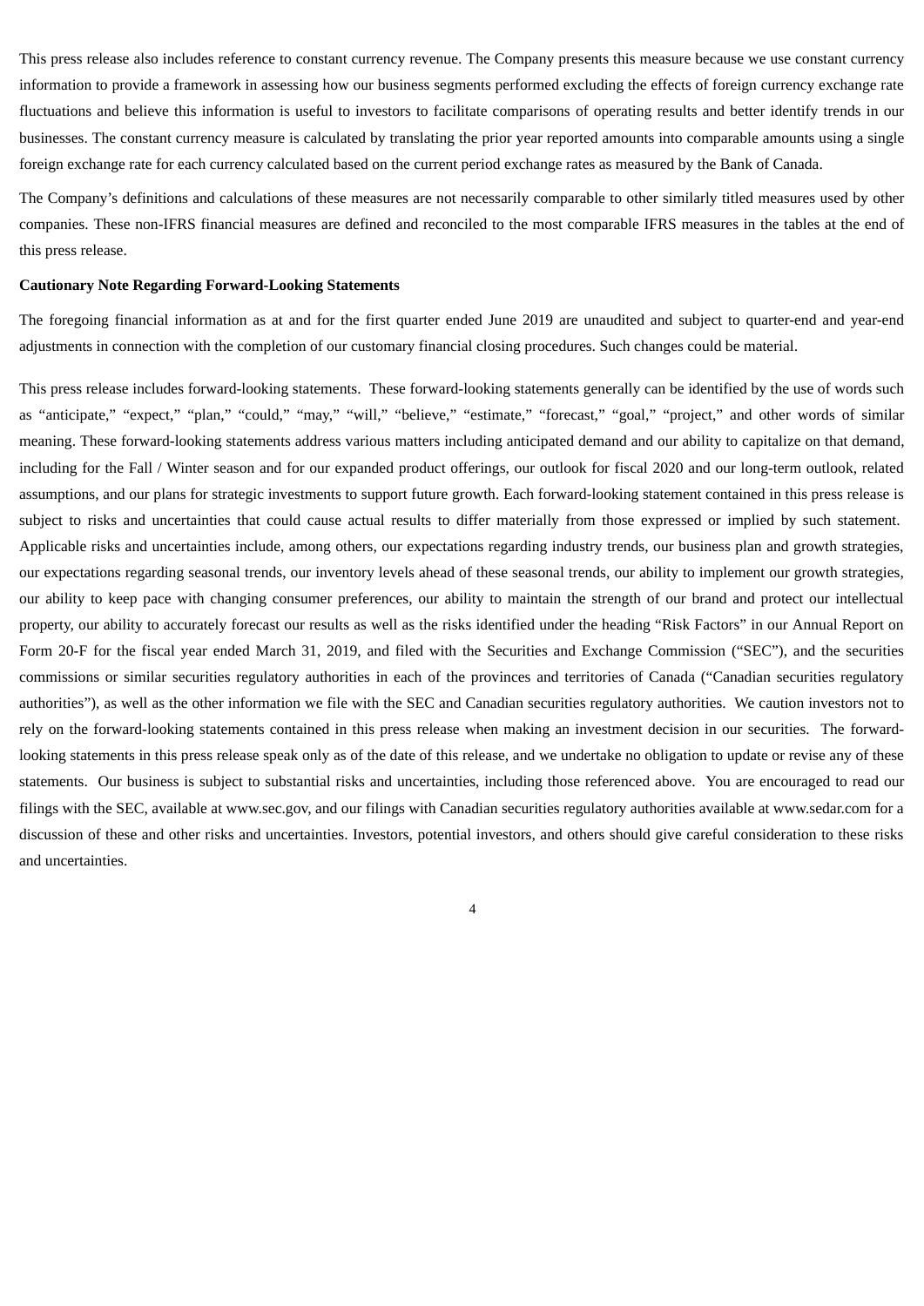This press release also includes reference to constant currency revenue. The Company presents this measure because we use constant currency information to provide a framework in assessing how our business segments performed excluding the effects of foreign currency exchange rate fluctuations and believe this information is useful to investors to facilitate comparisons of operating results and better identify trends in our businesses. The constant currency measure is calculated by translating the prior year reported amounts into comparable amounts using a single foreign exchange rate for each currency calculated based on the current period exchange rates as measured by the Bank of Canada.

The Company's definitions and calculations of these measures are not necessarily comparable to other similarly titled measures used by other companies. These non-IFRS financial measures are defined and reconciled to the most comparable IFRS measures in the tables at the end of this press release.

**Cautionary Note Regarding Forward-Looking Statements**

The foregoing financial information as at and for the first quarter ended June 2019 are unaudited and subject to quarter-end and year-end adjustments in connection with the completion of our customary financial closing procedures. Such changes could be material.

This press release includes forward-looking statements. These forward-looking statements generally can be identified by the use of words such as "anticipate," "expect," "plan," "could," "may," "will," "believe," "estimate," "forecast," "goal," "project," and other words of similar meaning. These forward-looking statements address various matters including anticipated demand and our ability to capitalize on that demand, including for the Fall / Winter season and for our expanded product offerings, our outlook for fiscal 2020 and our long-term outlook, related assumptions, and our plans for strategic investments to support future growth. Each forward-looking statement contained in this press release is subject to risks and uncertainties that could cause actual results to differ materially from those expressed or implied by such statement. Applicable risks and uncertainties include, among others, our expectations regarding industry trends, our business plan and growth strategies, our expectations regarding seasonal trends, our inventory levels ahead of these seasonal trends, our ability to implement our growth strategies, our ability to keep pace with changing consumer preferences, our ability to maintain the strength of our brand and protect our intellectual property, our ability to accurately forecast our results as well as the risks identified under the heading "Risk Factors" in our Annual Report on Form 20-F for the fiscal year ended March 31, 2019, and filed with the Securities and Exchange Commission ("SEC"), and the securities commissions or similar securities regulatory authorities in each of the provinces and territories of Canada ("Canadian securities regulatory authorities"), as well as the other information we file with the SEC and Canadian securities regulatory authorities. We caution investors not to rely on the forward-looking statements contained in this press release when making an investment decision in our securities. The forward-looking statements in this press release speak only as of the date of this release, and we undertake no obligation to update or revise any of these statements. Our business is subject to substantial risks and uncertainties, including those referenced above. You are encouraged to read our filings with the SEC, available at www.sec.gov, and our filings with Canadian securities regulatory authorities available at www.sedar.com for a discussion of these and other risks and uncertainties. Investors, potential investors, and others should give careful consideration to these risks and uncertainties.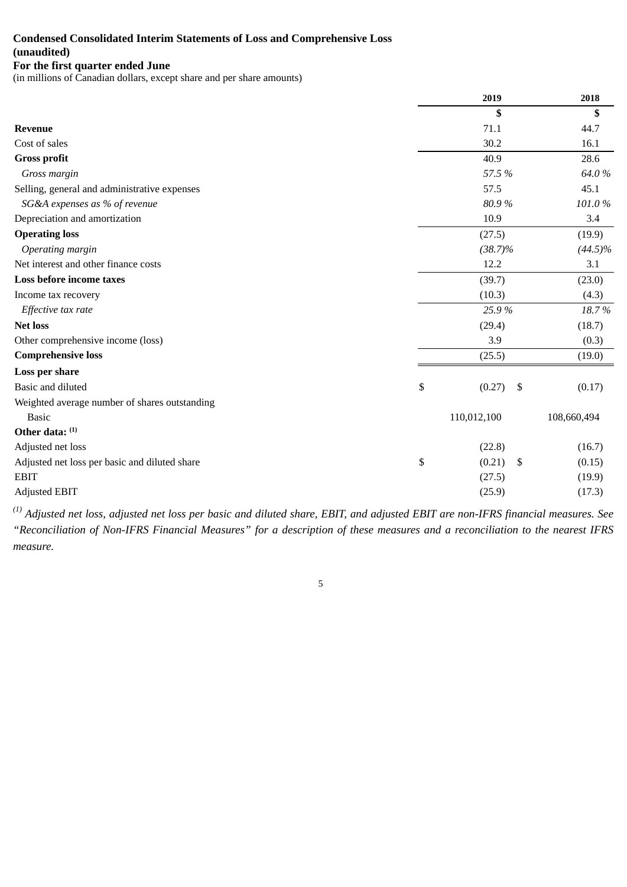**Condensed Consolidated Interim Statements of Loss and Comprehensive Loss (unaudited)**

**For the first quarter ended June**

(in millions of Canadian dollars, except share and per share amounts)

| | 2019 | 2018 |
|---|---|---|
| | $ | $ |
| **Revenue** | 71.1 | 44.7 |
| Cost of sales | 30.2 | 16.1 |
| **Gross profit** | 40.9 | 28.6 |
| *Gross margin* | *57.5 %* | *64.0 %* |
| Selling, general and administrative expenses | 57.5 | 45.1 |
| *SG&A expenses as % of revenue* | *80.9 %* | *101.0 %* |
| Depreciation and amortization | 10.9 | 3.4 |
| **Operating loss** | (27.5) | (19.9) |
| *Operating margin* | *(38.7)%* | *(44.5)%* |
| Net interest and other finance costs | 12.2 | 3.1 |
| **Loss before income taxes** | (39.7) | (23.0) |
| Income tax recovery | (10.3) | (4.3) |
| *Effective tax rate* | *25.9 %* | *18.7 %* |
| **Net loss** | (29.4) | (18.7) |
| Other comprehensive income (loss) | 3.9 | (0.3) |
| **Comprehensive loss** | (25.5) | (19.0) |
| **Loss per share** | | |
| Basic and diluted | $ (0.27) | $ (0.17) |
| Weighted average number of shares outstanding | | |
| Basic | 110,012,100 | 108,660,494 |
| **Other data:** [(1)] | | |
| Adjusted net loss | (22.8) | (16.7) |
| Adjusted net loss per basic and diluted share | $ (0.21) | $ (0.15) |
| EBIT | (27.5) | (19.9) |
| Adjusted EBIT | (25.9) | (17.3) |

[(1)] *Adjusted net loss, adjusted net loss per basic and diluted share, EBIT, and adjusted EBIT are non-IFRS financial measures. See "Reconciliation of Non-IFRS Financial Measures" for a description of these measures and a reconciliation to the nearest IFRS measure.*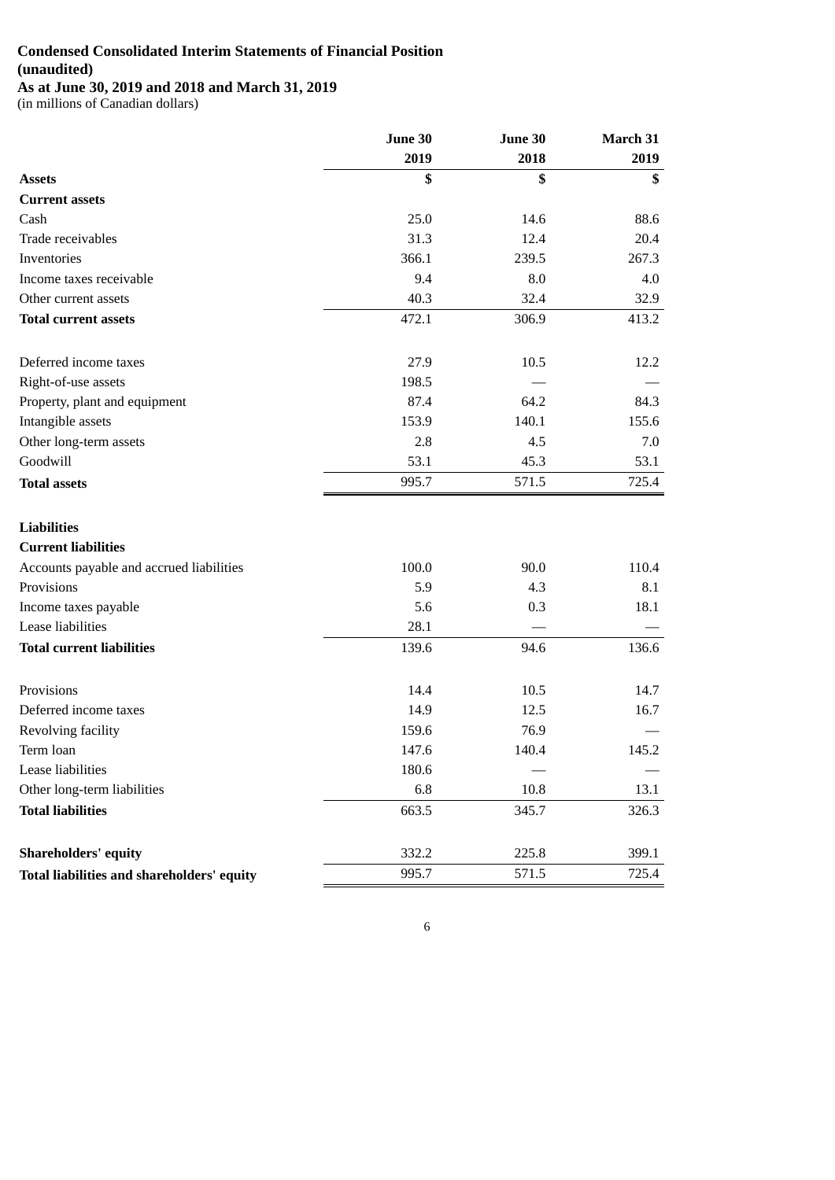**Condensed Consolidated Interim Statements of Financial Position**
**(unaudited)**
**As at June 30, 2019 and 2018 and March 31, 2019**
(in millions of Canadian dollars)

| | June 30 2019 | June 30 2018 | March 31 2019 |
|---|---|---|---|
| **Assets** | **$** | **$** | **$** |
| **Current assets** | | | |
| Cash | 25.0 | 14.6 | 88.6 |
| Trade receivables | 31.3 | 12.4 | 20.4 |
| Inventories | 366.1 | 239.5 | 267.3 |
| Income taxes receivable | 9.4 | 8.0 | 4.0 |
| Other current assets | 40.3 | 32.4 | 32.9 |
| **Total current assets** | 472.1 | 306.9 | 413.2 |
| | | | |
| Deferred income taxes | 27.9 | 10.5 | 12.2 |
| Right-of-use assets | 198.5 | — | — |
| Property, plant and equipment | 87.4 | 64.2 | 84.3 |
| Intangible assets | 153.9 | 140.1 | 155.6 |
| Other long-term assets | 2.8 | 4.5 | 7.0 |
| Goodwill | 53.1 | 45.3 | 53.1 |
| **Total assets** | 995.7 | 571.5 | 725.4 |
| | | | |
| **Liabilities** | | | |
| **Current liabilities** | | | |
| Accounts payable and accrued liabilities | 100.0 | 90.0 | 110.4 |
| Provisions | 5.9 | 4.3 | 8.1 |
| Income taxes payable | 5.6 | 0.3 | 18.1 |
| Lease liabilities | 28.1 | — | — |
| **Total current liabilities** | 139.6 | 94.6 | 136.6 |
| | | | |
| Provisions | 14.4 | 10.5 | 14.7 |
| Deferred income taxes | 14.9 | 12.5 | 16.7 |
| Revolving facility | 159.6 | 76.9 | — |
| Term loan | 147.6 | 140.4 | 145.2 |
| Lease liabilities | 180.6 | — | — |
| Other long-term liabilities | 6.8 | 10.8 | 13.1 |
| **Total liabilities** | 663.5 | 345.7 | 326.3 |
| | | | |
| **Shareholders' equity** | 332.2 | 225.8 | 399.1 |
| **Total liabilities and shareholders' equity** | 995.7 | 571.5 | 725.4 |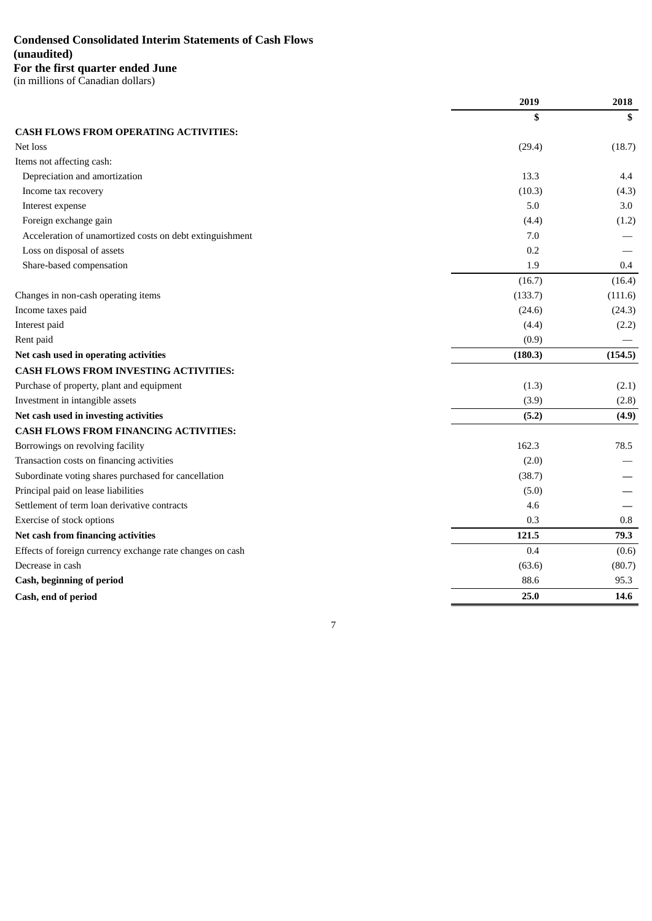**Condensed Consolidated Interim Statements of Cash Flows (unaudited)**
**For the first quarter ended June**
(in millions of Canadian dollars)

| | 2019 | 2018 |
|---|---|---|
| | $ | $ |
| **CASH FLOWS FROM OPERATING ACTIVITIES:** | | |
| Net loss | (29.4) | (18.7) |
| Items not affecting cash: | | |
| Depreciation and amortization | 13.3 | 4.4 |
| Income tax recovery | (10.3) | (4.3) |
| Interest expense | 5.0 | 3.0 |
| Foreign exchange gain | (4.4) | (1.2) |
| Acceleration of unamortized costs on debt extinguishment | 7.0 | — |
| Loss on disposal of assets | 0.2 | — |
| Share-based compensation | 1.9 | 0.4 |
| | (16.7) | (16.4) |
| Changes in non-cash operating items | (133.7) | (111.6) |
| Income taxes paid | (24.6) | (24.3) |
| Interest paid | (4.4) | (2.2) |
| Rent paid | (0.9) | — |
| **Net cash used in operating activities** | **(180.3)** | **(154.5)** |
| **CASH FLOWS FROM INVESTING ACTIVITIES:** | | |
| Purchase of property, plant and equipment | (1.3) | (2.1) |
| Investment in intangible assets | (3.9) | (2.8) |
| **Net cash used in investing activities** | **(5.2)** | **(4.9)** |
| **CASH FLOWS FROM FINANCING ACTIVITIES:** | | |
| Borrowings on revolving facility | 162.3 | 78.5 |
| Transaction costs on financing activities | (2.0) | — |
| Subordinate voting shares purchased for cancellation | (38.7) | — |
| Principal paid on lease liabilities | (5.0) | — |
| Settlement of term loan derivative contracts | 4.6 | — |
| Exercise of stock options | 0.3 | 0.8 |
| **Net cash from financing activities** | **121.5** | **79.3** |
| Effects of foreign currency exchange rate changes on cash | 0.4 | (0.6) |
| Decrease in cash | (63.6) | (80.7) |
| **Cash, beginning of period** | 88.6 | 95.3 |
| **Cash, end of period** | **25.0** | **14.6** |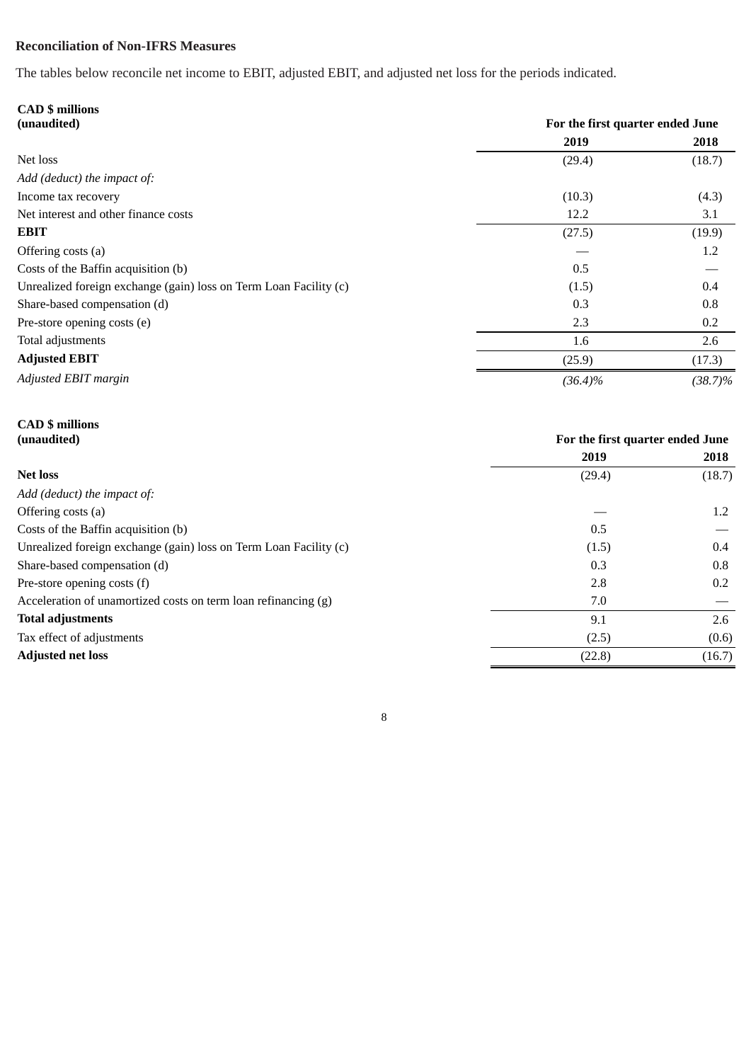**Reconciliation of Non-IFRS Measures**

The tables below reconcile net income to EBIT, adjusted EBIT, and adjusted net loss for the periods indicated.

| **CAD $ millions (unaudited)** | **For the first quarter ended June** | |
|---|---|---|
| | **2019** | **2018** |
| Net loss | (29.4) | (18.7) |
| *Add (deduct) the impact of:* | | |
| Income tax recovery | (10.3) | (4.3) |
| Net interest and other finance costs | 12.2 | 3.1 |
| **EBIT** | (27.5) | (19.9) |
| Offering costs (a) | — | 1.2 |
| Costs of the Baffin acquisition (b) | 0.5 | — |
| Unrealized foreign exchange (gain) loss on Term Loan Facility (c) | (1.5) | 0.4 |
| Share-based compensation (d) | 0.3 | 0.8 |
| Pre-store opening costs (e) | 2.3 | 0.2 |
| Total adjustments | 1.6 | 2.6 |
| **Adjusted EBIT** | (25.9) | (17.3) |
| *Adjusted EBIT margin* | *(36.4)%* | *(38.7)%* |

| **CAD $ millions (unaudited)** | **For the first quarter ended June** | |
|---|---|---|
| | **2019** | **2018** |
| **Net loss** | (29.4) | (18.7) |
| *Add (deduct) the impact of:* | | |
| Offering costs (a) | — | 1.2 |
| Costs of the Baffin acquisition (b) | 0.5 | — |
| Unrealized foreign exchange (gain) loss on Term Loan Facility (c) | (1.5) | 0.4 |
| Share-based compensation (d) | 0.3 | 0.8 |
| Pre-store opening costs (f) | 2.8 | 0.2 |
| Acceleration of unamortized costs on term loan refinancing (g) | 7.0 | — |
| **Total adjustments** | 9.1 | 2.6 |
| Tax effect of adjustments | (2.5) | (0.6) |
| **Adjusted net loss** | (22.8) | (16.7) |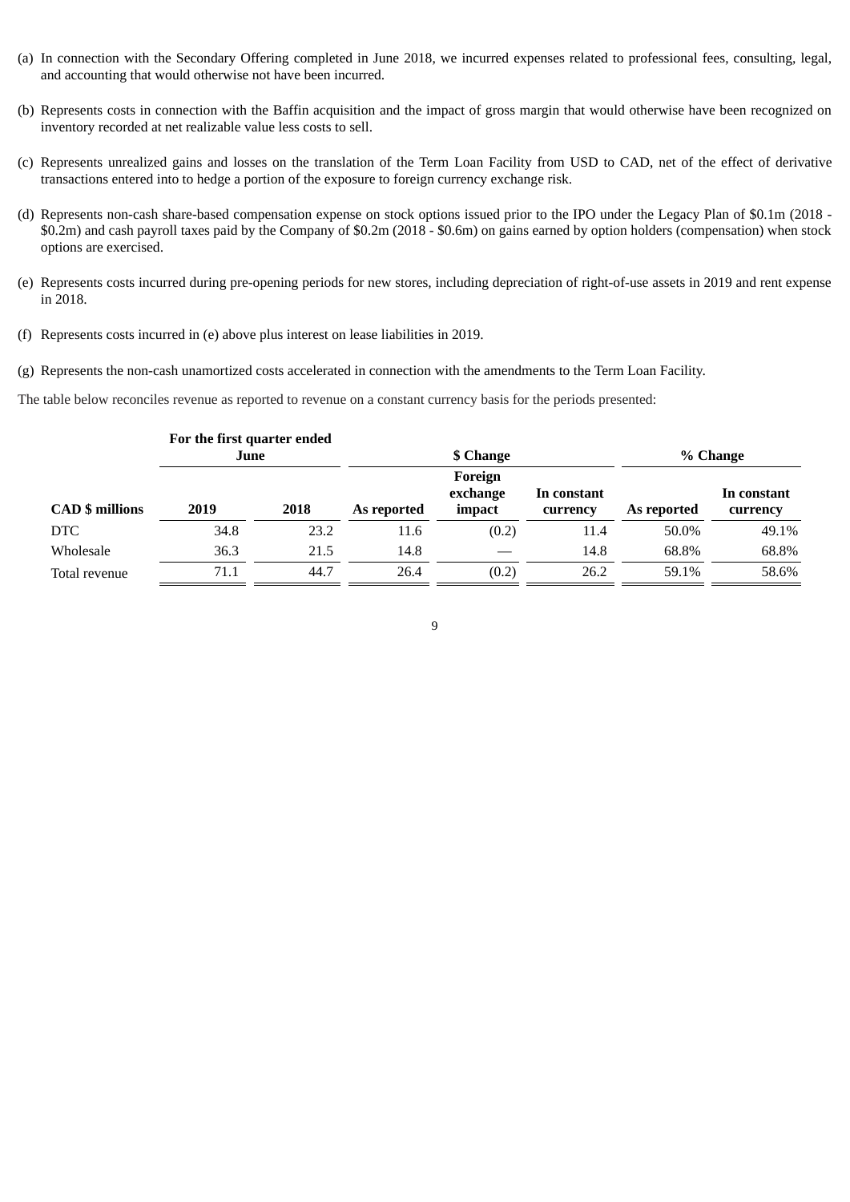(a) In connection with the Secondary Offering completed in June 2018, we incurred expenses related to professional fees, consulting, legal, and accounting that would otherwise not have been incurred.

(b) Represents costs in connection with the Baffin acquisition and the impact of gross margin that would otherwise have been recognized on inventory recorded at net realizable value less costs to sell.

(c) Represents unrealized gains and losses on the translation of the Term Loan Facility from USD to CAD, net of the effect of derivative transactions entered into to hedge a portion of the exposure to foreign currency exchange risk.

(d) Represents non-cash share-based compensation expense on stock options issued prior to the IPO under the Legacy Plan of $0.1m (2018 - $0.2m) and cash payroll taxes paid by the Company of $0.2m (2018 - $0.6m) on gains earned by option holders (compensation) when stock options are exercised.

(e) Represents costs incurred during pre-opening periods for new stores, including depreciation of right-of-use assets in 2019 and rent expense in 2018.

(f) Represents costs incurred in (e) above plus interest on lease liabilities in 2019.

(g) Represents the non-cash unamortized costs accelerated in connection with the amendments to the Term Loan Facility.

The table below reconciles revenue as reported to revenue on a constant currency basis for the periods presented:

| | For the first quarter ended June | | $ Change | | | % Change | |
|---|---|---|---|---|---|---|---|
| **CAD $ millions** | **2019** | **2018** | **As reported** | **Foreign exchange impact** | **In constant currency** | **As reported** | **In constant currency** |
| DTC | 34.8 | 23.2 | 11.6 | (0.2) | 11.4 | 50.0% | 49.1% |
| Wholesale | 36.3 | 21.5 | 14.8 | — | 14.8 | 68.8% | 68.8% |
| Total revenue | 71.1 | 44.7 | 26.4 | (0.2) | 26.2 | 59.1% | 58.6% |